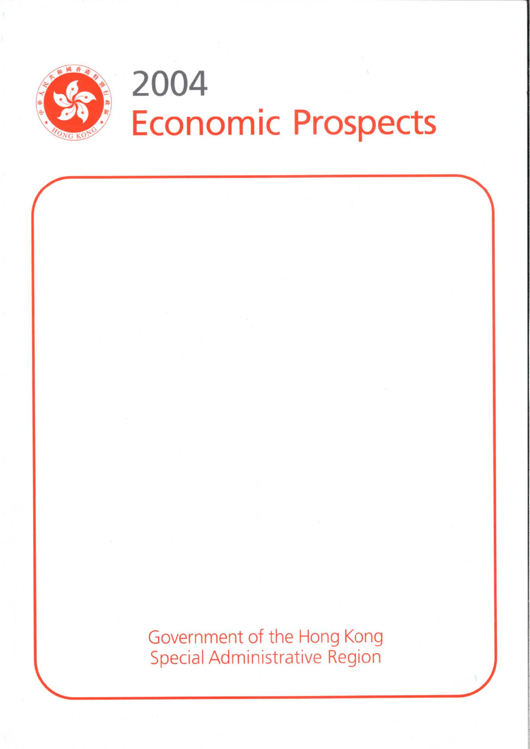# 2004 Economic Prospects

Government of the Hong Kong Special Administrative Region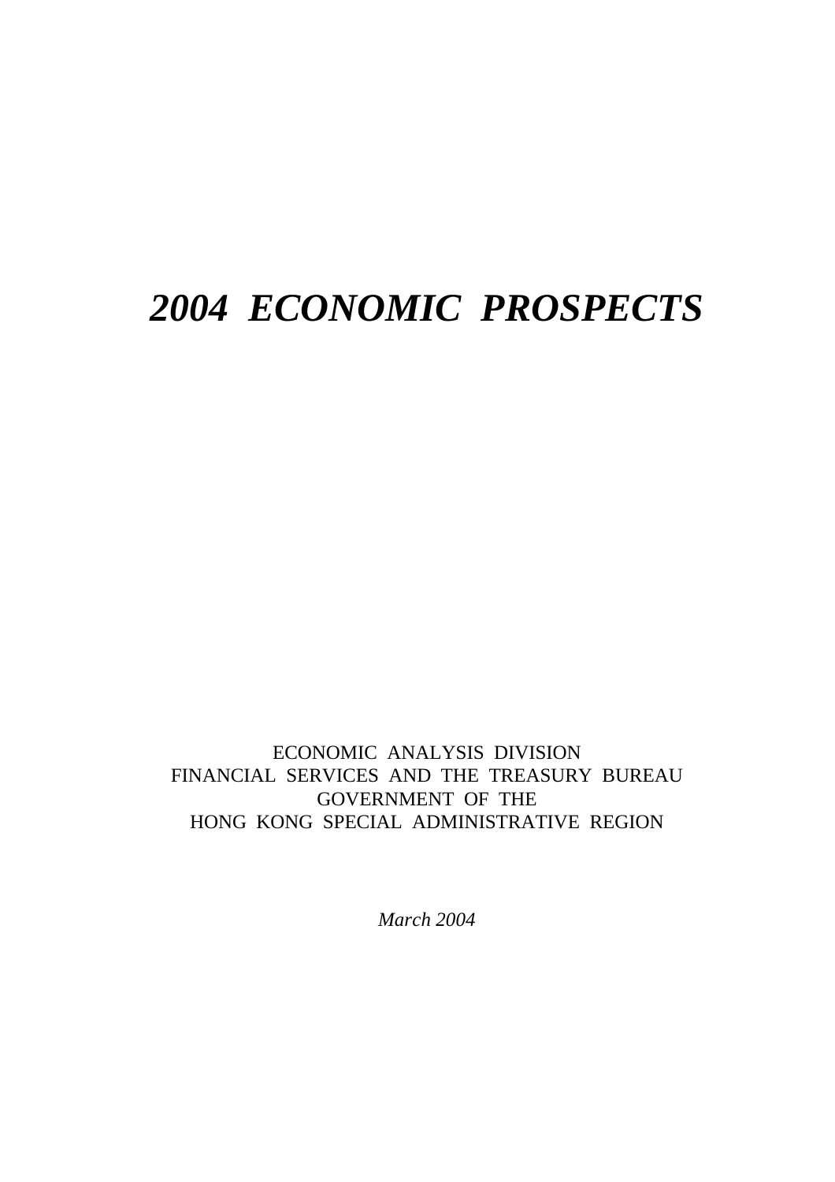# *2004 ECONOMIC PROSPECTS*

ECONOMIC ANALYSIS DIVISION
FINANCIAL SERVICES AND THE TREASURY BUREAU
GOVERNMENT OF THE
HONG KONG SPECIAL ADMINISTRATIVE REGION

*March 2004*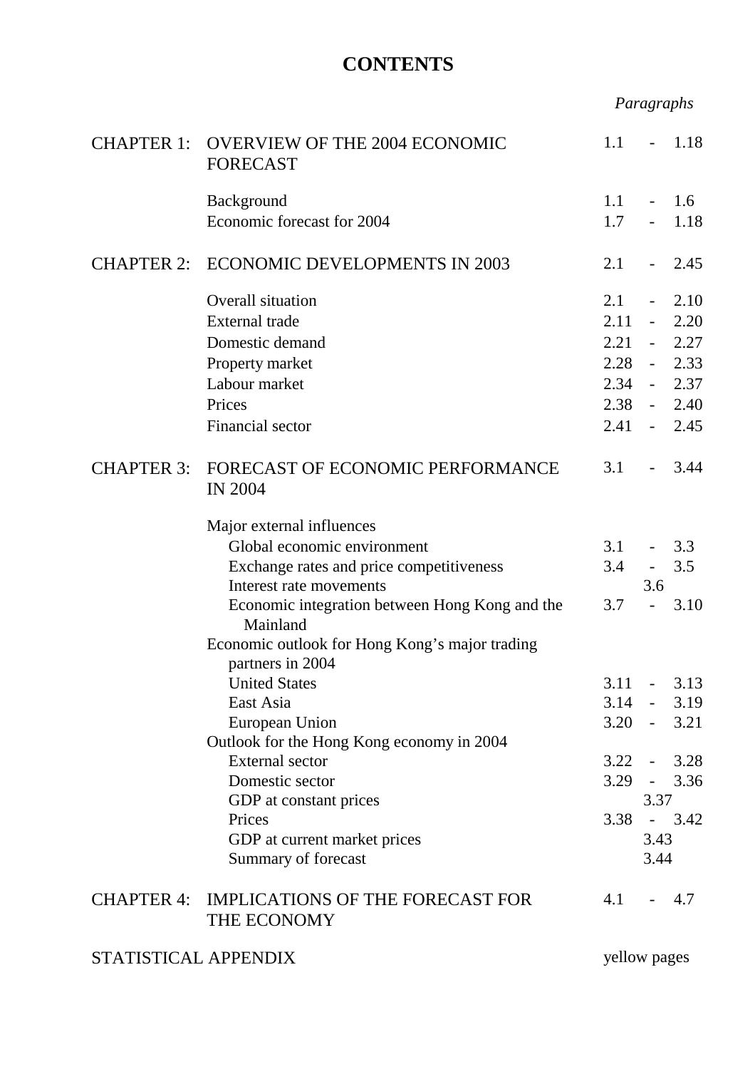# CONTENTS

| | | *Paragraphs* |
|---|---|---|
| CHAPTER 1: | OVERVIEW OF THE 2004 ECONOMIC FORECAST | 1.1 - 1.18 |
| | Background | 1.1 - 1.6 |
| | Economic forecast for 2004 | 1.7 - 1.18 |
| CHAPTER 2: | ECONOMIC DEVELOPMENTS IN 2003 | 2.1 - 2.45 |
| | Overall situation | 2.1 - 2.10 |
| | External trade | 2.11 - 2.20 |
| | Domestic demand | 2.21 - 2.27 |
| | Property market | 2.28 - 2.33 |
| | Labour market | 2.34 - 2.37 |
| | Prices | 2.38 - 2.40 |
| | Financial sector | 2.41 - 2.45 |
| CHAPTER 3: | FORECAST OF ECONOMIC PERFORMANCE IN 2004 | 3.1 - 3.44 |
| | Major external influences | |
| | Global economic environment | 3.1 - 3.3 |
| | Exchange rates and price competitiveness | 3.4 - 3.5 |
| | Interest rate movements | 3.6 |
| | Economic integration between Hong Kong and the Mainland | 3.7 - 3.10 |
| | Economic outlook for Hong Kong's major trading partners in 2004 | |
| | United States | 3.11 - 3.13 |
| | East Asia | 3.14 - 3.19 |
| | European Union | 3.20 - 3.21 |
| | Outlook for the Hong Kong economy in 2004 | |
| | External sector | 3.22 - 3.28 |
| | Domestic sector | 3.29 - 3.36 |
| | GDP at constant prices | 3.37 |
| | Prices | 3.38 - 3.42 |
| | GDP at current market prices | 3.43 |
| | Summary of forecast | 3.44 |
| CHAPTER 4: | IMPLICATIONS OF THE FORECAST FOR THE ECONOMY | 4.1 - 4.7 |
| STATISTICAL APPENDIX | | yellow pages |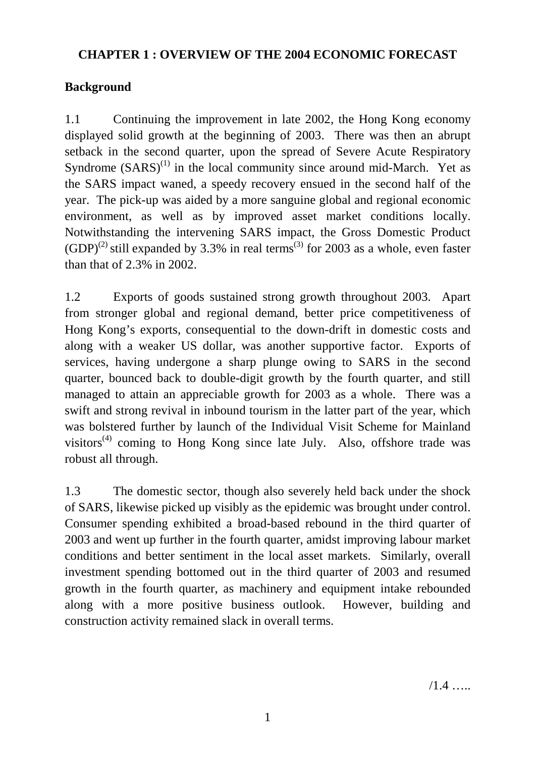# CHAPTER 1 : OVERVIEW OF THE 2004 ECONOMIC FORECAST

## Background

1.1 Continuing the improvement in late 2002, the Hong Kong economy displayed solid growth at the beginning of 2003. There was then an abrupt setback in the second quarter, upon the spread of Severe Acute Respiratory Syndrome (SARS)[1] in the local community since around mid-March. Yet as the SARS impact waned, a speedy recovery ensued in the second half of the year. The pick-up was aided by a more sanguine global and regional economic environment, as well as by improved asset market conditions locally. Notwithstanding the intervening SARS impact, the Gross Domestic Product (GDP)[2] still expanded by 3.3% in real terms[3] for 2003 as a whole, even faster than that of 2.3% in 2002.

1.2 Exports of goods sustained strong growth throughout 2003. Apart from stronger global and regional demand, better price competitiveness of Hong Kong's exports, consequential to the down-drift in domestic costs and along with a weaker US dollar, was another supportive factor. Exports of services, having undergone a sharp plunge owing to SARS in the second quarter, bounced back to double-digit growth by the fourth quarter, and still managed to attain an appreciable growth for 2003 as a whole. There was a swift and strong revival in inbound tourism in the latter part of the year, which was bolstered further by launch of the Individual Visit Scheme for Mainland visitors[4] coming to Hong Kong since late July. Also, offshore trade was robust all through.

1.3 The domestic sector, though also severely held back under the shock of SARS, likewise picked up visibly as the epidemic was brought under control. Consumer spending exhibited a broad-based rebound in the third quarter of 2003 and went up further in the fourth quarter, amidst improving labour market conditions and better sentiment in the local asset markets. Similarly, overall investment spending bottomed out in the third quarter of 2003 and resumed growth in the fourth quarter, as machinery and equipment intake rebounded along with a more positive business outlook. However, building and construction activity remained slack in overall terms.

/1.4 …..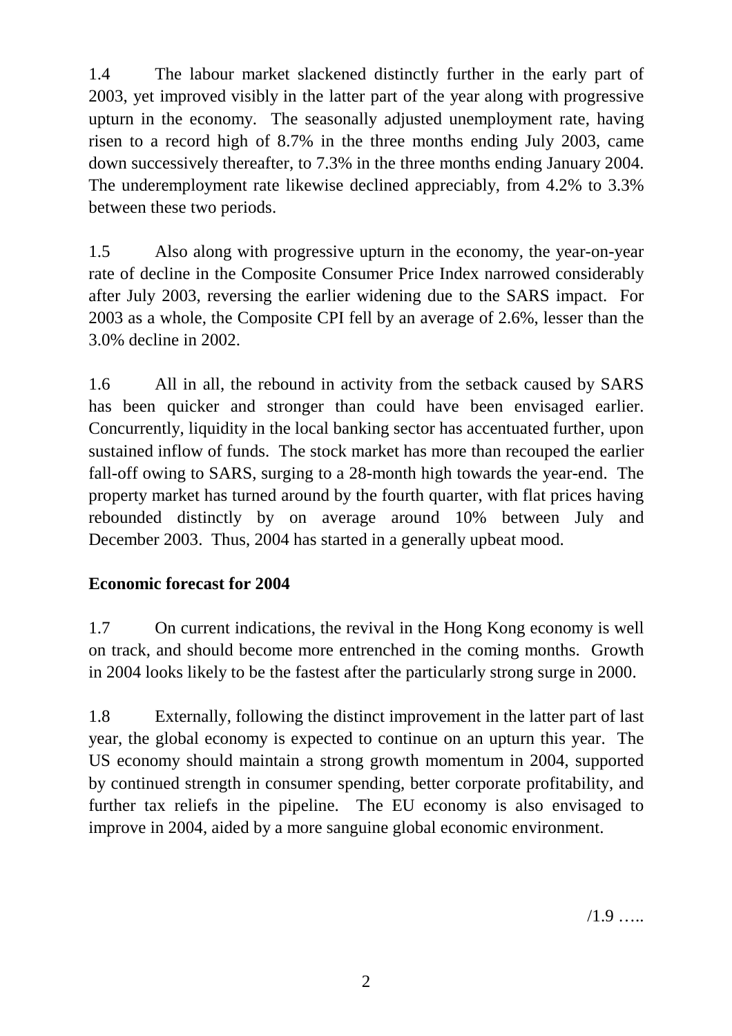1.4 The labour market slackened distinctly further in the early part of 2003, yet improved visibly in the latter part of the year along with progressive upturn in the economy. The seasonally adjusted unemployment rate, having risen to a record high of 8.7% in the three months ending July 2003, came down successively thereafter, to 7.3% in the three months ending January 2004. The underemployment rate likewise declined appreciably, from 4.2% to 3.3% between these two periods.

1.5 Also along with progressive upturn in the economy, the year-on-year rate of decline in the Composite Consumer Price Index narrowed considerably after July 2003, reversing the earlier widening due to the SARS impact. For 2003 as a whole, the Composite CPI fell by an average of 2.6%, lesser than the 3.0% decline in 2002.

1.6 All in all, the rebound in activity from the setback caused by SARS has been quicker and stronger than could have been envisaged earlier. Concurrently, liquidity in the local banking sector has accentuated further, upon sustained inflow of funds. The stock market has more than recouped the earlier fall-off owing to SARS, surging to a 28-month high towards the year-end. The property market has turned around by the fourth quarter, with flat prices having rebounded distinctly by on average around 10% between July and December 2003. Thus, 2004 has started in a generally upbeat mood.

**Economic forecast for 2004**

1.7 On current indications, the revival in the Hong Kong economy is well on track, and should become more entrenched in the coming months. Growth in 2004 looks likely to be the fastest after the particularly strong surge in 2000.

1.8 Externally, following the distinct improvement in the latter part of last year, the global economy is expected to continue on an upturn this year. The US economy should maintain a strong growth momentum in 2004, supported by continued strength in consumer spending, better corporate profitability, and further tax reliefs in the pipeline. The EU economy is also envisaged to improve in 2004, aided by a more sanguine global economic environment.

/1.9 …..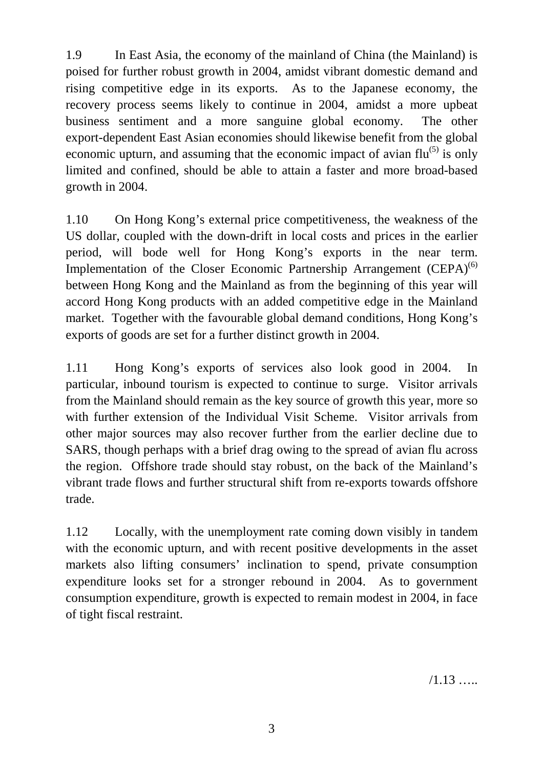1.9 In East Asia, the economy of the mainland of China (the Mainland) is poised for further robust growth in 2004, amidst vibrant domestic demand and rising competitive edge in its exports. As to the Japanese economy, the recovery process seems likely to continue in 2004, amidst a more upbeat business sentiment and a more sanguine global economy. The other export-dependent East Asian economies should likewise benefit from the global economic upturn, and assuming that the economic impact of avian flu[(5)] is only limited and confined, should be able to attain a faster and more broad-based growth in 2004.

1.10 On Hong Kong's external price competitiveness, the weakness of the US dollar, coupled with the down-drift in local costs and prices in the earlier period, will bode well for Hong Kong's exports in the near term. Implementation of the Closer Economic Partnership Arrangement (CEPA)[(6)] between Hong Kong and the Mainland as from the beginning of this year will accord Hong Kong products with an added competitive edge in the Mainland market. Together with the favourable global demand conditions, Hong Kong's exports of goods are set for a further distinct growth in 2004.

1.11 Hong Kong's exports of services also look good in 2004. In particular, inbound tourism is expected to continue to surge. Visitor arrivals from the Mainland should remain as the key source of growth this year, more so with further extension of the Individual Visit Scheme. Visitor arrivals from other major sources may also recover further from the earlier decline due to SARS, though perhaps with a brief drag owing to the spread of avian flu across the region. Offshore trade should stay robust, on the back of the Mainland's vibrant trade flows and further structural shift from re-exports towards offshore trade.

1.12 Locally, with the unemployment rate coming down visibly in tandem with the economic upturn, and with recent positive developments in the asset markets also lifting consumers' inclination to spend, private consumption expenditure looks set for a stronger rebound in 2004. As to government consumption expenditure, growth is expected to remain modest in 2004, in face of tight fiscal restraint.

/1.13 …..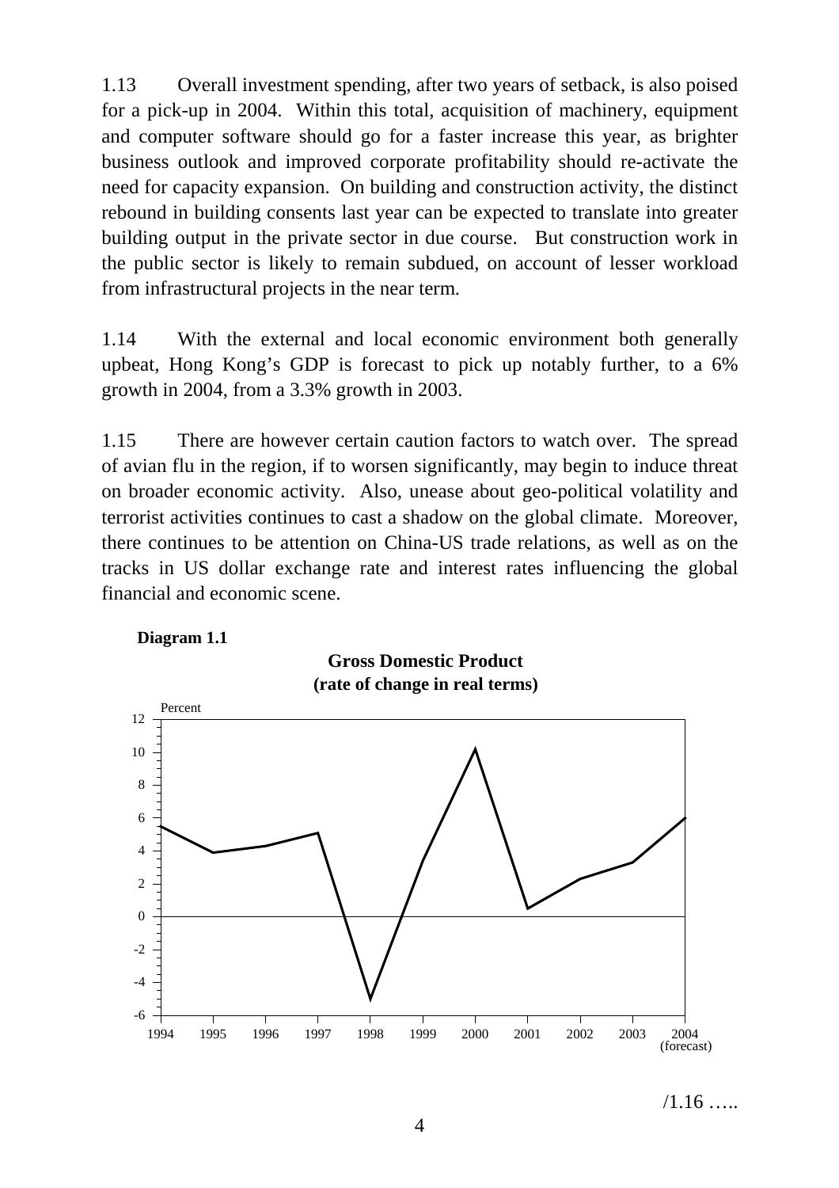1.13 Overall investment spending, after two years of setback, is also poised for a pick-up in 2004. Within this total, acquisition of machinery, equipment and computer software should go for a faster increase this year, as brighter business outlook and improved corporate profitability should re-activate the need for capacity expansion. On building and construction activity, the distinct rebound in building consents last year can be expected to translate into greater building output in the private sector in due course. But construction work in the public sector is likely to remain subdued, on account of lesser workload from infrastructural projects in the near term.

1.14 With the external and local economic environment both generally upbeat, Hong Kong's GDP is forecast to pick up notably further, to a 6% growth in 2004, from a 3.3% growth in 2003.

1.15 There are however certain caution factors to watch over. The spread of avian flu in the region, if to worsen significantly, may begin to induce threat on broader economic activity. Also, unease about geo-political volatility and terrorist activities continues to cast a shadow on the global climate. Moreover, there continues to be attention on China-US trade relations, as well as on the tracks in US dollar exchange rate and interest rates influencing the global financial and economic scene.

**Diagram 1.1**

**Gross Domestic Product**
**(rate of change in real terms)**

Percent

1994 1995 1996 1997 1998 1999 2000 2001 2002 2003 2004 (forecast)

/1.16 …..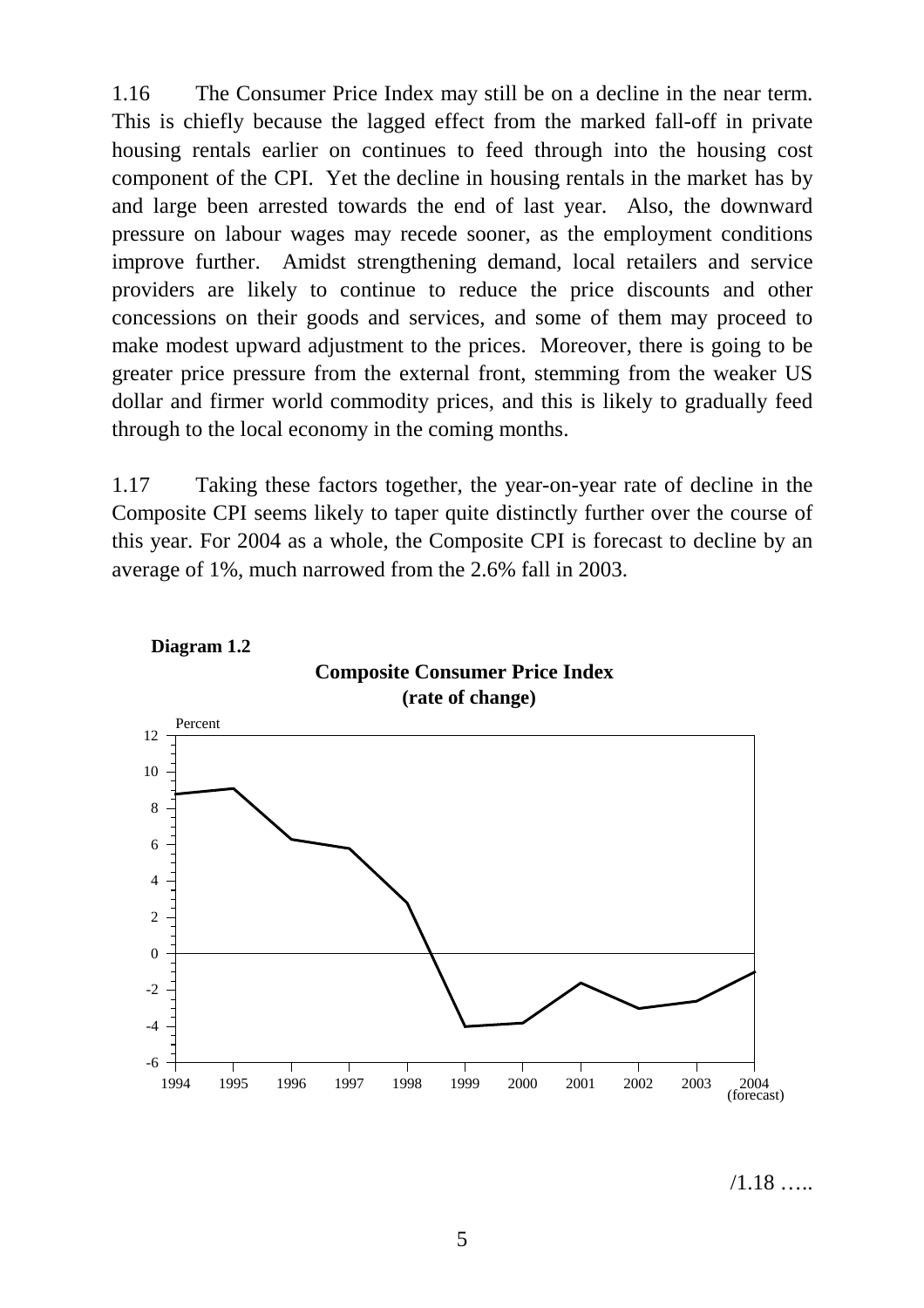1.16 The Consumer Price Index may still be on a decline in the near term. This is chiefly because the lagged effect from the marked fall-off in private housing rentals earlier on continues to feed through into the housing cost component of the CPI. Yet the decline in housing rentals in the market has by and large been arrested towards the end of last year. Also, the downward pressure on labour wages may recede sooner, as the employment conditions improve further. Amidst strengthening demand, local retailers and service providers are likely to continue to reduce the price discounts and other concessions on their goods and services, and some of them may proceed to make modest upward adjustment to the prices. Moreover, there is going to be greater price pressure from the external front, stemming from the weaker US dollar and firmer world commodity prices, and this is likely to gradually feed through to the local economy in the coming months.

1.17 Taking these factors together, the year-on-year rate of decline in the Composite CPI seems likely to taper quite distinctly further over the course of this year. For 2004 as a whole, the Composite CPI is forecast to decline by an average of 1%, much narrowed from the 2.6% fall in 2003.

**Diagram 1.2**

**Composite Consumer Price Index (rate of change)**

Percent

1994 1995 1996 1997 1998 1999 2000 2001 2002 2003 2004 (forecast)

/1.18 …..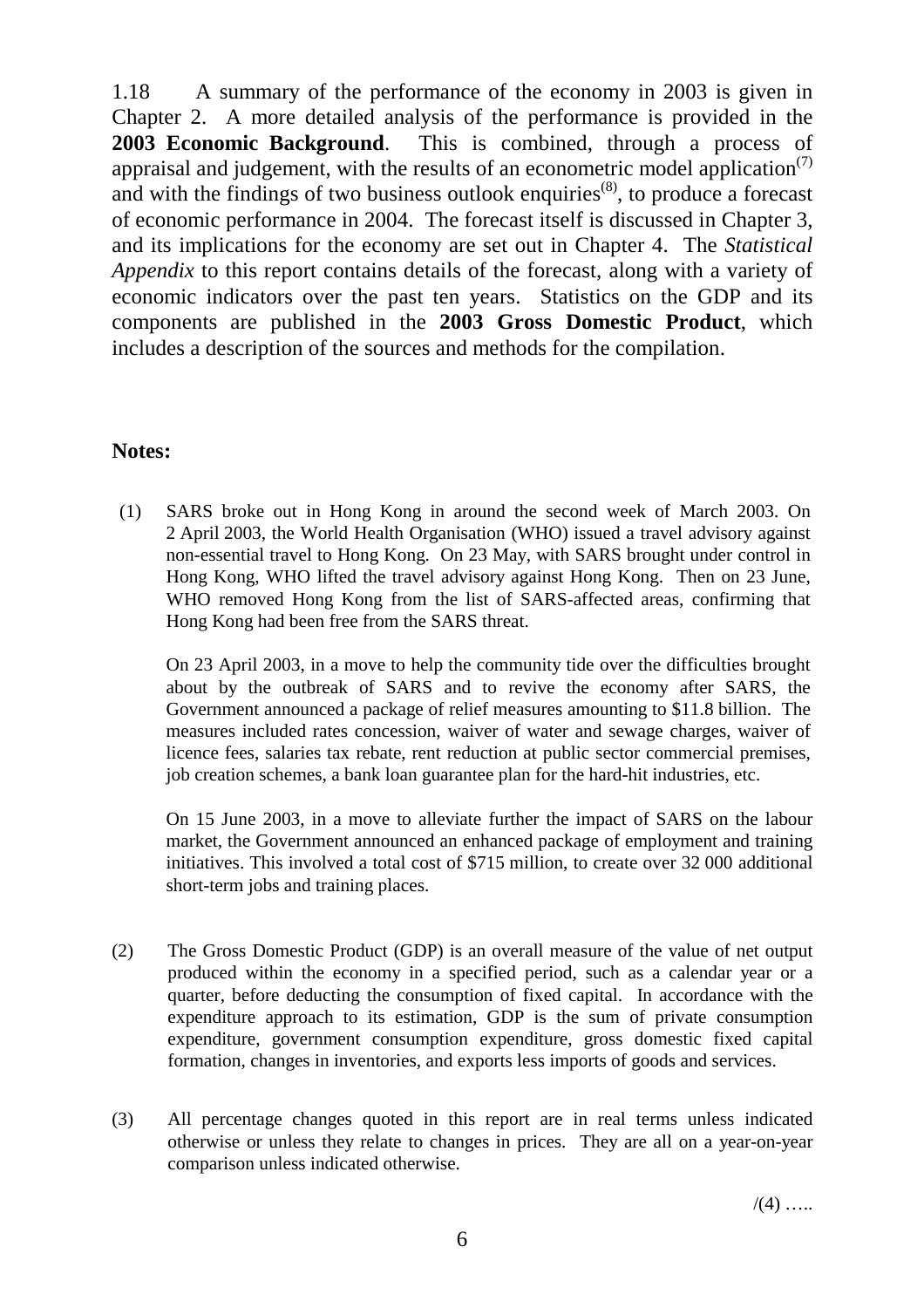1.18 A summary of the performance of the economy in 2003 is given in Chapter 2. A more detailed analysis of the performance is provided in the **2003 Economic Background**. This is combined, through a process of appraisal and judgement, with the results of an econometric model application[(7)] and with the findings of two business outlook enquiries[(8)], to produce a forecast of economic performance in 2004. The forecast itself is discussed in Chapter 3, and its implications for the economy are set out in Chapter 4. The *Statistical Appendix* to this report contains details of the forecast, along with a variety of economic indicators over the past ten years. Statistics on the GDP and its components are published in the **2003 Gross Domestic Product**, which includes a description of the sources and methods for the compilation.

**Notes:**

(1) SARS broke out in Hong Kong in around the second week of March 2003. On 2 April 2003, the World Health Organisation (WHO) issued a travel advisory against non-essential travel to Hong Kong. On 23 May, with SARS brought under control in Hong Kong, WHO lifted the travel advisory against Hong Kong. Then on 23 June, WHO removed Hong Kong from the list of SARS-affected areas, confirming that Hong Kong had been free from the SARS threat.

On 23 April 2003, in a move to help the community tide over the difficulties brought about by the outbreak of SARS and to revive the economy after SARS, the Government announced a package of relief measures amounting to $11.8 billion. The measures included rates concession, waiver of water and sewage charges, waiver of licence fees, salaries tax rebate, rent reduction at public sector commercial premises, job creation schemes, a bank loan guarantee plan for the hard-hit industries, etc.

On 15 June 2003, in a move to alleviate further the impact of SARS on the labour market, the Government announced an enhanced package of employment and training initiatives. This involved a total cost of $715 million, to create over 32 000 additional short-term jobs and training places.

(2) The Gross Domestic Product (GDP) is an overall measure of the value of net output produced within the economy in a specified period, such as a calendar year or a quarter, before deducting the consumption of fixed capital. In accordance with the expenditure approach to its estimation, GDP is the sum of private consumption expenditure, government consumption expenditure, gross domestic fixed capital formation, changes in inventories, and exports less imports of goods and services.

(3) All percentage changes quoted in this report are in real terms unless indicated otherwise or unless they relate to changes in prices. They are all on a year-on-year comparison unless indicated otherwise.

/(4) …..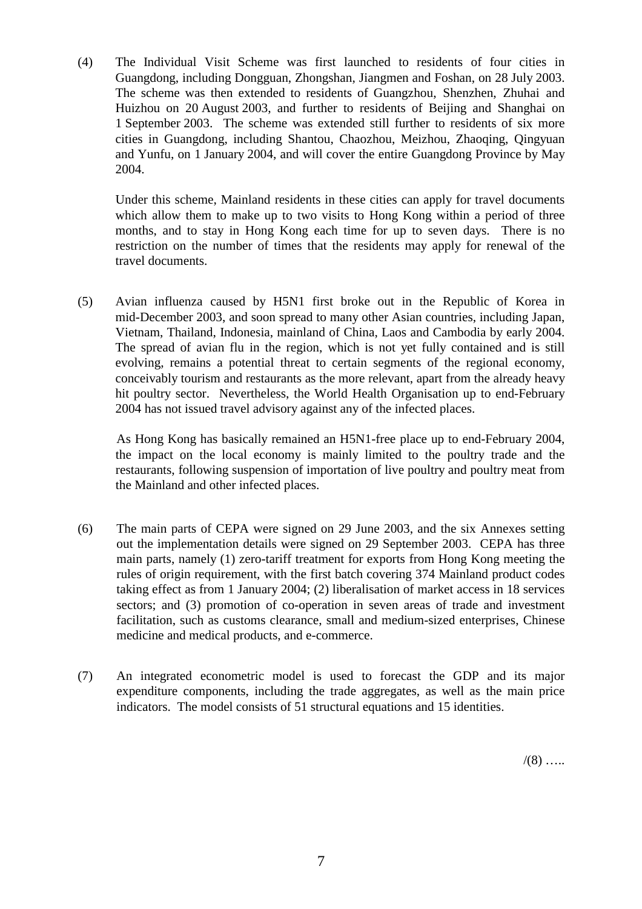(4) The Individual Visit Scheme was first launched to residents of four cities in Guangdong, including Dongguan, Zhongshan, Jiangmen and Foshan, on 28 July 2003. The scheme was then extended to residents of Guangzhou, Shenzhen, Zhuhai and Huizhou on 20 August 2003, and further to residents of Beijing and Shanghai on 1 September 2003. The scheme was extended still further to residents of six more cities in Guangdong, including Shantou, Chaozhou, Meizhou, Zhaoqing, Qingyuan and Yunfu, on 1 January 2004, and will cover the entire Guangdong Province by May 2004.

Under this scheme, Mainland residents in these cities can apply for travel documents which allow them to make up to two visits to Hong Kong within a period of three months, and to stay in Hong Kong each time for up to seven days. There is no restriction on the number of times that the residents may apply for renewal of the travel documents.

(5) Avian influenza caused by H5N1 first broke out in the Republic of Korea in mid-December 2003, and soon spread to many other Asian countries, including Japan, Vietnam, Thailand, Indonesia, mainland of China, Laos and Cambodia by early 2004. The spread of avian flu in the region, which is not yet fully contained and is still evolving, remains a potential threat to certain segments of the regional economy, conceivably tourism and restaurants as the more relevant, apart from the already heavy hit poultry sector. Nevertheless, the World Health Organisation up to end-February 2004 has not issued travel advisory against any of the infected places.

As Hong Kong has basically remained an H5N1-free place up to end-February 2004, the impact on the local economy is mainly limited to the poultry trade and the restaurants, following suspension of importation of live poultry and poultry meat from the Mainland and other infected places.

(6) The main parts of CEPA were signed on 29 June 2003, and the six Annexes setting out the implementation details were signed on 29 September 2003. CEPA has three main parts, namely (1) zero-tariff treatment for exports from Hong Kong meeting the rules of origin requirement, with the first batch covering 374 Mainland product codes taking effect as from 1 January 2004; (2) liberalisation of market access in 18 services sectors; and (3) promotion of co-operation in seven areas of trade and investment facilitation, such as customs clearance, small and medium-sized enterprises, Chinese medicine and medical products, and e-commerce.

(7) An integrated econometric model is used to forecast the GDP and its major expenditure components, including the trade aggregates, as well as the main price indicators. The model consists of 51 structural equations and 15 identities.

/(8) …..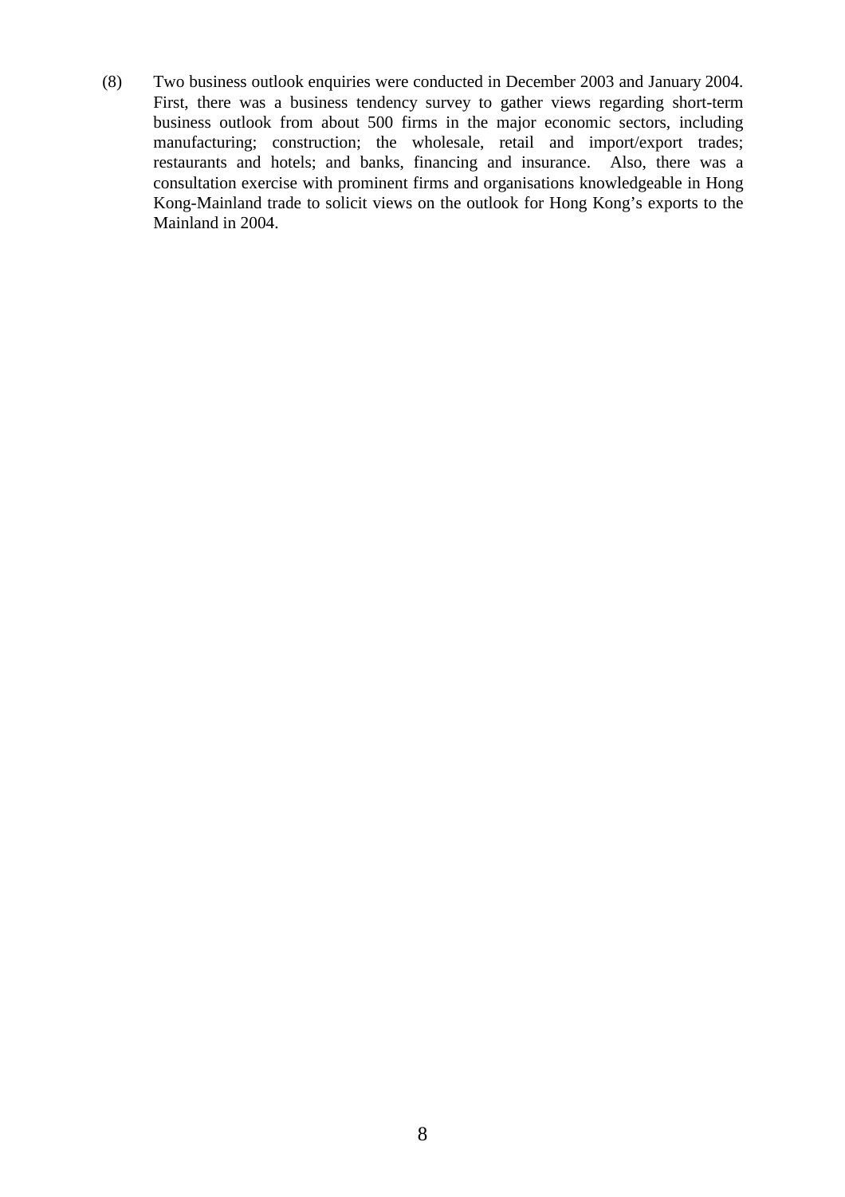(8) Two business outlook enquiries were conducted in December 2003 and January 2004. First, there was a business tendency survey to gather views regarding short-term business outlook from about 500 firms in the major economic sectors, including manufacturing; construction; the wholesale, retail and import/export trades; restaurants and hotels; and banks, financing and insurance. Also, there was a consultation exercise with prominent firms and organisations knowledgeable in Hong Kong-Mainland trade to solicit views on the outlook for Hong Kong's exports to the Mainland in 2004.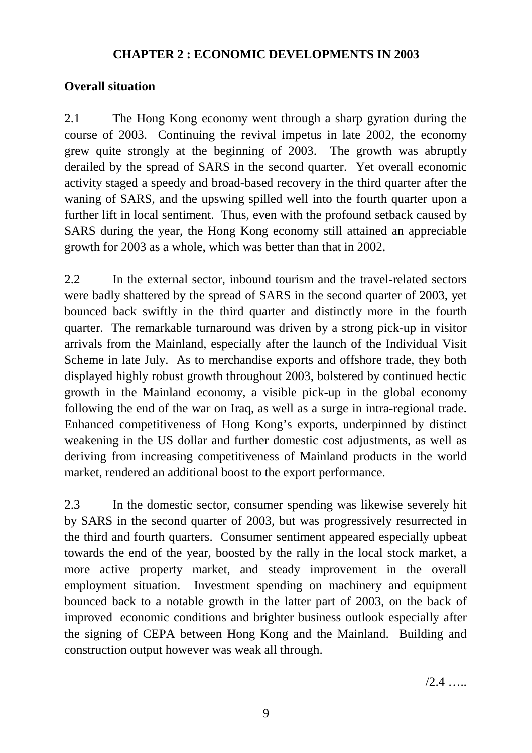# CHAPTER 2 : ECONOMIC DEVELOPMENTS IN 2003

## Overall situation

2.1 The Hong Kong economy went through a sharp gyration during the course of 2003. Continuing the revival impetus in late 2002, the economy grew quite strongly at the beginning of 2003. The growth was abruptly derailed by the spread of SARS in the second quarter. Yet overall economic activity staged a speedy and broad-based recovery in the third quarter after the waning of SARS, and the upswing spilled well into the fourth quarter upon a further lift in local sentiment. Thus, even with the profound setback caused by SARS during the year, the Hong Kong economy still attained an appreciable growth for 2003 as a whole, which was better than that in 2002.

2.2 In the external sector, inbound tourism and the travel-related sectors were badly shattered by the spread of SARS in the second quarter of 2003, yet bounced back swiftly in the third quarter and distinctly more in the fourth quarter. The remarkable turnaround was driven by a strong pick-up in visitor arrivals from the Mainland, especially after the launch of the Individual Visit Scheme in late July. As to merchandise exports and offshore trade, they both displayed highly robust growth throughout 2003, bolstered by continued hectic growth in the Mainland economy, a visible pick-up in the global economy following the end of the war on Iraq, as well as a surge in intra-regional trade. Enhanced competitiveness of Hong Kong's exports, underpinned by distinct weakening in the US dollar and further domestic cost adjustments, as well as deriving from increasing competitiveness of Mainland products in the world market, rendered an additional boost to the export performance.

2.3 In the domestic sector, consumer spending was likewise severely hit by SARS in the second quarter of 2003, but was progressively resurrected in the third and fourth quarters. Consumer sentiment appeared especially upbeat towards the end of the year, boosted by the rally in the local stock market, a more active property market, and steady improvement in the overall employment situation. Investment spending on machinery and equipment bounced back to a notable growth in the latter part of 2003, on the back of improved economic conditions and brighter business outlook especially after the signing of CEPA between Hong Kong and the Mainland. Building and construction output however was weak all through.

/2.4 …..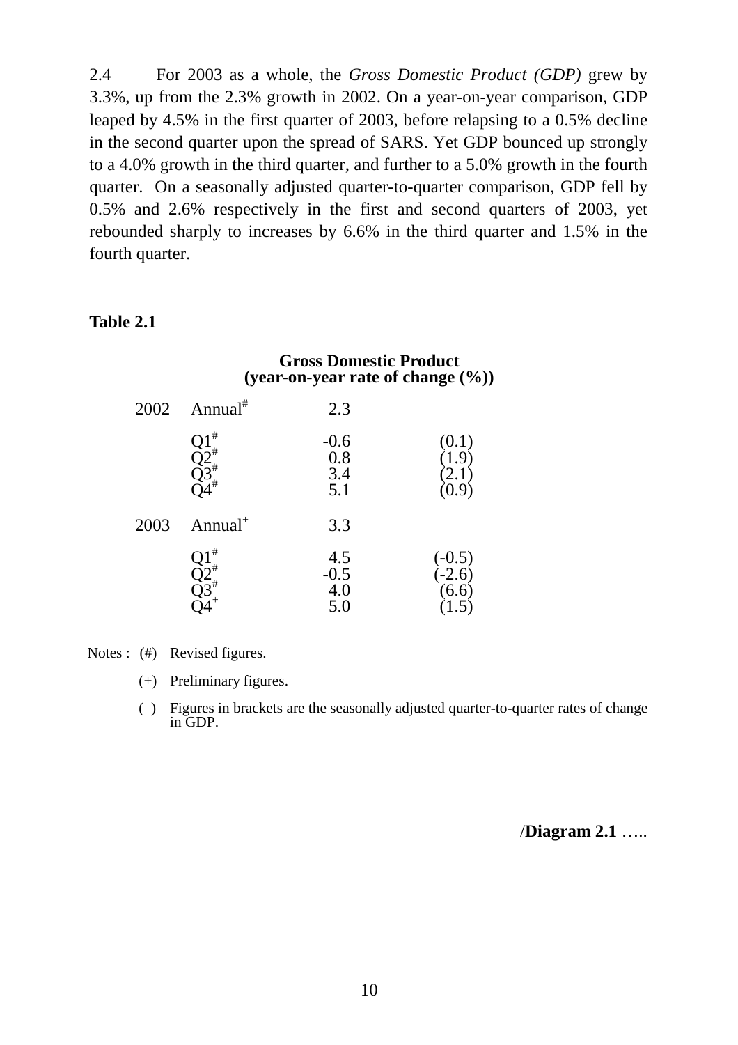2.4 For 2003 as a whole, the *Gross Domestic Product (GDP)* grew by 3.3%, up from the 2.3% growth in 2002. On a year-on-year comparison, GDP leaped by 4.5% in the first quarter of 2003, before relapsing to a 0.5% decline in the second quarter upon the spread of SARS. Yet GDP bounced up strongly to a 4.0% growth in the third quarter, and further to a 5.0% growth in the fourth quarter. On a seasonally adjusted quarter-to-quarter comparison, GDP fell by 0.5% and 2.6% respectively in the first and second quarters of 2003, yet rebounded sharply to increases by 6.6% in the third quarter and 1.5% in the fourth quarter.

**Table 2.1**

**Gross Domestic Product (year-on-year rate of change (%))**

| | | | |
|---|---|---|---|
| 2002 | Annual# | 2.3 | |
| | Q1# | -0.6 | (0.1) |
| | Q2# | 0.8 | (1.9) |
| | Q3# | 3.4 | (2.1) |
| | Q4# | 5.1 | (0.9) |
| 2003 | Annual+ | 3.3 | |
| | Q1# | 4.5 | (-0.5) |
| | Q2# | -0.5 | (-2.6) |
| | Q3# | 4.0 | (6.6) |
| | Q4+ | 5.0 | (1.5) |

Notes : (#) Revised figures.

(+) Preliminary figures.

( ) Figures in brackets are the seasonally adjusted quarter-to-quarter rates of change in GDP.

/**Diagram 2.1** …..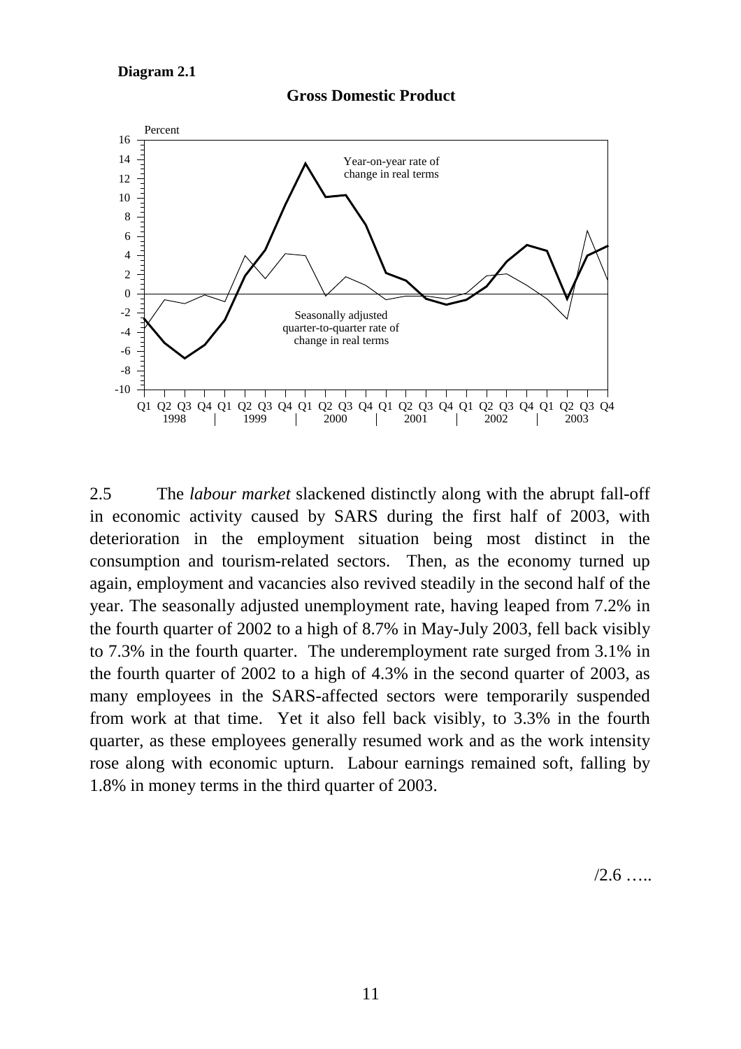**Diagram 2.1**

**Gross Domestic Product**

2.5 The *labour market* slackened distinctly along with the abrupt fall-off in economic activity caused by SARS during the first half of 2003, with deterioration in the employment situation being most distinct in the consumption and tourism-related sectors. Then, as the economy turned up again, employment and vacancies also revived steadily in the second half of the year. The seasonally adjusted unemployment rate, having leaped from 7.2% in the fourth quarter of 2002 to a high of 8.7% in May-July 2003, fell back visibly to 7.3% in the fourth quarter. The underemployment rate surged from 3.1% in the fourth quarter of 2002 to a high of 4.3% in the second quarter of 2003, as many employees in the SARS-affected sectors were temporarily suspended from work at that time. Yet it also fell back visibly, to 3.3% in the fourth quarter, as these employees generally resumed work and as the work intensity rose along with economic upturn. Labour earnings remained soft, falling by 1.8% in money terms in the third quarter of 2003.

/2.6 …..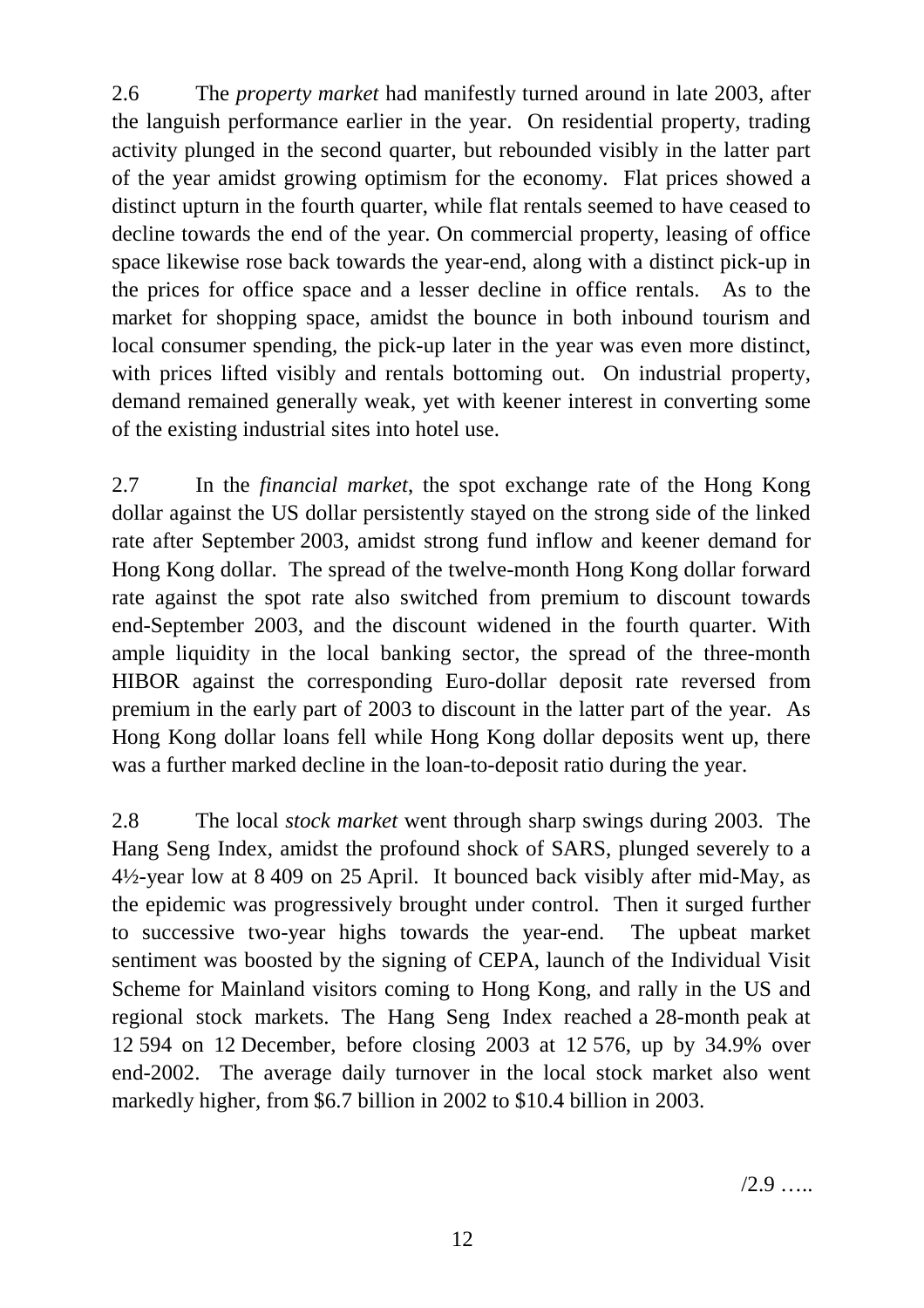2.6 The *property market* had manifestly turned around in late 2003, after the languish performance earlier in the year. On residential property, trading activity plunged in the second quarter, but rebounded visibly in the latter part of the year amidst growing optimism for the economy. Flat prices showed a distinct upturn in the fourth quarter, while flat rentals seemed to have ceased to decline towards the end of the year. On commercial property, leasing of office space likewise rose back towards the year-end, along with a distinct pick-up in the prices for office space and a lesser decline in office rentals. As to the market for shopping space, amidst the bounce in both inbound tourism and local consumer spending, the pick-up later in the year was even more distinct, with prices lifted visibly and rentals bottoming out. On industrial property, demand remained generally weak, yet with keener interest in converting some of the existing industrial sites into hotel use.

2.7 In the *financial market*, the spot exchange rate of the Hong Kong dollar against the US dollar persistently stayed on the strong side of the linked rate after September 2003, amidst strong fund inflow and keener demand for Hong Kong dollar. The spread of the twelve-month Hong Kong dollar forward rate against the spot rate also switched from premium to discount towards end-September 2003, and the discount widened in the fourth quarter. With ample liquidity in the local banking sector, the spread of the three-month HIBOR against the corresponding Euro-dollar deposit rate reversed from premium in the early part of 2003 to discount in the latter part of the year. As Hong Kong dollar loans fell while Hong Kong dollar deposits went up, there was a further marked decline in the loan-to-deposit ratio during the year.

2.8 The local *stock market* went through sharp swings during 2003. The Hang Seng Index, amidst the profound shock of SARS, plunged severely to a 4½-year low at 8 409 on 25 April. It bounced back visibly after mid-May, as the epidemic was progressively brought under control. Then it surged further to successive two-year highs towards the year-end. The upbeat market sentiment was boosted by the signing of CEPA, launch of the Individual Visit Scheme for Mainland visitors coming to Hong Kong, and rally in the US and regional stock markets. The Hang Seng Index reached a 28-month peak at 12 594 on 12 December, before closing 2003 at 12 576, up by 34.9% over end-2002. The average daily turnover in the local stock market also went markedly higher, from $6.7 billion in 2002 to $10.4 billion in 2003.

/2.9 …..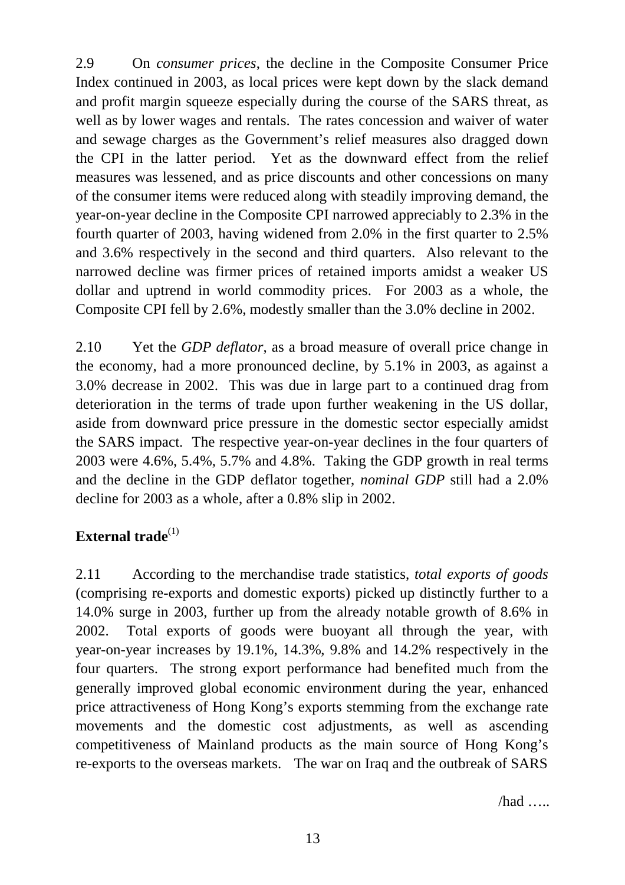2.9 On *consumer prices*, the decline in the Composite Consumer Price Index continued in 2003, as local prices were kept down by the slack demand and profit margin squeeze especially during the course of the SARS threat, as well as by lower wages and rentals. The rates concession and waiver of water and sewage charges as the Government's relief measures also dragged down the CPI in the latter period. Yet as the downward effect from the relief measures was lessened, and as price discounts and other concessions on many of the consumer items were reduced along with steadily improving demand, the year-on-year decline in the Composite CPI narrowed appreciably to 2.3% in the fourth quarter of 2003, having widened from 2.0% in the first quarter to 2.5% and 3.6% respectively in the second and third quarters. Also relevant to the narrowed decline was firmer prices of retained imports amidst a weaker US dollar and uptrend in world commodity prices. For 2003 as a whole, the Composite CPI fell by 2.6%, modestly smaller than the 3.0% decline in 2002.

2.10 Yet the *GDP deflator*, as a broad measure of overall price change in the economy, had a more pronounced decline, by 5.1% in 2003, as against a 3.0% decrease in 2002. This was due in large part to a continued drag from deterioration in the terms of trade upon further weakening in the US dollar, aside from downward price pressure in the domestic sector especially amidst the SARS impact. The respective year-on-year declines in the four quarters of 2003 were 4.6%, 5.4%, 5.7% and 4.8%. Taking the GDP growth in real terms and the decline in the GDP deflator together, *nominal GDP* still had a 2.0% decline for 2003 as a whole, after a 0.8% slip in 2002.

## External trade[(1)]

2.11 According to the merchandise trade statistics, *total exports of goods* (comprising re-exports and domestic exports) picked up distinctly further to a 14.0% surge in 2003, further up from the already notable growth of 8.6% in 2002. Total exports of goods were buoyant all through the year, with year-on-year increases by 19.1%, 14.3%, 9.8% and 14.2% respectively in the four quarters. The strong export performance had benefited much from the generally improved global economic environment during the year, enhanced price attractiveness of Hong Kong's exports stemming from the exchange rate movements and the domestic cost adjustments, as well as ascending competitiveness of Mainland products as the main source of Hong Kong's re-exports to the overseas markets. The war on Iraq and the outbreak of SARS

/had …..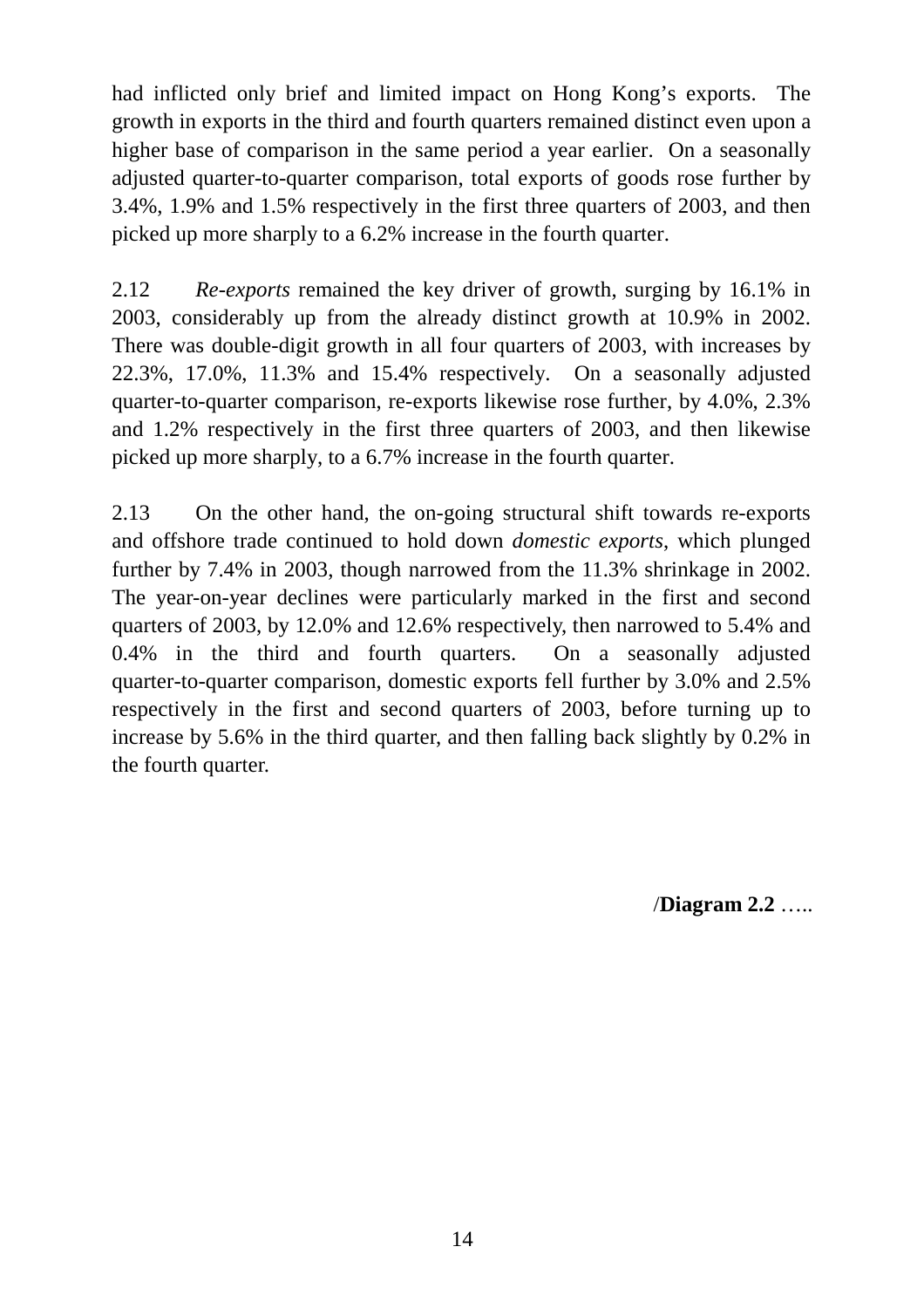had inflicted only brief and limited impact on Hong Kong's exports. The growth in exports in the third and fourth quarters remained distinct even upon a higher base of comparison in the same period a year earlier. On a seasonally adjusted quarter-to-quarter comparison, total exports of goods rose further by 3.4%, 1.9% and 1.5% respectively in the first three quarters of 2003, and then picked up more sharply to a 6.2% increase in the fourth quarter.

2.12 *Re-exports* remained the key driver of growth, surging by 16.1% in 2003, considerably up from the already distinct growth at 10.9% in 2002. There was double-digit growth in all four quarters of 2003, with increases by 22.3%, 17.0%, 11.3% and 15.4% respectively. On a seasonally adjusted quarter-to-quarter comparison, re-exports likewise rose further, by 4.0%, 2.3% and 1.2% respectively in the first three quarters of 2003, and then likewise picked up more sharply, to a 6.7% increase in the fourth quarter.

2.13 On the other hand, the on-going structural shift towards re-exports and offshore trade continued to hold down *domestic exports*, which plunged further by 7.4% in 2003, though narrowed from the 11.3% shrinkage in 2002. The year-on-year declines were particularly marked in the first and second quarters of 2003, by 12.0% and 12.6% respectively, then narrowed to 5.4% and 0.4% in the third and fourth quarters. On a seasonally adjusted quarter-to-quarter comparison, domestic exports fell further by 3.0% and 2.5% respectively in the first and second quarters of 2003, before turning up to increase by 5.6% in the third quarter, and then falling back slightly by 0.2% in the fourth quarter.

/**Diagram 2.2** …..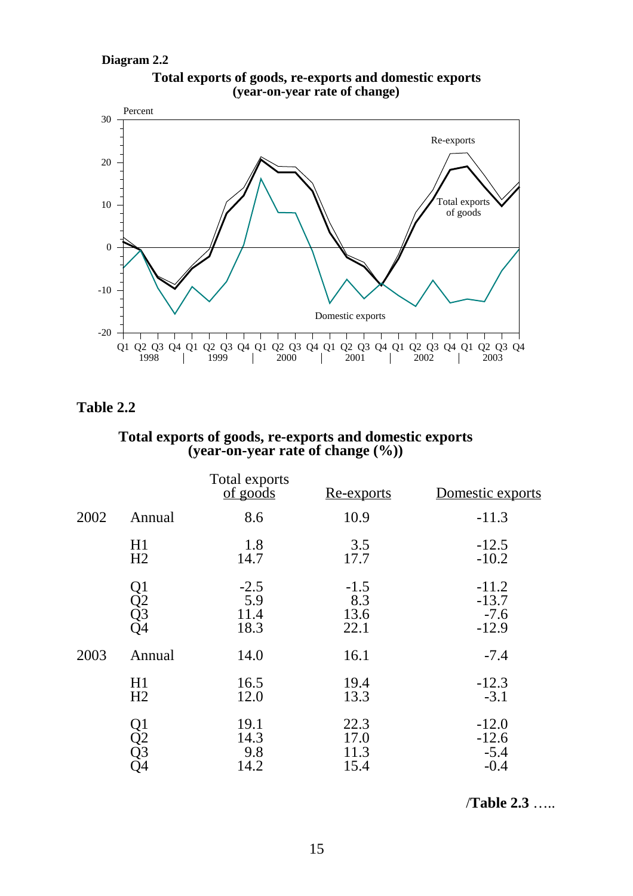**Diagram 2.2**

**Total exports of goods, re-exports and domestic exports (year-on-year rate of change)**

## Table 2.2

**Total exports of goods, re-exports and domestic exports (year-on-year rate of change (%))**

| | | Total exports of goods | Re-exports | Domestic exports |
|---|---|---|---|---|
| 2002 | Annual | 8.6 | 10.9 | -11.3 |
| | H1 | 1.8 | 3.5 | -12.5 |
| | H2 | 14.7 | 17.7 | -10.2 |
| | Q1 | -2.5 | -1.5 | -11.2 |
| | Q2 | 5.9 | 8.3 | -13.7 |
| | Q3 | 11.4 | 13.6 | -7.6 |
| | Q4 | 18.3 | 22.1 | -12.9 |
| 2003 | Annual | 14.0 | 16.1 | -7.4 |
| | H1 | 16.5 | 19.4 | -12.3 |
| | H2 | 12.0 | 13.3 | -3.1 |
| | Q1 | 19.1 | 22.3 | -12.0 |
| | Q2 | 14.3 | 17.0 | -12.6 |
| | Q3 | 9.8 | 11.3 | -5.4 |
| | Q4 | 14.2 | 15.4 | -0.4 |

/**Table 2.3** …..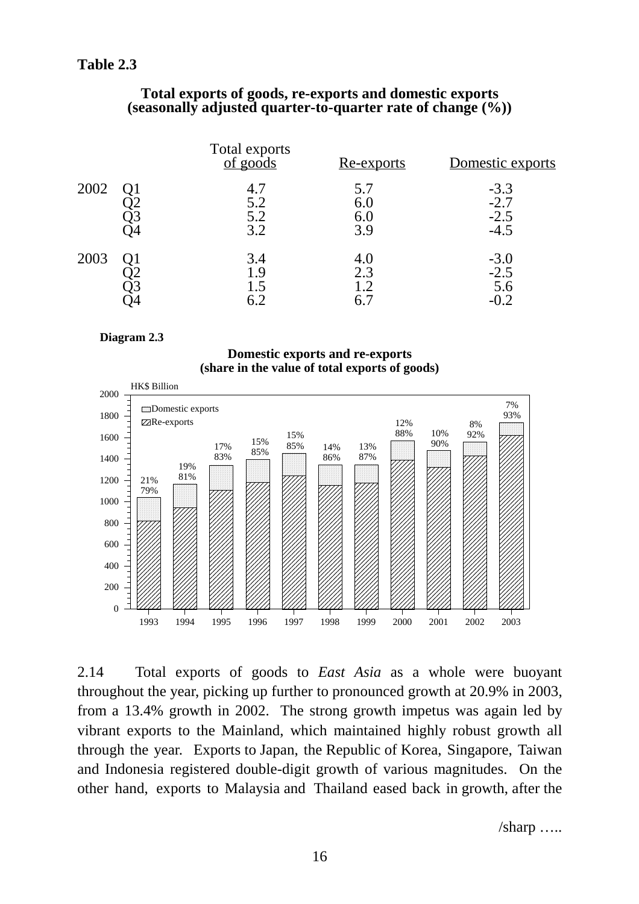**Table 2.3**

**Total exports of goods, re-exports and domestic exports**
**(seasonally adjusted quarter-to-quarter rate of change (%))**

| | | Total exports of goods | Re-exports | Domestic exports |
|---|---|---|---|---|
| 2002 | Q1 | 4.7 | 5.7 | -3.3 |
| | Q2 | 5.2 | 6.0 | -2.7 |
| | Q3 | 5.2 | 6.0 | -2.5 |
| | Q4 | 3.2 | 3.9 | -4.5 |
| 2003 | Q1 | 3.4 | 4.0 | -3.0 |
| | Q2 | 1.9 | 2.3 | -2.5 |
| | Q3 | 1.5 | 1.2 | 5.6 |
| | Q4 | 6.2 | 6.7 | -0.2 |

**Diagram 2.3**

**Domestic exports and re-exports**
**(share in the value of total exports of goods)**

HK$ Billion

| Year | Domestic exports | Re-exports |
|---|---|---|
| 1993 | 21% | 79% |
| 1994 | 19% | 81% |
| 1995 | 17% | 83% |
| 1996 | 15% | 85% |
| 1997 | 15% | 85% |
| 1998 | 14% | 86% |
| 1999 | 13% | 87% |
| 2000 | 12% | 88% |
| 2001 | 10% | 90% |
| 2002 | 8% | 92% |
| 2003 | 7% | 93% |

2.14 Total exports of goods to *East Asia* as a whole were buoyant throughout the year, picking up further to pronounced growth at 20.9% in 2003, from a 13.4% growth in 2002. The strong growth impetus was again led by vibrant exports to the Mainland, which maintained highly robust growth all through the year. Exports to Japan, the Republic of Korea, Singapore, Taiwan and Indonesia registered double-digit growth of various magnitudes. On the other hand, exports to Malaysia and Thailand eased back in growth, after the

/sharp …..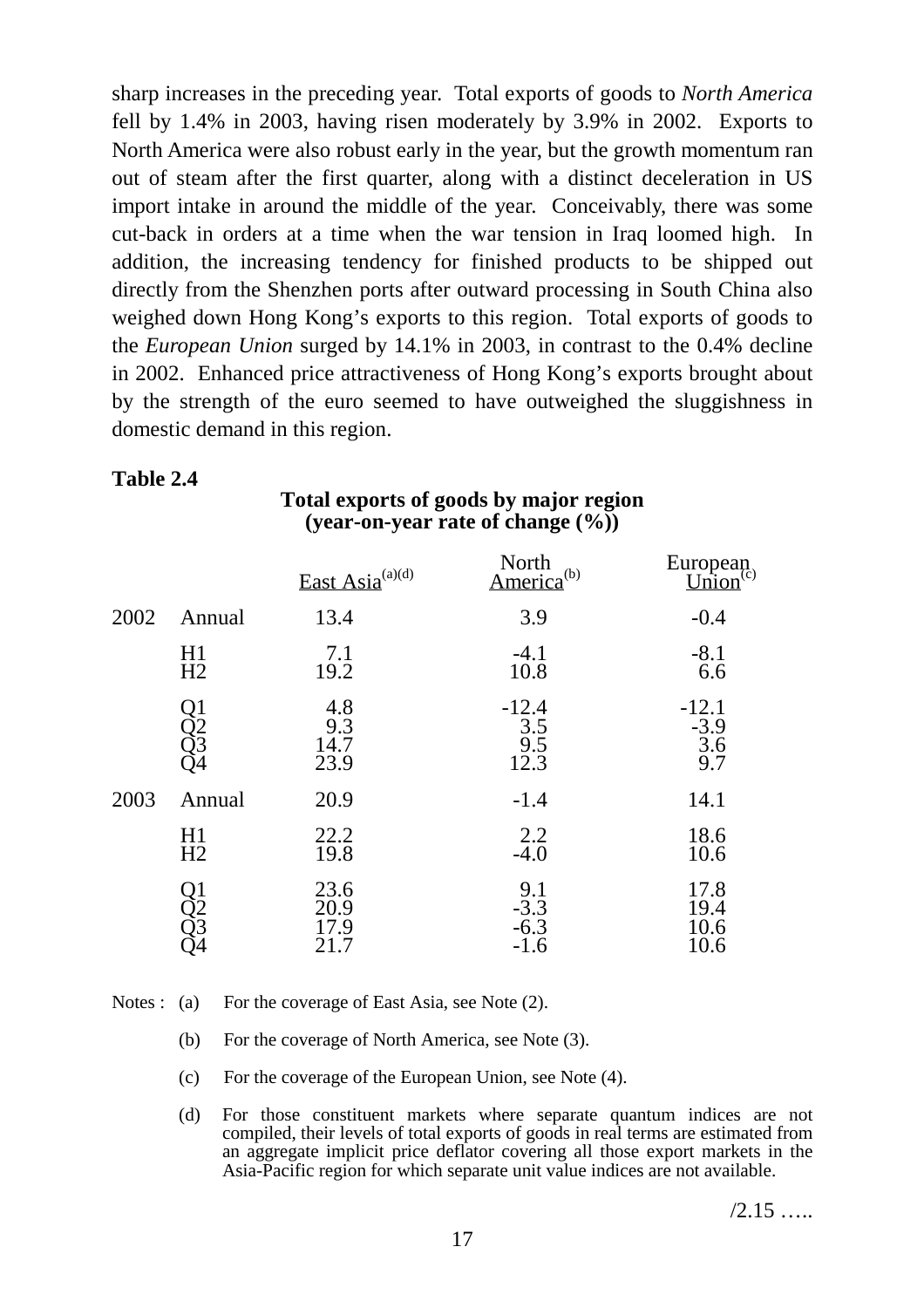sharp increases in the preceding year. Total exports of goods to *North America* fell by 1.4% in 2003, having risen moderately by 3.9% in 2002. Exports to North America were also robust early in the year, but the growth momentum ran out of steam after the first quarter, along with a distinct deceleration in US import intake in around the middle of the year. Conceivably, there was some cut-back in orders at a time when the war tension in Iraq loomed high. In addition, the increasing tendency for finished products to be shipped out directly from the Shenzhen ports after outward processing in South China also weighed down Hong Kong's exports to this region. Total exports of goods to the *European Union* surged by 14.1% in 2003, in contrast to the 0.4% decline in 2002. Enhanced price attractiveness of Hong Kong's exports brought about by the strength of the euro seemed to have outweighed the sluggishness in domestic demand in this region.

**Table 2.4**

**Total exports of goods by major region (year-on-year rate of change (%))**

| | | East Asia[(a)(d)] | North America[(b)] | European Union[(c)] |
|---|---|---|---|---|
| 2002 | Annual | 13.4 | 3.9 | -0.4 |
| | H1 | 7.1 | -4.1 | -8.1 |
| | H2 | 19.2 | 10.8 | 6.6 |
| | Q1 | 4.8 | -12.4 | -12.1 |
| | Q2 | 9.3 | 3.5 | -3.9 |
| | Q3 | 14.7 | 9.5 | 3.6 |
| | Q4 | 23.9 | 12.3 | 9.7 |
| 2003 | Annual | 20.9 | -1.4 | 14.1 |
| | H1 | 22.2 | 2.2 | 18.6 |
| | H2 | 19.8 | -4.0 | 10.6 |
| | Q1 | 23.6 | 9.1 | 17.8 |
| | Q2 | 20.9 | -3.3 | 19.4 |
| | Q3 | 17.9 | -6.3 | 10.6 |
| | Q4 | 21.7 | -1.6 | 10.6 |

Notes :
(a) For the coverage of East Asia, see Note (2).

(b) For the coverage of North America, see Note (3).

(c) For the coverage of the European Union, see Note (4).

(d) For those constituent markets where separate quantum indices are not compiled, their levels of total exports of goods in real terms are estimated from an aggregate implicit price deflator covering all those export markets in the Asia-Pacific region for which separate unit value indices are not available.

/2.15 …..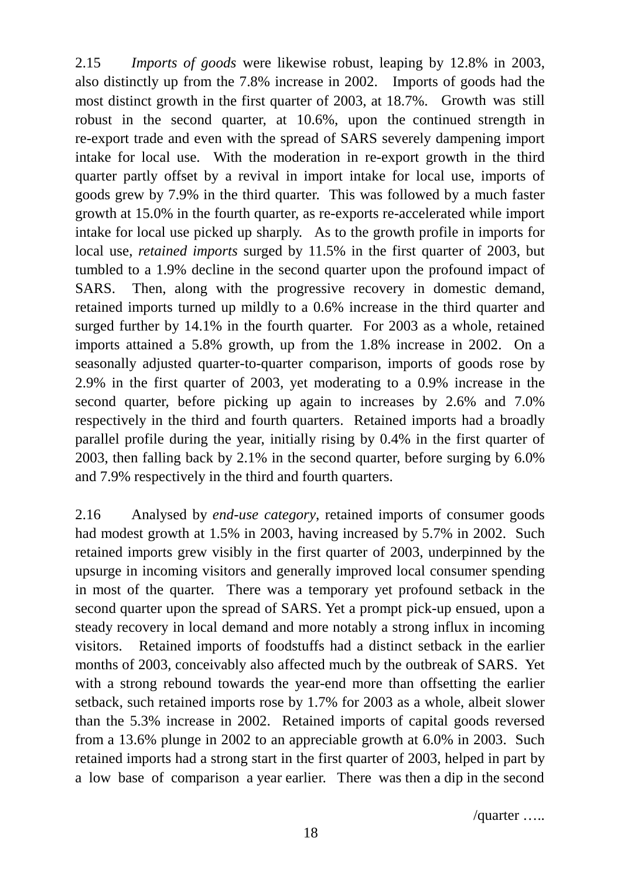2.15 *Imports of goods* were likewise robust, leaping by 12.8% in 2003, also distinctly up from the 7.8% increase in 2002. Imports of goods had the most distinct growth in the first quarter of 2003, at 18.7%. Growth was still robust in the second quarter, at 10.6%, upon the continued strength in re-export trade and even with the spread of SARS severely dampening import intake for local use. With the moderation in re-export growth in the third quarter partly offset by a revival in import intake for local use, imports of goods grew by 7.9% in the third quarter. This was followed by a much faster growth at 15.0% in the fourth quarter, as re-exports re-accelerated while import intake for local use picked up sharply. As to the growth profile in imports for local use, *retained imports* surged by 11.5% in the first quarter of 2003, but tumbled to a 1.9% decline in the second quarter upon the profound impact of SARS. Then, along with the progressive recovery in domestic demand, retained imports turned up mildly to a 0.6% increase in the third quarter and surged further by 14.1% in the fourth quarter. For 2003 as a whole, retained imports attained a 5.8% growth, up from the 1.8% increase in 2002. On a seasonally adjusted quarter-to-quarter comparison, imports of goods rose by 2.9% in the first quarter of 2003, yet moderating to a 0.9% increase in the second quarter, before picking up again to increases by 2.6% and 7.0% respectively in the third and fourth quarters. Retained imports had a broadly parallel profile during the year, initially rising by 0.4% in the first quarter of 2003, then falling back by 2.1% in the second quarter, before surging by 6.0% and 7.9% respectively in the third and fourth quarters.

2.16 Analysed by *end-use category*, retained imports of consumer goods had modest growth at 1.5% in 2003, having increased by 5.7% in 2002. Such retained imports grew visibly in the first quarter of 2003, underpinned by the upsurge in incoming visitors and generally improved local consumer spending in most of the quarter. There was a temporary yet profound setback in the second quarter upon the spread of SARS. Yet a prompt pick-up ensued, upon a steady recovery in local demand and more notably a strong influx in incoming visitors. Retained imports of foodstuffs had a distinct setback in the earlier months of 2003, conceivably also affected much by the outbreak of SARS. Yet with a strong rebound towards the year-end more than offsetting the earlier setback, such retained imports rose by 1.7% for 2003 as a whole, albeit slower than the 5.3% increase in 2002. Retained imports of capital goods reversed from a 13.6% plunge in 2002 to an appreciable growth at 6.0% in 2003. Such retained imports had a strong start in the first quarter of 2003, helped in part by a low base of comparison a year earlier. There was then a dip in the second

/quarter …..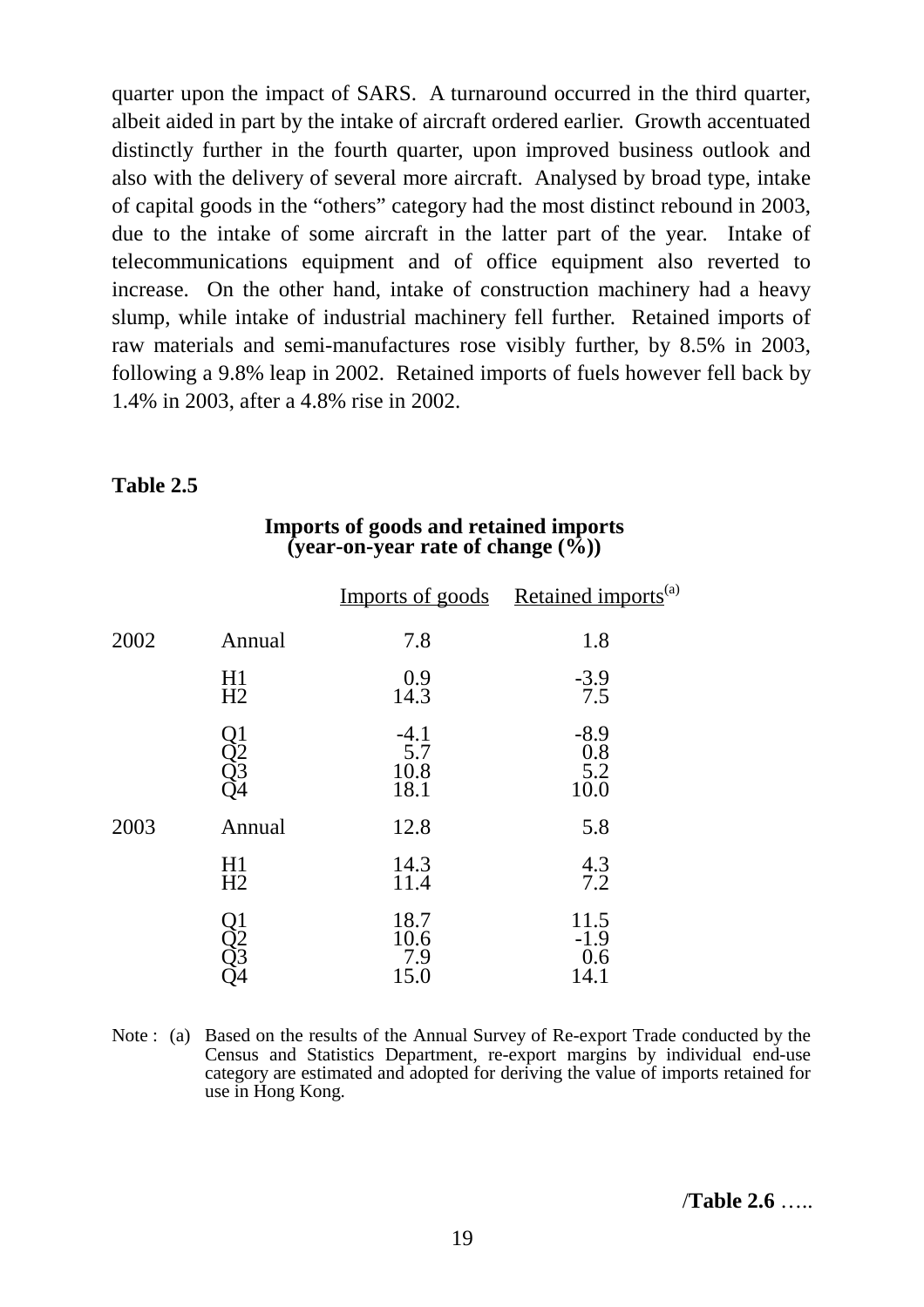quarter upon the impact of SARS. A turnaround occurred in the third quarter, albeit aided in part by the intake of aircraft ordered earlier. Growth accentuated distinctly further in the fourth quarter, upon improved business outlook and also with the delivery of several more aircraft. Analysed by broad type, intake of capital goods in the "others" category had the most distinct rebound in 2003, due to the intake of some aircraft in the latter part of the year. Intake of telecommunications equipment and of office equipment also reverted to increase. On the other hand, intake of construction machinery had a heavy slump, while intake of industrial machinery fell further. Retained imports of raw materials and semi-manufactures rose visibly further, by 8.5% in 2003, following a 9.8% leap in 2002. Retained imports of fuels however fell back by 1.4% in 2003, after a 4.8% rise in 2002.

**Table 2.5**

**Imports of goods and retained imports**
**(year-on-year rate of change (%))**

| | | Imports of goods | Retained imports[(a)] |
|---|---|---|---|
| 2002 | Annual | 7.8 | 1.8 |
| | H1 | 0.9 | -3.9 |
| | H2 | 14.3 | 7.5 |
| | Q1 | -4.1 | -8.9 |
| | Q2 | 5.7 | 0.8 |
| | Q3 | 10.8 | 5.2 |
| | Q4 | 18.1 | 10.0 |
| 2003 | Annual | 12.8 | 5.8 |
| | H1 | 14.3 | 4.3 |
| | H2 | 11.4 | 7.2 |
| | Q1 | 18.7 | 11.5 |
| | Q2 | 10.6 | -1.9 |
| | Q3 | 7.9 | 0.6 |
| | Q4 | 15.0 | 14.1 |

Note : (a) Based on the results of the Annual Survey of Re-export Trade conducted by the Census and Statistics Department, re-export margins by individual end-use category are estimated and adopted for deriving the value of imports retained for use in Hong Kong.

/**Table 2.6** …..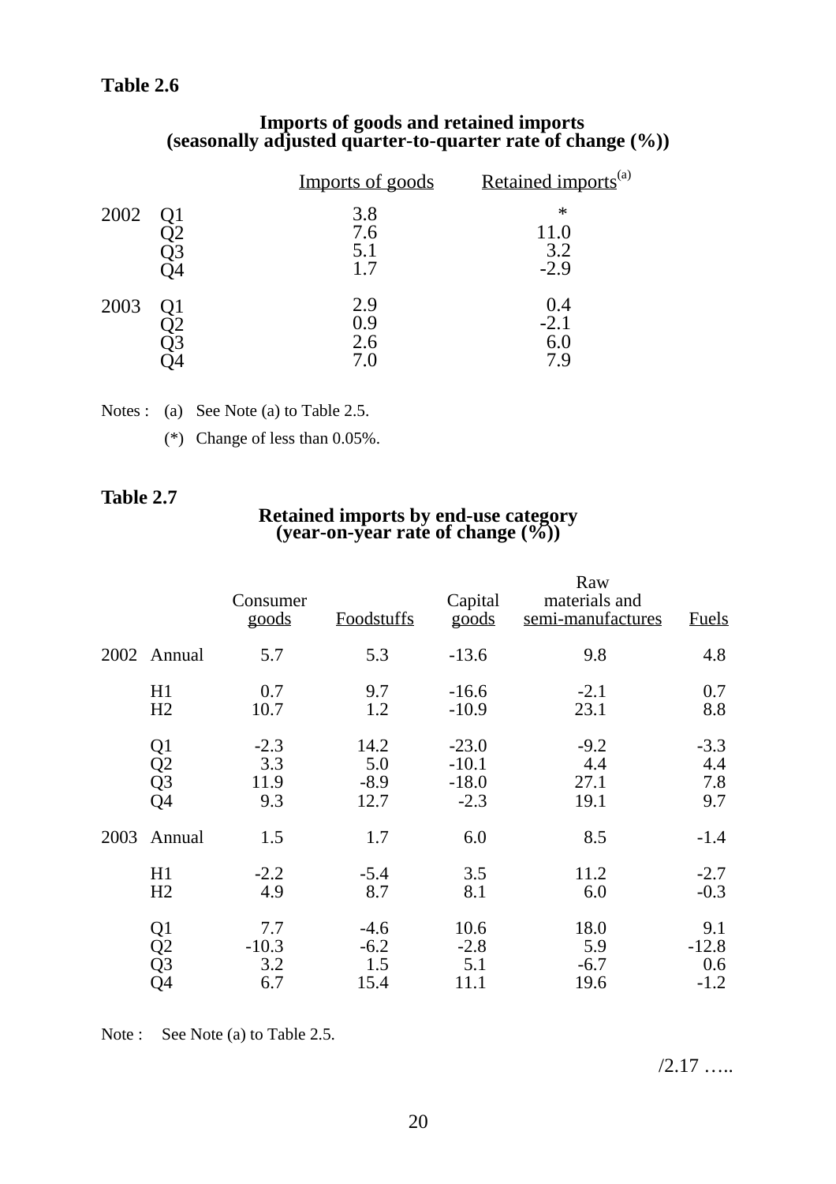**Table 2.6**

**Imports of goods and retained imports**
**(seasonally adjusted quarter-to-quarter rate of change (%))**

| | | Imports of goods | Retained imports[(a)] |
|---|---|---|---|
| 2002 | Q1 | 3.8 | * |
| | Q2 | 7.6 | 11.0 |
| | Q3 | 5.1 | 3.2 |
| | Q4 | 1.7 | -2.9 |
| 2003 | Q1 | 2.9 | 0.4 |
| | Q2 | 0.9 | -2.1 |
| | Q3 | 2.6 | 6.0 |
| | Q4 | 7.0 | 7.9 |

Notes : (a) See Note (a) to Table 2.5.

(*) Change of less than 0.05%.

**Table 2.7**

**Retained imports by end-use category**
**(year-on-year rate of change (%))**

| | | Consumer goods | Foodstuffs | Capital goods | Raw materials and semi-manufactures | Fuels |
|---|---|---|---|---|---|---|
| 2002 | Annual | 5.7 | 5.3 | -13.6 | 9.8 | 4.8 |
| | H1 | 0.7 | 9.7 | -16.6 | -2.1 | 0.7 |
| | H2 | 10.7 | 1.2 | -10.9 | 23.1 | 8.8 |
| | Q1 | -2.3 | 14.2 | -23.0 | -9.2 | -3.3 |
| | Q2 | 3.3 | 5.0 | -10.1 | 4.4 | 4.4 |
| | Q3 | 11.9 | -8.9 | -18.0 | 27.1 | 7.8 |
| | Q4 | 9.3 | 12.7 | -2.3 | 19.1 | 9.7 |
| 2003 | Annual | 1.5 | 1.7 | 6.0 | 8.5 | -1.4 |
| | H1 | -2.2 | -5.4 | 3.5 | 11.2 | -2.7 |
| | H2 | 4.9 | 8.7 | 8.1 | 6.0 | -0.3 |
| | Q1 | 7.7 | -4.6 | 10.6 | 18.0 | 9.1 |
| | Q2 | -10.3 | -6.2 | -2.8 | 5.9 | -12.8 |
| | Q3 | 3.2 | 1.5 | 5.1 | -6.7 | 0.6 |
| | Q4 | 6.7 | 15.4 | 11.1 | 19.6 | -1.2 |

Note : See Note (a) to Table 2.5.

/2.17 …..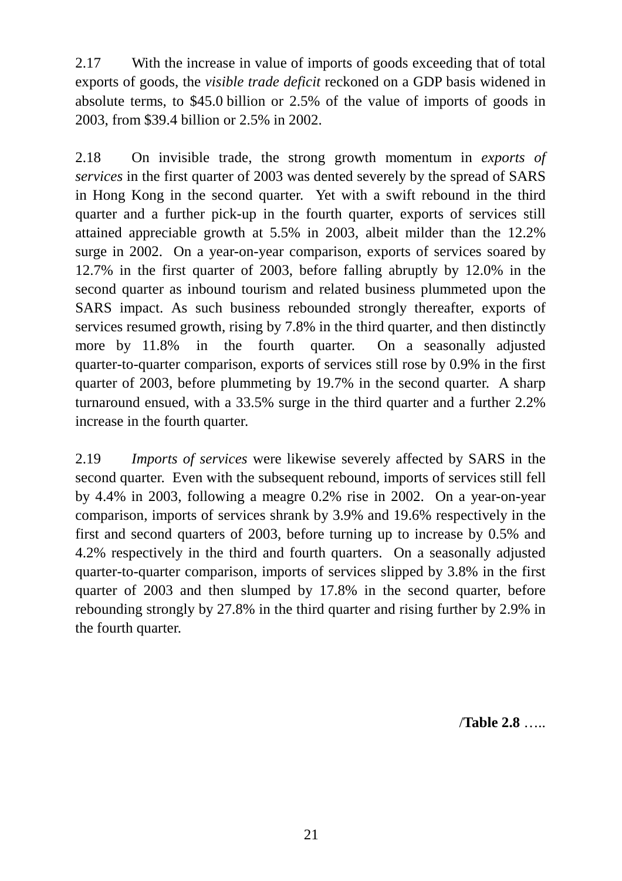2.17 With the increase in value of imports of goods exceeding that of total exports of goods, the *visible trade deficit* reckoned on a GDP basis widened in absolute terms, to $45.0 billion or 2.5% of the value of imports of goods in 2003, from $39.4 billion or 2.5% in 2002.

2.18 On invisible trade, the strong growth momentum in *exports of services* in the first quarter of 2003 was dented severely by the spread of SARS in Hong Kong in the second quarter. Yet with a swift rebound in the third quarter and a further pick-up in the fourth quarter, exports of services still attained appreciable growth at 5.5% in 2003, albeit milder than the 12.2% surge in 2002. On a year-on-year comparison, exports of services soared by 12.7% in the first quarter of 2003, before falling abruptly by 12.0% in the second quarter as inbound tourism and related business plummeted upon the SARS impact. As such business rebounded strongly thereafter, exports of services resumed growth, rising by 7.8% in the third quarter, and then distinctly more by 11.8% in the fourth quarter. On a seasonally adjusted quarter-to-quarter comparison, exports of services still rose by 0.9% in the first quarter of 2003, before plummeting by 19.7% in the second quarter. A sharp turnaround ensued, with a 33.5% surge in the third quarter and a further 2.2% increase in the fourth quarter.

2.19 *Imports of services* were likewise severely affected by SARS in the second quarter. Even with the subsequent rebound, imports of services still fell by 4.4% in 2003, following a meagre 0.2% rise in 2002. On a year-on-year comparison, imports of services shrank by 3.9% and 19.6% respectively in the first and second quarters of 2003, before turning up to increase by 0.5% and 4.2% respectively in the third and fourth quarters. On a seasonally adjusted quarter-to-quarter comparison, imports of services slipped by 3.8% in the first quarter of 2003 and then slumped by 17.8% in the second quarter, before rebounding strongly by 27.8% in the third quarter and rising further by 2.9% in the fourth quarter.

/**Table 2.8** …..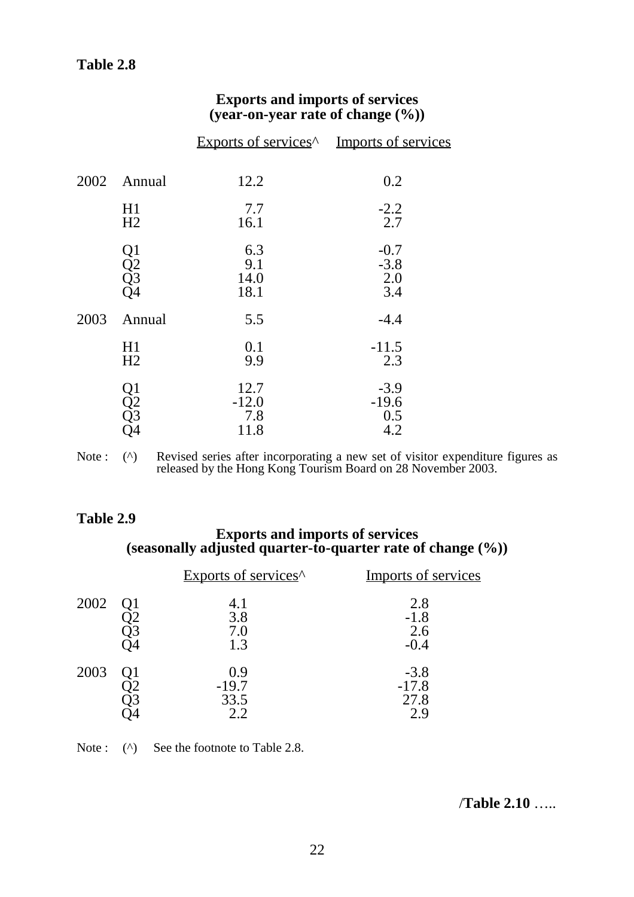**Table 2.8**

**Exports and imports of services**
**(year-on-year rate of change (%))**

| | | Exports of services^ | Imports of services |
|---|---|---|---|
| 2002 | Annual | 12.2 | 0.2 |
| | H1 | 7.7 | -2.2 |
| | H2 | 16.1 | 2.7 |
| | Q1 | 6.3 | -0.7 |
| | Q2 | 9.1 | -3.8 |
| | Q3 | 14.0 | 2.0 |
| | Q4 | 18.1 | 3.4 |
| 2003 | Annual | 5.5 | -4.4 |
| | H1 | 0.1 | -11.5 |
| | H2 | 9.9 | 2.3 |
| | Q1 | 12.7 | -3.9 |
| | Q2 | -12.0 | -19.6 |
| | Q3 | 7.8 | 0.5 |
| | Q4 | 11.8 | 4.2 |

Note : (^) Revised series after incorporating a new set of visitor expenditure figures as released by the Hong Kong Tourism Board on 28 November 2003.

**Table 2.9**

**Exports and imports of services**
**(seasonally adjusted quarter-to-quarter rate of change (%))**

| | | Exports of services^ | Imports of services |
|---|---|---|---|
| 2002 | Q1 | 4.1 | 2.8 |
| | Q2 | 3.8 | -1.8 |
| | Q3 | 7.0 | 2.6 |
| | Q4 | 1.3 | -0.4 |
| 2003 | Q1 | 0.9 | -3.8 |
| | Q2 | -19.7 | -17.8 |
| | Q3 | 33.5 | 27.8 |
| | Q4 | 2.2 | 2.9 |

Note : (^) See the footnote to Table 2.8.

/**Table 2.10** …..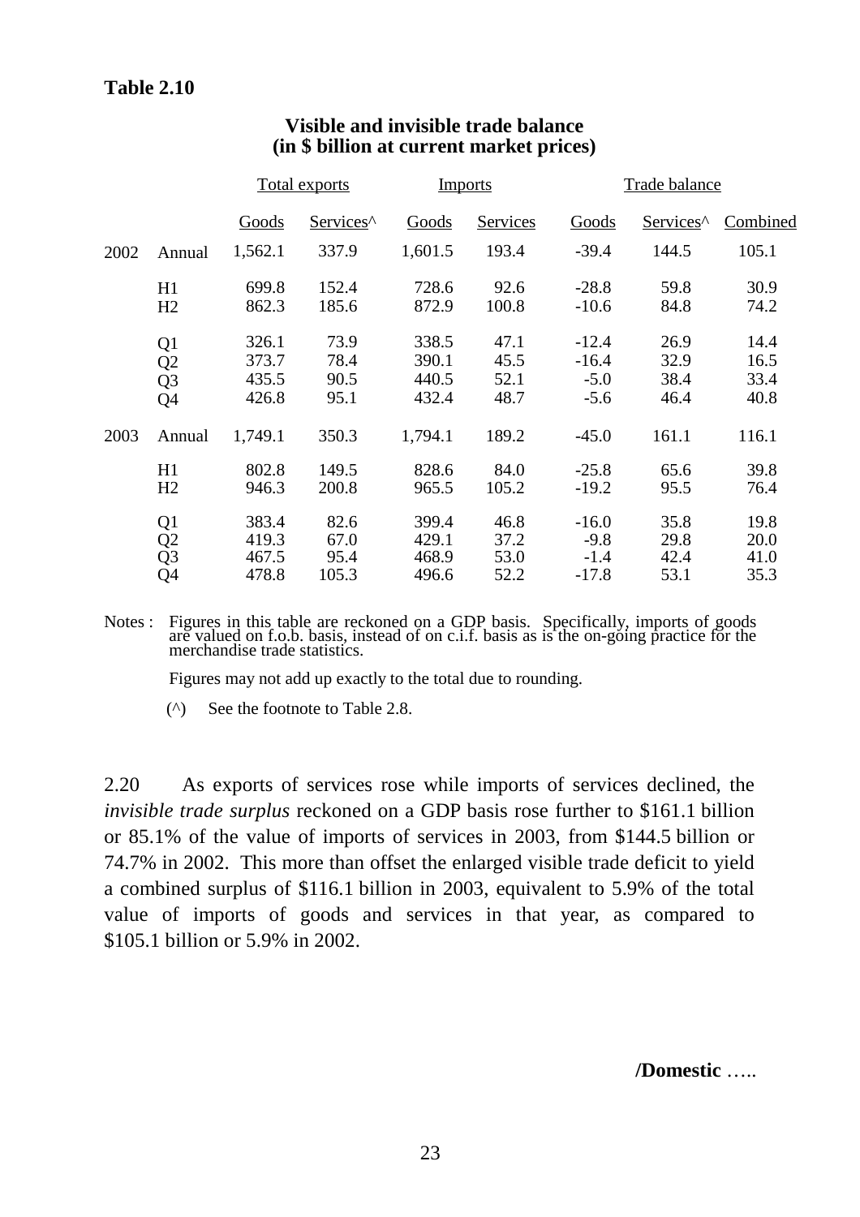**Table 2.10**

**Visible and invisible trade balance**
**(in $ billion at current market prices)**

| | | Total exports | | Imports | | Trade balance | | |
|---|---|---|---|---|---|---|---|---|
| | | Goods | Services^ | Goods | Services | Goods | Services^ | Combined |
| 2002 | Annual | 1,562.1 | 337.9 | 1,601.5 | 193.4 | -39.4 | 144.5 | 105.1 |
| | H1 | 699.8 | 152.4 | 728.6 | 92.6 | -28.8 | 59.8 | 30.9 |
| | H2 | 862.3 | 185.6 | 872.9 | 100.8 | -10.6 | 84.8 | 74.2 |
| | Q1 | 326.1 | 73.9 | 338.5 | 47.1 | -12.4 | 26.9 | 14.4 |
| | Q2 | 373.7 | 78.4 | 390.1 | 45.5 | -16.4 | 32.9 | 16.5 |
| | Q3 | 435.5 | 90.5 | 440.5 | 52.1 | -5.0 | 38.4 | 33.4 |
| | Q4 | 426.8 | 95.1 | 432.4 | 48.7 | -5.6 | 46.4 | 40.8 |
| 2003 | Annual | 1,749.1 | 350.3 | 1,794.1 | 189.2 | -45.0 | 161.1 | 116.1 |
| | H1 | 802.8 | 149.5 | 828.6 | 84.0 | -25.8 | 65.6 | 39.8 |
| | H2 | 946.3 | 200.8 | 965.5 | 105.2 | -19.2 | 95.5 | 76.4 |
| | Q1 | 383.4 | 82.6 | 399.4 | 46.8 | -16.0 | 35.8 | 19.8 |
| | Q2 | 419.3 | 67.0 | 429.1 | 37.2 | -9.8 | 29.8 | 20.0 |
| | Q3 | 467.5 | 95.4 | 468.9 | 53.0 | -1.4 | 42.4 | 41.0 |
| | Q4 | 478.8 | 105.3 | 496.6 | 52.2 | -17.8 | 53.1 | 35.3 |

Notes : Figures in this table are reckoned on a GDP basis. Specifically, imports of goods are valued on f.o.b. basis, instead of on c.i.f. basis as is the on-going practice for the merchandise trade statistics.

Figures may not add up exactly to the total due to rounding.

(^) See the footnote to Table 2.8.

2.20 As exports of services rose while imports of services declined, the *invisible trade surplus* reckoned on a GDP basis rose further to $161.1 billion or 85.1% of the value of imports of services in 2003, from $144.5 billion or 74.7% in 2002. This more than offset the enlarged visible trade deficit to yield a combined surplus of $116.1 billion in 2003, equivalent to 5.9% of the total value of imports of goods and services in that year, as compared to $105.1 billion or 5.9% in 2002.

**/Domestic** …..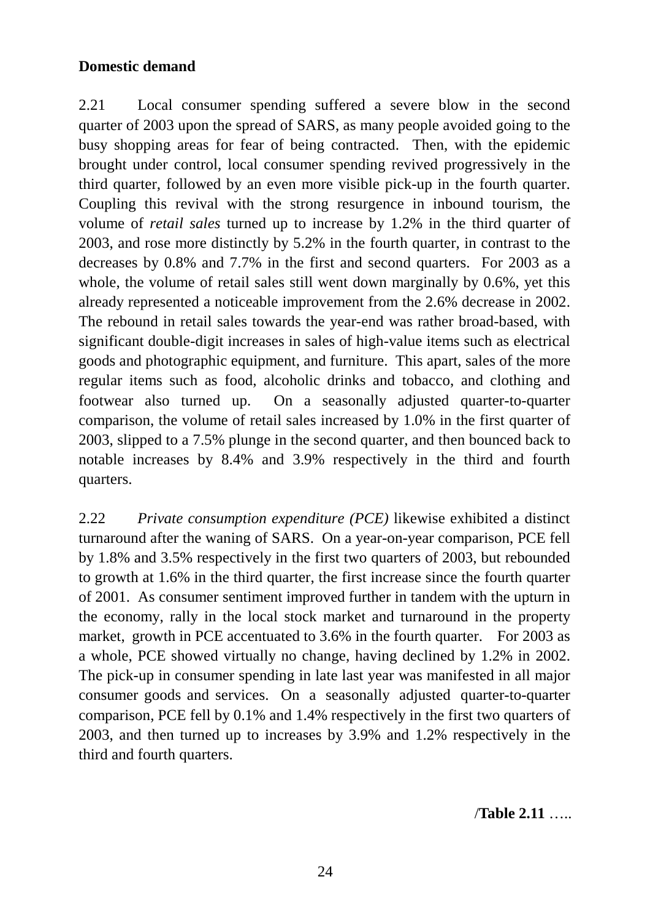**Domestic demand**

2.21 Local consumer spending suffered a severe blow in the second quarter of 2003 upon the spread of SARS, as many people avoided going to the busy shopping areas for fear of being contracted. Then, with the epidemic brought under control, local consumer spending revived progressively in the third quarter, followed by an even more visible pick-up in the fourth quarter. Coupling this revival with the strong resurgence in inbound tourism, the volume of *retail sales* turned up to increase by 1.2% in the third quarter of 2003, and rose more distinctly by 5.2% in the fourth quarter, in contrast to the decreases by 0.8% and 7.7% in the first and second quarters. For 2003 as a whole, the volume of retail sales still went down marginally by 0.6%, yet this already represented a noticeable improvement from the 2.6% decrease in 2002. The rebound in retail sales towards the year-end was rather broad-based, with significant double-digit increases in sales of high-value items such as electrical goods and photographic equipment, and furniture. This apart, sales of the more regular items such as food, alcoholic drinks and tobacco, and clothing and footwear also turned up. On a seasonally adjusted quarter-to-quarter comparison, the volume of retail sales increased by 1.0% in the first quarter of 2003, slipped to a 7.5% plunge in the second quarter, and then bounced back to notable increases by 8.4% and 3.9% respectively in the third and fourth quarters.

2.22 *Private consumption expenditure (PCE)* likewise exhibited a distinct turnaround after the waning of SARS. On a year-on-year comparison, PCE fell by 1.8% and 3.5% respectively in the first two quarters of 2003, but rebounded to growth at 1.6% in the third quarter, the first increase since the fourth quarter of 2001. As consumer sentiment improved further in tandem with the upturn in the economy, rally in the local stock market and turnaround in the property market, growth in PCE accentuated to 3.6% in the fourth quarter. For 2003 as a whole, PCE showed virtually no change, having declined by 1.2% in 2002. The pick-up in consumer spending in late last year was manifested in all major consumer goods and services. On a seasonally adjusted quarter-to-quarter comparison, PCE fell by 0.1% and 1.4% respectively in the first two quarters of 2003, and then turned up to increases by 3.9% and 1.2% respectively in the third and fourth quarters.

/**Table 2.11** …..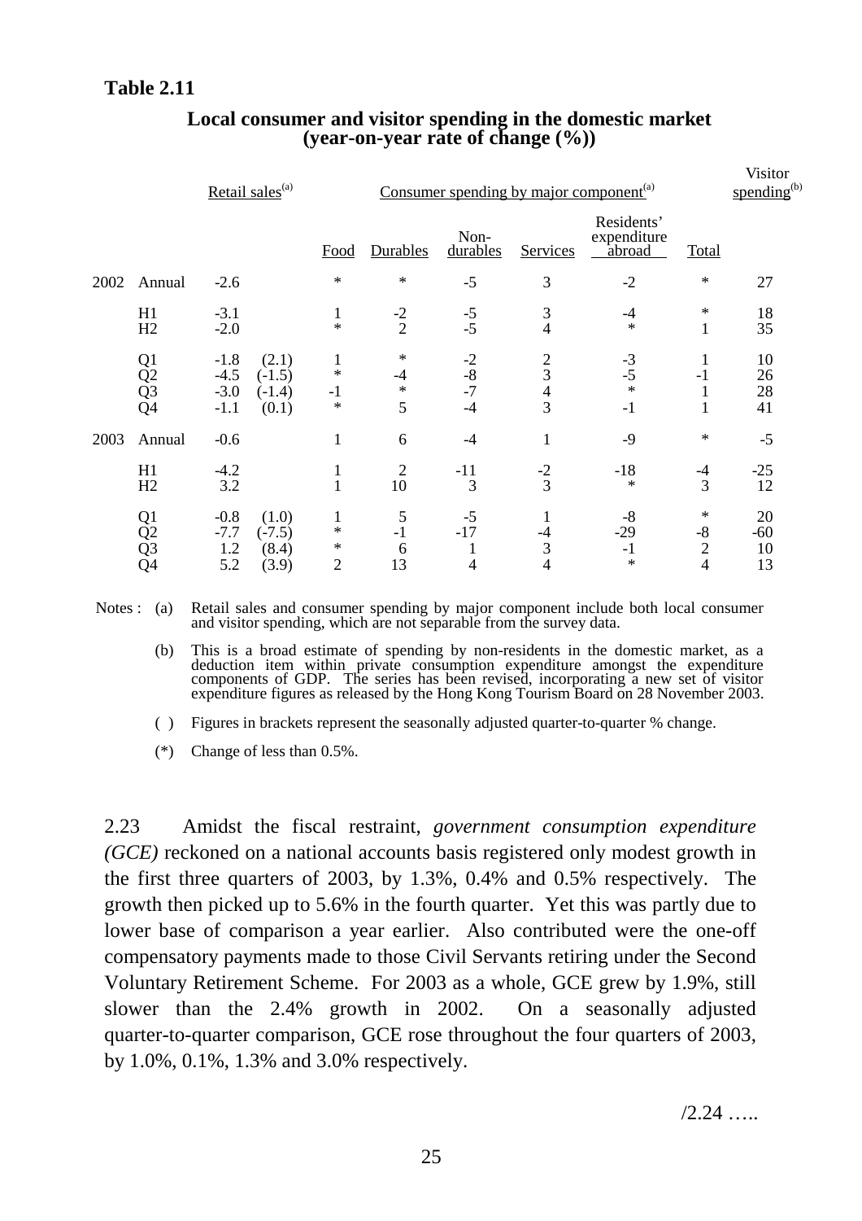**Table 2.11**

**Local consumer and visitor spending in the domestic market (year-on-year rate of change (%))**

| | | Retail sales[(a)] | | Consumer spending by major component[(a)] | | | | | | Visitor spending[(b)] |
|---|---|---|---|---|---|---|---|---|---|---|
| | | | | Food | Durables | Non-durables | Services | Residents' expenditure abroad | Total | |
| 2002 | Annual | -2.6 | | * | * | -5 | 3 | -2 | * | 27 |
| | H1 | -3.1 | | 1 | -2 | -5 | 3 | -4 | * | 18 |
| | H2 | -2.0 | | * | 2 | -5 | 4 | * | 1 | 35 |
| | Q1 | -1.8 | (2.1) | 1 | * | -2 | 2 | -3 | 1 | 10 |
| | Q2 | -4.5 | (-1.5) | * | -4 | -8 | 3 | -5 | -1 | 26 |
| | Q3 | -3.0 | (-1.4) | -1 | * | -7 | 4 | * | 1 | 28 |
| | Q4 | -1.1 | (0.1) | * | 5 | -4 | 3 | -1 | 1 | 41 |
| 2003 | Annual | -0.6 | | 1 | 6 | -4 | 1 | -9 | * | -5 |
| | H1 | -4.2 | | 1 | 2 | -11 | -2 | -18 | -4 | -25 |
| | H2 | 3.2 | | 1 | 10 | 3 | 3 | * | 3 | 12 |
| | Q1 | -0.8 | (1.0) | 1 | 5 | -5 | 1 | -8 | * | 20 |
| | Q2 | -7.7 | (-7.5) | * | -1 | -17 | -4 | -29 | -8 | -60 |
| | Q3 | 1.2 | (8.4) | * | 6 | 1 | 3 | -1 | 2 | 10 |
| | Q4 | 5.2 | (3.9) | 2 | 13 | 4 | 4 | * | 4 | 13 |

Notes : (a) Retail sales and consumer spending by major component include both local consumer and visitor spending, which are not separable from the survey data.

(b) This is a broad estimate of spending by non-residents in the domestic market, as a deduction item within private consumption expenditure amongst the expenditure components of GDP. The series has been revised, incorporating a new set of visitor expenditure figures as released by the Hong Kong Tourism Board on 28 November 2003.

( ) Figures in brackets represent the seasonally adjusted quarter-to-quarter % change.

(*) Change of less than 0.5%.

2.23 Amidst the fiscal restraint, *government consumption expenditure (GCE)* reckoned on a national accounts basis registered only modest growth in the first three quarters of 2003, by 1.3%, 0.4% and 0.5% respectively. The growth then picked up to 5.6% in the fourth quarter. Yet this was partly due to lower base of comparison a year earlier. Also contributed were the one-off compensatory payments made to those Civil Servants retiring under the Second Voluntary Retirement Scheme. For 2003 as a whole, GCE grew by 1.9%, still slower than the 2.4% growth in 2002. On a seasonally adjusted quarter-to-quarter comparison, GCE rose throughout the four quarters of 2003, by 1.0%, 0.1%, 1.3% and 3.0% respectively.

/2.24 …..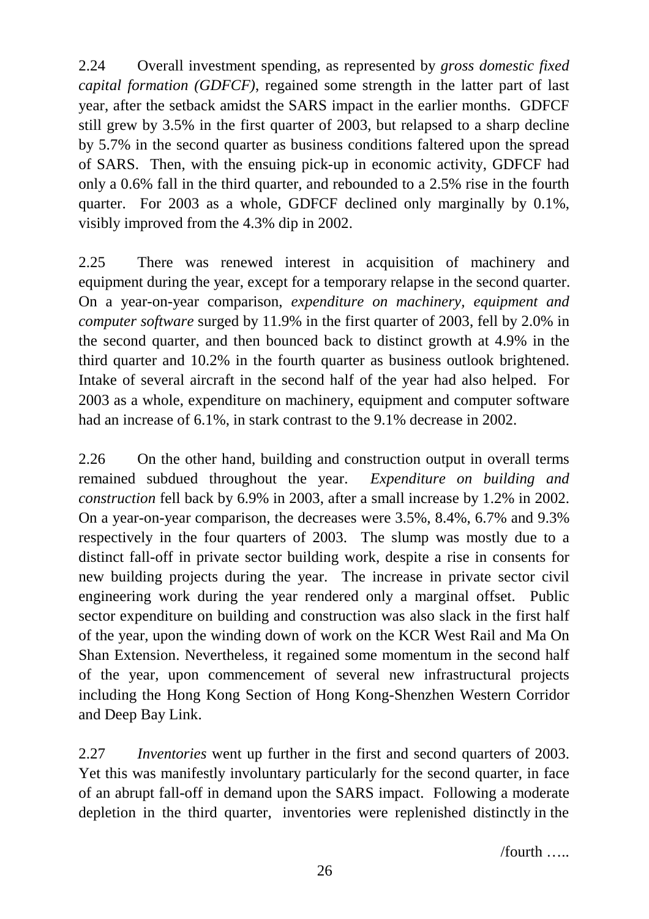2.24 Overall investment spending, as represented by *gross domestic fixed capital formation (GDFCF)*, regained some strength in the latter part of last year, after the setback amidst the SARS impact in the earlier months. GDFCF still grew by 3.5% in the first quarter of 2003, but relapsed to a sharp decline by 5.7% in the second quarter as business conditions faltered upon the spread of SARS. Then, with the ensuing pick-up in economic activity, GDFCF had only a 0.6% fall in the third quarter, and rebounded to a 2.5% rise in the fourth quarter. For 2003 as a whole, GDFCF declined only marginally by 0.1%, visibly improved from the 4.3% dip in 2002.

2.25 There was renewed interest in acquisition of machinery and equipment during the year, except for a temporary relapse in the second quarter. On a year-on-year comparison, *expenditure on machinery, equipment and computer software* surged by 11.9% in the first quarter of 2003, fell by 2.0% in the second quarter, and then bounced back to distinct growth at 4.9% in the third quarter and 10.2% in the fourth quarter as business outlook brightened. Intake of several aircraft in the second half of the year had also helped. For 2003 as a whole, expenditure on machinery, equipment and computer software had an increase of 6.1%, in stark contrast to the 9.1% decrease in 2002.

2.26 On the other hand, building and construction output in overall terms remained subdued throughout the year. *Expenditure on building and construction* fell back by 6.9% in 2003, after a small increase by 1.2% in 2002. On a year-on-year comparison, the decreases were 3.5%, 8.4%, 6.7% and 9.3% respectively in the four quarters of 2003. The slump was mostly due to a distinct fall-off in private sector building work, despite a rise in consents for new building projects during the year. The increase in private sector civil engineering work during the year rendered only a marginal offset. Public sector expenditure on building and construction was also slack in the first half of the year, upon the winding down of work on the KCR West Rail and Ma On Shan Extension. Nevertheless, it regained some momentum in the second half of the year, upon commencement of several new infrastructural projects including the Hong Kong Section of Hong Kong-Shenzhen Western Corridor and Deep Bay Link.

2.27 *Inventories* went up further in the first and second quarters of 2003. Yet this was manifestly involuntary particularly for the second quarter, in face of an abrupt fall-off in demand upon the SARS impact. Following a moderate depletion in the third quarter, inventories were replenished distinctly in the

/fourth …..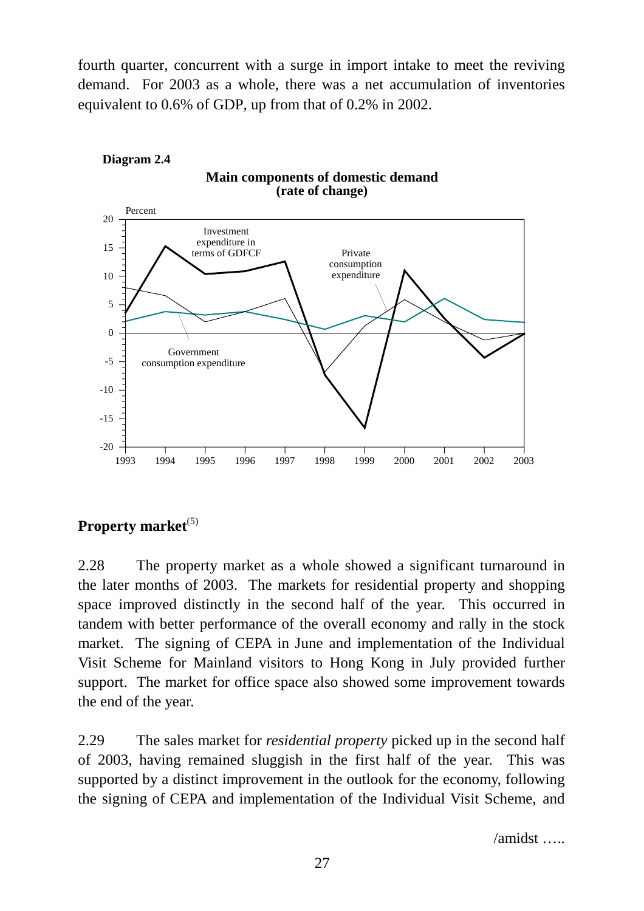fourth quarter, concurrent with a surge in import intake to meet the reviving demand. For 2003 as a whole, there was a net accumulation of inventories equivalent to 0.6% of GDP, up from that of 0.2% in 2002.

**Diagram 2.4**

**Main components of domestic demand (rate of change)**

## Property market(5)

2.28 The property market as a whole showed a significant turnaround in the later months of 2003. The markets for residential property and shopping space improved distinctly in the second half of the year. This occurred in tandem with better performance of the overall economy and rally in the stock market. The signing of CEPA in June and implementation of the Individual Visit Scheme for Mainland visitors to Hong Kong in July provided further support. The market for office space also showed some improvement towards the end of the year.

2.29 The sales market for *residential property* picked up in the second half of 2003, having remained sluggish in the first half of the year. This was supported by a distinct improvement in the outlook for the economy, following the signing of CEPA and implementation of the Individual Visit Scheme, and

/amidst …..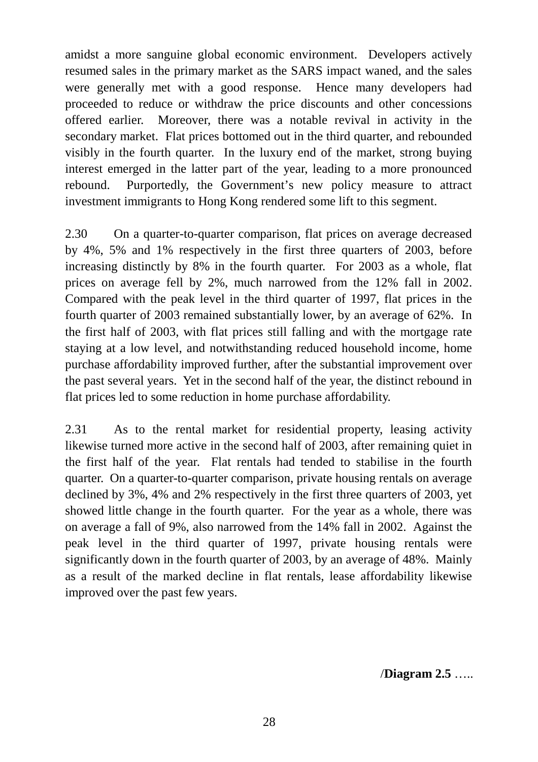amidst a more sanguine global economic environment. Developers actively resumed sales in the primary market as the SARS impact waned, and the sales were generally met with a good response. Hence many developers had proceeded to reduce or withdraw the price discounts and other concessions offered earlier. Moreover, there was a notable revival in activity in the secondary market. Flat prices bottomed out in the third quarter, and rebounded visibly in the fourth quarter. In the luxury end of the market, strong buying interest emerged in the latter part of the year, leading to a more pronounced rebound. Purportedly, the Government's new policy measure to attract investment immigrants to Hong Kong rendered some lift to this segment.

2.30 On a quarter-to-quarter comparison, flat prices on average decreased by 4%, 5% and 1% respectively in the first three quarters of 2003, before increasing distinctly by 8% in the fourth quarter. For 2003 as a whole, flat prices on average fell by 2%, much narrowed from the 12% fall in 2002. Compared with the peak level in the third quarter of 1997, flat prices in the fourth quarter of 2003 remained substantially lower, by an average of 62%. In the first half of 2003, with flat prices still falling and with the mortgage rate staying at a low level, and notwithstanding reduced household income, home purchase affordability improved further, after the substantial improvement over the past several years. Yet in the second half of the year, the distinct rebound in flat prices led to some reduction in home purchase affordability.

2.31 As to the rental market for residential property, leasing activity likewise turned more active in the second half of 2003, after remaining quiet in the first half of the year. Flat rentals had tended to stabilise in the fourth quarter. On a quarter-to-quarter comparison, private housing rentals on average declined by 3%, 4% and 2% respectively in the first three quarters of 2003, yet showed little change in the fourth quarter. For the year as a whole, there was on average a fall of 9%, also narrowed from the 14% fall in 2002. Against the peak level in the third quarter of 1997, private housing rentals were significantly down in the fourth quarter of 2003, by an average of 48%. Mainly as a result of the marked decline in flat rentals, lease affordability likewise improved over the past few years.

/**Diagram 2.5** …..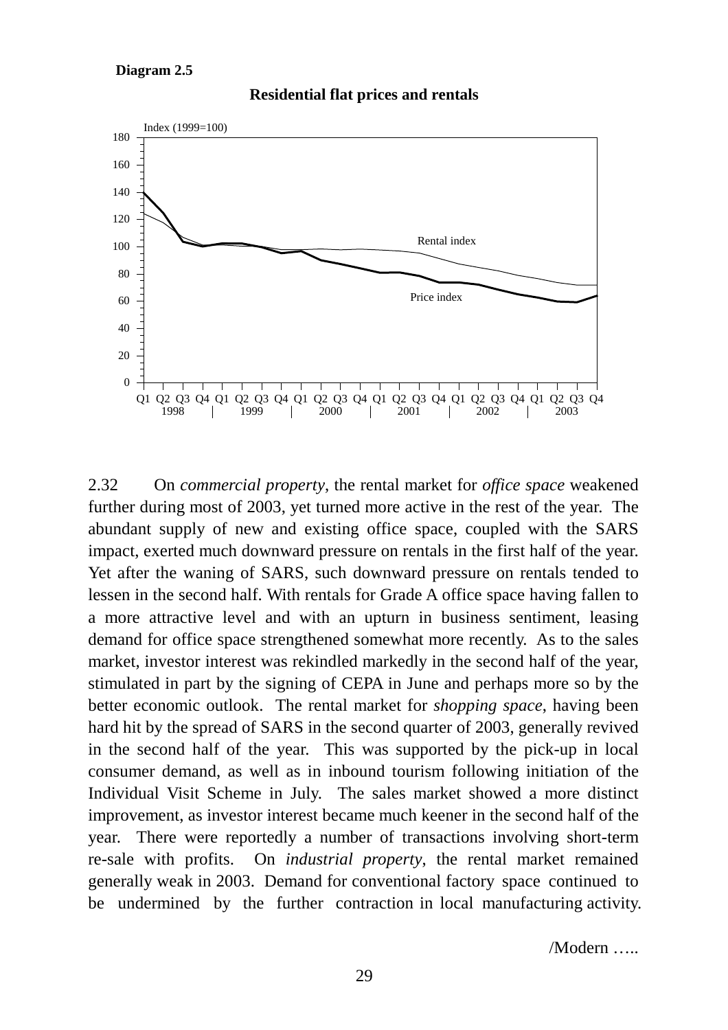**Diagram 2.5**

**Residential flat prices and rentals**

2.32 On *commercial property*, the rental market for *office space* weakened further during most of 2003, yet turned more active in the rest of the year. The abundant supply of new and existing office space, coupled with the SARS impact, exerted much downward pressure on rentals in the first half of the year. Yet after the waning of SARS, such downward pressure on rentals tended to lessen in the second half. With rentals for Grade A office space having fallen to a more attractive level and with an upturn in business sentiment, leasing demand for office space strengthened somewhat more recently. As to the sales market, investor interest was rekindled markedly in the second half of the year, stimulated in part by the signing of CEPA in June and perhaps more so by the better economic outlook. The rental market for *shopping space*, having been hard hit by the spread of SARS in the second quarter of 2003, generally revived in the second half of the year. This was supported by the pick-up in local consumer demand, as well as in inbound tourism following initiation of the Individual Visit Scheme in July. The sales market showed a more distinct improvement, as investor interest became much keener in the second half of the year. There were reportedly a number of transactions involving short-term re-sale with profits. On *industrial property*, the rental market remained generally weak in 2003. Demand for conventional factory space continued to be undermined by the further contraction in local manufacturing activity.

/Modern …..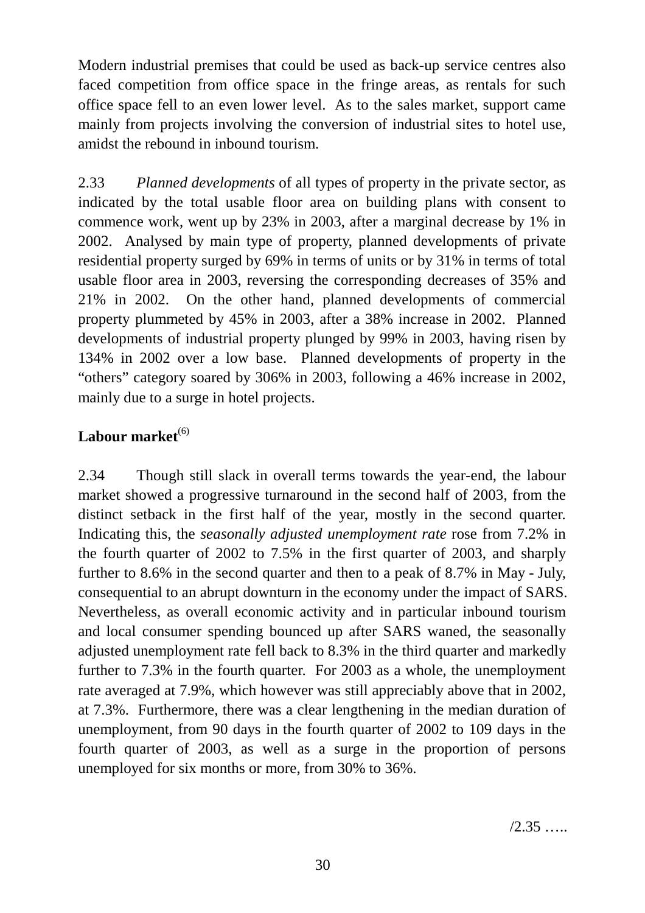Modern industrial premises that could be used as back-up service centres also faced competition from office space in the fringe areas, as rentals for such office space fell to an even lower level. As to the sales market, support came mainly from projects involving the conversion of industrial sites to hotel use, amidst the rebound in inbound tourism.

2.33 *Planned developments* of all types of property in the private sector, as indicated by the total usable floor area on building plans with consent to commence work, went up by 23% in 2003, after a marginal decrease by 1% in 2002. Analysed by main type of property, planned developments of private residential property surged by 69% in terms of units or by 31% in terms of total usable floor area in 2003, reversing the corresponding decreases of 35% and 21% in 2002. On the other hand, planned developments of commercial property plummeted by 45% in 2003, after a 38% increase in 2002. Planned developments of industrial property plunged by 99% in 2003, having risen by 134% in 2002 over a low base. Planned developments of property in the "others" category soared by 306% in 2003, following a 46% increase in 2002, mainly due to a surge in hotel projects.

**Labour market**[6]

2.34 Though still slack in overall terms towards the year-end, the labour market showed a progressive turnaround in the second half of 2003, from the distinct setback in the first half of the year, mostly in the second quarter. Indicating this, the *seasonally adjusted unemployment rate* rose from 7.2% in the fourth quarter of 2002 to 7.5% in the first quarter of 2003, and sharply further to 8.6% in the second quarter and then to a peak of 8.7% in May - July, consequential to an abrupt downturn in the economy under the impact of SARS. Nevertheless, as overall economic activity and in particular inbound tourism and local consumer spending bounced up after SARS waned, the seasonally adjusted unemployment rate fell back to 8.3% in the third quarter and markedly further to 7.3% in the fourth quarter. For 2003 as a whole, the unemployment rate averaged at 7.9%, which however was still appreciably above that in 2002, at 7.3%. Furthermore, there was a clear lengthening in the median duration of unemployment, from 90 days in the fourth quarter of 2002 to 109 days in the fourth quarter of 2003, as well as a surge in the proportion of persons unemployed for six months or more, from 30% to 36%.

/2.35 …..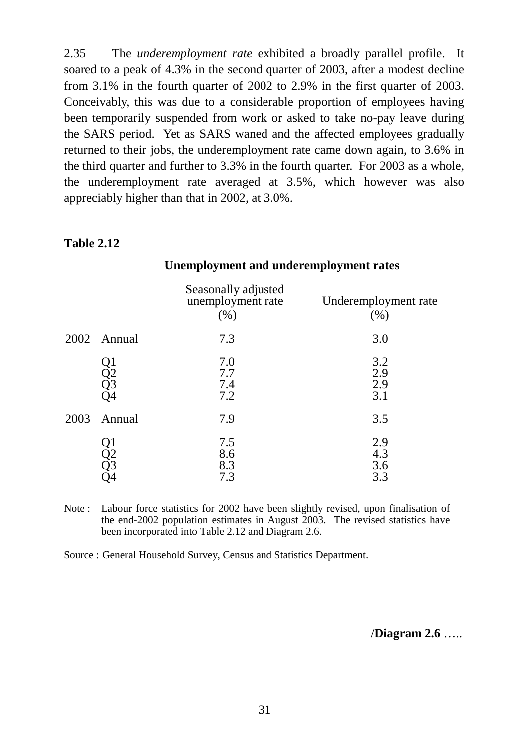2.35 The *underemployment rate* exhibited a broadly parallel profile. It soared to a peak of 4.3% in the second quarter of 2003, after a modest decline from 3.1% in the fourth quarter of 2002 to 2.9% in the first quarter of 2003. Conceivably, this was due to a considerable proportion of employees having been temporarily suspended from work or asked to take no-pay leave during the SARS period. Yet as SARS waned and the affected employees gradually returned to their jobs, the underemployment rate came down again, to 3.6% in the third quarter and further to 3.3% in the fourth quarter. For 2003 as a whole, the underemployment rate averaged at 3.5%, which however was also appreciably higher than that in 2002, at 3.0%.

**Table 2.12**

**Unemployment and underemployment rates**

| | | Seasonally adjusted unemployment rate (%) | Underemployment rate (%) |
|---|---|---|---|
| 2002 | Annual | 7.3 | 3.0 |
| | Q1 | 7.0 | 3.2 |
| | Q2 | 7.7 | 2.9 |
| | Q3 | 7.4 | 2.9 |
| | Q4 | 7.2 | 3.1 |
| 2003 | Annual | 7.9 | 3.5 |
| | Q1 | 7.5 | 2.9 |
| | Q2 | 8.6 | 4.3 |
| | Q3 | 8.3 | 3.6 |
| | Q4 | 7.3 | 3.3 |

Note : Labour force statistics for 2002 have been slightly revised, upon finalisation of the end-2002 population estimates in August 2003. The revised statistics have been incorporated into Table 2.12 and Diagram 2.6.

Source : General Household Survey, Census and Statistics Department.

/**Diagram 2.6** …..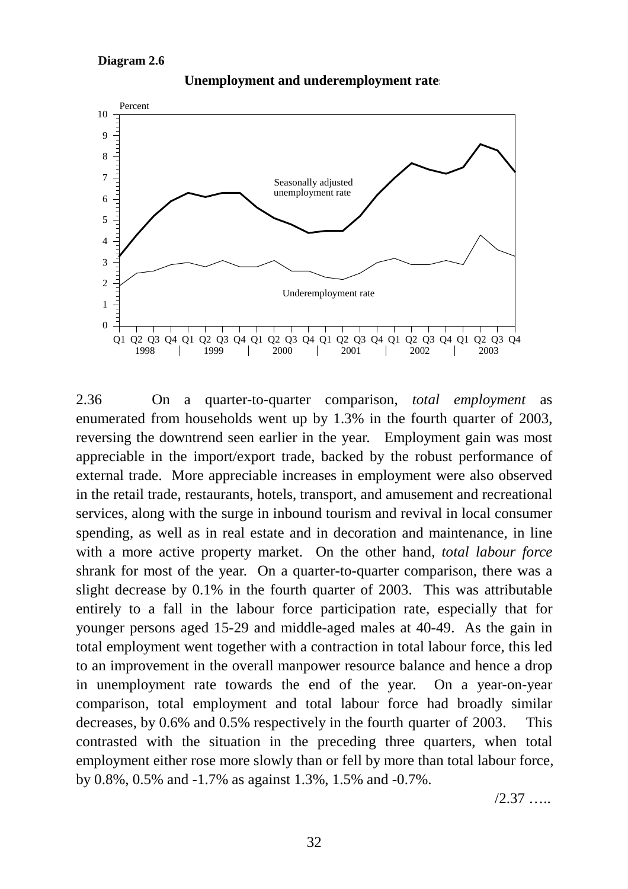**Diagram 2.6**

**Unemployment and underemployment rates**

2.36 On a quarter-to-quarter comparison, *total employment* as enumerated from households went up by 1.3% in the fourth quarter of 2003, reversing the downtrend seen earlier in the year. Employment gain was most appreciable in the import/export trade, backed by the robust performance of external trade. More appreciable increases in employment were also observed in the retail trade, restaurants, hotels, transport, and amusement and recreational services, along with the surge in inbound tourism and revival in local consumer spending, as well as in real estate and in decoration and maintenance, in line with a more active property market. On the other hand, *total labour force* shrank for most of the year. On a quarter-to-quarter comparison, there was a slight decrease by 0.1% in the fourth quarter of 2003. This was attributable entirely to a fall in the labour force participation rate, especially that for younger persons aged 15-29 and middle-aged males at 40-49. As the gain in total employment went together with a contraction in total labour force, this led to an improvement in the overall manpower resource balance and hence a drop in unemployment rate towards the end of the year. On a year-on-year comparison, total employment and total labour force had broadly similar decreases, by 0.6% and 0.5% respectively in the fourth quarter of 2003. This contrasted with the situation in the preceding three quarters, when total employment either rose more slowly than or fell by more than total labour force, by 0.8%, 0.5% and -1.7% as against 1.3%, 1.5% and -0.7%.

/2.37 …..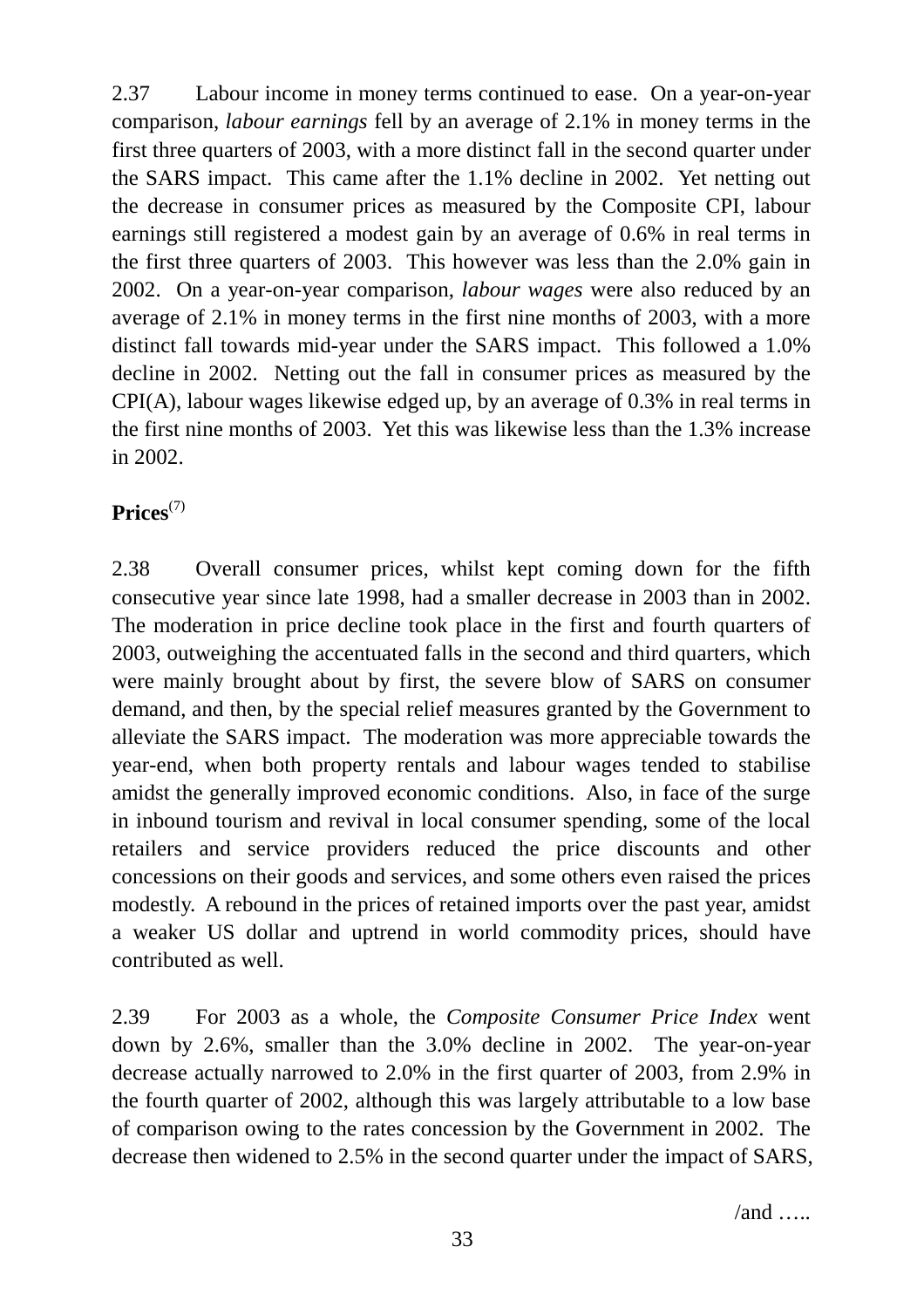2.37 Labour income in money terms continued to ease. On a year-on-year comparison, *labour earnings* fell by an average of 2.1% in money terms in the first three quarters of 2003, with a more distinct fall in the second quarter under the SARS impact. This came after the 1.1% decline in 2002. Yet netting out the decrease in consumer prices as measured by the Composite CPI, labour earnings still registered a modest gain by an average of 0.6% in real terms in the first three quarters of 2003. This however was less than the 2.0% gain in 2002. On a year-on-year comparison, *labour wages* were also reduced by an average of 2.1% in money terms in the first nine months of 2003, with a more distinct fall towards mid-year under the SARS impact. This followed a 1.0% decline in 2002. Netting out the fall in consumer prices as measured by the CPI(A), labour wages likewise edged up, by an average of 0.3% in real terms in the first nine months of 2003. Yet this was likewise less than the 1.3% increase in 2002.

**Prices**(7)

2.38 Overall consumer prices, whilst kept coming down for the fifth consecutive year since late 1998, had a smaller decrease in 2003 than in 2002. The moderation in price decline took place in the first and fourth quarters of 2003, outweighing the accentuated falls in the second and third quarters, which were mainly brought about by first, the severe blow of SARS on consumer demand, and then, by the special relief measures granted by the Government to alleviate the SARS impact. The moderation was more appreciable towards the year-end, when both property rentals and labour wages tended to stabilise amidst the generally improved economic conditions. Also, in face of the surge in inbound tourism and revival in local consumer spending, some of the local retailers and service providers reduced the price discounts and other concessions on their goods and services, and some others even raised the prices modestly. A rebound in the prices of retained imports over the past year, amidst a weaker US dollar and uptrend in world commodity prices, should have contributed as well.

2.39 For 2003 as a whole, the *Composite Consumer Price Index* went down by 2.6%, smaller than the 3.0% decline in 2002. The year-on-year decrease actually narrowed to 2.0% in the first quarter of 2003, from 2.9% in the fourth quarter of 2002, although this was largely attributable to a low base of comparison owing to the rates concession by the Government in 2002. The decrease then widened to 2.5% in the second quarter under the impact of SARS,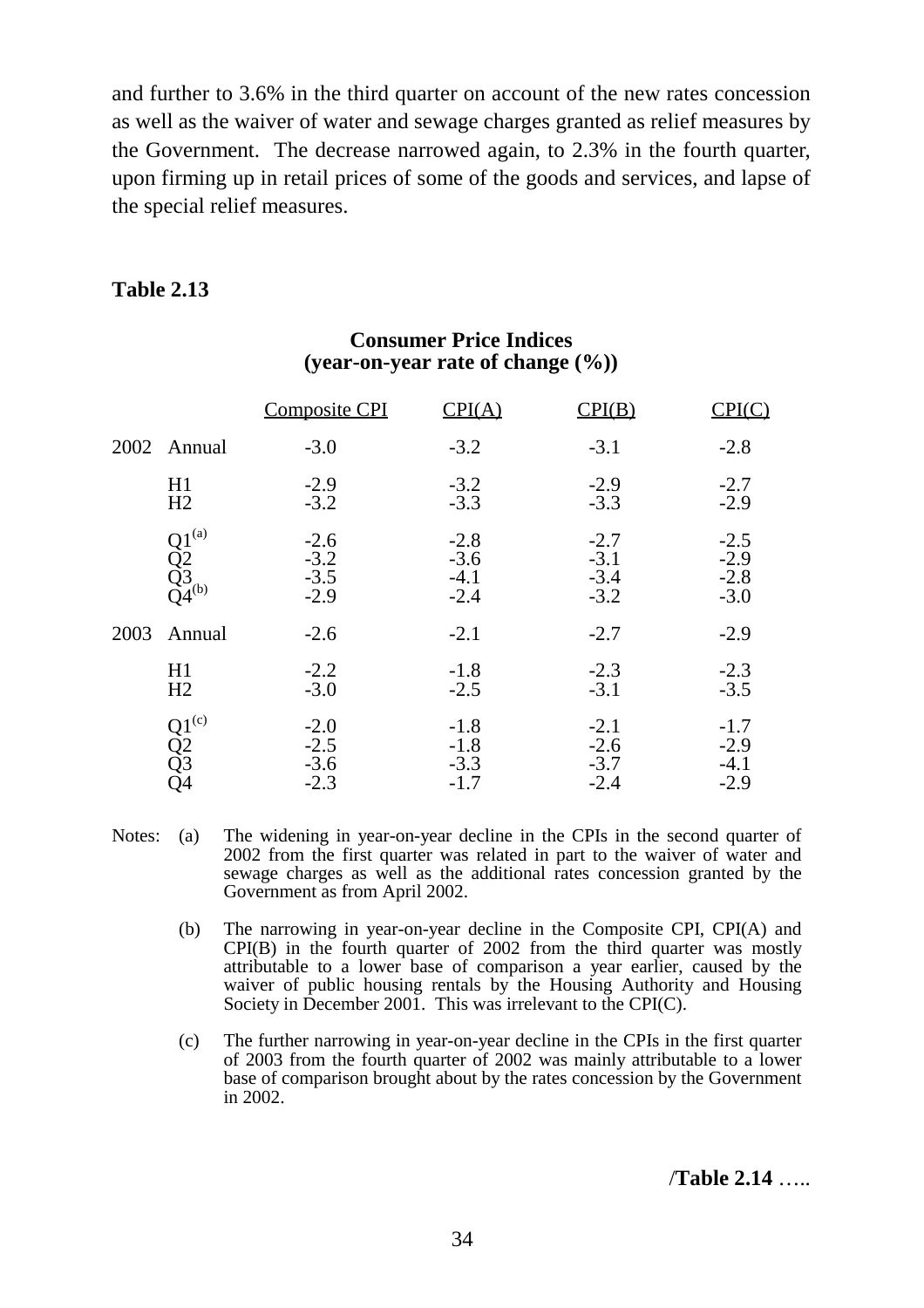and further to 3.6% in the third quarter on account of the new rates concession as well as the waiver of water and sewage charges granted as relief measures by the Government. The decrease narrowed again, to 2.3% in the fourth quarter, upon firming up in retail prices of some of the goods and services, and lapse of the special relief measures.

**Table 2.13**

**Consumer Price Indices**
**(year-on-year rate of change (%))**

| | | Composite CPI | CPI(A) | CPI(B) | CPI(C) |
|---|---|---|---|---|---|
| 2002 | Annual | -3.0 | -3.2 | -3.1 | -2.8 |
| | H1 | -2.9 | -3.2 | -2.9 | -2.7 |
| | H2 | -3.2 | -3.3 | -3.3 | -2.9 |
| | Q1[(a)] | -2.6 | -2.8 | -2.7 | -2.5 |
| | Q2 | -3.2 | -3.6 | -3.1 | -2.9 |
| | Q3 | -3.5 | -4.1 | -3.4 | -2.8 |
| | Q4[(b)] | -2.9 | -2.4 | -3.2 | -3.0 |
| 2003 | Annual | -2.6 | -2.1 | -2.7 | -2.9 |
| | H1 | -2.2 | -1.8 | -2.3 | -2.3 |
| | H2 | -3.0 | -2.5 | -3.1 | -3.5 |
| | Q1[(c)] | -2.0 | -1.8 | -2.1 | -1.7 |
| | Q2 | -2.5 | -1.8 | -2.6 | -2.9 |
| | Q3 | -3.6 | -3.3 | -3.7 | -4.1 |
| | Q4 | -2.3 | -1.7 | -2.4 | -2.9 |

Notes: (a) The widening in year-on-year decline in the CPIs in the second quarter of 2002 from the first quarter was related in part to the waiver of water and sewage charges as well as the additional rates concession granted by the Government as from April 2002.

(b) The narrowing in year-on-year decline in the Composite CPI, CPI(A) and CPI(B) in the fourth quarter of 2002 from the third quarter was mostly attributable to a lower base of comparison a year earlier, caused by the waiver of public housing rentals by the Housing Authority and Housing Society in December 2001. This was irrelevant to the CPI(C).

(c) The further narrowing in year-on-year decline in the CPIs in the first quarter of 2003 from the fourth quarter of 2002 was mainly attributable to a lower base of comparison brought about by the rates concession by the Government in 2002.

/**Table 2.14** …..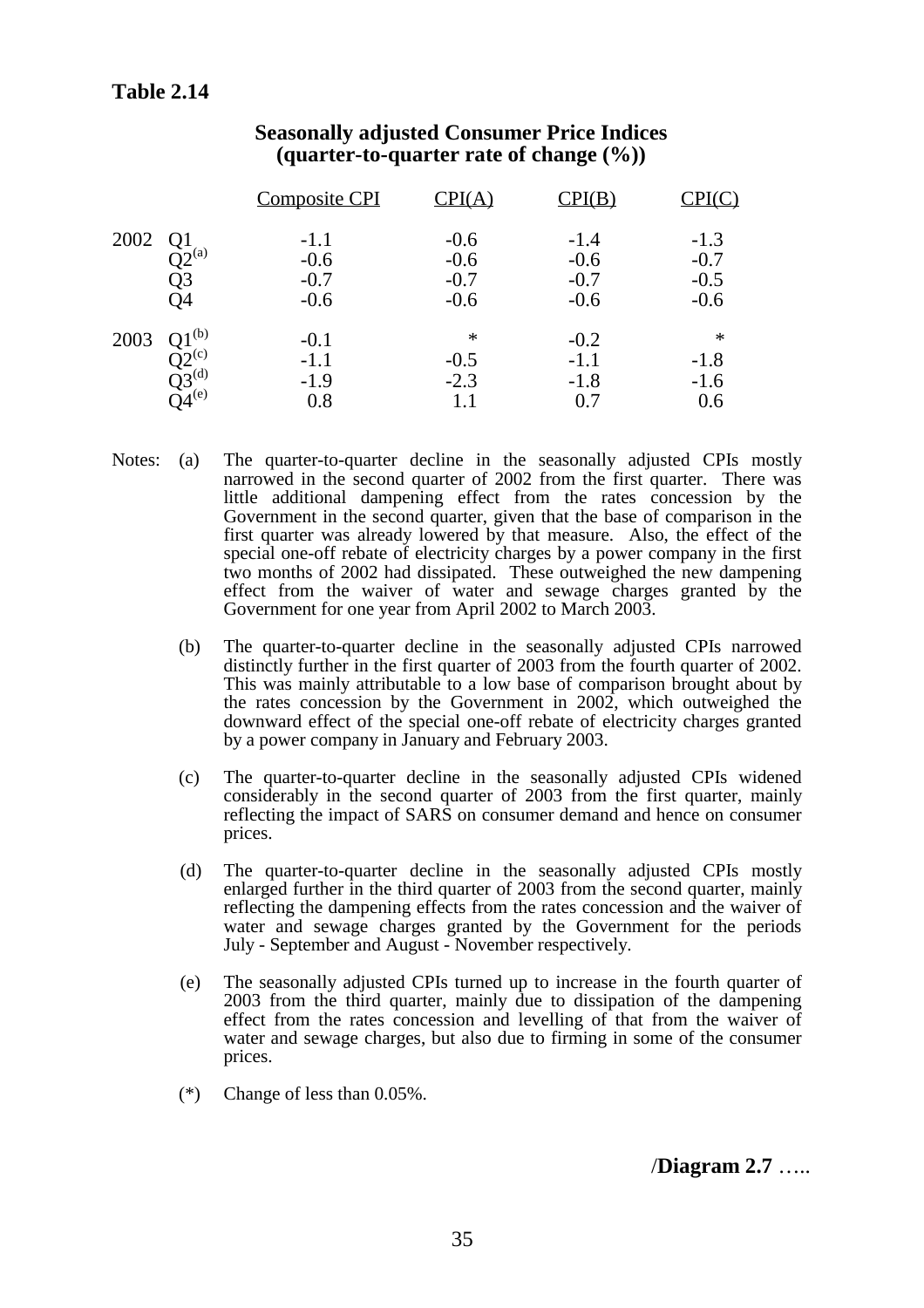**Table 2.14**

**Seasonally adjusted Consumer Price Indices (quarter-to-quarter rate of change (%))**

| | | Composite CPI | CPI(A) | CPI(B) | CPI(C) |
|---|---|---|---|---|---|
| 2002 | Q1 | -1.1 | -0.6 | -1.4 | -1.3 |
| | Q2[(a)] | -0.6 | -0.6 | -0.6 | -0.7 |
| | Q3 | -0.7 | -0.7 | -0.7 | -0.5 |
| | Q4 | -0.6 | -0.6 | -0.6 | -0.6 |
| 2003 | Q1[(b)] | -0.1 | * | -0.2 | * |
| | Q2[(c)] | -1.1 | -0.5 | -1.1 | -1.8 |
| | Q3[(d)] | -1.9 | -2.3 | -1.8 | -1.6 |
| | Q4[(e)] | 0.8 | 1.1 | 0.7 | 0.6 |

Notes:

(a) The quarter-to-quarter decline in the seasonally adjusted CPIs mostly narrowed in the second quarter of 2002 from the first quarter. There was little additional dampening effect from the rates concession by the Government in the second quarter, given that the base of comparison in the first quarter was already lowered by that measure. Also, the effect of the special one-off rebate of electricity charges by a power company in the first two months of 2002 had dissipated. These outweighed the new dampening effect from the waiver of water and sewage charges granted by the Government for one year from April 2002 to March 2003.

(b) The quarter-to-quarter decline in the seasonally adjusted CPIs narrowed distinctly further in the first quarter of 2003 from the fourth quarter of 2002. This was mainly attributable to a low base of comparison brought about by the rates concession by the Government in 2002, which outweighed the downward effect of the special one-off rebate of electricity charges granted by a power company in January and February 2003.

(c) The quarter-to-quarter decline in the seasonally adjusted CPIs widened considerably in the second quarter of 2003 from the first quarter, mainly reflecting the impact of SARS on consumer demand and hence on consumer prices.

(d) The quarter-to-quarter decline in the seasonally adjusted CPIs mostly enlarged further in the third quarter of 2003 from the second quarter, mainly reflecting the dampening effects from the rates concession and the waiver of water and sewage charges granted by the Government for the periods July - September and August - November respectively.

(e) The seasonally adjusted CPIs turned up to increase in the fourth quarter of 2003 from the third quarter, mainly due to dissipation of the dampening effect from the rates concession and levelling of that from the waiver of water and sewage charges, but also due to firming in some of the consumer prices.

(*) Change of less than 0.05%.

/**Diagram 2.7** …..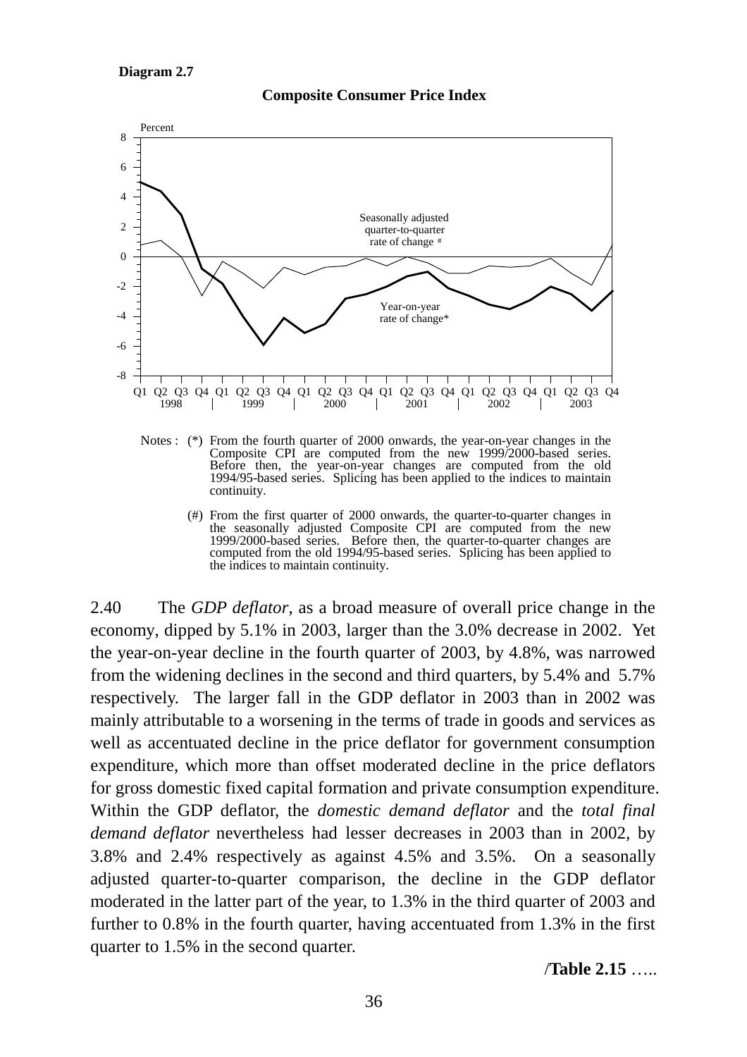**Diagram 2.7**

**Composite Consumer Price Index**

Notes : (*) From the fourth quarter of 2000 onwards, the year-on-year changes in the Composite CPI are computed from the new 1999/2000-based series. Before then, the year-on-year changes are computed from the old 1994/95-based series. Splicing has been applied to the indices to maintain continuity.

(#) From the first quarter of 2000 onwards, the quarter-to-quarter changes in the seasonally adjusted Composite CPI are computed from the new 1999/2000-based series. Before then, the quarter-to-quarter changes are computed from the old 1994/95-based series. Splicing has been applied to the indices to maintain continuity.

2.40 The *GDP deflator*, as a broad measure of overall price change in the economy, dipped by 5.1% in 2003, larger than the 3.0% decrease in 2002. Yet the year-on-year decline in the fourth quarter of 2003, by 4.8%, was narrowed from the widening declines in the second and third quarters, by 5.4% and 5.7% respectively. The larger fall in the GDP deflator in 2003 than in 2002 was mainly attributable to a worsening in the terms of trade in goods and services as well as accentuated decline in the price deflator for government consumption expenditure, which more than offset moderated decline in the price deflators for gross domestic fixed capital formation and private consumption expenditure. Within the GDP deflator, the *domestic demand deflator* and the *total final demand deflator* nevertheless had lesser decreases in 2003 than in 2002, by 3.8% and 2.4% respectively as against 4.5% and 3.5%. On a seasonally adjusted quarter-to-quarter comparison, the decline in the GDP deflator moderated in the latter part of the year, to 1.3% in the third quarter of 2003 and further to 0.8% in the fourth quarter, having accentuated from 1.3% in the first quarter to 1.5% in the second quarter.

/**Table 2.15** …..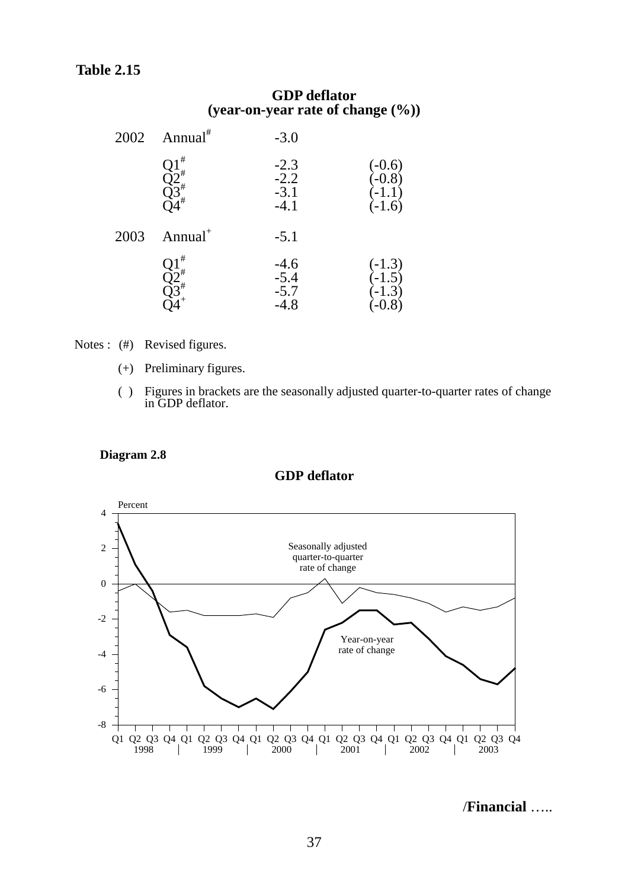**Table 2.15**

**GDP deflator**
**(year-on-year rate of change (%))**

| | | | |
|---|---|---|---|
| 2002 | Annual# | -3.0 | |
| | Q1# | -2.3 | (-0.6) |
| | Q2# | -2.2 | (-0.8) |
| | Q3# | -3.1 | (-1.1) |
| | Q4# | -4.1 | (-1.6) |
| 2003 | Annual+ | -5.1 | |
| | Q1# | -4.6 | (-1.3) |
| | Q2# | -5.4 | (-1.5) |
| | Q3# | -5.7 | (-1.3) |
| | Q4+ | -4.8 | (-0.8) |

Notes : (#) Revised figures.

(+) Preliminary figures.

( ) Figures in brackets are the seasonally adjusted quarter-to-quarter rates of change in GDP deflator.

**Diagram 2.8**

**GDP deflator**

Percent

Seasonally adjusted quarter-to-quarter rate of change

Year-on-year rate of change

Q1 Q2 Q3 Q4 Q1 Q2 Q3 Q4 Q1 Q2 Q3 Q4 Q1 Q2 Q3 Q4 Q1 Q2 Q3 Q4 Q1 Q2 Q3 Q4
1998 | 1999 | 2000 | 2001 | 2002 | 2003

/**Financial** …..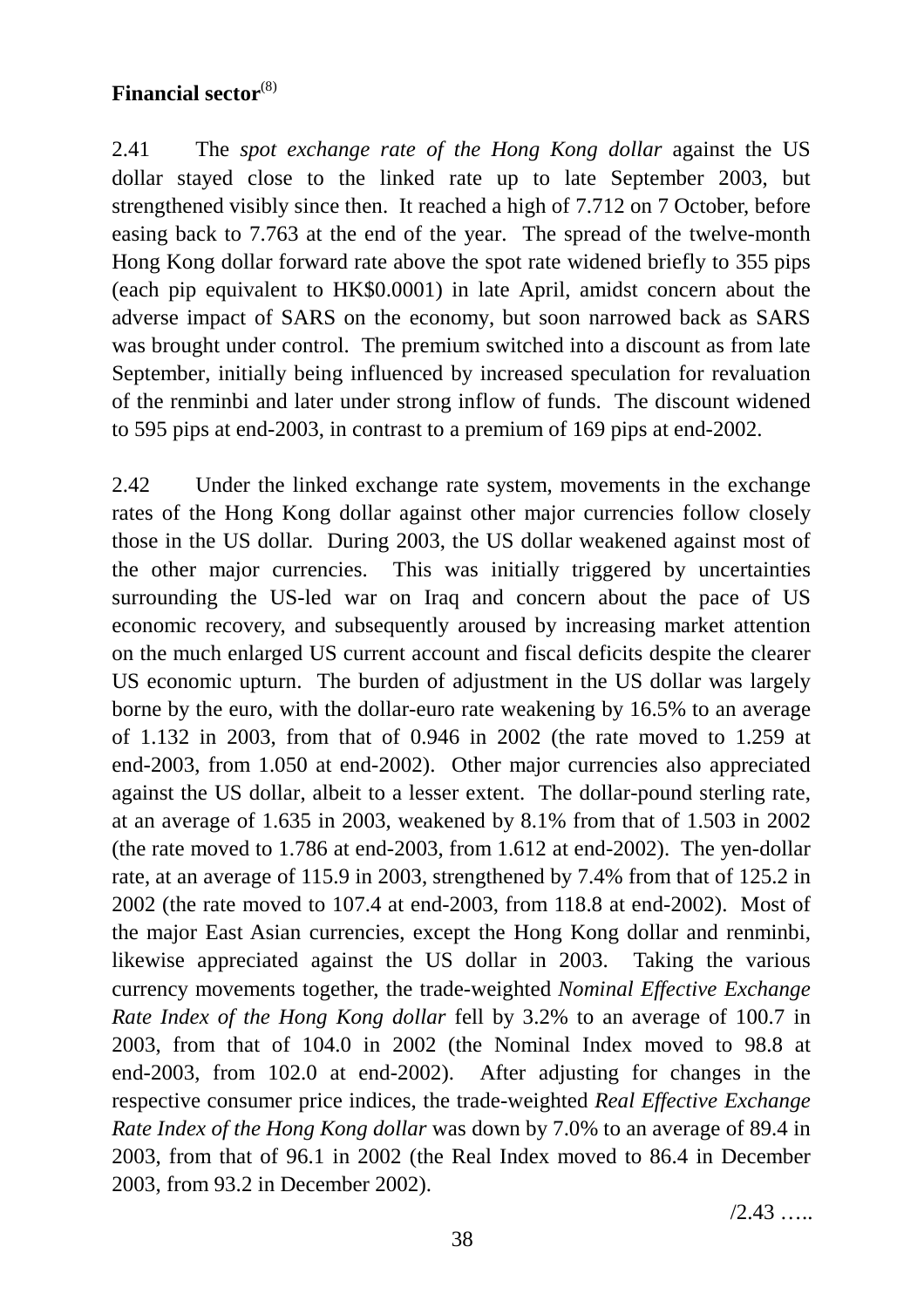**Financial sector**[(8)]

2.41 The *spot exchange rate of the Hong Kong dollar* against the US dollar stayed close to the linked rate up to late September 2003, but strengthened visibly since then. It reached a high of 7.712 on 7 October, before easing back to 7.763 at the end of the year. The spread of the twelve-month Hong Kong dollar forward rate above the spot rate widened briefly to 355 pips (each pip equivalent to HK$0.0001) in late April, amidst concern about the adverse impact of SARS on the economy, but soon narrowed back as SARS was brought under control. The premium switched into a discount as from late September, initially being influenced by increased speculation for revaluation of the renminbi and later under strong inflow of funds. The discount widened to 595 pips at end-2003, in contrast to a premium of 169 pips at end-2002.

2.42 Under the linked exchange rate system, movements in the exchange rates of the Hong Kong dollar against other major currencies follow closely those in the US dollar. During 2003, the US dollar weakened against most of the other major currencies. This was initially triggered by uncertainties surrounding the US-led war on Iraq and concern about the pace of US economic recovery, and subsequently aroused by increasing market attention on the much enlarged US current account and fiscal deficits despite the clearer US economic upturn. The burden of adjustment in the US dollar was largely borne by the euro, with the dollar-euro rate weakening by 16.5% to an average of 1.132 in 2003, from that of 0.946 in 2002 (the rate moved to 1.259 at end-2003, from 1.050 at end-2002). Other major currencies also appreciated against the US dollar, albeit to a lesser extent. The dollar-pound sterling rate, at an average of 1.635 in 2003, weakened by 8.1% from that of 1.503 in 2002 (the rate moved to 1.786 at end-2003, from 1.612 at end-2002). The yen-dollar rate, at an average of 115.9 in 2003, strengthened by 7.4% from that of 125.2 in 2002 (the rate moved to 107.4 at end-2003, from 118.8 at end-2002). Most of the major East Asian currencies, except the Hong Kong dollar and renminbi, likewise appreciated against the US dollar in 2003. Taking the various currency movements together, the trade-weighted *Nominal Effective Exchange Rate Index of the Hong Kong dollar* fell by 3.2% to an average of 100.7 in 2003, from that of 104.0 in 2002 (the Nominal Index moved to 98.8 at end-2003, from 102.0 at end-2002). After adjusting for changes in the respective consumer price indices, the trade-weighted *Real Effective Exchange Rate Index of the Hong Kong dollar* was down by 7.0% to an average of 89.4 in 2003, from that of 96.1 in 2002 (the Real Index moved to 86.4 in December 2003, from 93.2 in December 2002).

/2.43 …..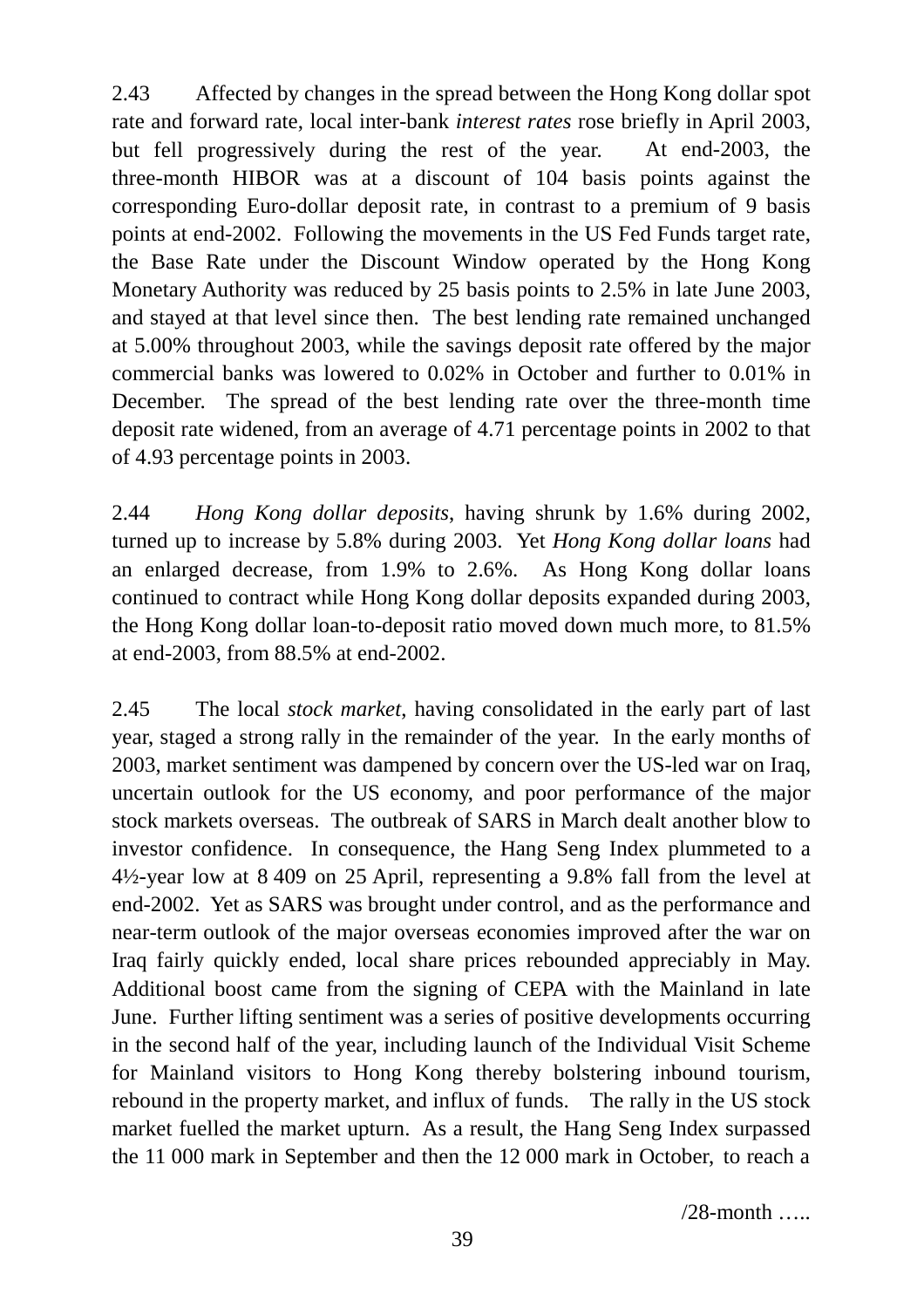2.43 Affected by changes in the spread between the Hong Kong dollar spot rate and forward rate, local inter-bank *interest rates* rose briefly in April 2003, but fell progressively during the rest of the year. At end-2003, the three-month HIBOR was at a discount of 104 basis points against the corresponding Euro-dollar deposit rate, in contrast to a premium of 9 basis points at end-2002. Following the movements in the US Fed Funds target rate, the Base Rate under the Discount Window operated by the Hong Kong Monetary Authority was reduced by 25 basis points to 2.5% in late June 2003, and stayed at that level since then. The best lending rate remained unchanged at 5.00% throughout 2003, while the savings deposit rate offered by the major commercial banks was lowered to 0.02% in October and further to 0.01% in December. The spread of the best lending rate over the three-month time deposit rate widened, from an average of 4.71 percentage points in 2002 to that of 4.93 percentage points in 2003.

2.44 *Hong Kong dollar deposits*, having shrunk by 1.6% during 2002, turned up to increase by 5.8% during 2003. Yet *Hong Kong dollar loans* had an enlarged decrease, from 1.9% to 2.6%. As Hong Kong dollar loans continued to contract while Hong Kong dollar deposits expanded during 2003, the Hong Kong dollar loan-to-deposit ratio moved down much more, to 81.5% at end-2003, from 88.5% at end-2002.

2.45 The local *stock market*, having consolidated in the early part of last year, staged a strong rally in the remainder of the year. In the early months of 2003, market sentiment was dampened by concern over the US-led war on Iraq, uncertain outlook for the US economy, and poor performance of the major stock markets overseas. The outbreak of SARS in March dealt another blow to investor confidence. In consequence, the Hang Seng Index plummeted to a 4½-year low at 8 409 on 25 April, representing a 9.8% fall from the level at end-2002. Yet as SARS was brought under control, and as the performance and near-term outlook of the major overseas economies improved after the war on Iraq fairly quickly ended, local share prices rebounded appreciably in May. Additional boost came from the signing of CEPA with the Mainland in late June. Further lifting sentiment was a series of positive developments occurring in the second half of the year, including launch of the Individual Visit Scheme for Mainland visitors to Hong Kong thereby bolstering inbound tourism, rebound in the property market, and influx of funds. The rally in the US stock market fuelled the market upturn. As a result, the Hang Seng Index surpassed the 11 000 mark in September and then the 12 000 mark in October, to reach a

/28-month …..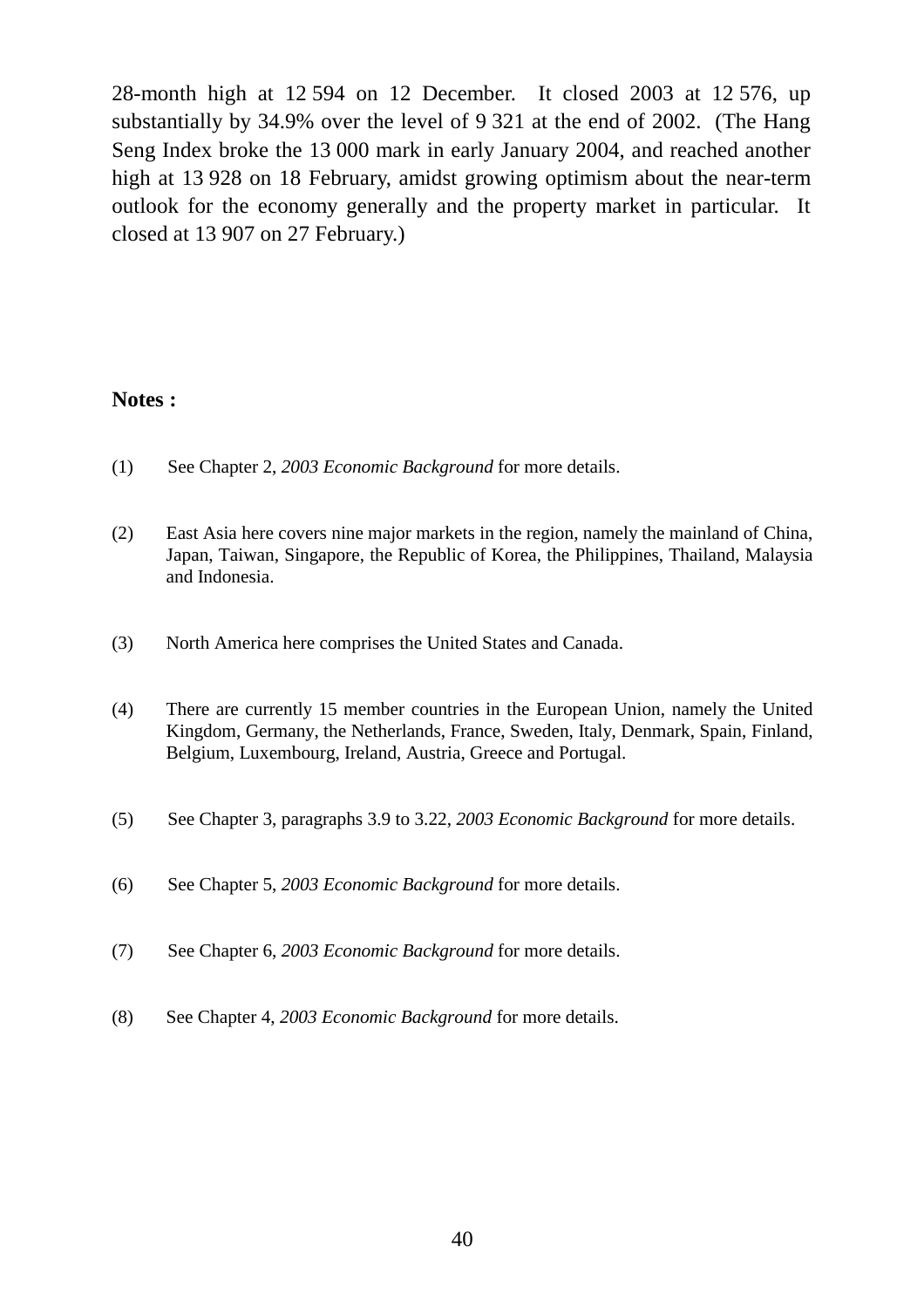28-month high at 12 594 on 12 December.  It closed 2003 at 12 576, up substantially by 34.9% over the level of 9 321 at the end of 2002.  (The Hang Seng Index broke the 13 000 mark in early January 2004, and reached another high at 13 928 on 18 February, amidst growing optimism about the near-term outlook for the economy generally and the property market in particular.  It closed at 13 907 on 27 February.)

**Notes :**

(1) See Chapter 2, *2003 Economic Background* for more details.

(2) East Asia here covers nine major markets in the region, namely the mainland of China, Japan, Taiwan, Singapore, the Republic of Korea, the Philippines, Thailand, Malaysia and Indonesia.

(3) North America here comprises the United States and Canada.

(4) There are currently 15 member countries in the European Union, namely the United Kingdom, Germany, the Netherlands, France, Sweden, Italy, Denmark, Spain, Finland, Belgium, Luxembourg, Ireland, Austria, Greece and Portugal.

(5) See Chapter 3, paragraphs 3.9 to 3.22, *2003 Economic Background* for more details.

(6) See Chapter 5, *2003 Economic Background* for more details.

(7) See Chapter 6, *2003 Economic Background* for more details.

(8) See Chapter 4, *2003 Economic Background* for more details.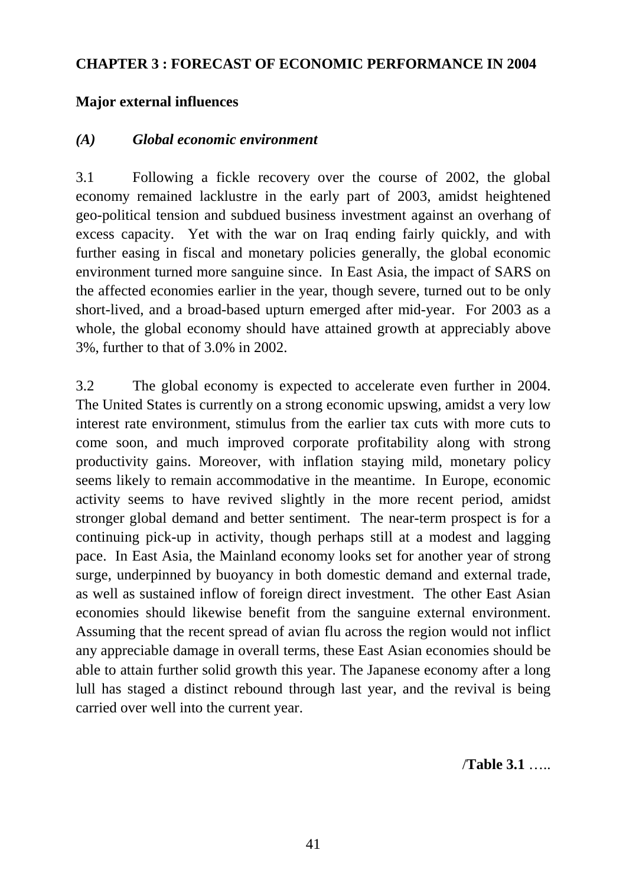# CHAPTER 3 : FORECAST OF ECONOMIC PERFORMANCE IN 2004

## Major external influences

### *(A) Global economic environment*

3.1 Following a fickle recovery over the course of 2002, the global economy remained lacklustre in the early part of 2003, amidst heightened geo-political tension and subdued business investment against an overhang of excess capacity. Yet with the war on Iraq ending fairly quickly, and with further easing in fiscal and monetary policies generally, the global economic environment turned more sanguine since. In East Asia, the impact of SARS on the affected economies earlier in the year, though severe, turned out to be only short-lived, and a broad-based upturn emerged after mid-year. For 2003 as a whole, the global economy should have attained growth at appreciably above 3%, further to that of 3.0% in 2002.

3.2 The global economy is expected to accelerate even further in 2004. The United States is currently on a strong economic upswing, amidst a very low interest rate environment, stimulus from the earlier tax cuts with more cuts to come soon, and much improved corporate profitability along with strong productivity gains. Moreover, with inflation staying mild, monetary policy seems likely to remain accommodative in the meantime. In Europe, economic activity seems to have revived slightly in the more recent period, amidst stronger global demand and better sentiment. The near-term prospect is for a continuing pick-up in activity, though perhaps still at a modest and lagging pace. In East Asia, the Mainland economy looks set for another year of strong surge, underpinned by buoyancy in both domestic demand and external trade, as well as sustained inflow of foreign direct investment. The other East Asian economies should likewise benefit from the sanguine external environment. Assuming that the recent spread of avian flu across the region would not inflict any appreciable damage in overall terms, these East Asian economies should be able to attain further solid growth this year. The Japanese economy after a long lull has staged a distinct rebound through last year, and the revival is being carried over well into the current year.

/**Table 3.1** …..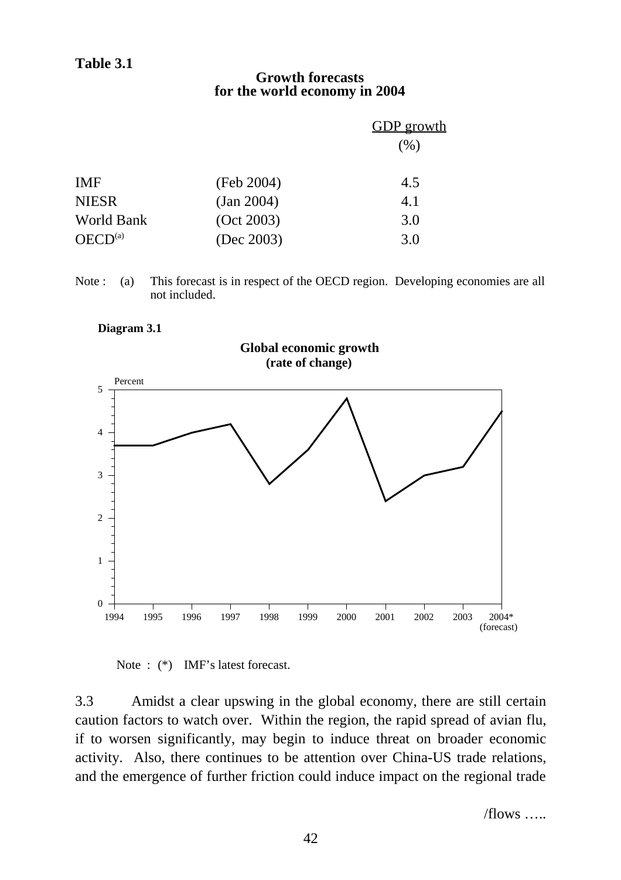**Table 3.1**

**Growth forecasts for the world economy in 2004**

| | | GDP growth (%) |
|---|---|---|
| IMF | (Feb 2004) | 4.5 |
| NIESR | (Jan 2004) | 4.1 |
| World Bank | (Oct 2003) | 3.0 |
| OECD[(a)] | (Dec 2003) | 3.0 |

Note : (a) This forecast is in respect of the OECD region. Developing economies are all not included.

**Diagram 3.1**

**Global economic growth (rate of change)**

Note : (*) IMF's latest forecast.

3.3 Amidst a clear upswing in the global economy, there are still certain caution factors to watch over. Within the region, the rapid spread of avian flu, if to worsen significantly, may begin to induce threat on broader economic activity. Also, there continues to be attention over China-US trade relations, and the emergence of further friction could induce impact on the regional trade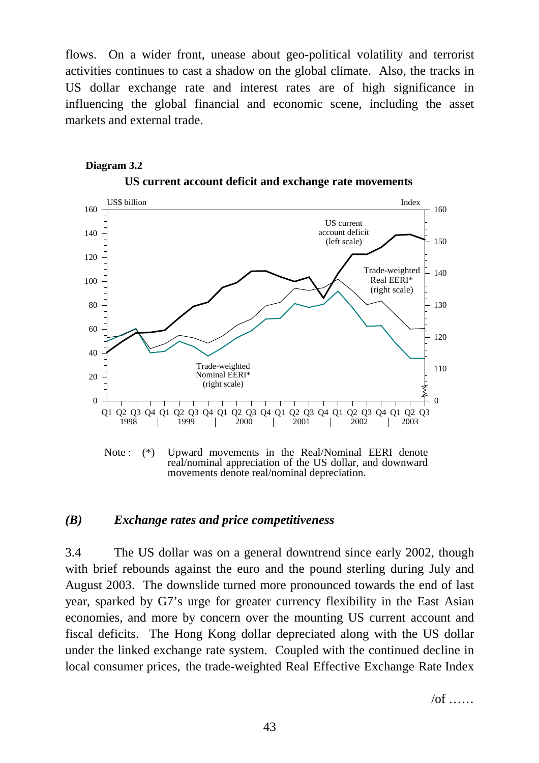flows. On a wider front, unease about geo-political volatility and terrorist activities continues to cast a shadow on the global climate. Also, the tracks in US dollar exchange rate and interest rates are of high significance in influencing the global financial and economic scene, including the asset markets and external trade.

**Diagram 3.2**

**US current account deficit and exchange rate movements**

Note : (*) Upward movements in the Real/Nominal EERI denote real/nominal appreciation of the US dollar, and downward movements denote real/nominal depreciation.

## *(B) Exchange rates and price competitiveness*

3.4 The US dollar was on a general downtrend since early 2002, though with brief rebounds against the euro and the pound sterling during July and August 2003. The downslide turned more pronounced towards the end of last year, sparked by G7's urge for greater currency flexibility in the East Asian economies, and more by concern over the mounting US current account and fiscal deficits. The Hong Kong dollar depreciated along with the US dollar under the linked exchange rate system. Coupled with the continued decline in local consumer prices, the trade-weighted Real Effective Exchange Rate Index

/of ……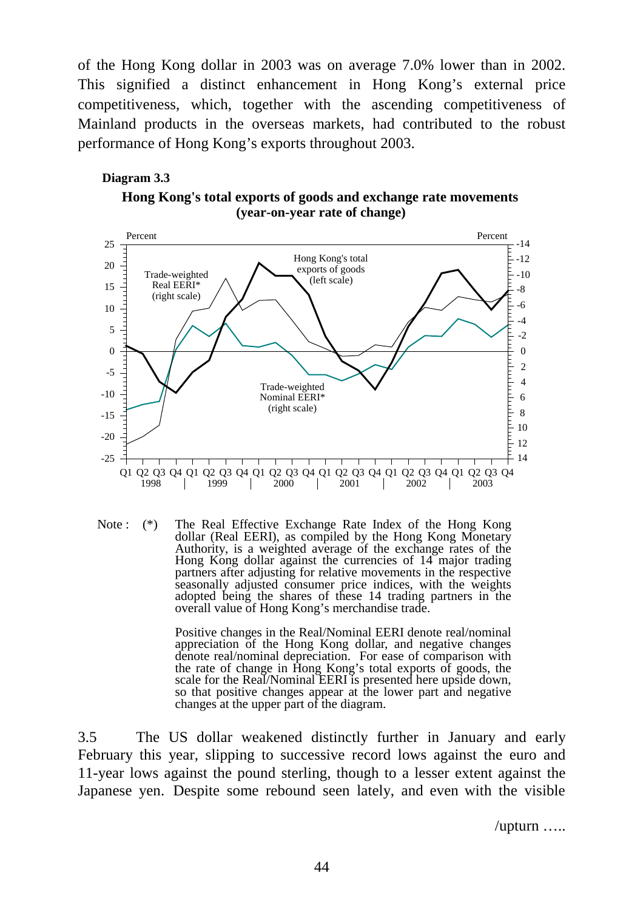of the Hong Kong dollar in 2003 was on average 7.0% lower than in 2002. This signified a distinct enhancement in Hong Kong's external price competitiveness, which, together with the ascending competitiveness of Mainland products in the overseas markets, had contributed to the robust performance of Hong Kong's exports throughout 2003.

**Diagram 3.3**

**Hong Kong's total exports of goods and exchange rate movements (year-on-year rate of change)**

Note : (*) The Real Effective Exchange Rate Index of the Hong Kong dollar (Real EERI), as compiled by the Hong Kong Monetary Authority, is a weighted average of the exchange rates of the Hong Kong dollar against the currencies of 14 major trading partners after adjusting for relative movements in the respective seasonally adjusted consumer price indices, with the weights adopted being the shares of these 14 trading partners in the overall value of Hong Kong's merchandise trade.

Positive changes in the Real/Nominal EERI denote real/nominal appreciation of the Hong Kong dollar, and negative changes denote real/nominal depreciation. For ease of comparison with the rate of change in Hong Kong's total exports of goods, the scale for the Real/Nominal EERI is presented here upside down, so that positive changes appear at the lower part and negative changes at the upper part of the diagram.

3.5 The US dollar weakened distinctly further in January and early February this year, slipping to successive record lows against the euro and 11-year lows against the pound sterling, though to a lesser extent against the Japanese yen. Despite some rebound seen lately, and even with the visible

/upturn …..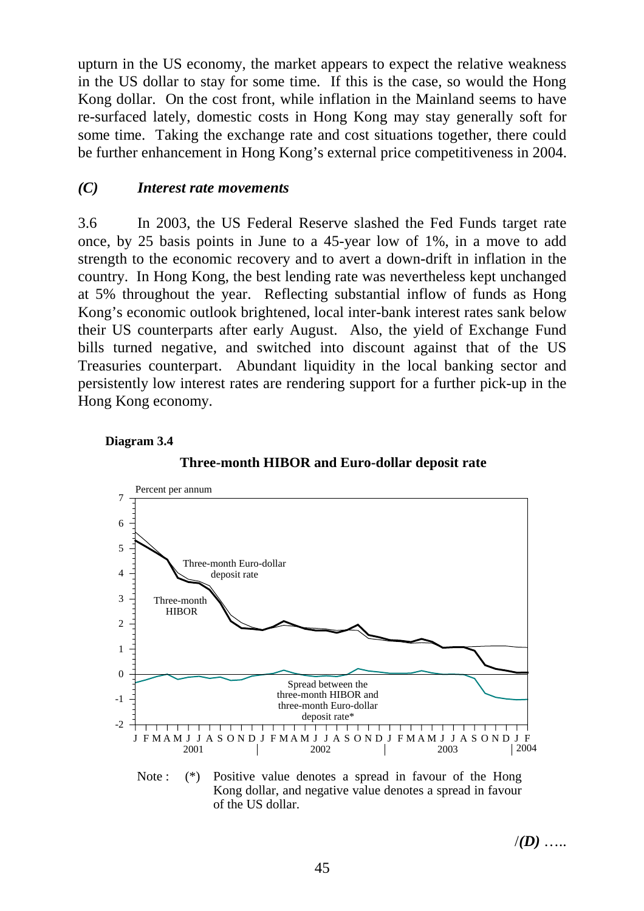upturn in the US economy, the market appears to expect the relative weakness in the US dollar to stay for some time. If this is the case, so would the Hong Kong dollar. On the cost front, while inflation in the Mainland seems to have re-surfaced lately, domestic costs in Hong Kong may stay generally soft for some time. Taking the exchange rate and cost situations together, there could be further enhancement in Hong Kong's external price competitiveness in 2004.

### *(C) Interest rate movements*

3.6 In 2003, the US Federal Reserve slashed the Fed Funds target rate once, by 25 basis points in June to a 45-year low of 1%, in a move to add strength to the economic recovery and to avert a down-drift in inflation in the country. In Hong Kong, the best lending rate was nevertheless kept unchanged at 5% throughout the year. Reflecting substantial inflow of funds as Hong Kong's economic outlook brightened, local inter-bank interest rates sank below their US counterparts after early August. Also, the yield of Exchange Fund bills turned negative, and switched into discount against that of the US Treasuries counterpart. Abundant liquidity in the local banking sector and persistently low interest rates are rendering support for a further pick-up in the Hong Kong economy.

**Diagram 3.4**

**Three-month HIBOR and Euro-dollar deposit rate**

Note : (*) Positive value denotes a spread in favour of the Hong Kong dollar, and negative value denotes a spread in favour of the US dollar.

/*(D)* …..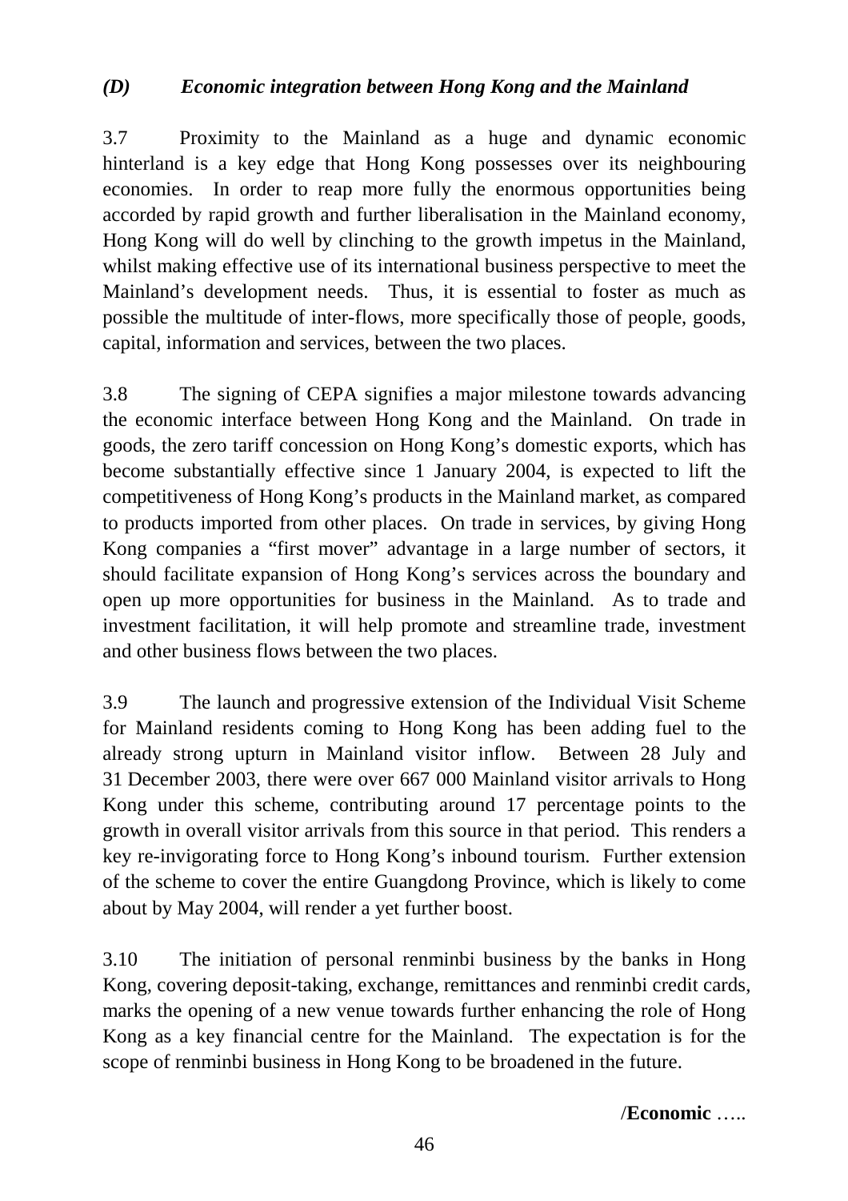### *(D) Economic integration between Hong Kong and the Mainland*

3.7 Proximity to the Mainland as a huge and dynamic economic hinterland is a key edge that Hong Kong possesses over its neighbouring economies. In order to reap more fully the enormous opportunities being accorded by rapid growth and further liberalisation in the Mainland economy, Hong Kong will do well by clinching to the growth impetus in the Mainland, whilst making effective use of its international business perspective to meet the Mainland's development needs. Thus, it is essential to foster as much as possible the multitude of inter-flows, more specifically those of people, goods, capital, information and services, between the two places.

3.8 The signing of CEPA signifies a major milestone towards advancing the economic interface between Hong Kong and the Mainland. On trade in goods, the zero tariff concession on Hong Kong's domestic exports, which has become substantially effective since 1 January 2004, is expected to lift the competitiveness of Hong Kong's products in the Mainland market, as compared to products imported from other places. On trade in services, by giving Hong Kong companies a "first mover" advantage in a large number of sectors, it should facilitate expansion of Hong Kong's services across the boundary and open up more opportunities for business in the Mainland. As to trade and investment facilitation, it will help promote and streamline trade, investment and other business flows between the two places.

3.9 The launch and progressive extension of the Individual Visit Scheme for Mainland residents coming to Hong Kong has been adding fuel to the already strong upturn in Mainland visitor inflow. Between 28 July and 31 December 2003, there were over 667 000 Mainland visitor arrivals to Hong Kong under this scheme, contributing around 17 percentage points to the growth in overall visitor arrivals from this source in that period. This renders a key re-invigorating force to Hong Kong's inbound tourism. Further extension of the scheme to cover the entire Guangdong Province, which is likely to come about by May 2004, will render a yet further boost.

3.10 The initiation of personal renminbi business by the banks in Hong Kong, covering deposit-taking, exchange, remittances and renminbi credit cards, marks the opening of a new venue towards further enhancing the role of Hong Kong as a key financial centre for the Mainland. The expectation is for the scope of renminbi business in Hong Kong to be broadened in the future.

/**Economic** …..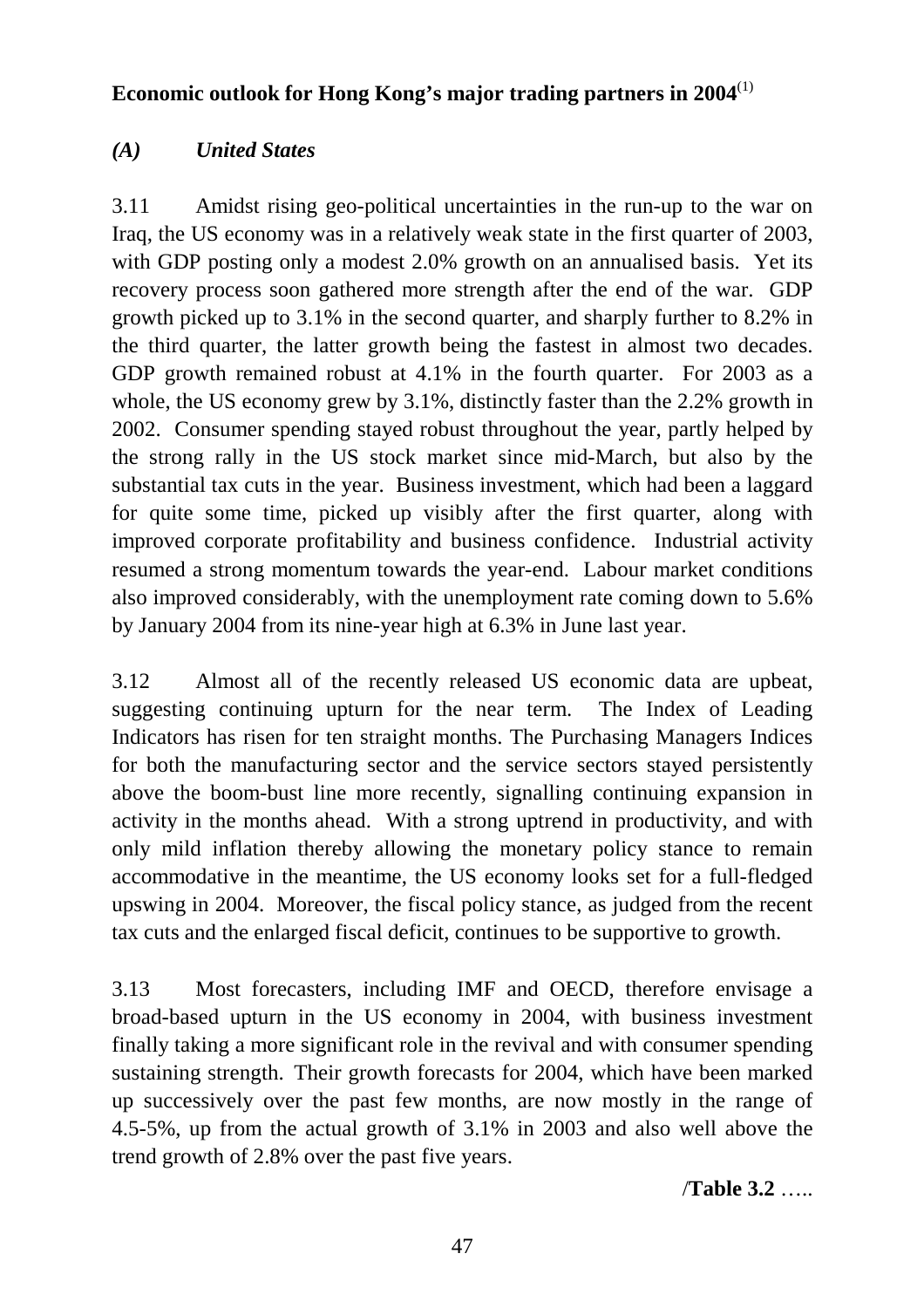**Economic outlook for Hong Kong's major trading partners in 2004**(1)

***(A) United States***

3.11 Amidst rising geo-political uncertainties in the run-up to the war on Iraq, the US economy was in a relatively weak state in the first quarter of 2003, with GDP posting only a modest 2.0% growth on an annualised basis. Yet its recovery process soon gathered more strength after the end of the war. GDP growth picked up to 3.1% in the second quarter, and sharply further to 8.2% in the third quarter, the latter growth being the fastest in almost two decades. GDP growth remained robust at 4.1% in the fourth quarter. For 2003 as a whole, the US economy grew by 3.1%, distinctly faster than the 2.2% growth in 2002. Consumer spending stayed robust throughout the year, partly helped by the strong rally in the US stock market since mid-March, but also by the substantial tax cuts in the year. Business investment, which had been a laggard for quite some time, picked up visibly after the first quarter, along with improved corporate profitability and business confidence. Industrial activity resumed a strong momentum towards the year-end. Labour market conditions also improved considerably, with the unemployment rate coming down to 5.6% by January 2004 from its nine-year high at 6.3% in June last year.

3.12 Almost all of the recently released US economic data are upbeat, suggesting continuing upturn for the near term. The Index of Leading Indicators has risen for ten straight months. The Purchasing Managers Indices for both the manufacturing sector and the service sectors stayed persistently above the boom-bust line more recently, signalling continuing expansion in activity in the months ahead. With a strong uptrend in productivity, and with only mild inflation thereby allowing the monetary policy stance to remain accommodative in the meantime, the US economy looks set for a full-fledged upswing in 2004. Moreover, the fiscal policy stance, as judged from the recent tax cuts and the enlarged fiscal deficit, continues to be supportive to growth.

3.13 Most forecasters, including IMF and OECD, therefore envisage a broad-based upturn in the US economy in 2004, with business investment finally taking a more significant role in the revival and with consumer spending sustaining strength. Their growth forecasts for 2004, which have been marked up successively over the past few months, are now mostly in the range of 4.5-5%, up from the actual growth of 3.1% in 2003 and also well above the trend growth of 2.8% over the past five years.

/**Table 3.2** …..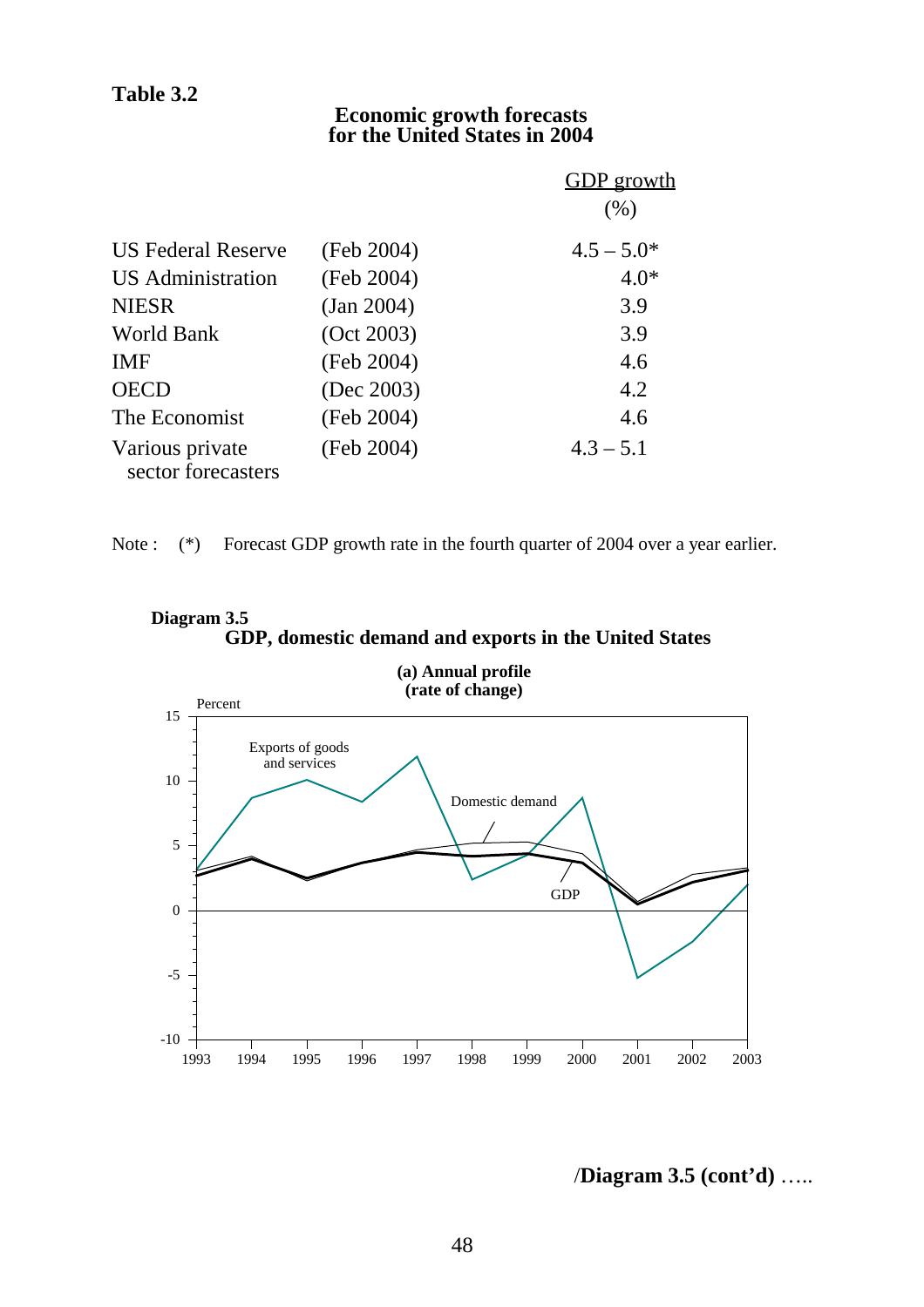**Table 3.2**

**Economic growth forecasts for the United States in 2004**

| | | GDP growth (%) |
|---|---|---|
| US Federal Reserve | (Feb 2004) | 4.5 – 5.0* |
| US Administration | (Feb 2004) | 4.0* |
| NIESR | (Jan 2004) | 3.9 |
| World Bank | (Oct 2003) | 3.9 |
| IMF | (Feb 2004) | 4.6 |
| OECD | (Dec 2003) | 4.2 |
| The Economist | (Feb 2004) | 4.6 |
| Various private sector forecasters | (Feb 2004) | 4.3 – 5.1 |

Note : (*) Forecast GDP growth rate in the fourth quarter of 2004 over a year earlier.

**Diagram 3.5**
**GDP, domestic demand and exports in the United States**

**(a) Annual profile (rate of change)**

Percent

Exports of goods and services

Domestic demand

GDP

1993 1994 1995 1996 1997 1998 1999 2000 2001 2002 2003

/**Diagram 3.5 (cont'd)** …..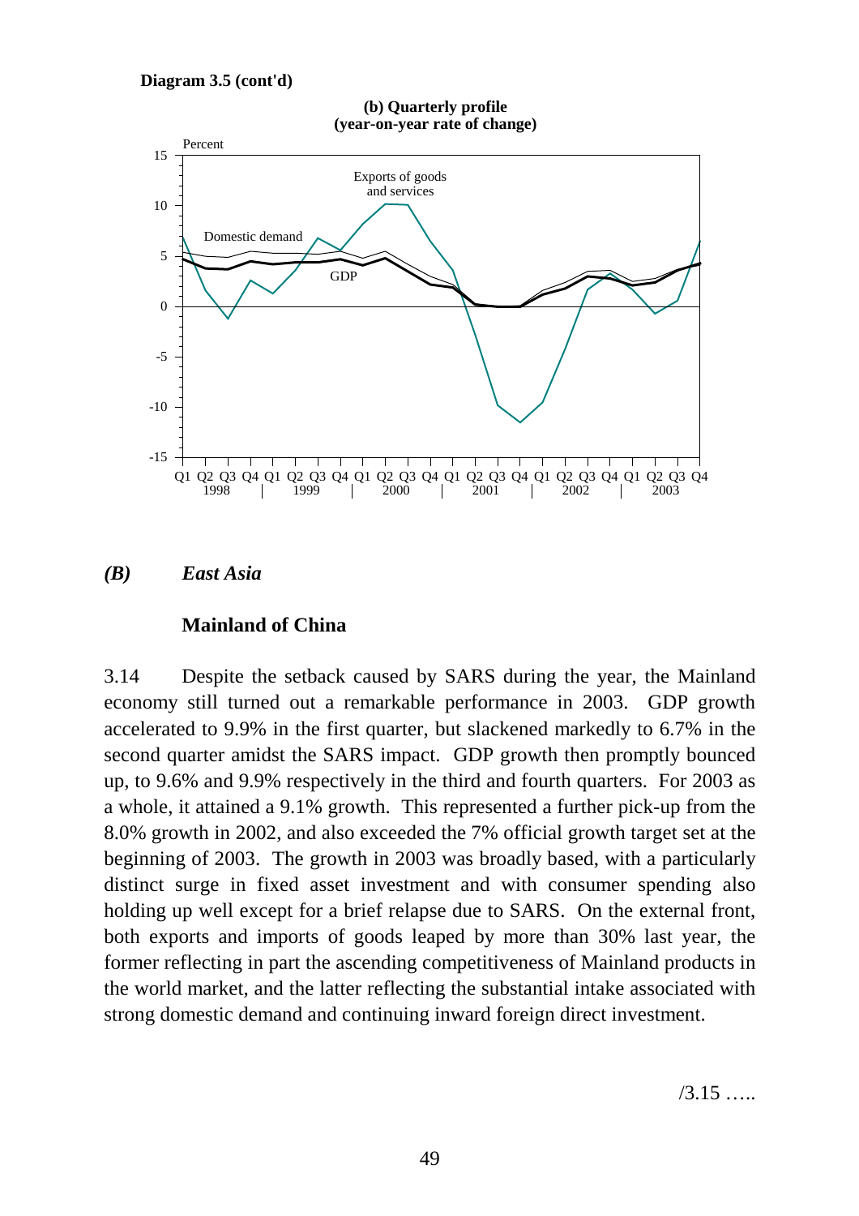**Diagram 3.5 (cont'd)**

**(b) Quarterly profile (year-on-year rate of change)**

## *(B) East Asia*

### Mainland of China

3.14 Despite the setback caused by SARS during the year, the Mainland economy still turned out a remarkable performance in 2003. GDP growth accelerated to 9.9% in the first quarter, but slackened markedly to 6.7% in the second quarter amidst the SARS impact. GDP growth then promptly bounced up, to 9.6% and 9.9% respectively in the third and fourth quarters. For 2003 as a whole, it attained a 9.1% growth. This represented a further pick-up from the 8.0% growth in 2002, and also exceeded the 7% official growth target set at the beginning of 2003. The growth in 2003 was broadly based, with a particularly distinct surge in fixed asset investment and with consumer spending also holding up well except for a brief relapse due to SARS. On the external front, both exports and imports of goods leaped by more than 30% last year, the former reflecting in part the ascending competitiveness of Mainland products in the world market, and the latter reflecting the substantial intake associated with strong domestic demand and continuing inward foreign direct investment.

/3.15 …..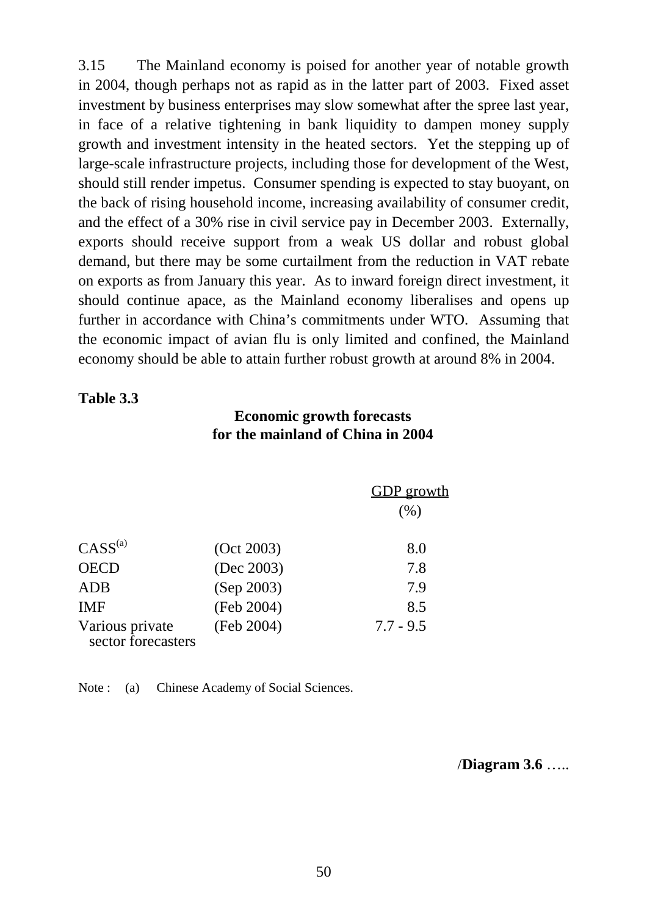3.15 The Mainland economy is poised for another year of notable growth in 2004, though perhaps not as rapid as in the latter part of 2003. Fixed asset investment by business enterprises may slow somewhat after the spree last year, in face of a relative tightening in bank liquidity to dampen money supply growth and investment intensity in the heated sectors. Yet the stepping up of large-scale infrastructure projects, including those for development of the West, should still render impetus. Consumer spending is expected to stay buoyant, on the back of rising household income, increasing availability of consumer credit, and the effect of a 30% rise in civil service pay in December 2003. Externally, exports should receive support from a weak US dollar and robust global demand, but there may be some curtailment from the reduction in VAT rebate on exports as from January this year. As to inward foreign direct investment, it should continue apace, as the Mainland economy liberalises and opens up further in accordance with China's commitments under WTO. Assuming that the economic impact of avian flu is only limited and confined, the Mainland economy should be able to attain further robust growth at around 8% in 2004.

**Table 3.3**

**Economic growth forecasts for the mainland of China in 2004**

| | | GDP growth (%) |
|---|---|---|
| CASS[(a)] | (Oct 2003) | 8.0 |
| OECD | (Dec 2003) | 7.8 |
| ADB | (Sep 2003) | 7.9 |
| IMF | (Feb 2004) | 8.5 |
| Various private sector forecasters | (Feb 2004) | 7.7 - 9.5 |

Note : (a) Chinese Academy of Social Sciences.

/**Diagram 3.6** …..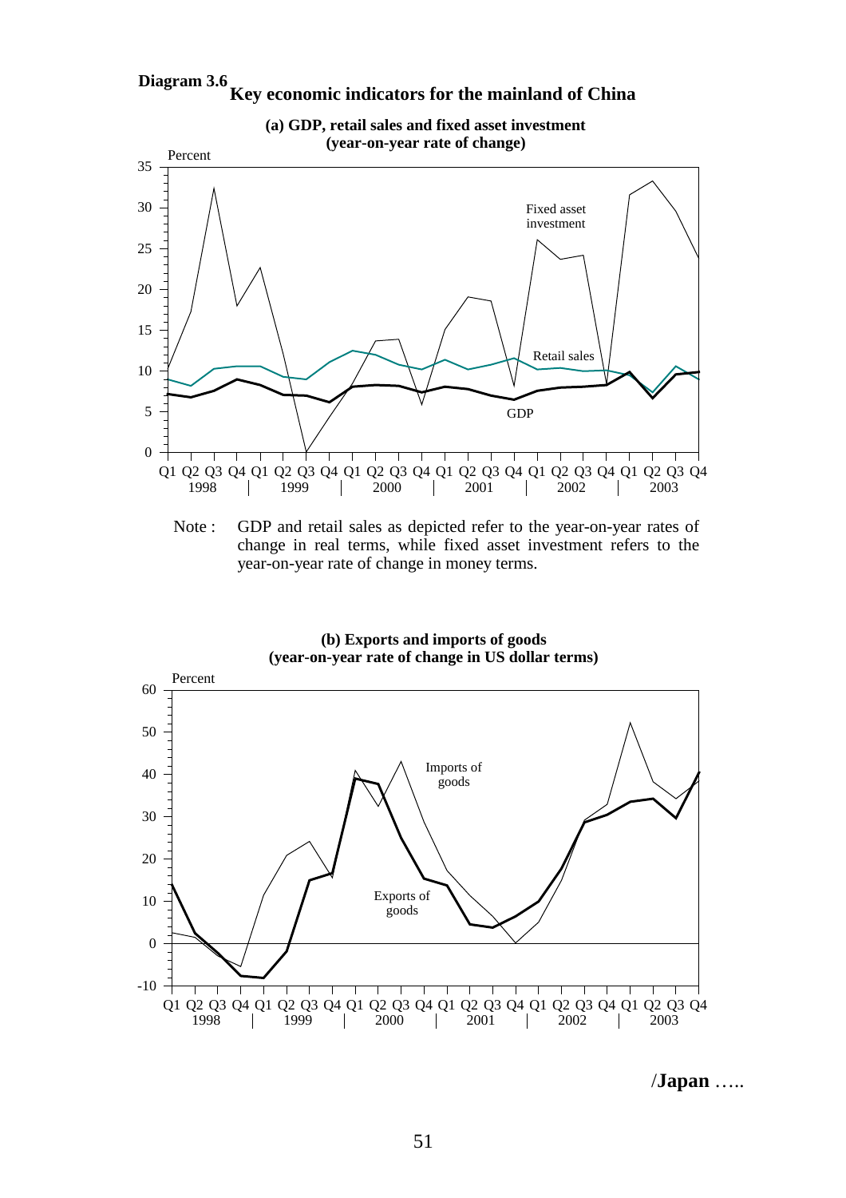**Diagram 3.6** **Key economic indicators for the mainland of China**

**(a) GDP, retail sales and fixed asset investment (year-on-year rate of change)**

Note : GDP and retail sales as depicted refer to the year-on-year rates of change in real terms, while fixed asset investment refers to the year-on-year rate of change in money terms.

**(b) Exports and imports of goods (year-on-year rate of change in US dollar terms)**

/**Japan** …..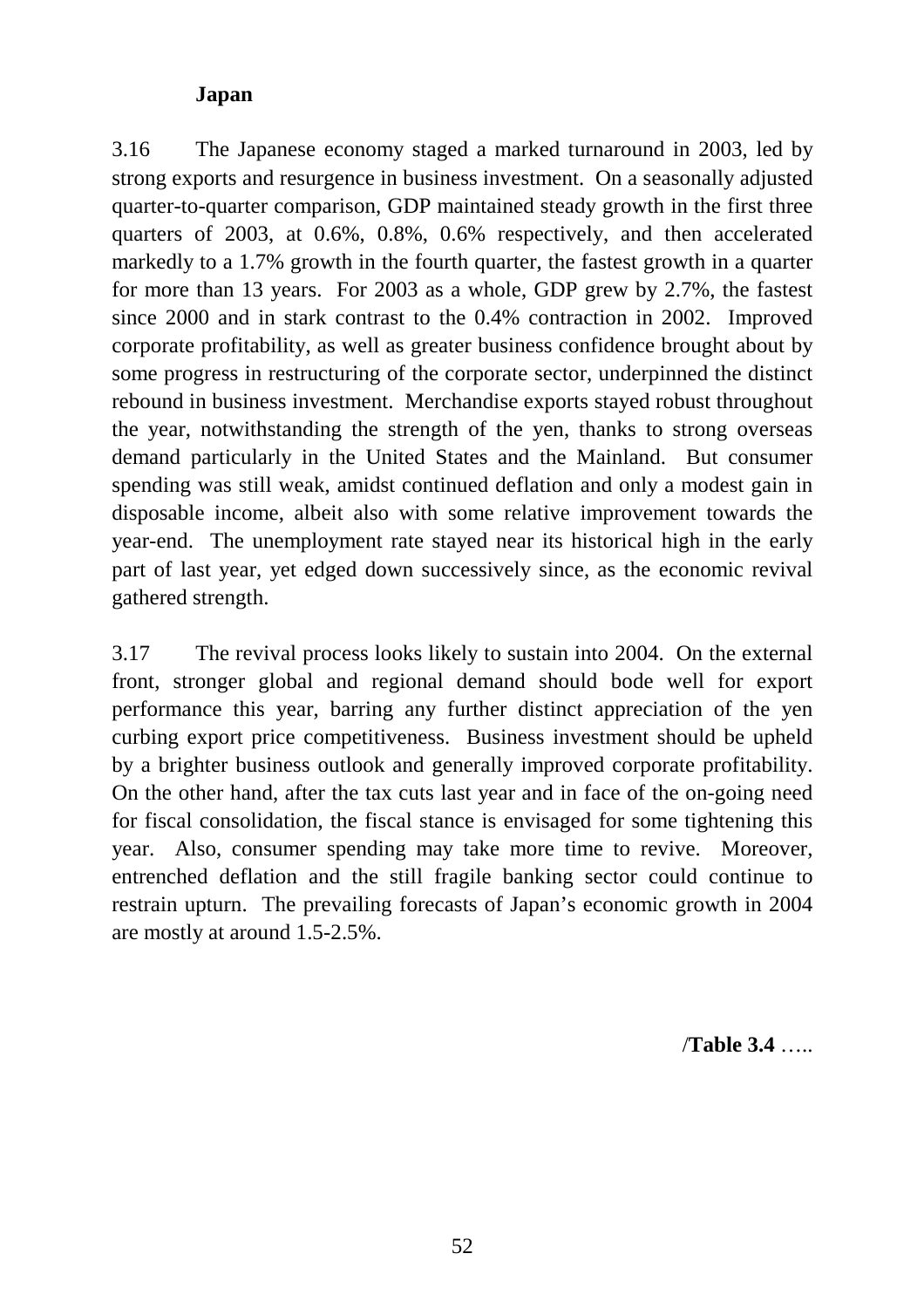### Japan

3.16 The Japanese economy staged a marked turnaround in 2003, led by strong exports and resurgence in business investment. On a seasonally adjusted quarter-to-quarter comparison, GDP maintained steady growth in the first three quarters of 2003, at 0.6%, 0.8%, 0.6% respectively, and then accelerated markedly to a 1.7% growth in the fourth quarter, the fastest growth in a quarter for more than 13 years. For 2003 as a whole, GDP grew by 2.7%, the fastest since 2000 and in stark contrast to the 0.4% contraction in 2002. Improved corporate profitability, as well as greater business confidence brought about by some progress in restructuring of the corporate sector, underpinned the distinct rebound in business investment. Merchandise exports stayed robust throughout the year, notwithstanding the strength of the yen, thanks to strong overseas demand particularly in the United States and the Mainland. But consumer spending was still weak, amidst continued deflation and only a modest gain in disposable income, albeit also with some relative improvement towards the year-end. The unemployment rate stayed near its historical high in the early part of last year, yet edged down successively since, as the economic revival gathered strength.

3.17 The revival process looks likely to sustain into 2004. On the external front, stronger global and regional demand should bode well for export performance this year, barring any further distinct appreciation of the yen curbing export price competitiveness. Business investment should be upheld by a brighter business outlook and generally improved corporate profitability. On the other hand, after the tax cuts last year and in face of the on-going need for fiscal consolidation, the fiscal stance is envisaged for some tightening this year. Also, consumer spending may take more time to revive. Moreover, entrenched deflation and the still fragile banking sector could continue to restrain upturn. The prevailing forecasts of Japan's economic growth in 2004 are mostly at around 1.5-2.5%.

/**Table 3.4** …..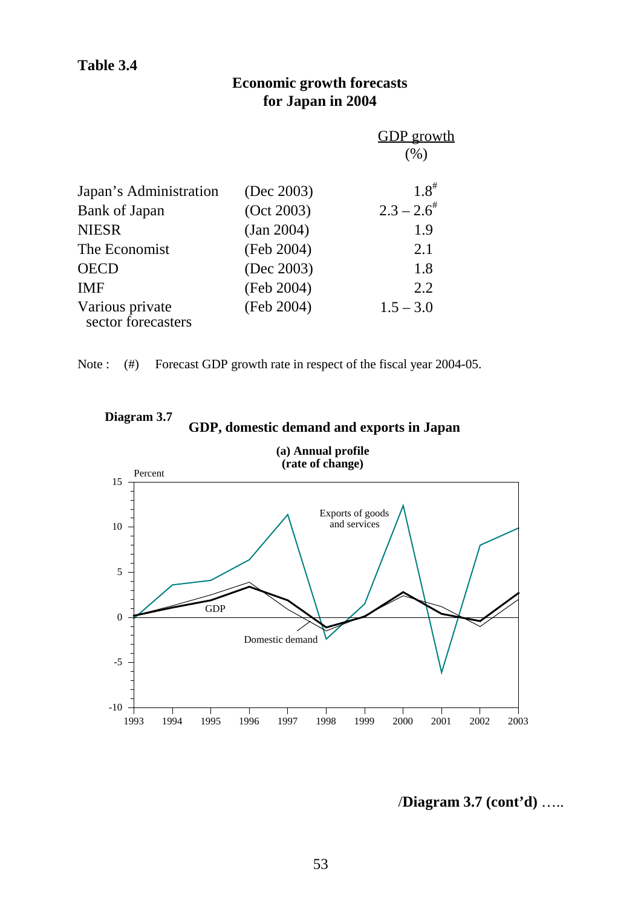**Table 3.4**

**Economic growth forecasts for Japan in 2004**

| | | GDP growth (%) |
|---|---|---|
| Japan's Administration | (Dec 2003) | 1.8# |
| Bank of Japan | (Oct 2003) | 2.3 – 2.6# |
| NIESR | (Jan 2004) | 1.9 |
| The Economist | (Feb 2004) | 2.1 |
| OECD | (Dec 2003) | 1.8 |
| IMF | (Feb 2004) | 2.2 |
| Various private sector forecasters | (Feb 2004) | 1.5 – 3.0 |

Note : (#) Forecast GDP growth rate in respect of the fiscal year 2004-05.

**Diagram 3.7**

**GDP, domestic demand and exports in Japan**

**(a) Annual profile (rate of change)**

Percent

Exports of goods and services

GDP

Domestic demand

1993 1994 1995 1996 1997 1998 1999 2000 2001 2002 2003

/**Diagram 3.7 (cont'd)** …..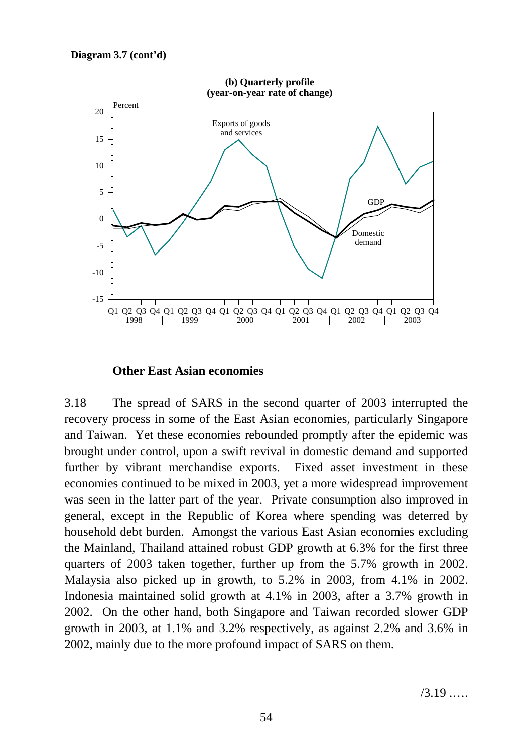**Diagram 3.7 (cont'd)**

**(b) Quarterly profile (year-on-year rate of change)**

### Other East Asian economies

3.18 The spread of SARS in the second quarter of 2003 interrupted the recovery process in some of the East Asian economies, particularly Singapore and Taiwan. Yet these economies rebounded promptly after the epidemic was brought under control, upon a swift revival in domestic demand and supported further by vibrant merchandise exports. Fixed asset investment in these economies continued to be mixed in 2003, yet a more widespread improvement was seen in the latter part of the year. Private consumption also improved in general, except in the Republic of Korea where spending was deterred by household debt burden. Amongst the various East Asian economies excluding the Mainland, Thailand attained robust GDP growth at 6.3% for the first three quarters of 2003 taken together, further up from the 5.7% growth in 2002. Malaysia also picked up in growth, to 5.2% in 2003, from 4.1% in 2002. Indonesia maintained solid growth at 4.1% in 2003, after a 3.7% growth in 2002. On the other hand, both Singapore and Taiwan recorded slower GDP growth in 2003, at 1.1% and 3.2% respectively, as against 2.2% and 3.6% in 2002, mainly due to the more profound impact of SARS on them.

/3.19 …..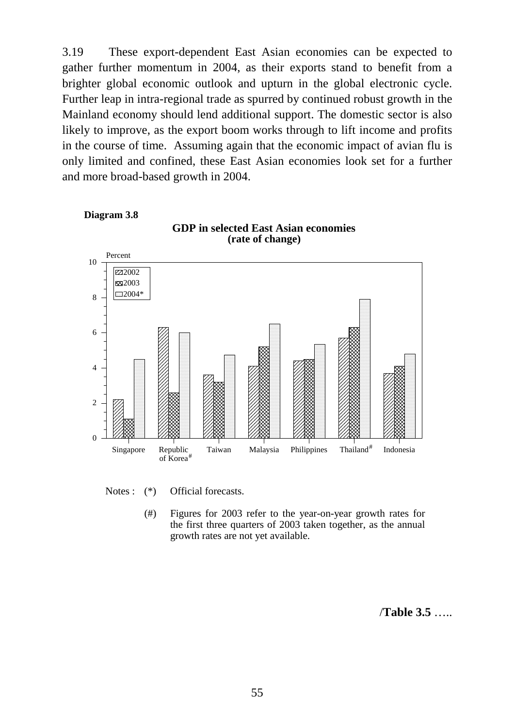3.19 These export-dependent East Asian economies can be expected to gather further momentum in 2004, as their exports stand to benefit from a brighter global economic outlook and upturn in the global electronic cycle. Further leap in intra-regional trade as spurred by continued robust growth in the Mainland economy should lend additional support. The domestic sector is also likely to improve, as the export boom works through to lift income and profits in the course of time. Assuming again that the economic impact of avian flu is only limited and confined, these East Asian economies look set for a further and more broad-based growth in 2004.

**Diagram 3.8**

**GDP in selected East Asian economies (rate of change)**

Notes : (*) Official forecasts.

(#) Figures for 2003 refer to the year-on-year growth rates for the first three quarters of 2003 taken together, as the annual growth rates are not yet available.

/**Table 3.5** …..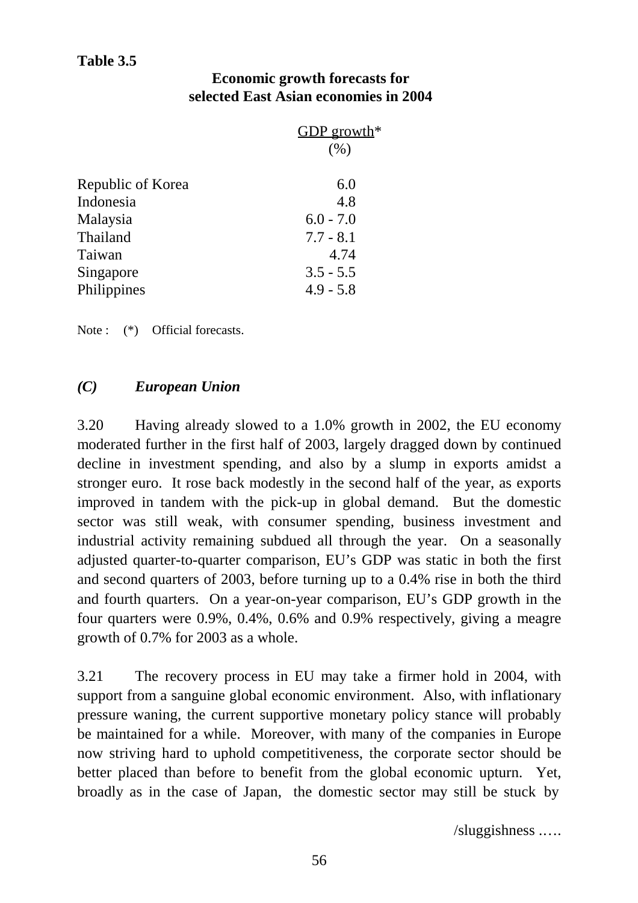**Table 3.5**

**Economic growth forecasts for selected East Asian economies in 2004**

| | GDP growth* (%) |
|---|---|
| Republic of Korea | 6.0 |
| Indonesia | 4.8 |
| Malaysia | 6.0 - 7.0 |
| Thailand | 7.7 - 8.1 |
| Taiwan | 4.74 |
| Singapore | 3.5 - 5.5 |
| Philippines | 4.9 - 5.8 |

Note : (*) Official forecasts.

### *(C) European Union*

3.20 Having already slowed to a 1.0% growth in 2002, the EU economy moderated further in the first half of 2003, largely dragged down by continued decline in investment spending, and also by a slump in exports amidst a stronger euro. It rose back modestly in the second half of the year, as exports improved in tandem with the pick-up in global demand. But the domestic sector was still weak, with consumer spending, business investment and industrial activity remaining subdued all through the year. On a seasonally adjusted quarter-to-quarter comparison, EU's GDP was static in both the first and second quarters of 2003, before turning up to a 0.4% rise in both the third and fourth quarters. On a year-on-year comparison, EU's GDP growth in the four quarters were 0.9%, 0.4%, 0.6% and 0.9% respectively, giving a meagre growth of 0.7% for 2003 as a whole.

3.21 The recovery process in EU may take a firmer hold in 2004, with support from a sanguine global economic environment. Also, with inflationary pressure waning, the current supportive monetary policy stance will probably be maintained for a while. Moreover, with many of the companies in Europe now striving hard to uphold competitiveness, the corporate sector should be better placed than before to benefit from the global economic upturn. Yet, broadly as in the case of Japan, the domestic sector may still be stuck by

/sluggishness .….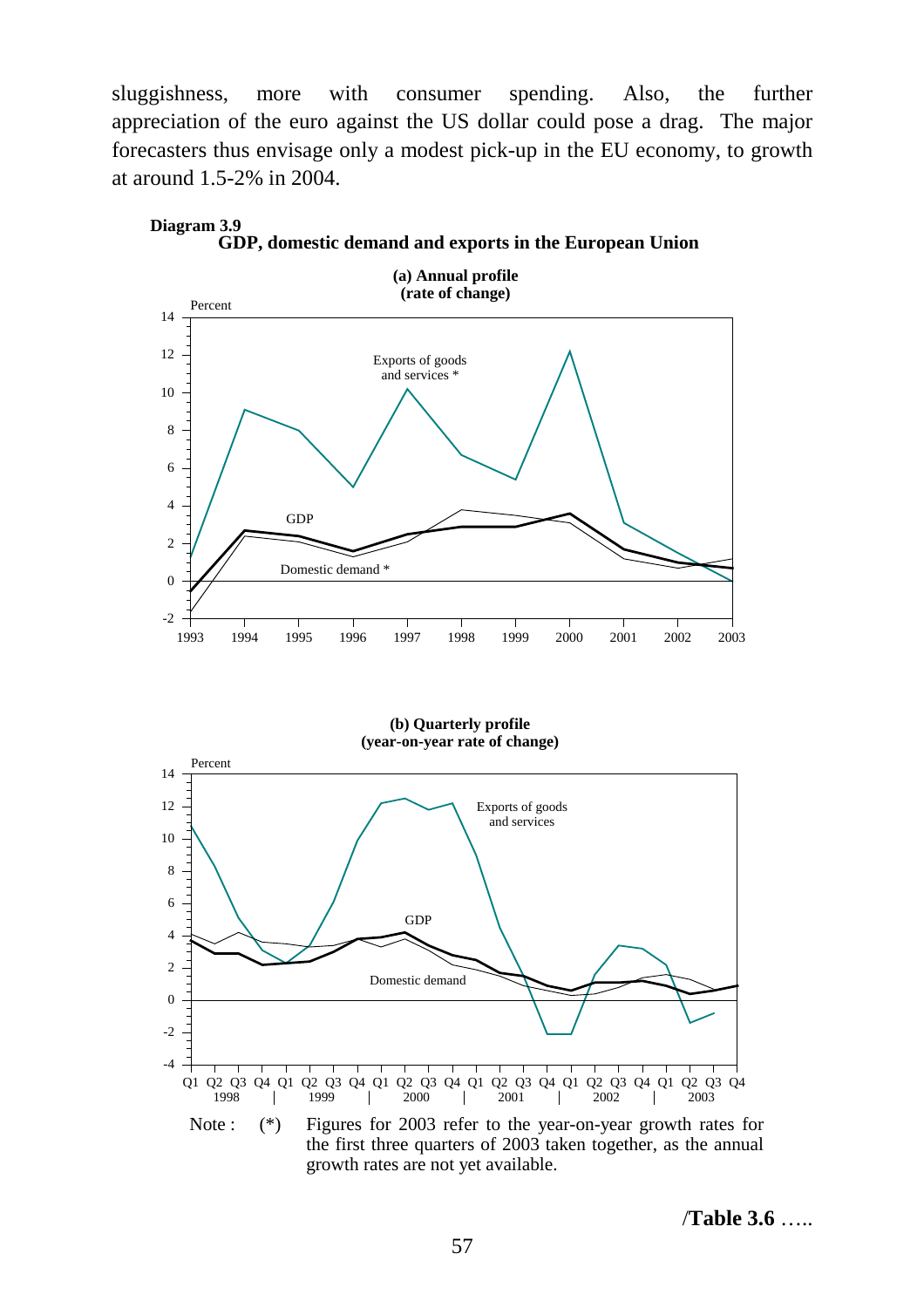sluggishness, more with consumer spending. Also, the further appreciation of the euro against the US dollar could pose a drag. The major forecasters thus envisage only a modest pick-up in the EU economy, to growth at around 1.5-2% in 2004.

**Diagram 3.9**
**GDP, domestic demand and exports in the European Union**

**(a) Annual profile (rate of change)**

**(b) Quarterly profile (year-on-year rate of change)**

Note : (*) Figures for 2003 refer to the year-on-year growth rates for the first three quarters of 2003 taken together, as the annual growth rates are not yet available.

/**Table 3.6** …..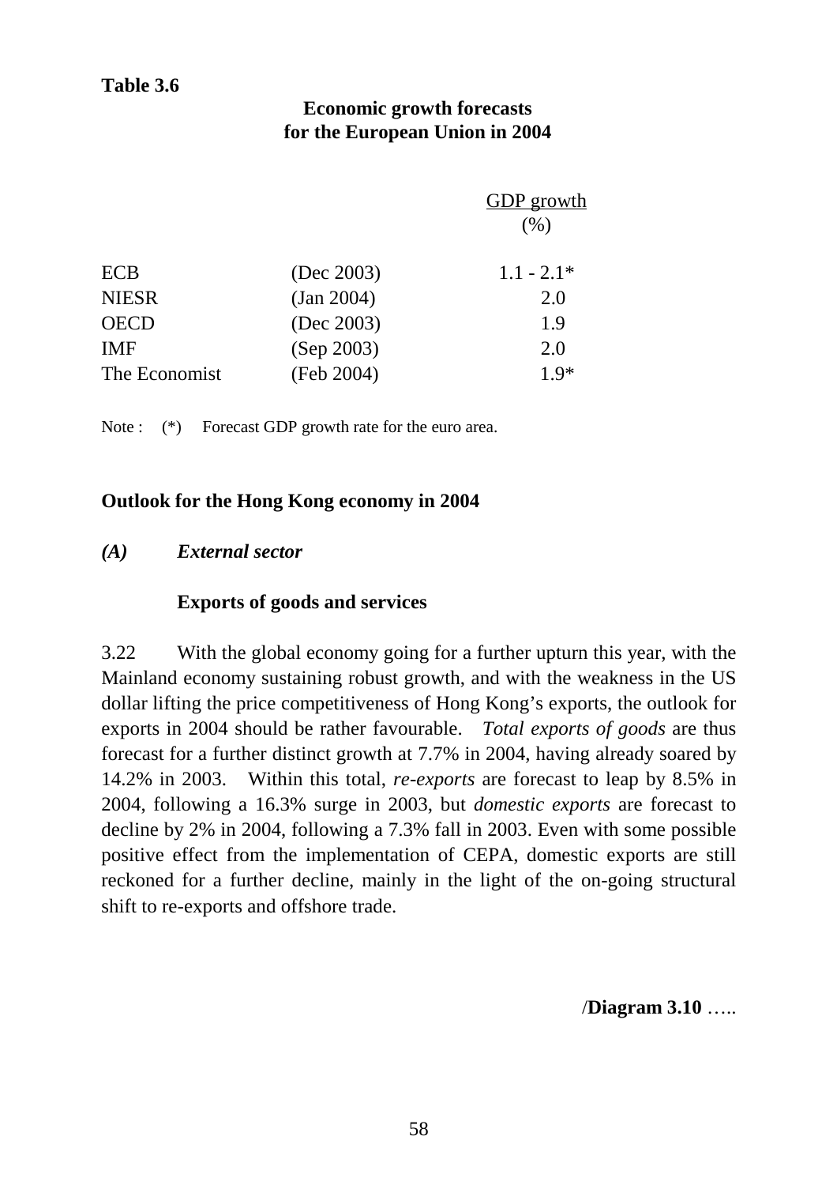**Table 3.6**

**Economic growth forecasts for the European Union in 2004**

| | | GDP growth (%) |
|---|---|---|
| ECB | (Dec 2003) | 1.1 - 2.1* |
| NIESR | (Jan 2004) | 2.0 |
| OECD | (Dec 2003) | 1.9 |
| IMF | (Sep 2003) | 2.0 |
| The Economist | (Feb 2004) | 1.9* |

Note : (*) Forecast GDP growth rate for the euro area.

## Outlook for the Hong Kong economy in 2004

### *(A) External sector*

#### Exports of goods and services

3.22 With the global economy going for a further upturn this year, with the Mainland economy sustaining robust growth, and with the weakness in the US dollar lifting the price competitiveness of Hong Kong's exports, the outlook for exports in 2004 should be rather favourable. *Total exports of goods* are thus forecast for a further distinct growth at 7.7% in 2004, having already soared by 14.2% in 2003. Within this total, *re-exports* are forecast to leap by 8.5% in 2004, following a 16.3% surge in 2003, but *domestic exports* are forecast to decline by 2% in 2004, following a 7.3% fall in 2003. Even with some possible positive effect from the implementation of CEPA, domestic exports are still reckoned for a further decline, mainly in the light of the on-going structural shift to re-exports and offshore trade.

/**Diagram 3.10** …..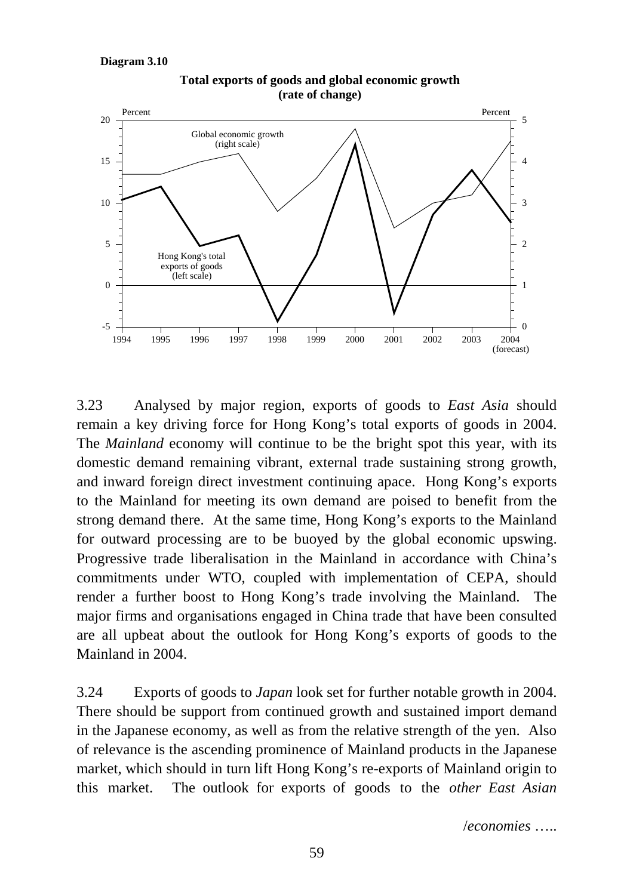**Diagram 3.10**

**Total exports of goods and global economic growth (rate of change)**

3.23 Analysed by major region, exports of goods to *East Asia* should remain a key driving force for Hong Kong's total exports of goods in 2004. The *Mainland* economy will continue to be the bright spot this year, with its domestic demand remaining vibrant, external trade sustaining strong growth, and inward foreign direct investment continuing apace. Hong Kong's exports to the Mainland for meeting its own demand are poised to benefit from the strong demand there. At the same time, Hong Kong's exports to the Mainland for outward processing are to be buoyed by the global economic upswing. Progressive trade liberalisation in the Mainland in accordance with China's commitments under WTO, coupled with implementation of CEPA, should render a further boost to Hong Kong's trade involving the Mainland. The major firms and organisations engaged in China trade that have been consulted are all upbeat about the outlook for Hong Kong's exports of goods to the Mainland in 2004.

3.24 Exports of goods to *Japan* look set for further notable growth in 2004. There should be support from continued growth and sustained import demand in the Japanese economy, as well as from the relative strength of the yen. Also of relevance is the ascending prominence of Mainland products in the Japanese market, which should in turn lift Hong Kong's re-exports of Mainland origin to this market. The outlook for exports of goods to the *other East Asian*

/*economies* …..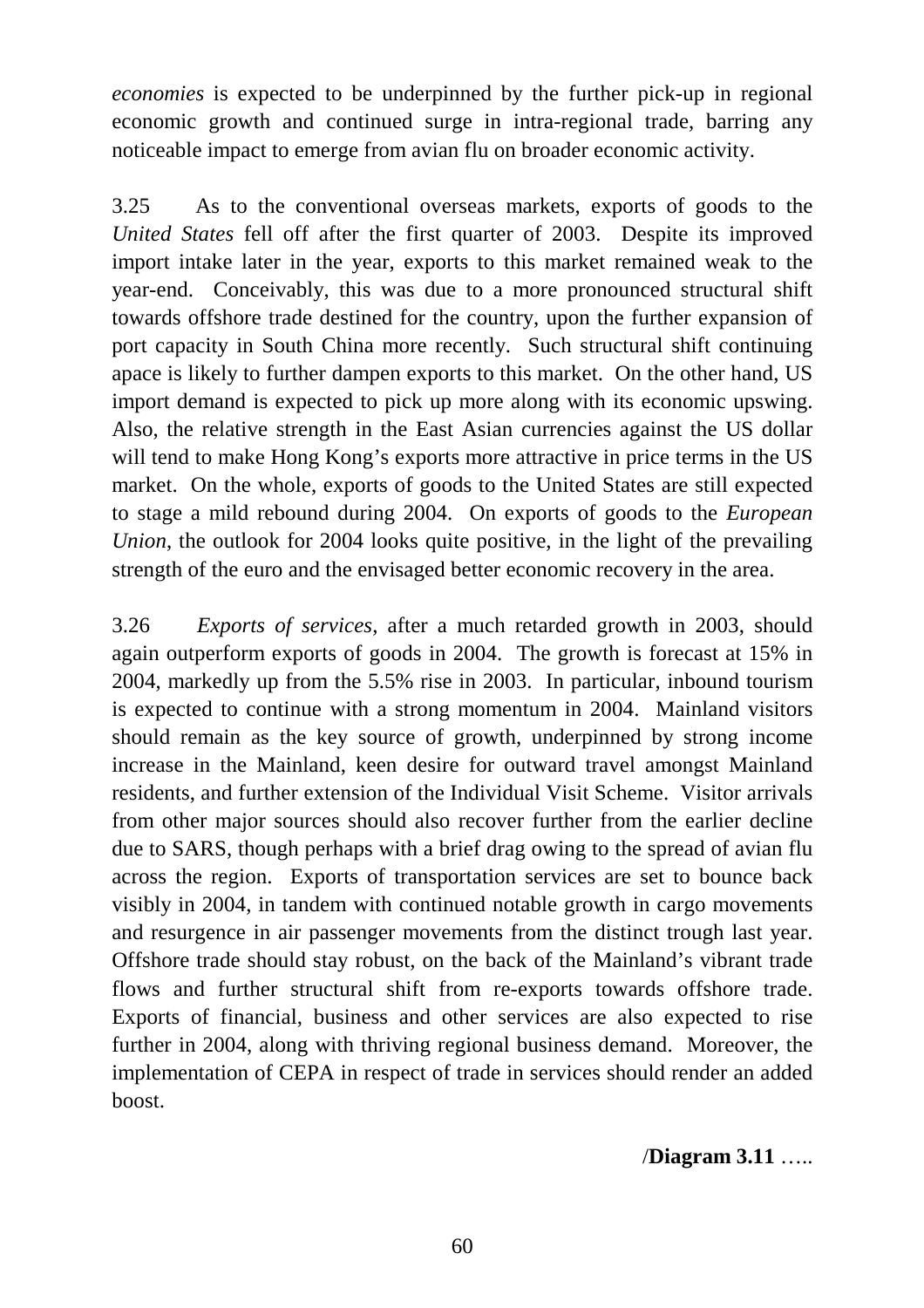*economies* is expected to be underpinned by the further pick-up in regional economic growth and continued surge in intra-regional trade, barring any noticeable impact to emerge from avian flu on broader economic activity.

3.25 As to the conventional overseas markets, exports of goods to the *United States* fell off after the first quarter of 2003. Despite its improved import intake later in the year, exports to this market remained weak to the year-end. Conceivably, this was due to a more pronounced structural shift towards offshore trade destined for the country, upon the further expansion of port capacity in South China more recently. Such structural shift continuing apace is likely to further dampen exports to this market. On the other hand, US import demand is expected to pick up more along with its economic upswing. Also, the relative strength in the East Asian currencies against the US dollar will tend to make Hong Kong's exports more attractive in price terms in the US market. On the whole, exports of goods to the United States are still expected to stage a mild rebound during 2004. On exports of goods to the *European Union*, the outlook for 2004 looks quite positive, in the light of the prevailing strength of the euro and the envisaged better economic recovery in the area.

3.26 *Exports of services*, after a much retarded growth in 2003, should again outperform exports of goods in 2004. The growth is forecast at 15% in 2004, markedly up from the 5.5% rise in 2003. In particular, inbound tourism is expected to continue with a strong momentum in 2004. Mainland visitors should remain as the key source of growth, underpinned by strong income increase in the Mainland, keen desire for outward travel amongst Mainland residents, and further extension of the Individual Visit Scheme. Visitor arrivals from other major sources should also recover further from the earlier decline due to SARS, though perhaps with a brief drag owing to the spread of avian flu across the region. Exports of transportation services are set to bounce back visibly in 2004, in tandem with continued notable growth in cargo movements and resurgence in air passenger movements from the distinct trough last year. Offshore trade should stay robust, on the back of the Mainland's vibrant trade flows and further structural shift from re-exports towards offshore trade. Exports of financial, business and other services are also expected to rise further in 2004, along with thriving regional business demand. Moreover, the implementation of CEPA in respect of trade in services should render an added boost.

/**Diagram 3.11** …..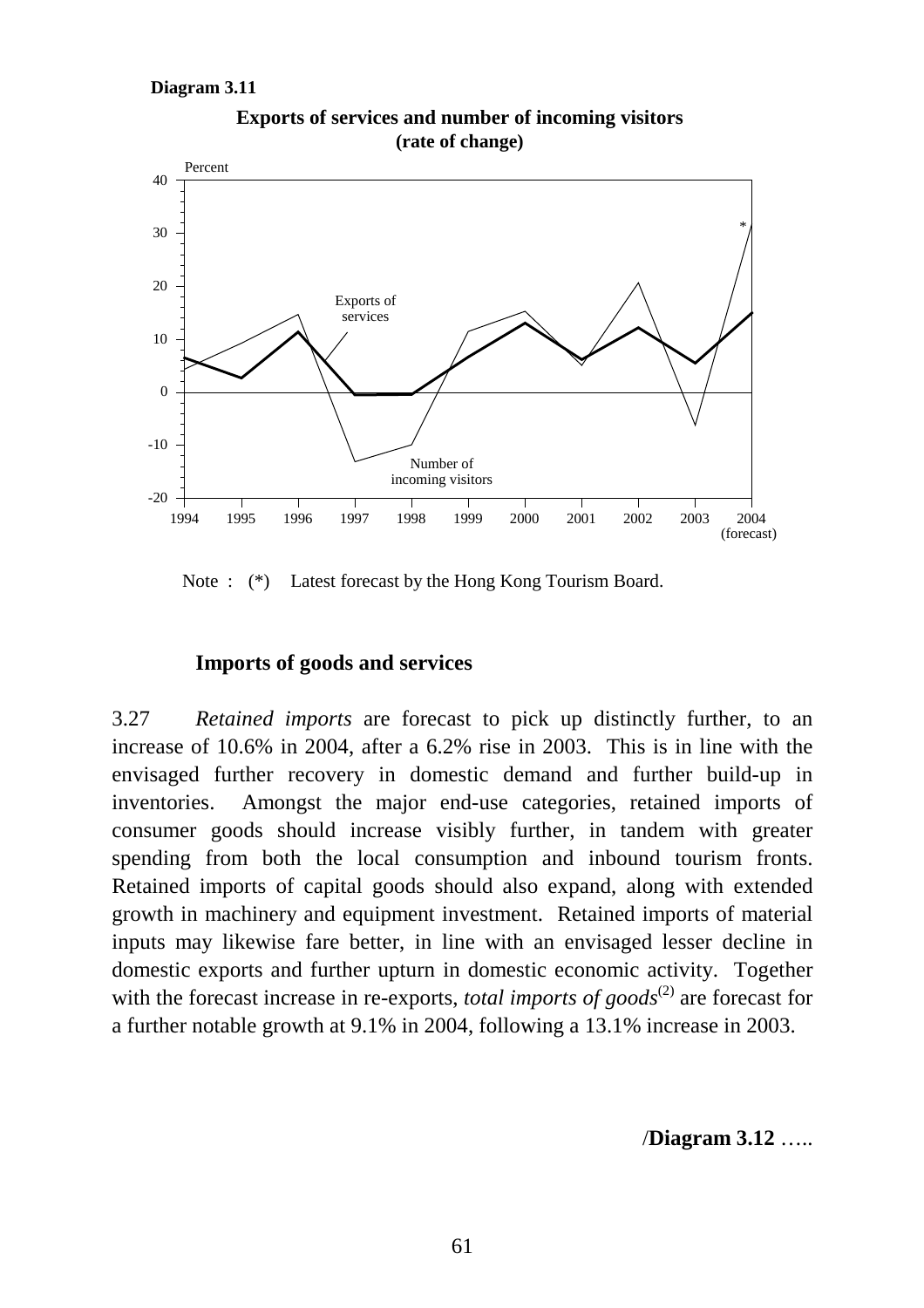**Diagram 3.11**

**Exports of services and number of incoming visitors (rate of change)**

Note : (*) Latest forecast by the Hong Kong Tourism Board.

### Imports of goods and services

3.27 *Retained imports* are forecast to pick up distinctly further, to an increase of 10.6% in 2004, after a 6.2% rise in 2003. This is in line with the envisaged further recovery in domestic demand and further build-up in inventories. Amongst the major end-use categories, retained imports of consumer goods should increase visibly further, in tandem with greater spending from both the local consumption and inbound tourism fronts. Retained imports of capital goods should also expand, along with extended growth in machinery and equipment investment. Retained imports of material inputs may likewise fare better, in line with an envisaged lesser decline in domestic exports and further upturn in domestic economic activity. Together with the forecast increase in re-exports, *total imports of goods*(2) are forecast for a further notable growth at 9.1% in 2004, following a 13.1% increase in 2003.

/**Diagram 3.12** …..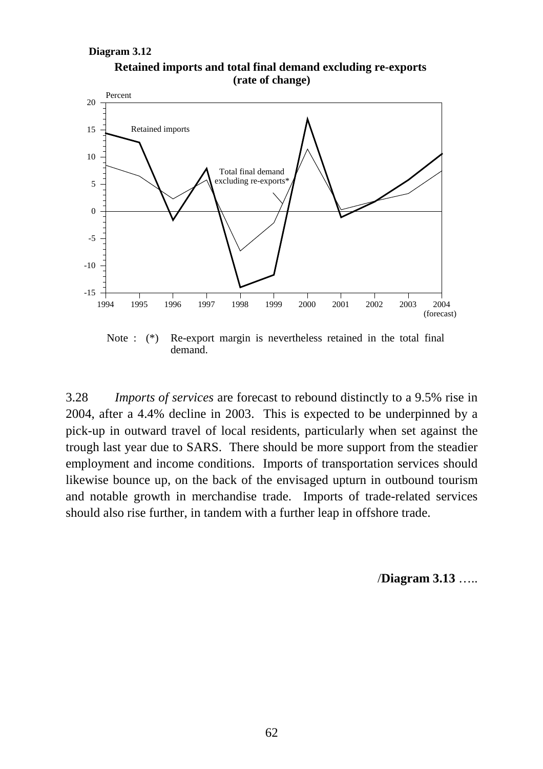**Diagram 3.12**

**Retained imports and total final demand excluding re-exports (rate of change)**

Note : (*) Re-export margin is nevertheless retained in the total final demand.

3.28 *Imports of services* are forecast to rebound distinctly to a 9.5% rise in 2004, after a 4.4% decline in 2003. This is expected to be underpinned by a pick-up in outward travel of local residents, particularly when set against the trough last year due to SARS. There should be more support from the steadier employment and income conditions. Imports of transportation services should likewise bounce up, on the back of the envisaged upturn in outbound tourism and notable growth in merchandise trade. Imports of trade-related services should also rise further, in tandem with a further leap in offshore trade.

/**Diagram 3.13** …..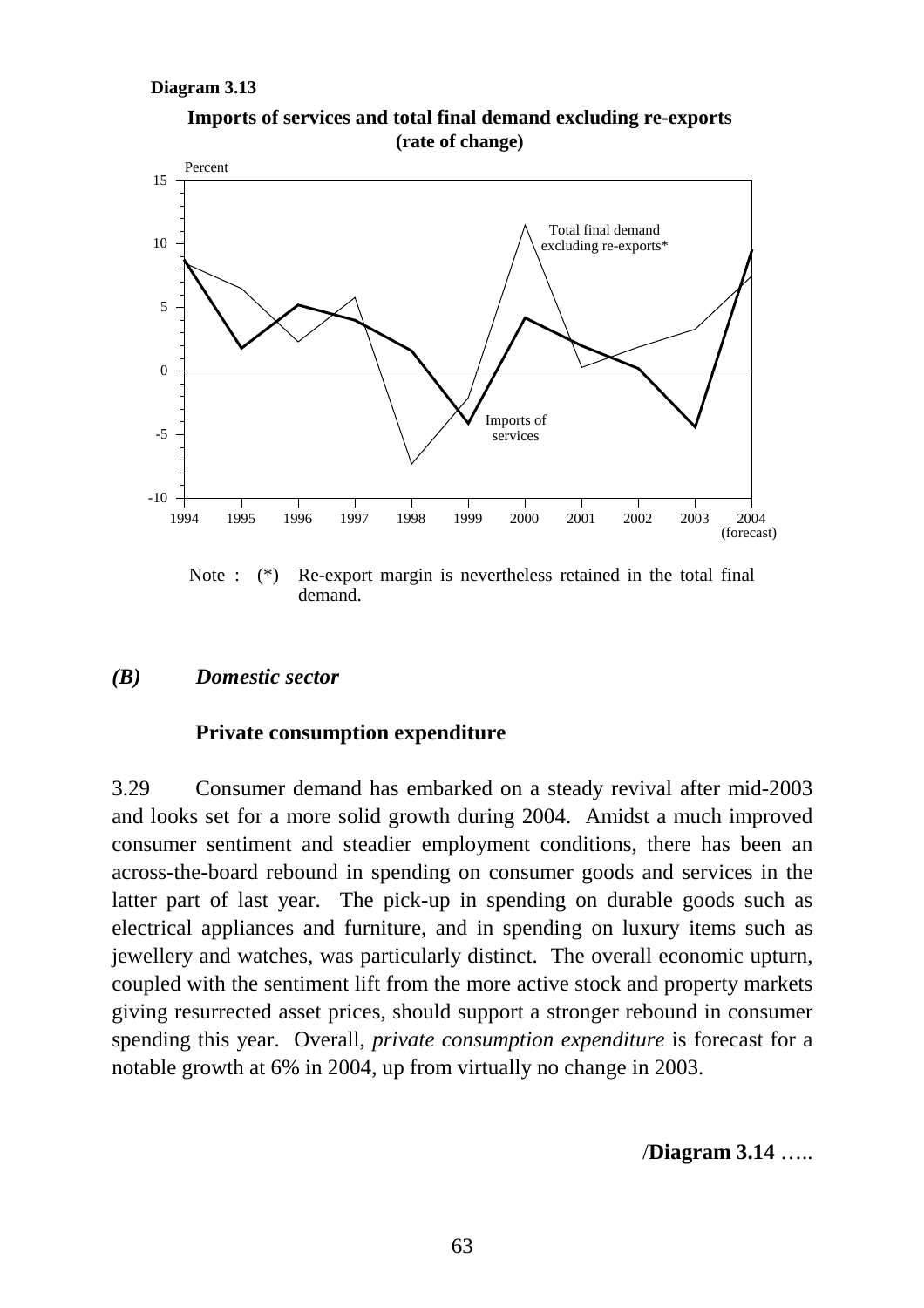**Diagram 3.13**

**Imports of services and total final demand excluding re-exports (rate of change)**

Note : (*) Re-export margin is nevertheless retained in the total final demand.

### *(B) Domestic sector*

#### Private consumption expenditure

3.29 Consumer demand has embarked on a steady revival after mid-2003 and looks set for a more solid growth during 2004. Amidst a much improved consumer sentiment and steadier employment conditions, there has been an across-the-board rebound in spending on consumer goods and services in the latter part of last year. The pick-up in spending on durable goods such as electrical appliances and furniture, and in spending on luxury items such as jewellery and watches, was particularly distinct. The overall economic upturn, coupled with the sentiment lift from the more active stock and property markets giving resurrected asset prices, should support a stronger rebound in consumer spending this year. Overall, *private consumption expenditure* is forecast for a notable growth at 6% in 2004, up from virtually no change in 2003.

/**Diagram 3.14** …..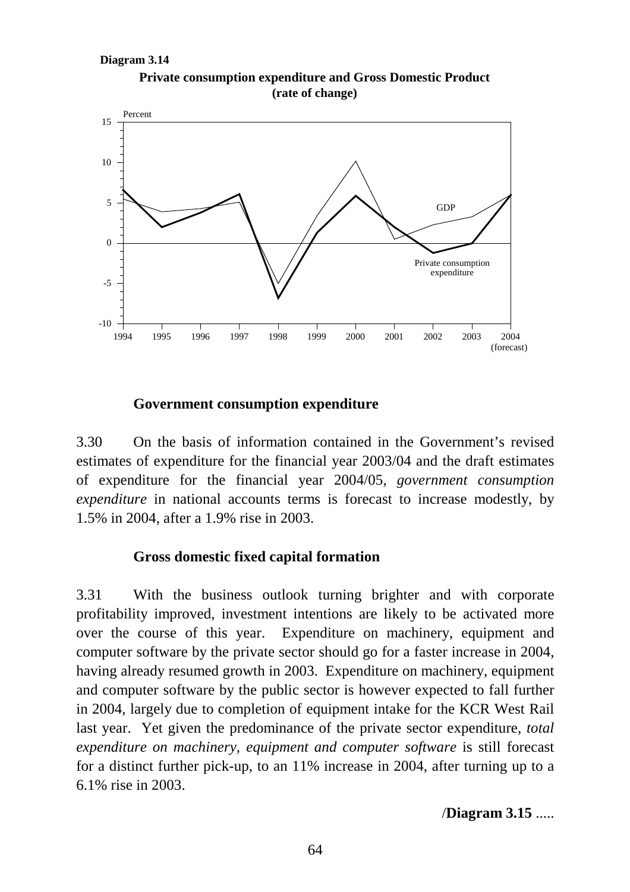**Diagram 3.14**

**Private consumption expenditure and Gross Domestic Product (rate of change)**

Percent

15

10

5

0

-5

-10

GDP

Private consumption expenditure

1994 1995 1996 1997 1998 1999 2000 2001 2002 2003 2004 (forecast)

### Government consumption expenditure

3.30 On the basis of information contained in the Government's revised estimates of expenditure for the financial year 2003/04 and the draft estimates of expenditure for the financial year 2004/05, *government consumption expenditure* in national accounts terms is forecast to increase modestly, by 1.5% in 2004, after a 1.9% rise in 2003.

### Gross domestic fixed capital formation

3.31 With the business outlook turning brighter and with corporate profitability improved, investment intentions are likely to be activated more over the course of this year. Expenditure on machinery, equipment and computer software by the private sector should go for a faster increase in 2004, having already resumed growth in 2003. Expenditure on machinery, equipment and computer software by the public sector is however expected to fall further in 2004, largely due to completion of equipment intake for the KCR West Rail last year. Yet given the predominance of the private sector expenditure, *total expenditure on machinery, equipment and computer software* is still forecast for a distinct further pick-up, to an 11% increase in 2004, after turning up to a 6.1% rise in 2003.

/**Diagram 3.15** .....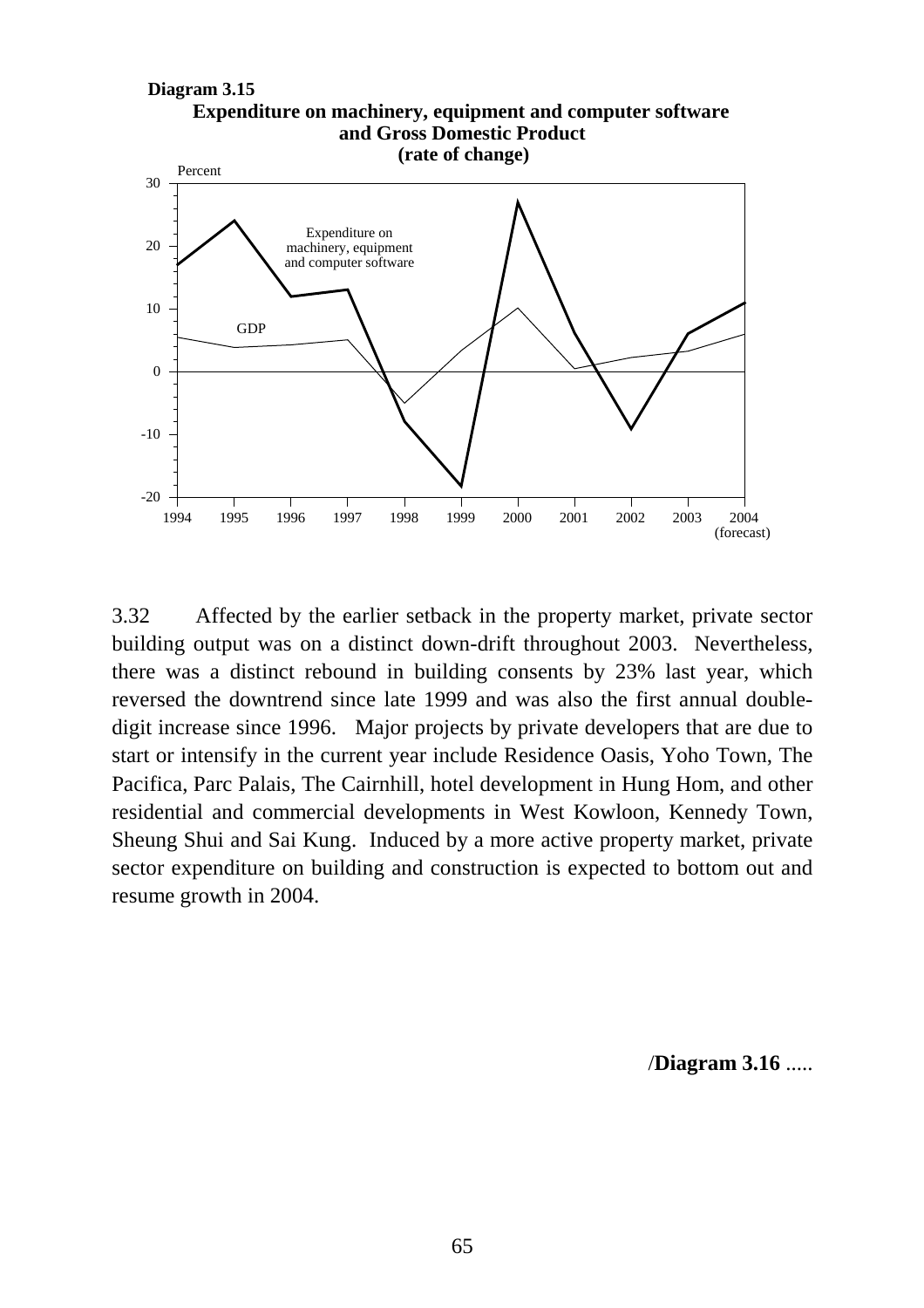**Diagram 3.15**

**Expenditure on machinery, equipment and computer software and Gross Domestic Product (rate of change)**

3.32 Affected by the earlier setback in the property market, private sector building output was on a distinct down-drift throughout 2003. Nevertheless, there was a distinct rebound in building consents by 23% last year, which reversed the downtrend since late 1999 and was also the first annual double-digit increase since 1996. Major projects by private developers that are due to start or intensify in the current year include Residence Oasis, Yoho Town, The Pacifica, Parc Palais, The Cairnhill, hotel development in Hung Hom, and other residential and commercial developments in West Kowloon, Kennedy Town, Sheung Shui and Sai Kung. Induced by a more active property market, private sector expenditure on building and construction is expected to bottom out and resume growth in 2004.

/**Diagram 3.16** .....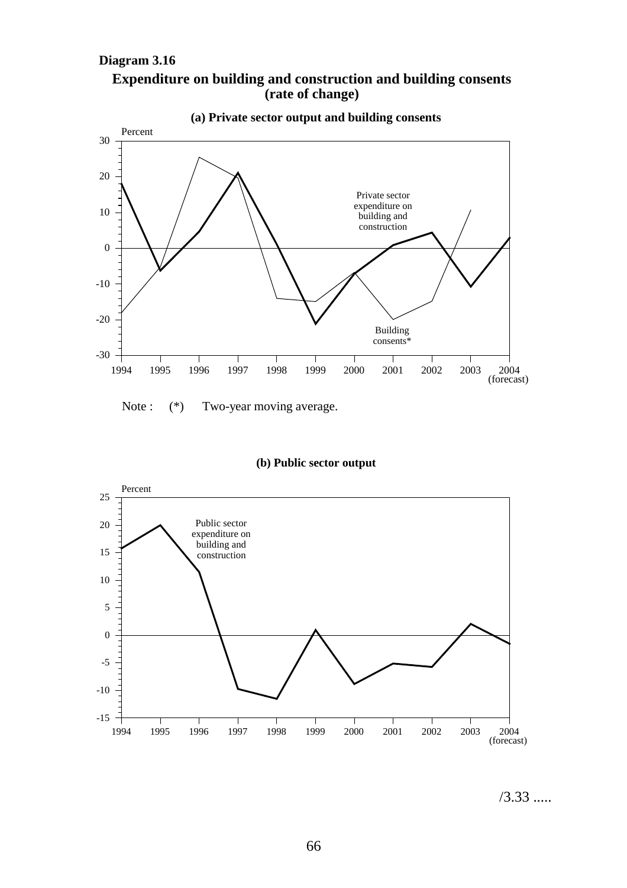**Diagram 3.16**

**Expenditure on building and construction and building consents (rate of change)**

**(a) Private sector output and building consents**

Percent

Private sector expenditure on building and construction

Building consents*

1994 1995 1996 1997 1998 1999 2000 2001 2002 2003 2004 (forecast)

Note : (*) Two-year moving average.

**(b) Public sector output**

Percent

Public sector expenditure on building and construction

1994 1995 1996 1997 1998 1999 2000 2001 2002 2003 2004 (forecast)

/3.33 .....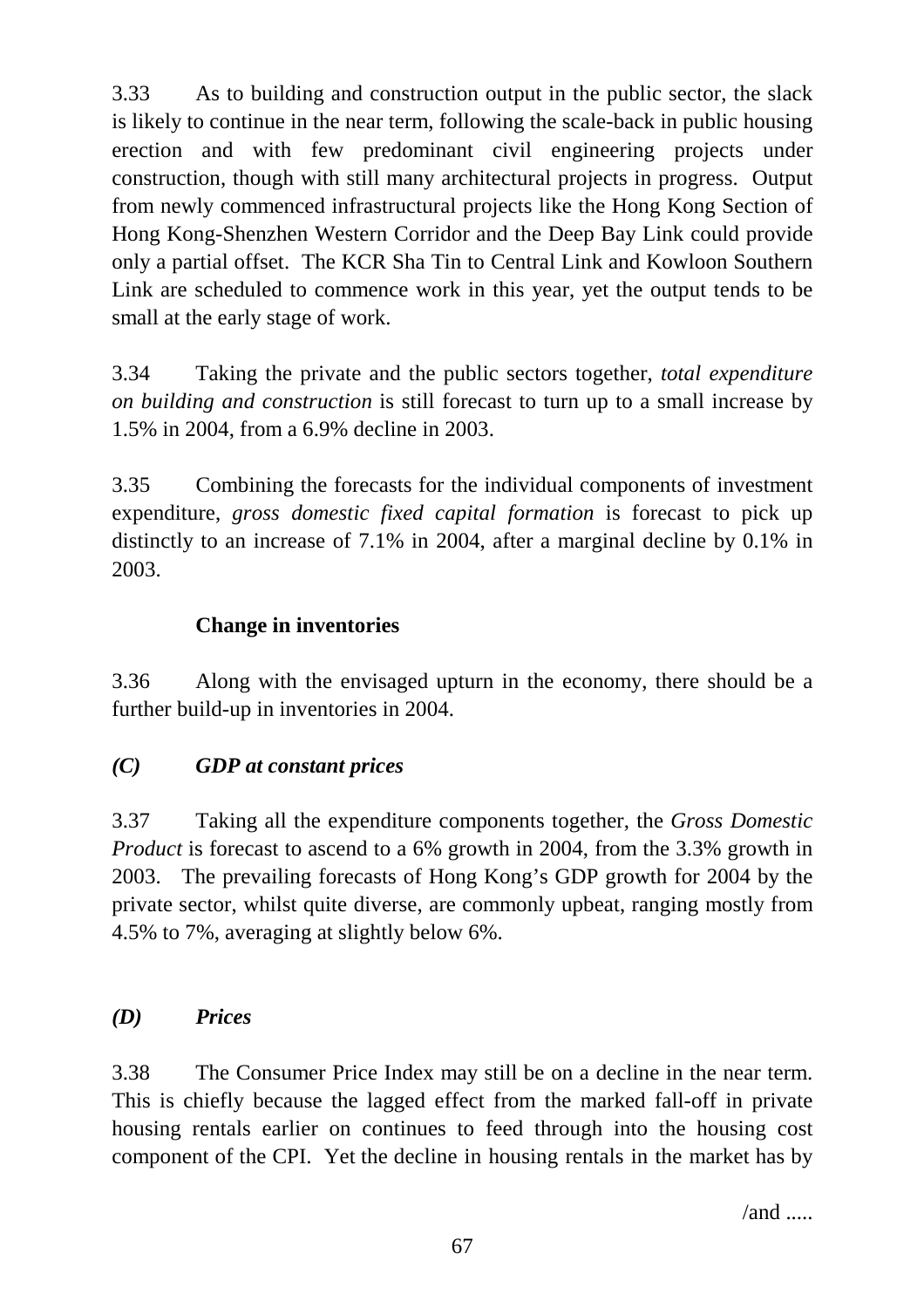3.33 As to building and construction output in the public sector, the slack is likely to continue in the near term, following the scale-back in public housing erection and with few predominant civil engineering projects under construction, though with still many architectural projects in progress. Output from newly commenced infrastructural projects like the Hong Kong Section of Hong Kong-Shenzhen Western Corridor and the Deep Bay Link could provide only a partial offset. The KCR Sha Tin to Central Link and Kowloon Southern Link are scheduled to commence work in this year, yet the output tends to be small at the early stage of work.

3.34 Taking the private and the public sectors together, *total expenditure on building and construction* is still forecast to turn up to a small increase by 1.5% in 2004, from a 6.9% decline in 2003.

3.35 Combining the forecasts for the individual components of investment expenditure, *gross domestic fixed capital formation* is forecast to pick up distinctly to an increase of 7.1% in 2004, after a marginal decline by 0.1% in 2003.

**Change in inventories**

3.36 Along with the envisaged upturn in the economy, there should be a further build-up in inventories in 2004.

### *(C) GDP at constant prices*

3.37 Taking all the expenditure components together, the *Gross Domestic Product* is forecast to ascend to a 6% growth in 2004, from the 3.3% growth in 2003. The prevailing forecasts of Hong Kong's GDP growth for 2004 by the private sector, whilst quite diverse, are commonly upbeat, ranging mostly from 4.5% to 7%, averaging at slightly below 6%.

### *(D) Prices*

3.38 The Consumer Price Index may still be on a decline in the near term. This is chiefly because the lagged effect from the marked fall-off in private housing rentals earlier on continues to feed through into the housing cost component of the CPI. Yet the decline in housing rentals in the market has by

/and .....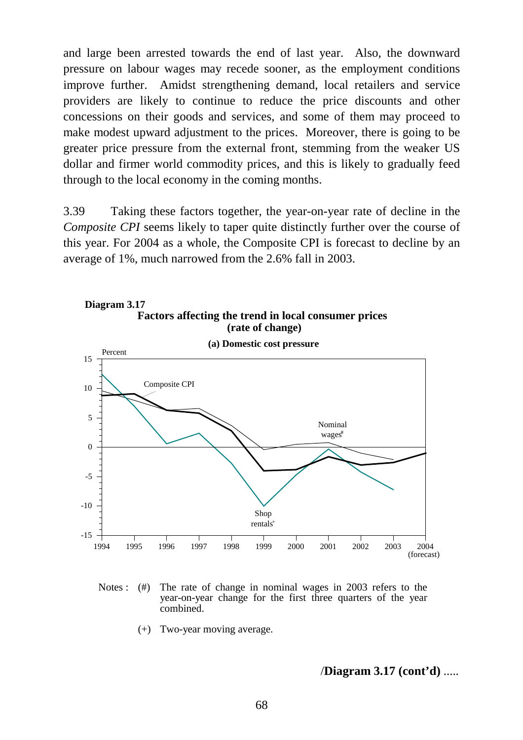and large been arrested towards the end of last year. Also, the downward pressure on labour wages may recede sooner, as the employment conditions improve further. Amidst strengthening demand, local retailers and service providers are likely to continue to reduce the price discounts and other concessions on their goods and services, and some of them may proceed to make modest upward adjustment to the prices. Moreover, there is going to be greater price pressure from the external front, stemming from the weaker US dollar and firmer world commodity prices, and this is likely to gradually feed through to the local economy in the coming months.

3.39 Taking these factors together, the year-on-year rate of decline in the *Composite CPI* seems likely to taper quite distinctly further over the course of this year. For 2004 as a whole, the Composite CPI is forecast to decline by an average of 1%, much narrowed from the 2.6% fall in 2003.

**Diagram 3.17**

**Factors affecting the trend in local consumer prices (rate of change)**

**(a) Domestic cost pressure**

Notes : (#) The rate of change in nominal wages in 2003 refers to the year-on-year change for the first three quarters of the year combined.

(+) Two-year moving average.

/**Diagram 3.17 (cont'd)** .....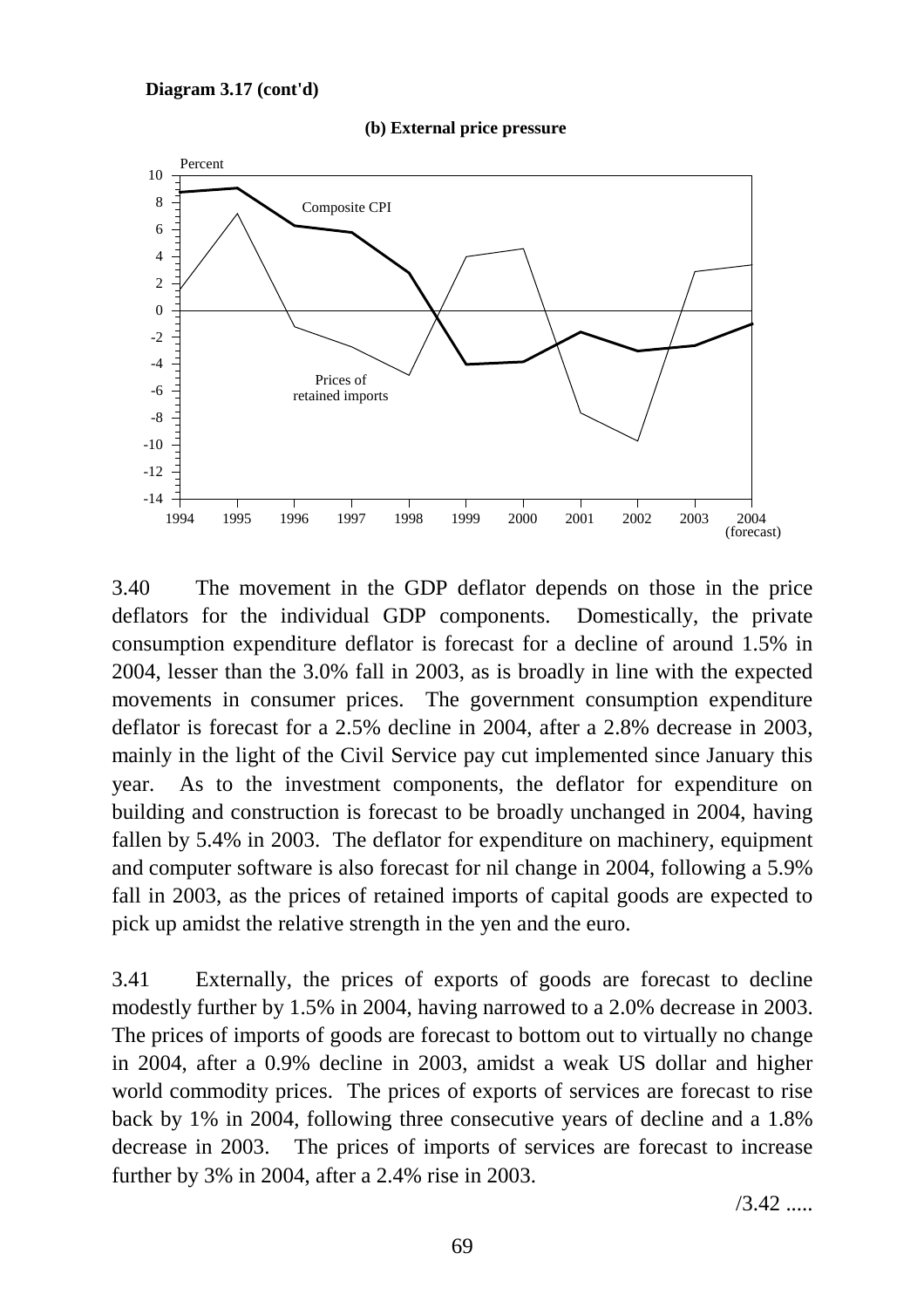**Diagram 3.17 (cont'd)**

**(b) External price pressure**

3.40 The movement in the GDP deflator depends on those in the price deflators for the individual GDP components. Domestically, the private consumption expenditure deflator is forecast for a decline of around 1.5% in 2004, lesser than the 3.0% fall in 2003, as is broadly in line with the expected movements in consumer prices. The government consumption expenditure deflator is forecast for a 2.5% decline in 2004, after a 2.8% decrease in 2003, mainly in the light of the Civil Service pay cut implemented since January this year. As to the investment components, the deflator for expenditure on building and construction is forecast to be broadly unchanged in 2004, having fallen by 5.4% in 2003. The deflator for expenditure on machinery, equipment and computer software is also forecast for nil change in 2004, following a 5.9% fall in 2003, as the prices of retained imports of capital goods are expected to pick up amidst the relative strength in the yen and the euro.

3.41 Externally, the prices of exports of goods are forecast to decline modestly further by 1.5% in 2004, having narrowed to a 2.0% decrease in 2003. The prices of imports of goods are forecast to bottom out to virtually no change in 2004, after a 0.9% decline in 2003, amidst a weak US dollar and higher world commodity prices. The prices of exports of services are forecast to rise back by 1% in 2004, following three consecutive years of decline and a 1.8% decrease in 2003. The prices of imports of services are forecast to increase further by 3% in 2004, after a 2.4% rise in 2003.

/3.42 .....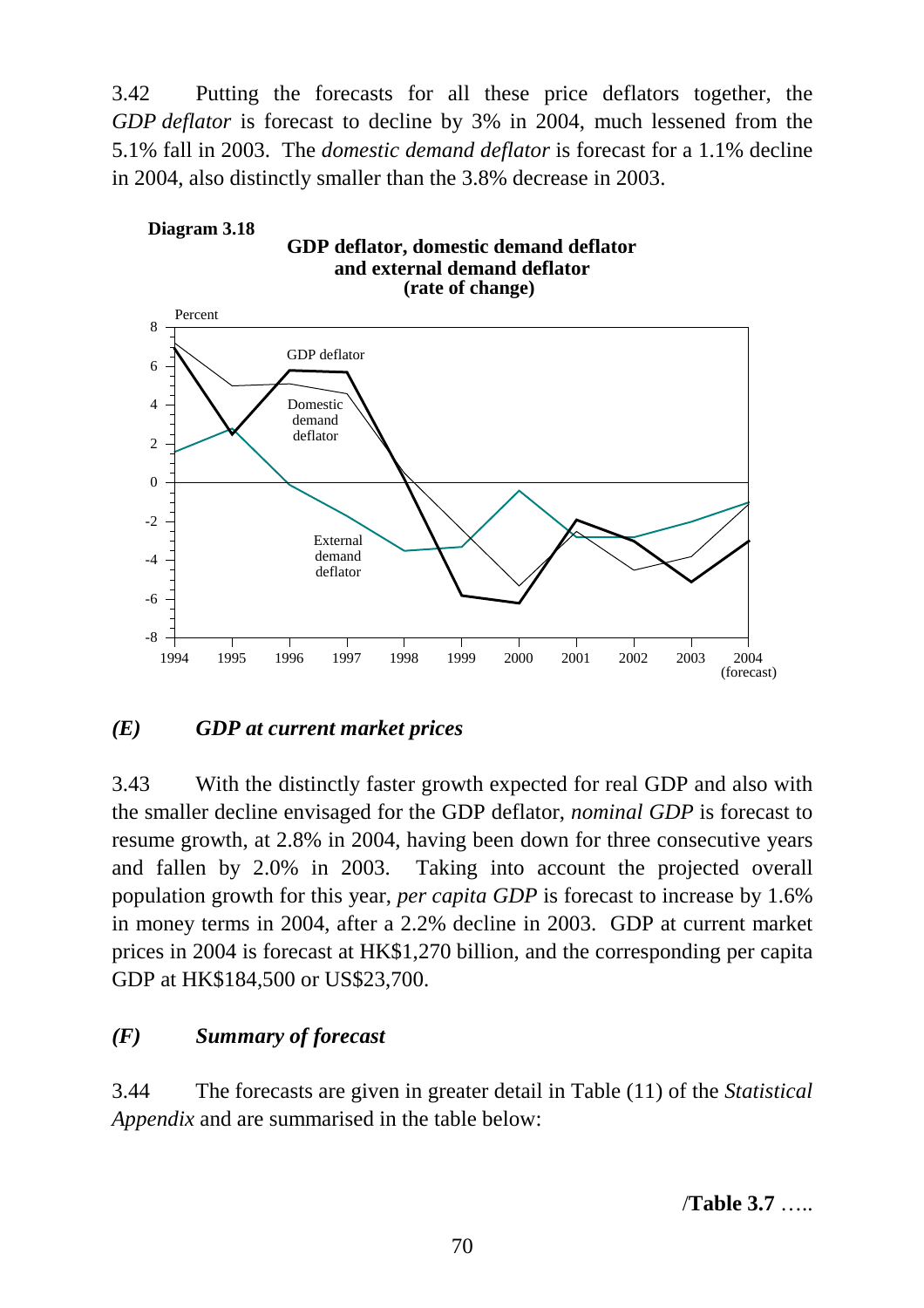3.42 Putting the forecasts for all these price deflators together, the *GDP deflator* is forecast to decline by 3% in 2004, much lessened from the 5.1% fall in 2003. The *domestic demand deflator* is forecast for a 1.1% decline in 2004, also distinctly smaller than the 3.8% decrease in 2003.

**Diagram 3.18**

**GDP deflator, domestic demand deflator and external demand deflator (rate of change)**

Percent

8
6
4
2
0
-2
-4
-6
-8

GDP deflator

Domestic demand deflator

External demand deflator

1994 1995 1996 1997 1998 1999 2000 2001 2002 2003 2004 (forecast)

### *(E) GDP at current market prices*

3.43 With the distinctly faster growth expected for real GDP and also with the smaller decline envisaged for the GDP deflator, *nominal GDP* is forecast to resume growth, at 2.8% in 2004, having been down for three consecutive years and fallen by 2.0% in 2003. Taking into account the projected overall population growth for this year, *per capita GDP* is forecast to increase by 1.6% in money terms in 2004, after a 2.2% decline in 2003. GDP at current market prices in 2004 is forecast at HK$1,270 billion, and the corresponding per capita GDP at HK$184,500 or US$23,700.

### *(F) Summary of forecast*

3.44 The forecasts are given in greater detail in Table (11) of the *Statistical Appendix* and are summarised in the table below:

/**Table 3.7** …..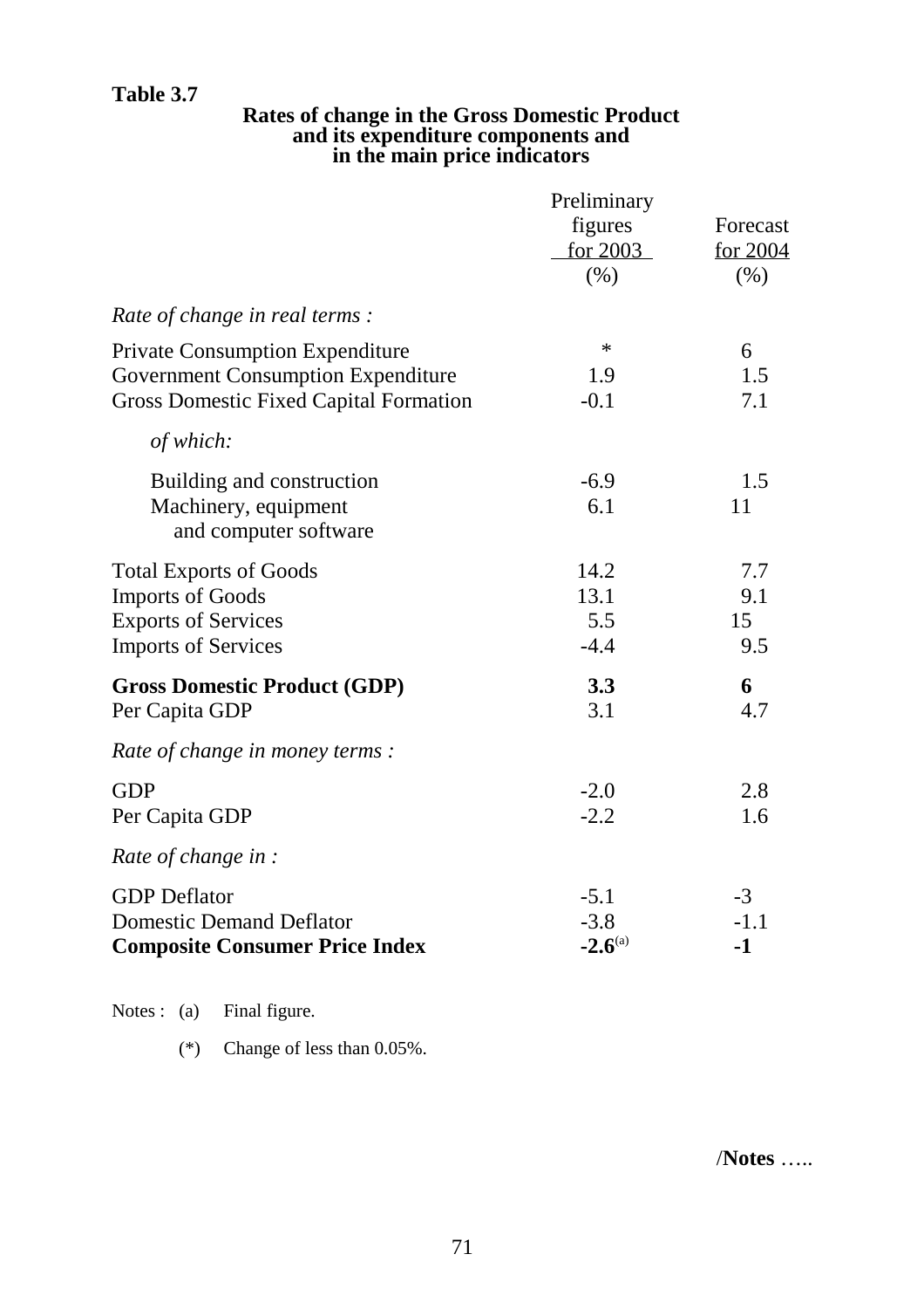**Table 3.7**

**Rates of change in the Gross Domestic Product and its expenditure components and in the main price indicators**

| | Preliminary figures for 2003 (%) | Forecast for 2004 (%) |
|---|---|---|
| *Rate of change in real terms :* | | |
| Private Consumption Expenditure | * | 6 |
| Government Consumption Expenditure | 1.9 | 1.5 |
| Gross Domestic Fixed Capital Formation | -0.1 | 7.1 |
| *of which:* | | |
| Building and construction | -6.9 | 1.5 |
| Machinery, equipment and computer software | 6.1 | 11 |
| Total Exports of Goods | 14.2 | 7.7 |
| Imports of Goods | 13.1 | 9.1 |
| Exports of Services | 5.5 | 15 |
| Imports of Services | -4.4 | 9.5 |
| **Gross Domestic Product (GDP)** | **3.3** | **6** |
| Per Capita GDP | 3.1 | 4.7 |
| *Rate of change in money terms :* | | |
| GDP | -2.0 | 2.8 |
| Per Capita GDP | -2.2 | 1.6 |
| *Rate of change in :* | | |
| GDP Deflator | -5.1 | -3 |
| Domestic Demand Deflator | -3.8 | -1.1 |
| **Composite Consumer Price Index** | **-2.6**[(a)] | **-1** |

Notes : (a) Final figure.

(*) Change of less than 0.05%.

/**Notes** …..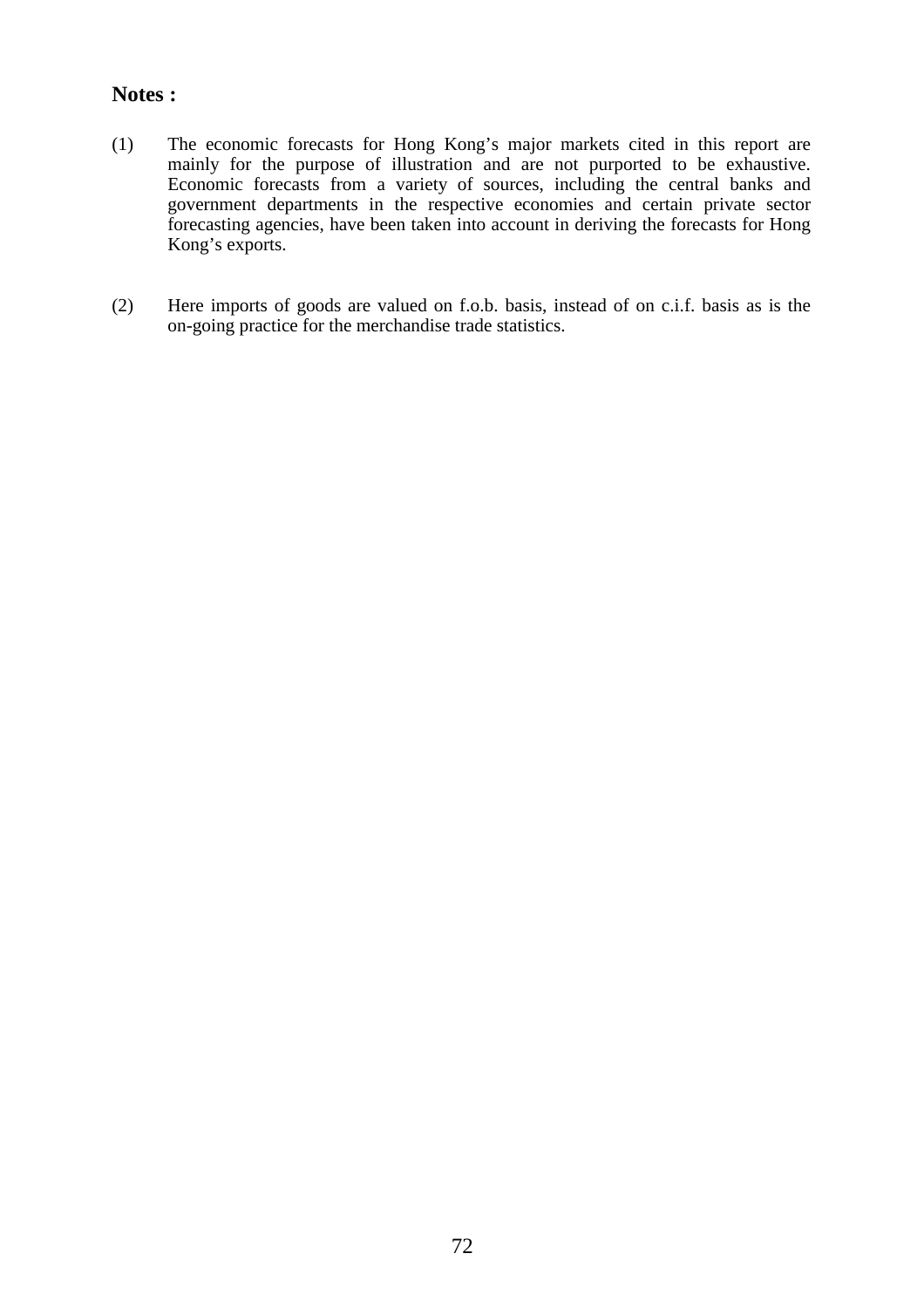**Notes :**

(1) The economic forecasts for Hong Kong's major markets cited in this report are mainly for the purpose of illustration and are not purported to be exhaustive. Economic forecasts from a variety of sources, including the central banks and government departments in the respective economies and certain private sector forecasting agencies, have been taken into account in deriving the forecasts for Hong Kong's exports.

(2) Here imports of goods are valued on f.o.b. basis, instead of on c.i.f. basis as is the on-going practice for the merchandise trade statistics.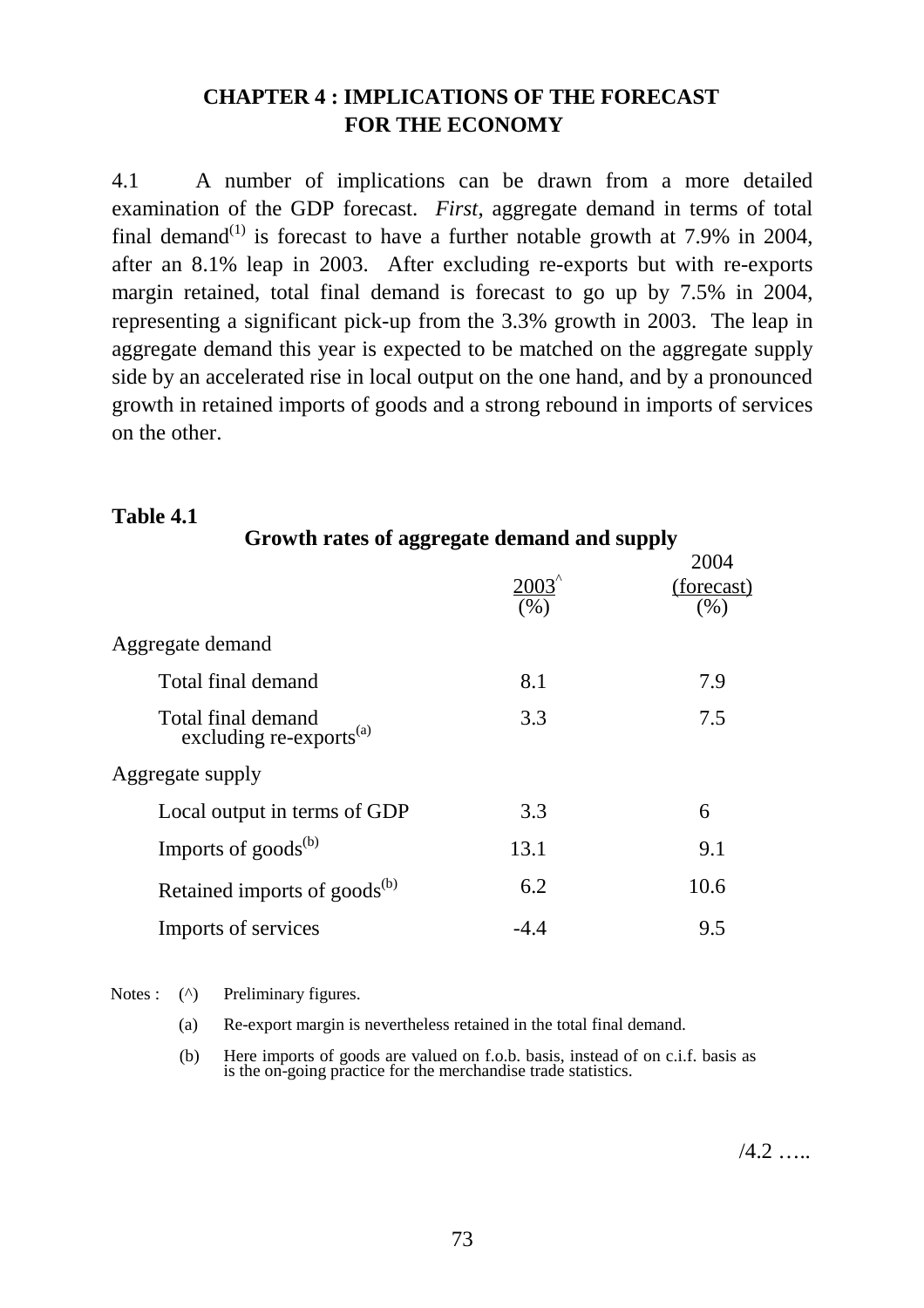## CHAPTER 4 : IMPLICATIONS OF THE FORECAST FOR THE ECONOMY

4.1 A number of implications can be drawn from a more detailed examination of the GDP forecast. *First*, aggregate demand in terms of total final demand(1) is forecast to have a further notable growth at 7.9% in 2004, after an 8.1% leap in 2003. After excluding re-exports but with re-exports margin retained, total final demand is forecast to go up by 7.5% in 2004, representing a significant pick-up from the 3.3% growth in 2003. The leap in aggregate demand this year is expected to be matched on the aggregate supply side by an accelerated rise in local output on the one hand, and by a pronounced growth in retained imports of goods and a strong rebound in imports of services on the other.

**Table 4.1**

**Growth rates of aggregate demand and supply**

| | 2003^ (%) | 2004 (forecast) (%) |
|---|---|---|
| Aggregate demand | | |
| Total final demand | 8.1 | 7.9 |
| Total final demand excluding re-exports(a) | 3.3 | 7.5 |
| Aggregate supply | | |
| Local output in terms of GDP | 3.3 | 6 |
| Imports of goods(b) | 13.1 | 9.1 |
| Retained imports of goods(b) | 6.2 | 10.6 |
| Imports of services | -4.4 | 9.5 |

Notes : (^) Preliminary figures.

(a) Re-export margin is nevertheless retained in the total final demand.

(b) Here imports of goods are valued on f.o.b. basis, instead of on c.i.f. basis as is the on-going practice for the merchandise trade statistics.

/4.2 …..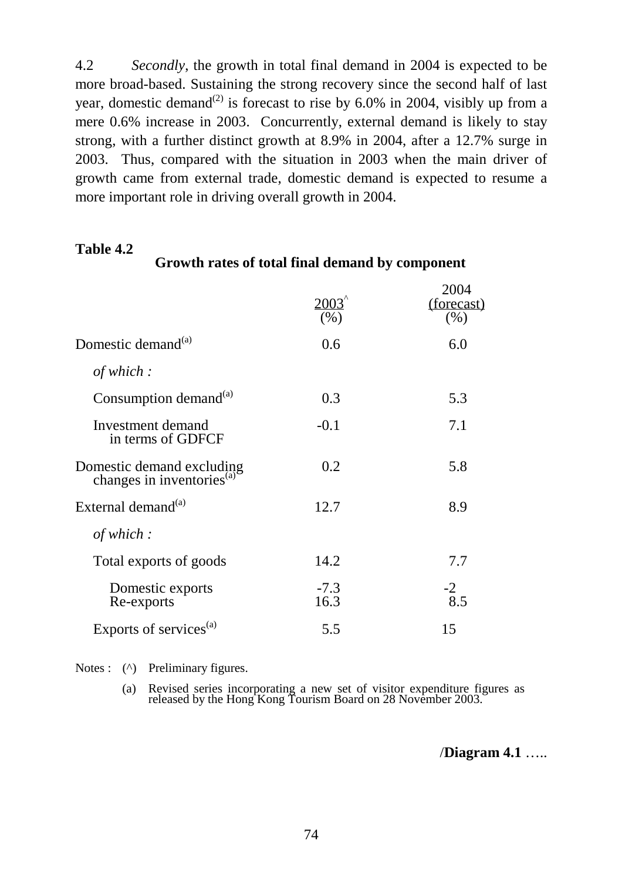4.2 *Secondly*, the growth in total final demand in 2004 is expected to be more broad-based. Sustaining the strong recovery since the second half of last year, domestic demand[(2)] is forecast to rise by 6.0% in 2004, visibly up from a mere 0.6% increase in 2003. Concurrently, external demand is likely to stay strong, with a further distinct growth at 8.9% in 2004, after a 12.7% surge in 2003. Thus, compared with the situation in 2003 when the main driver of growth came from external trade, domestic demand is expected to resume a more important role in driving overall growth in 2004.

**Table 4.2**

**Growth rates of total final demand by component**

| | 2003[^] (%) | 2004 (forecast) (%) |
|---|---|---|
| Domestic demand[(a)] | 0.6 | 6.0 |
| *of which :* | | |
| Consumption demand[(a)] | 0.3 | 5.3 |
| Investment demand in terms of GDFCF | -0.1 | 7.1 |
| Domestic demand excluding changes in inventories[(a)] | 0.2 | 5.8 |
| External demand[(a)] | 12.7 | 8.9 |
| *of which :* | | |
| Total exports of goods | 14.2 | 7.7 |
| Domestic exports | -7.3 | -2 |
| Re-exports | 16.3 | 8.5 |
| Exports of services[(a)] | 5.5 | 15 |

Notes : (^) Preliminary figures.

(a) Revised series incorporating a new set of visitor expenditure figures as released by the Hong Kong Tourism Board on 28 November 2003.

/**Diagram 4.1** …..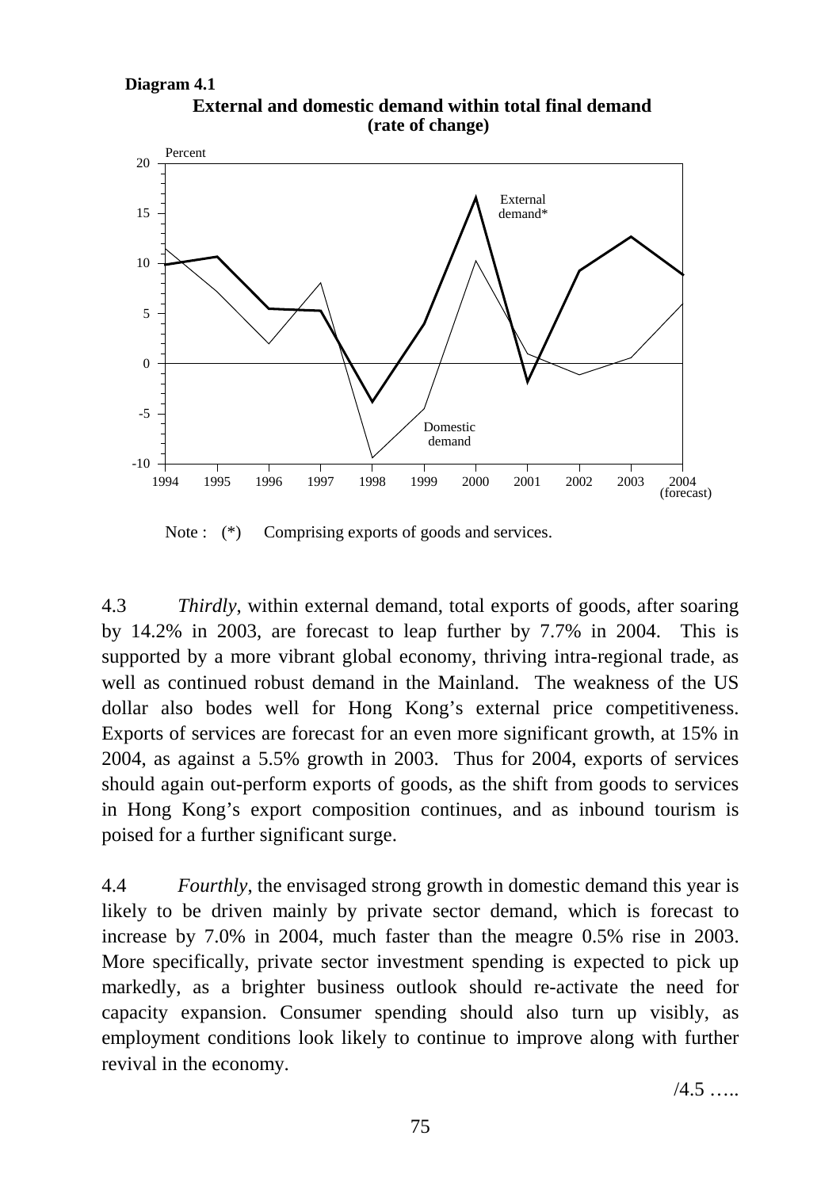**Diagram 4.1**

**External and domestic demand within total final demand (rate of change)**

Note : (*) Comprising exports of goods and services.

4.3 *Thirdly*, within external demand, total exports of goods, after soaring by 14.2% in 2003, are forecast to leap further by 7.7% in 2004. This is supported by a more vibrant global economy, thriving intra-regional trade, as well as continued robust demand in the Mainland. The weakness of the US dollar also bodes well for Hong Kong's external price competitiveness. Exports of services are forecast for an even more significant growth, at 15% in 2004, as against a 5.5% growth in 2003. Thus for 2004, exports of services should again out-perform exports of goods, as the shift from goods to services in Hong Kong's export composition continues, and as inbound tourism is poised for a further significant surge.

4.4 *Fourthly*, the envisaged strong growth in domestic demand this year is likely to be driven mainly by private sector demand, which is forecast to increase by 7.0% in 2004, much faster than the meagre 0.5% rise in 2003. More specifically, private sector investment spending is expected to pick up markedly, as a brighter business outlook should re-activate the need for capacity expansion. Consumer spending should also turn up visibly, as employment conditions look likely to continue to improve along with further revival in the economy.

/4.5 …..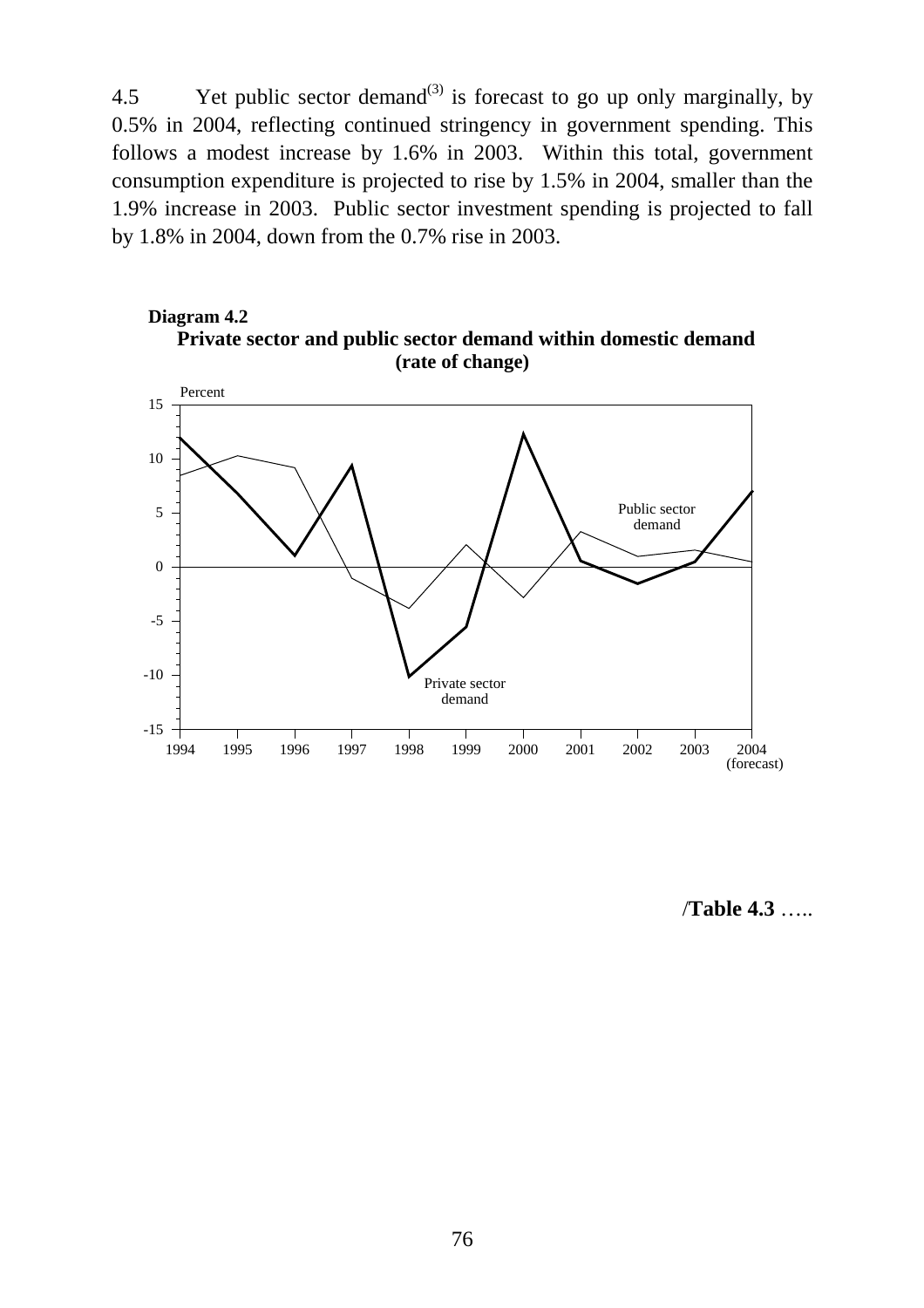4.5 Yet public sector demand[3] is forecast to go up only marginally, by 0.5% in 2004, reflecting continued stringency in government spending. This follows a modest increase by 1.6% in 2003. Within this total, government consumption expenditure is projected to rise by 1.5% in 2004, smaller than the 1.9% increase in 2003. Public sector investment spending is projected to fall by 1.8% in 2004, down from the 0.7% rise in 2003.

**Diagram 4.2**

**Private sector and public sector demand within domestic demand (rate of change)**

Percent

Public sector demand

Private sector demand

1994 1995 1996 1997 1998 1999 2000 2001 2002 2003 2004 (forecast)

/**Table 4.3** …..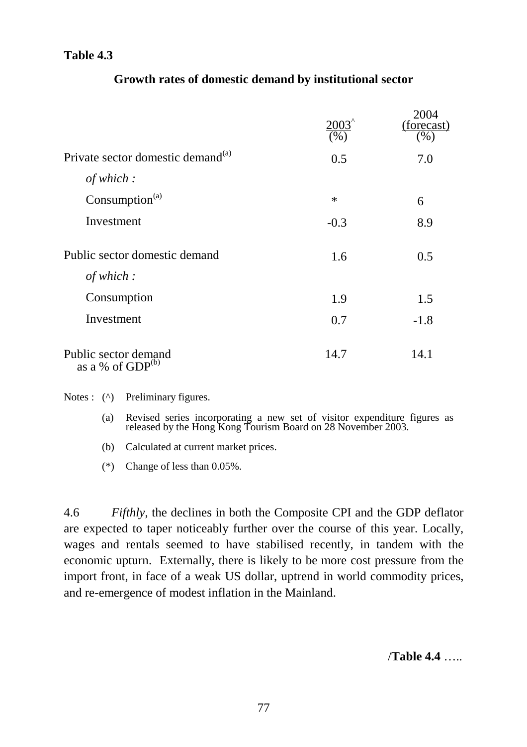**Table 4.3**

**Growth rates of domestic demand by institutional sector**

| | 2003^ (%) | 2004 (forecast) (%) |
|---|---|---|
| Private sector domestic demand(a) | 0.5 | 7.0 |
| *of which :* | | |
| Consumption(a) | * | 6 |
| Investment | -0.3 | 8.9 |
| Public sector domestic demand | 1.6 | 0.5 |
| *of which :* | | |
| Consumption | 1.9 | 1.5 |
| Investment | 0.7 | -1.8 |
| Public sector demand as a % of GDP(b) | 14.7 | 14.1 |

Notes : (^) Preliminary figures.

(a) Revised series incorporating a new set of visitor expenditure figures as released by the Hong Kong Tourism Board on 28 November 2003.

(b) Calculated at current market prices.

(*) Change of less than 0.05%.

4.6 *Fifthly*, the declines in both the Composite CPI and the GDP deflator are expected to taper noticeably further over the course of this year. Locally, wages and rentals seemed to have stabilised recently, in tandem with the economic upturn. Externally, there is likely to be more cost pressure from the import front, in face of a weak US dollar, uptrend in world commodity prices, and re-emergence of modest inflation in the Mainland.

/**Table 4.4** …..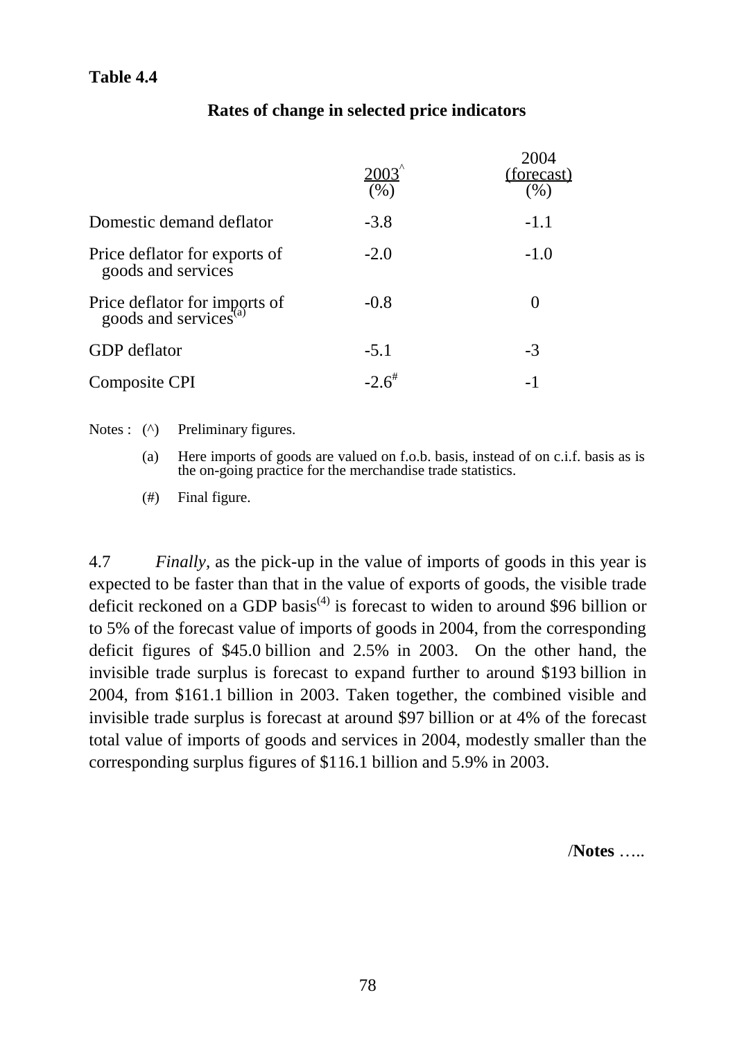**Table 4.4**

**Rates of change in selected price indicators**

| | 2003[^] (%) | 2004 (forecast) (%) |
|---|---|---|
| Domestic demand deflator | -3.8 | -1.1 |
| Price deflator for exports of goods and services | -2.0 | -1.0 |
| Price deflator for imports of goods and services[(a)] | -0.8 | 0 |
| GDP deflator | -5.1 | -3 |
| Composite CPI | -2.6[#] | -1 |

Notes : (^) Preliminary figures.

(a) Here imports of goods are valued on f.o.b. basis, instead of on c.i.f. basis as is the on-going practice for the merchandise trade statistics.

(#) Final figure.

4.7 *Finally,* as the pick-up in the value of imports of goods in this year is expected to be faster than that in the value of exports of goods, the visible trade deficit reckoned on a GDP basis[(4)] is forecast to widen to around $96 billion or to 5% of the forecast value of imports of goods in 2004, from the corresponding deficit figures of $45.0 billion and 2.5% in 2003. On the other hand, the invisible trade surplus is forecast to expand further to around $193 billion in 2004, from $161.1 billion in 2003. Taken together, the combined visible and invisible trade surplus is forecast at around $97 billion or at 4% of the forecast total value of imports of goods and services in 2004, modestly smaller than the corresponding surplus figures of $116.1 billion and 5.9% in 2003.

/**Notes** …..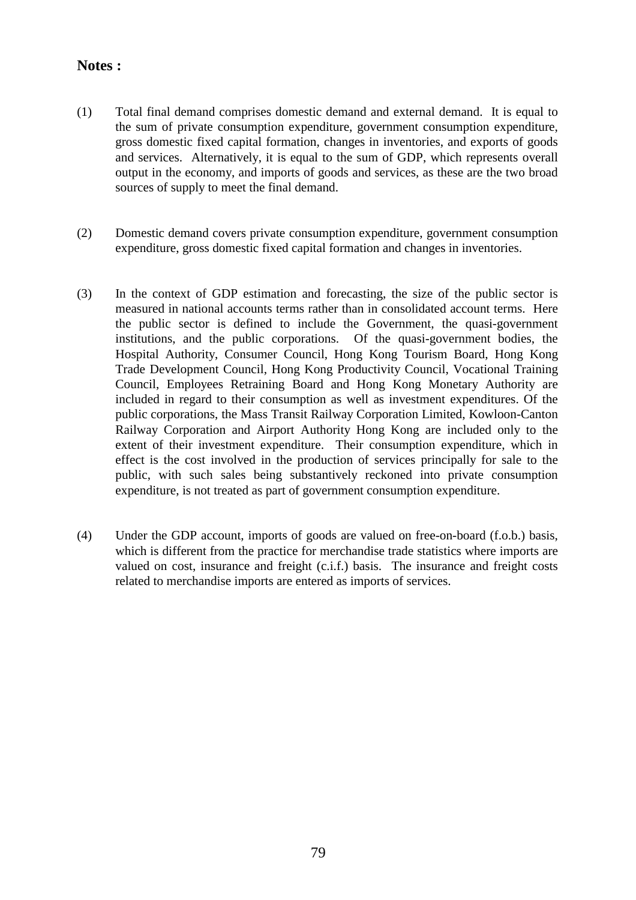**Notes :**

(1) Total final demand comprises domestic demand and external demand. It is equal to the sum of private consumption expenditure, government consumption expenditure, gross domestic fixed capital formation, changes in inventories, and exports of goods and services. Alternatively, it is equal to the sum of GDP, which represents overall output in the economy, and imports of goods and services, as these are the two broad sources of supply to meet the final demand.

(2) Domestic demand covers private consumption expenditure, government consumption expenditure, gross domestic fixed capital formation and changes in inventories.

(3) In the context of GDP estimation and forecasting, the size of the public sector is measured in national accounts terms rather than in consolidated account terms. Here the public sector is defined to include the Government, the quasi-government institutions, and the public corporations. Of the quasi-government bodies, the Hospital Authority, Consumer Council, Hong Kong Tourism Board, Hong Kong Trade Development Council, Hong Kong Productivity Council, Vocational Training Council, Employees Retraining Board and Hong Kong Monetary Authority are included in regard to their consumption as well as investment expenditures. Of the public corporations, the Mass Transit Railway Corporation Limited, Kowloon-Canton Railway Corporation and Airport Authority Hong Kong are included only to the extent of their investment expenditure. Their consumption expenditure, which in effect is the cost involved in the production of services principally for sale to the public, with such sales being substantively reckoned into private consumption expenditure, is not treated as part of government consumption expenditure.

(4) Under the GDP account, imports of goods are valued on free-on-board (f.o.b.) basis, which is different from the practice for merchandise trade statistics where imports are valued on cost, insurance and freight (c.i.f.) basis. The insurance and freight costs related to merchandise imports are entered as imports of services.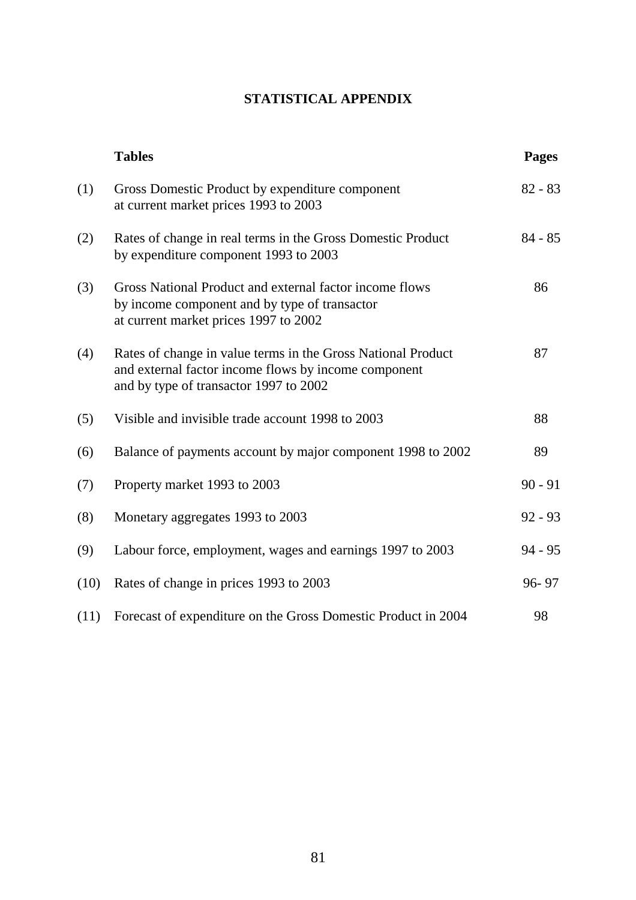# STATISTICAL APPENDIX

| | Tables | Pages |
|---|---|---|
| (1) | Gross Domestic Product by expenditure component at current market prices 1993 to 2003 | 82 - 83 |
| (2) | Rates of change in real terms in the Gross Domestic Product by expenditure component 1993 to 2003 | 84 - 85 |
| (3) | Gross National Product and external factor income flows by income component and by type of transactor at current market prices 1997 to 2002 | 86 |
| (4) | Rates of change in value terms in the Gross National Product and external factor income flows by income component and by type of transactor 1997 to 2002 | 87 |
| (5) | Visible and invisible trade account 1998 to 2003 | 88 |
| (6) | Balance of payments account by major component 1998 to 2002 | 89 |
| (7) | Property market 1993 to 2003 | 90 - 91 |
| (8) | Monetary aggregates 1993 to 2003 | 92 - 93 |
| (9) | Labour force, employment, wages and earnings 1997 to 2003 | 94 - 95 |
| (10) | Rates of change in prices 1993 to 2003 | 96- 97 |
| (11) | Forecast of expenditure on the Gross Domestic Product in 2004 | 98 |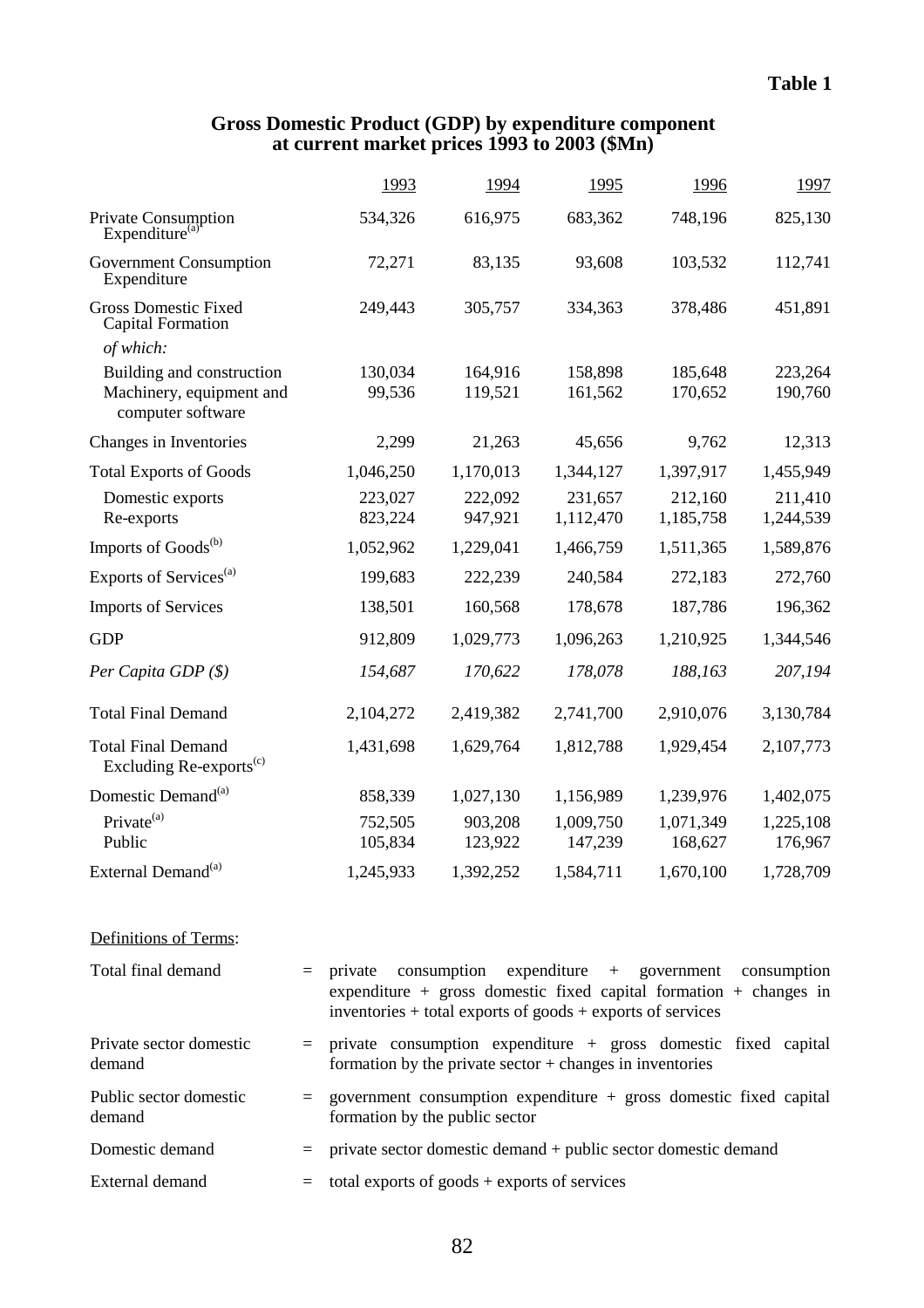**Table 1**

## Gross Domestic Product (GDP) by expenditure component at current market prices 1993 to 2003 ($Mn)

| | 1993 | 1994 | 1995 | 1996 | 1997 |
|---|---|---|---|---|---|
| Private Consumption Expenditure[(a)] | 534,326 | 616,975 | 683,362 | 748,196 | 825,130 |
| Government Consumption Expenditure | 72,271 | 83,135 | 93,608 | 103,532 | 112,741 |
| Gross Domestic Fixed Capital Formation | 249,443 | 305,757 | 334,363 | 378,486 | 451,891 |
| *of which:* | | | | | |
| Building and construction | 130,034 | 164,916 | 158,898 | 185,648 | 223,264 |
| Machinery, equipment and computer software | 99,536 | 119,521 | 161,562 | 170,652 | 190,760 |
| Changes in Inventories | 2,299 | 21,263 | 45,656 | 9,762 | 12,313 |
| Total Exports of Goods | 1,046,250 | 1,170,013 | 1,344,127 | 1,397,917 | 1,455,949 |
| Domestic exports | 223,027 | 222,092 | 231,657 | 212,160 | 211,410 |
| Re-exports | 823,224 | 947,921 | 1,112,470 | 1,185,758 | 1,244,539 |
| Imports of Goods[(b)] | 1,052,962 | 1,229,041 | 1,466,759 | 1,511,365 | 1,589,876 |
| Exports of Services[(a)] | 199,683 | 222,239 | 240,584 | 272,183 | 272,760 |
| Imports of Services | 138,501 | 160,568 | 178,678 | 187,786 | 196,362 |
| GDP | 912,809 | 1,029,773 | 1,096,263 | 1,210,925 | 1,344,546 |
| *Per Capita GDP ($)* | *154,687* | *170,622* | *178,078* | *188,163* | *207,194* |
| Total Final Demand | 2,104,272 | 2,419,382 | 2,741,700 | 2,910,076 | 3,130,784 |
| Total Final Demand Excluding Re-exports[(c)] | 1,431,698 | 1,629,764 | 1,812,788 | 1,929,454 | 2,107,773 |
| Domestic Demand[(a)] | 858,339 | 1,027,130 | 1,156,989 | 1,239,976 | 1,402,075 |
| Private[(a)] | 752,505 | 903,208 | 1,009,750 | 1,071,349 | 1,225,108 |
| Public | 105,834 | 123,922 | 147,239 | 168,627 | 176,967 |
| External Demand[(a)] | 1,245,933 | 1,392,252 | 1,584,711 | 1,670,100 | 1,728,709 |

Definitions of Terms:

| | | |
|---|---|---|
| Total final demand | = | private consumption expenditure + government consumption expenditure + gross domestic fixed capital formation + changes in inventories + total exports of goods + exports of services |
| Private sector domestic demand | = | private consumption expenditure + gross domestic fixed capital formation by the private sector + changes in inventories |
| Public sector domestic demand | = | government consumption expenditure + gross domestic fixed capital formation by the public sector |
| Domestic demand | = | private sector domestic demand + public sector domestic demand |
| External demand | = | total exports of goods + exports of services |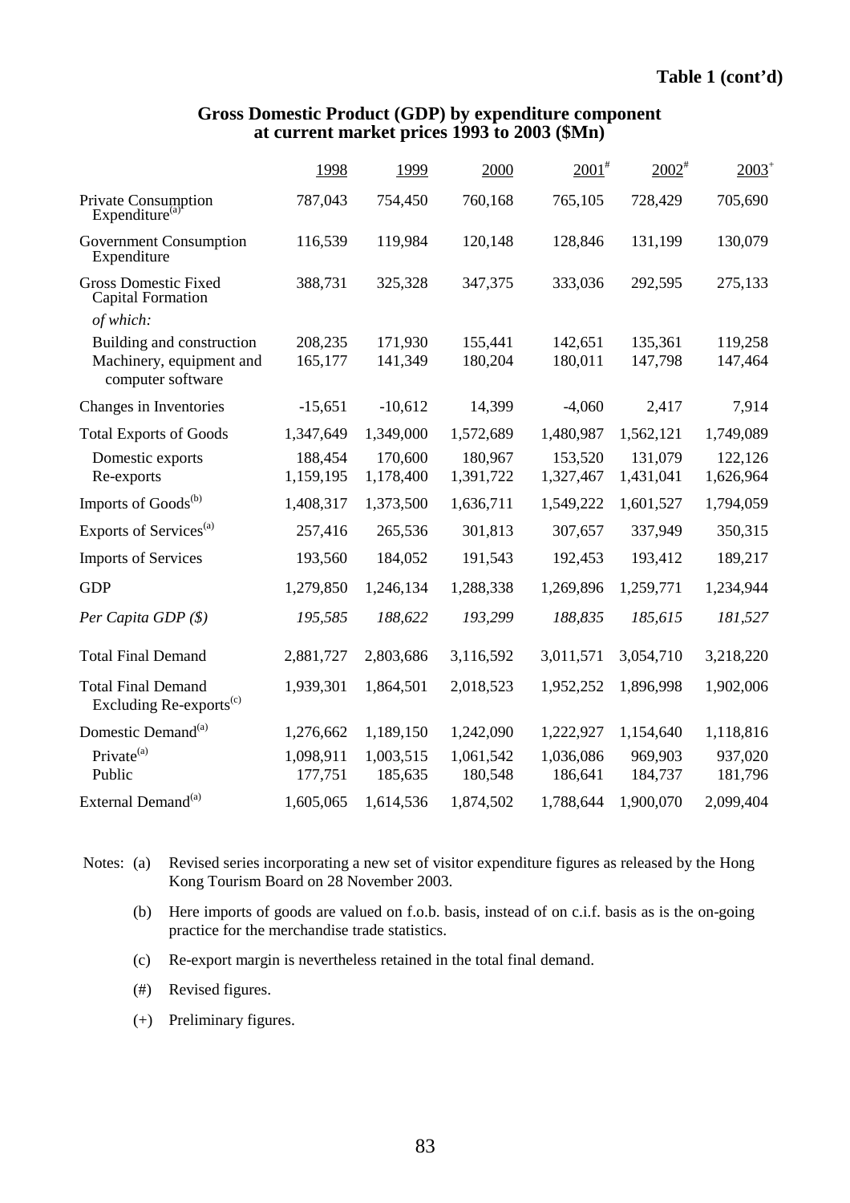**Table 1 (cont'd)**

**Gross Domestic Product (GDP) by expenditure component at current market prices 1993 to 2003 ($Mn)**

| | 1998 | 1999 | 2000 | 2001[#] | 2002[#] | 2003[+] |
|---|---|---|---|---|---|---|
| Private Consumption Expenditure[(a)] | 787,043 | 754,450 | 760,168 | 765,105 | 728,429 | 705,690 |
| Government Consumption Expenditure | 116,539 | 119,984 | 120,148 | 128,846 | 131,199 | 130,079 |
| Gross Domestic Fixed Capital Formation | 388,731 | 325,328 | 347,375 | 333,036 | 292,595 | 275,133 |
| *of which:* | | | | | | |
| Building and construction | 208,235 | 171,930 | 155,441 | 142,651 | 135,361 | 119,258 |
| Machinery, equipment and computer software | 165,177 | 141,349 | 180,204 | 180,011 | 147,798 | 147,464 |
| Changes in Inventories | -15,651 | -10,612 | 14,399 | -4,060 | 2,417 | 7,914 |
| Total Exports of Goods | 1,347,649 | 1,349,000 | 1,572,689 | 1,480,987 | 1,562,121 | 1,749,089 |
| Domestic exports | 188,454 | 170,600 | 180,967 | 153,520 | 131,079 | 122,126 |
| Re-exports | 1,159,195 | 1,178,400 | 1,391,722 | 1,327,467 | 1,431,041 | 1,626,964 |
| Imports of Goods[(b)] | 1,408,317 | 1,373,500 | 1,636,711 | 1,549,222 | 1,601,527 | 1,794,059 |
| Exports of Services[(a)] | 257,416 | 265,536 | 301,813 | 307,657 | 337,949 | 350,315 |
| Imports of Services | 193,560 | 184,052 | 191,543 | 192,453 | 193,412 | 189,217 |
| GDP | 1,279,850 | 1,246,134 | 1,288,338 | 1,269,896 | 1,259,771 | 1,234,944 |
| *Per Capita GDP ($)* | *195,585* | *188,622* | *193,299* | *188,835* | *185,615* | *181,527* |
| Total Final Demand | 2,881,727 | 2,803,686 | 3,116,592 | 3,011,571 | 3,054,710 | 3,218,220 |
| Total Final Demand Excluding Re-exports[(c)] | 1,939,301 | 1,864,501 | 2,018,523 | 1,952,252 | 1,896,998 | 1,902,006 |
| Domestic Demand[(a)] | 1,276,662 | 1,189,150 | 1,242,090 | 1,222,927 | 1,154,640 | 1,118,816 |
| Private[(a)] | 1,098,911 | 1,003,515 | 1,061,542 | 1,036,086 | 969,903 | 937,020 |
| Public | 177,751 | 185,635 | 180,548 | 186,641 | 184,737 | 181,796 |
| External Demand[(a)] | 1,605,065 | 1,614,536 | 1,874,502 | 1,788,644 | 1,900,070 | 2,099,404 |

Notes:
(a) Revised series incorporating a new set of visitor expenditure figures as released by the Hong Kong Tourism Board on 28 November 2003.

(b) Here imports of goods are valued on f.o.b. basis, instead of on c.i.f. basis as is the on-going practice for the merchandise trade statistics.

(c) Re-export margin is nevertheless retained in the total final demand.

(#) Revised figures.

(+) Preliminary figures.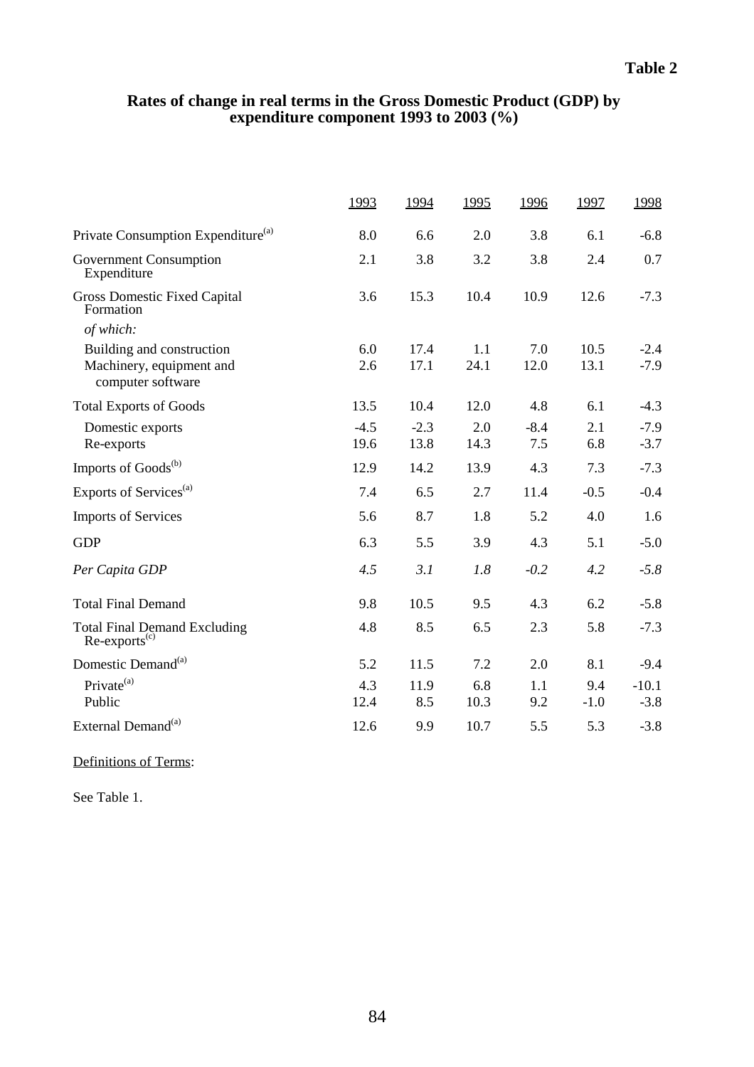**Table 2**

## Rates of change in real terms in the Gross Domestic Product (GDP) by expenditure component 1993 to 2003 (%)

| | 1993 | 1994 | 1995 | 1996 | 1997 | 1998 |
|---|---|---|---|---|---|---|
| Private Consumption Expenditure[(a)] | 8.0 | 6.6 | 2.0 | 3.8 | 6.1 | -6.8 |
| Government Consumption Expenditure | 2.1 | 3.8 | 3.2 | 3.8 | 2.4 | 0.7 |
| Gross Domestic Fixed Capital Formation | 3.6 | 15.3 | 10.4 | 10.9 | 12.6 | -7.3 |
| *of which:* | | | | | | |
| Building and construction | 6.0 | 17.4 | 1.1 | 7.0 | 10.5 | -2.4 |
| Machinery, equipment and computer software | 2.6 | 17.1 | 24.1 | 12.0 | 13.1 | -7.9 |
| Total Exports of Goods | 13.5 | 10.4 | 12.0 | 4.8 | 6.1 | -4.3 |
| Domestic exports | -4.5 | -2.3 | 2.0 | -8.4 | 2.1 | -7.9 |
| Re-exports | 19.6 | 13.8 | 14.3 | 7.5 | 6.8 | -3.7 |
| Imports of Goods[(b)] | 12.9 | 14.2 | 13.9 | 4.3 | 7.3 | -7.3 |
| Exports of Services[(a)] | 7.4 | 6.5 | 2.7 | 11.4 | -0.5 | -0.4 |
| Imports of Services | 5.6 | 8.7 | 1.8 | 5.2 | 4.0 | 1.6 |
| GDP | 6.3 | 5.5 | 3.9 | 4.3 | 5.1 | -5.0 |
| *Per Capita GDP* | *4.5* | *3.1* | *1.8* | *-0.2* | *4.2* | *-5.8* |
| Total Final Demand | 9.8 | 10.5 | 9.5 | 4.3 | 6.2 | -5.8 |
| Total Final Demand Excluding Re-exports[(c)] | 4.8 | 8.5 | 6.5 | 2.3 | 5.8 | -7.3 |
| Domestic Demand[(a)] | 5.2 | 11.5 | 7.2 | 2.0 | 8.1 | -9.4 |
| Private[(a)] | 4.3 | 11.9 | 6.8 | 1.1 | 9.4 | -10.1 |
| Public | 12.4 | 8.5 | 10.3 | 9.2 | -1.0 | -3.8 |
| External Demand[(a)] | 12.6 | 9.9 | 10.7 | 5.5 | 5.3 | -3.8 |

Definitions of Terms:

See Table 1.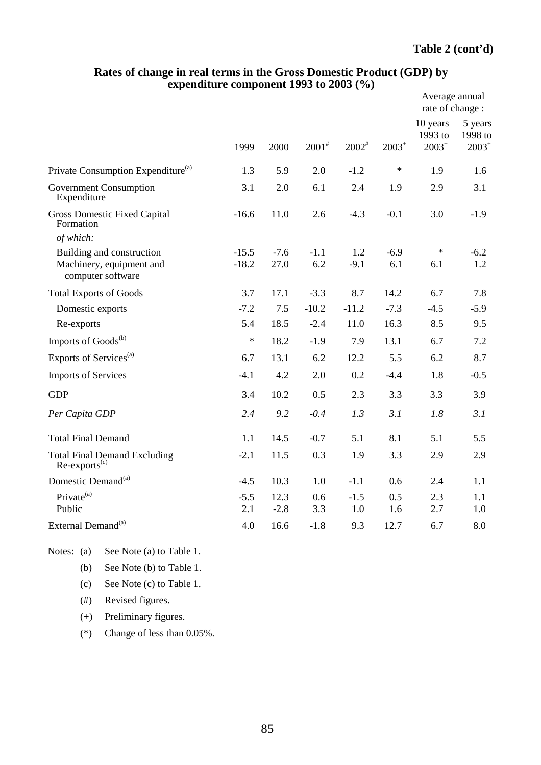**Table 2 (cont'd)**

**Rates of change in real terms in the Gross Domestic Product (GDP) by expenditure component 1993 to 2003 (%)**

| | 1999 | 2000 | 2001[#] | 2002[#] | 2003[+] | Average annual rate of change : 10 years 1993 to 2003[+] | 5 years 1998 to 2003[+] |
|---|---|---|---|---|---|---|---|
| Private Consumption Expenditure[(a)] | 1.3 | 5.9 | 2.0 | -1.2 | * | 1.9 | 1.6 |
| Government Consumption Expenditure | 3.1 | 2.0 | 6.1 | 2.4 | 1.9 | 2.9 | 3.1 |
| Gross Domestic Fixed Capital Formation | -16.6 | 11.0 | 2.6 | -4.3 | -0.1 | 3.0 | -1.9 |
| *of which:* | | | | | | | |
| Building and construction | -15.5 | -7.6 | -1.1 | 1.2 | -6.9 | * | -6.2 |
| Machinery, equipment and computer software | -18.2 | 27.0 | 6.2 | -9.1 | 6.1 | 6.1 | 1.2 |
| Total Exports of Goods | 3.7 | 17.1 | -3.3 | 8.7 | 14.2 | 6.7 | 7.8 |
| Domestic exports | -7.2 | 7.5 | -10.2 | -11.2 | -7.3 | -4.5 | -5.9 |
| Re-exports | 5.4 | 18.5 | -2.4 | 11.0 | 16.3 | 8.5 | 9.5 |
| Imports of Goods[(b)] | * | 18.2 | -1.9 | 7.9 | 13.1 | 6.7 | 7.2 |
| Exports of Services[(a)] | 6.7 | 13.1 | 6.2 | 12.2 | 5.5 | 6.2 | 8.7 |
| Imports of Services | -4.1 | 4.2 | 2.0 | 0.2 | -4.4 | 1.8 | -0.5 |
| GDP | 3.4 | 10.2 | 0.5 | 2.3 | 3.3 | 3.3 | 3.9 |
| *Per Capita GDP* | *2.4* | *9.2* | *-0.4* | *1.3* | *3.1* | *1.8* | *3.1* |
| Total Final Demand | 1.1 | 14.5 | -0.7 | 5.1 | 8.1 | 5.1 | 5.5 |
| Total Final Demand Excluding Re-exports[(c)] | -2.1 | 11.5 | 0.3 | 1.9 | 3.3 | 2.9 | 2.9 |
| Domestic Demand[(a)] | -4.5 | 10.3 | 1.0 | -1.1 | 0.6 | 2.4 | 1.1 |
| Private[(a)] | -5.5 | 12.3 | 0.6 | -1.5 | 0.5 | 2.3 | 1.1 |
| Public | 2.1 | -2.8 | 3.3 | 1.0 | 1.6 | 2.7 | 1.0 |
| External Demand[(a)] | 4.0 | 16.6 | -1.8 | 9.3 | 12.7 | 6.7 | 8.0 |

Notes: (a) See Note (a) to Table 1.

(b) See Note (b) to Table 1.

(c) See Note (c) to Table 1.

(#) Revised figures.

(+) Preliminary figures.

(*) Change of less than 0.05%.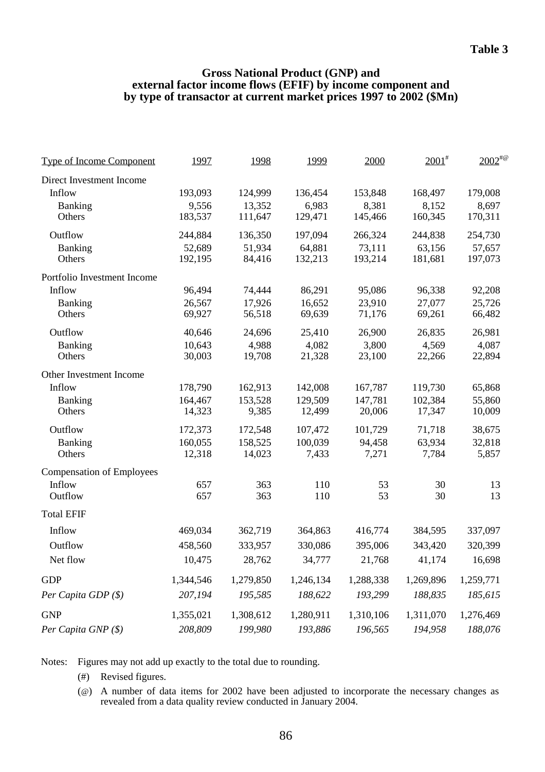**Table 3**

**Gross National Product (GNP) and external factor income flows (EFIF) by income component and by type of transactor at current market prices 1997 to 2002 ($Mn)**

| Type of Income Component | 1997 | 1998 | 1999 | 2000 | 2001# | 2002#@ |
|---|---|---|---|---|---|---|
| Direct Investment Income | | | | | | |
| Inflow | 193,093 | 124,999 | 136,454 | 153,848 | 168,497 | 179,008 |
| Banking | 9,556 | 13,352 | 6,983 | 8,381 | 8,152 | 8,697 |
| Others | 183,537 | 111,647 | 129,471 | 145,466 | 160,345 | 170,311 |
| Outflow | 244,884 | 136,350 | 197,094 | 266,324 | 244,838 | 254,730 |
| Banking | 52,689 | 51,934 | 64,881 | 73,111 | 63,156 | 57,657 |
| Others | 192,195 | 84,416 | 132,213 | 193,214 | 181,681 | 197,073 |
| Portfolio Investment Income | | | | | | |
| Inflow | 96,494 | 74,444 | 86,291 | 95,086 | 96,338 | 92,208 |
| Banking | 26,567 | 17,926 | 16,652 | 23,910 | 27,077 | 25,726 |
| Others | 69,927 | 56,518 | 69,639 | 71,176 | 69,261 | 66,482 |
| Outflow | 40,646 | 24,696 | 25,410 | 26,900 | 26,835 | 26,981 |
| Banking | 10,643 | 4,988 | 4,082 | 3,800 | 4,569 | 4,087 |
| Others | 30,003 | 19,708 | 21,328 | 23,100 | 22,266 | 22,894 |
| Other Investment Income | | | | | | |
| Inflow | 178,790 | 162,913 | 142,008 | 167,787 | 119,730 | 65,868 |
| Banking | 164,467 | 153,528 | 129,509 | 147,781 | 102,384 | 55,860 |
| Others | 14,323 | 9,385 | 12,499 | 20,006 | 17,347 | 10,009 |
| Outflow | 172,373 | 172,548 | 107,472 | 101,729 | 71,718 | 38,675 |
| Banking | 160,055 | 158,525 | 100,039 | 94,458 | 63,934 | 32,818 |
| Others | 12,318 | 14,023 | 7,433 | 7,271 | 7,784 | 5,857 |
| Compensation of Employees | | | | | | |
| Inflow | 657 | 363 | 110 | 53 | 30 | 13 |
| Outflow | 657 | 363 | 110 | 53 | 30 | 13 |
| Total EFIF | | | | | | |
| Inflow | 469,034 | 362,719 | 364,863 | 416,774 | 384,595 | 337,097 |
| Outflow | 458,560 | 333,957 | 330,086 | 395,006 | 343,420 | 320,399 |
| Net flow | 10,475 | 28,762 | 34,777 | 21,768 | 41,174 | 16,698 |
| GDP | 1,344,546 | 1,279,850 | 1,246,134 | 1,288,338 | 1,269,896 | 1,259,771 |
| *Per Capita GDP ($)* | *207,194* | *195,585* | *188,622* | *193,299* | *188,835* | *185,615* |
| GNP | 1,355,021 | 1,308,612 | 1,280,911 | 1,310,106 | 1,311,070 | 1,276,469 |
| *Per Capita GNP ($)* | *208,809* | *199,980* | *193,886* | *196,565* | *194,958* | *188,076* |

Notes: Figures may not add up exactly to the total due to rounding.

(#) Revised figures.

(@) A number of data items for 2002 have been adjusted to incorporate the necessary changes as revealed from a data quality review conducted in January 2004.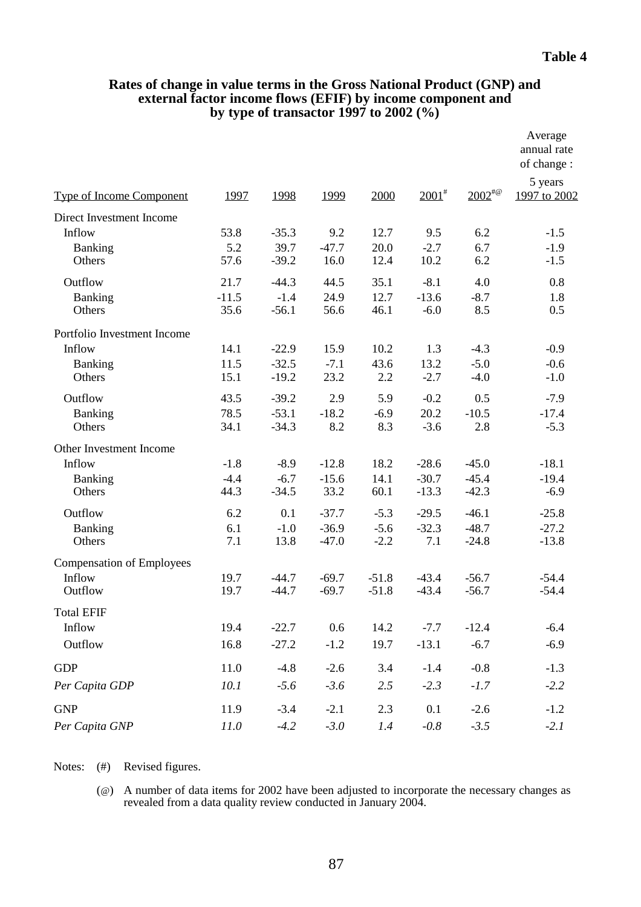**Table 4**

**Rates of change in value terms in the Gross National Product (GNP) and external factor income flows (EFIF) by income component and by type of transactor 1997 to 2002 (%)**

| Type of Income Component | 1997 | 1998 | 1999 | 2000 | 2001[#] | 2002[#@] | Average annual rate of change : 5 years 1997 to 2002 |
|---|---|---|---|---|---|---|---|
| Direct Investment Income | | | | | | | |
| Inflow | 53.8 | -35.3 | 9.2 | 12.7 | 9.5 | 6.2 | -1.5 |
| Banking | 5.2 | 39.7 | -47.7 | 20.0 | -2.7 | 6.7 | -1.9 |
| Others | 57.6 | -39.2 | 16.0 | 12.4 | 10.2 | 6.2 | -1.5 |
| Outflow | 21.7 | -44.3 | 44.5 | 35.1 | -8.1 | 4.0 | 0.8 |
| Banking | -11.5 | -1.4 | 24.9 | 12.7 | -13.6 | -8.7 | 1.8 |
| Others | 35.6 | -56.1 | 56.6 | 46.1 | -6.0 | 8.5 | 0.5 |
| Portfolio Investment Income | | | | | | | |
| Inflow | 14.1 | -22.9 | 15.9 | 10.2 | 1.3 | -4.3 | -0.9 |
| Banking | 11.5 | -32.5 | -7.1 | 43.6 | 13.2 | -5.0 | -0.6 |
| Others | 15.1 | -19.2 | 23.2 | 2.2 | -2.7 | -4.0 | -1.0 |
| Outflow | 43.5 | -39.2 | 2.9 | 5.9 | -0.2 | 0.5 | -7.9 |
| Banking | 78.5 | -53.1 | -18.2 | -6.9 | 20.2 | -10.5 | -17.4 |
| Others | 34.1 | -34.3 | 8.2 | 8.3 | -3.6 | 2.8 | -5.3 |
| Other Investment Income | | | | | | | |
| Inflow | -1.8 | -8.9 | -12.8 | 18.2 | -28.6 | -45.0 | -18.1 |
| Banking | -4.4 | -6.7 | -15.6 | 14.1 | -30.7 | -45.4 | -19.4 |
| Others | 44.3 | -34.5 | 33.2 | 60.1 | -13.3 | -42.3 | -6.9 |
| Outflow | 6.2 | 0.1 | -37.7 | -5.3 | -29.5 | -46.1 | -25.8 |
| Banking | 6.1 | -1.0 | -36.9 | -5.6 | -32.3 | -48.7 | -27.2 |
| Others | 7.1 | 13.8 | -47.0 | -2.2 | 7.1 | -24.8 | -13.8 |
| Compensation of Employees | | | | | | | |
| Inflow | 19.7 | -44.7 | -69.7 | -51.8 | -43.4 | -56.7 | -54.4 |
| Outflow | 19.7 | -44.7 | -69.7 | -51.8 | -43.4 | -56.7 | -54.4 |
| Total EFIF | | | | | | | |
| Inflow | 19.4 | -22.7 | 0.6 | 14.2 | -7.7 | -12.4 | -6.4 |
| Outflow | 16.8 | -27.2 | -1.2 | 19.7 | -13.1 | -6.7 | -6.9 |
| GDP | 11.0 | -4.8 | -2.6 | 3.4 | -1.4 | -0.8 | -1.3 |
| *Per Capita GDP* | *10.1* | *-5.6* | *-3.6* | *2.5* | *-2.3* | *-1.7* | *-2.2* |
| GNP | 11.9 | -3.4 | -2.1 | 2.3 | 0.1 | -2.6 | -1.2 |
| *Per Capita GNP* | *11.0* | *-4.2* | *-3.0* | *1.4* | *-0.8* | *-3.5* | *-2.1* |

Notes: (#) Revised figures.

(@) A number of data items for 2002 have been adjusted to incorporate the necessary changes as revealed from a data quality review conducted in January 2004.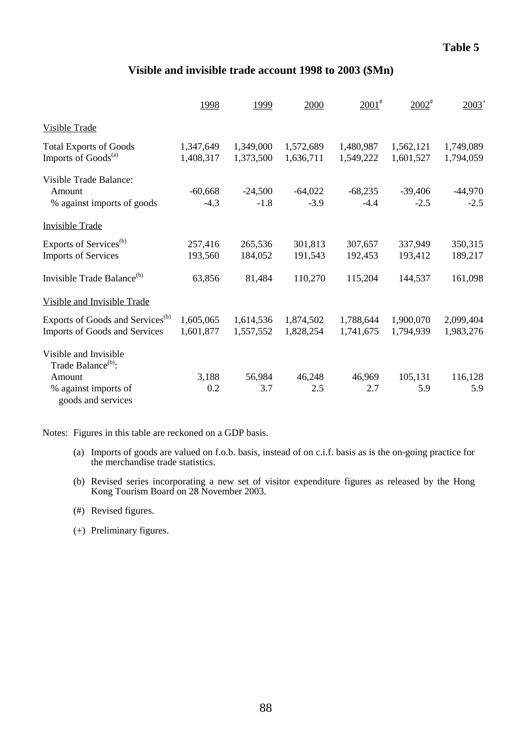**Table 5**

## Visible and invisible trade account 1998 to 2003 ($Mn)

| | 1998 | 1999 | 2000 | 2001[#] | 2002[#] | 2003[+] |
|---|---|---|---|---|---|---|
| Visible Trade | | | | | | |
| Total Exports of Goods | 1,347,649 | 1,349,000 | 1,572,689 | 1,480,987 | 1,562,121 | 1,749,089 |
| Imports of Goods[(a)] | 1,408,317 | 1,373,500 | 1,636,711 | 1,549,222 | 1,601,527 | 1,794,059 |
| Visible Trade Balance: | | | | | | |
| Amount | -60,668 | -24,500 | -64,022 | -68,235 | -39,406 | -44,970 |
| % against imports of goods | -4.3 | -1.8 | -3.9 | -4.4 | -2.5 | -2.5 |
| Invisible Trade | | | | | | |
| Exports of Services[(b)] | 257,416 | 265,536 | 301,813 | 307,657 | 337,949 | 350,315 |
| Imports of Services | 193,560 | 184,052 | 191,543 | 192,453 | 193,412 | 189,217 |
| Invisible Trade Balance[(b)] | 63,856 | 81,484 | 110,270 | 115,204 | 144,537 | 161,098 |
| Visible and Invisible Trade | | | | | | |
| Exports of Goods and Services[(b)] | 1,605,065 | 1,614,536 | 1,874,502 | 1,788,644 | 1,900,070 | 2,099,404 |
| Imports of Goods and Services | 1,601,877 | 1,557,552 | 1,828,254 | 1,741,675 | 1,794,939 | 1,983,276 |
| Visible and Invisible Trade Balance[(b)]: | | | | | | |
| Amount | 3,188 | 56,984 | 46,248 | 46,969 | 105,131 | 116,128 |
| % against imports of goods and services | 0.2 | 3.7 | 2.5 | 2.7 | 5.9 | 5.9 |

Notes: Figures in this table are reckoned on a GDP basis.

(a) Imports of goods are valued on f.o.b. basis, instead of on c.i.f. basis as is the on-going practice for the merchandise trade statistics.

(b) Revised series incorporating a new set of visitor expenditure figures as released by the Hong Kong Tourism Board on 28 November 2003.

(#) Revised figures.

(+) Preliminary figures.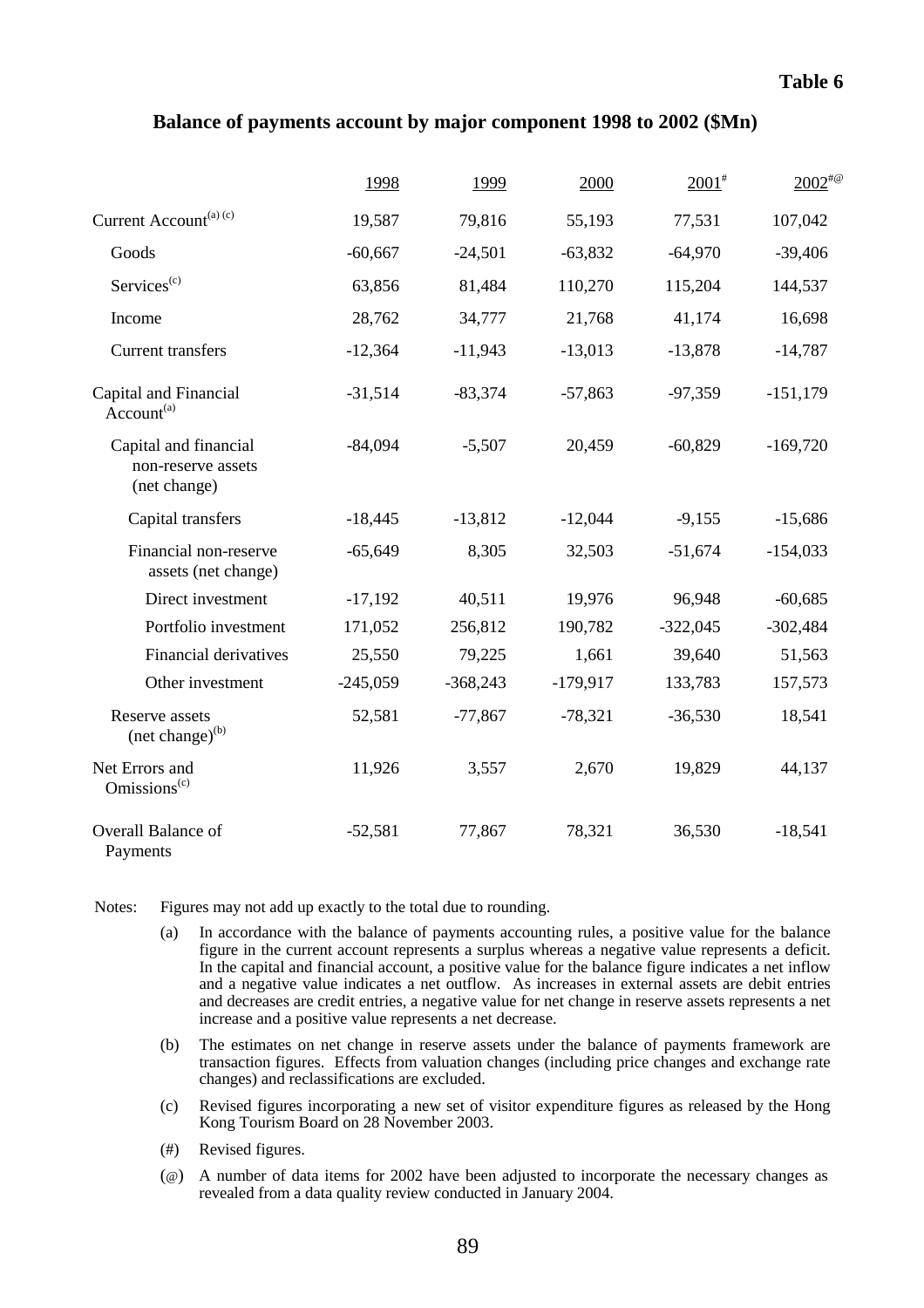**Table 6**

## Balance of payments account by major component 1998 to 2002 ($Mn)

| | 1998 | 1999 | 2000 | 2001[#] | 2002[#@] |
|---|---|---|---|---|---|
| Current Account[(a) (c)] | 19,587 | 79,816 | 55,193 | 77,531 | 107,042 |
| Goods | -60,667 | -24,501 | -63,832 | -64,970 | -39,406 |
| Services[(c)] | 63,856 | 81,484 | 110,270 | 115,204 | 144,537 |
| Income | 28,762 | 34,777 | 21,768 | 41,174 | 16,698 |
| Current transfers | -12,364 | -11,943 | -13,013 | -13,878 | -14,787 |
| Capital and Financial Account[(a)] | -31,514 | -83,374 | -57,863 | -97,359 | -151,179 |
| Capital and financial non-reserve assets (net change) | -84,094 | -5,507 | 20,459 | -60,829 | -169,720 |
| Capital transfers | -18,445 | -13,812 | -12,044 | -9,155 | -15,686 |
| Financial non-reserve assets (net change) | -65,649 | 8,305 | 32,503 | -51,674 | -154,033 |
| Direct investment | -17,192 | 40,511 | 19,976 | 96,948 | -60,685 |
| Portfolio investment | 171,052 | 256,812 | 190,782 | -322,045 | -302,484 |
| Financial derivatives | 25,550 | 79,225 | 1,661 | 39,640 | 51,563 |
| Other investment | -245,059 | -368,243 | -179,917 | 133,783 | 157,573 |
| Reserve assets (net change)[(b)] | 52,581 | -77,867 | -78,321 | -36,530 | 18,541 |
| Net Errors and Omissions[(c)] | 11,926 | 3,557 | 2,670 | 19,829 | 44,137 |
| Overall Balance of Payments | -52,581 | 77,867 | 78,321 | 36,530 | -18,541 |

Notes: Figures may not add up exactly to the total due to rounding.

(a) In accordance with the balance of payments accounting rules, a positive value for the balance figure in the current account represents a surplus whereas a negative value represents a deficit. In the capital and financial account, a positive value for the balance figure indicates a net inflow and a negative value indicates a net outflow. As increases in external assets are debit entries and decreases are credit entries, a negative value for net change in reserve assets represents a net increase and a positive value represents a net decrease.

(b) The estimates on net change in reserve assets under the balance of payments framework are transaction figures. Effects from valuation changes (including price changes and exchange rate changes) and reclassifications are excluded.

(c) Revised figures incorporating a new set of visitor expenditure figures as released by the Hong Kong Tourism Board on 28 November 2003.

(#) Revised figures.

(@) A number of data items for 2002 have been adjusted to incorporate the necessary changes as revealed from a data quality review conducted in January 2004.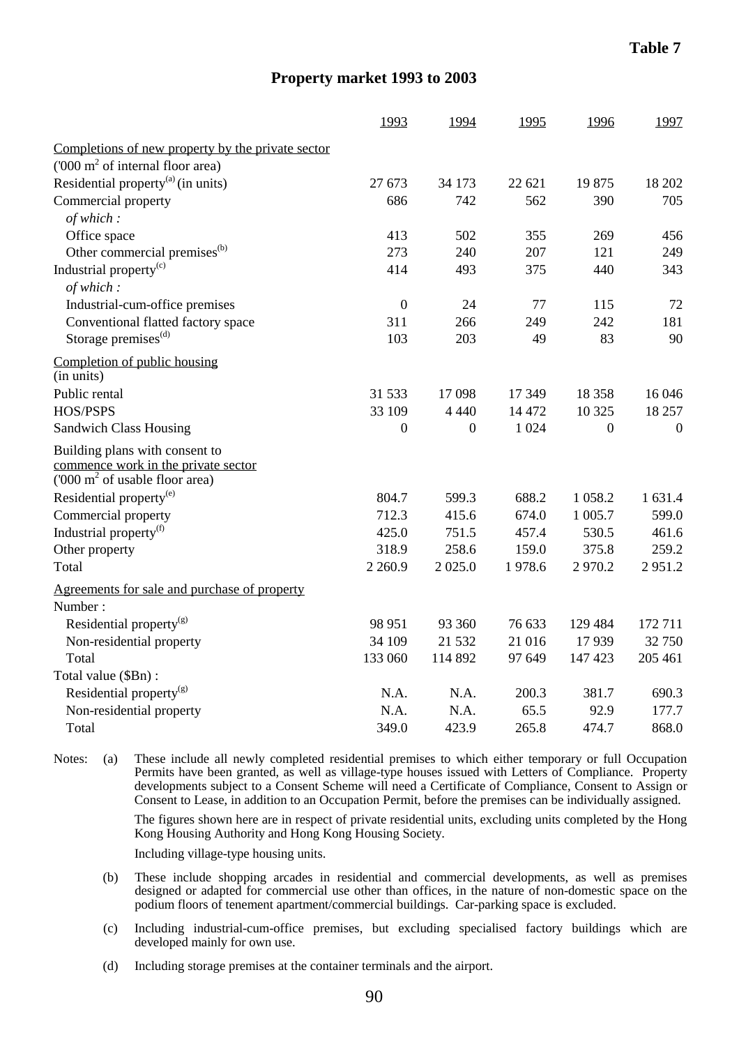**Table 7**

## Property market 1993 to 2003

| | 1993 | 1994 | 1995 | 1996 | 1997 |
|---|---|---|---|---|---|
| Completions of new property by the private sector | | | | | |
| ('000 $m^2$ of internal floor area) | | | | | |
| Residential property[(a)] (in units) | 27 673 | 34 173 | 22 621 | 19 875 | 18 202 |
| Commercial property | 686 | 742 | 562 | 390 | 705 |
| *of which :* | | | | | |
| Office space | 413 | 502 | 355 | 269 | 456 |
| Other commercial premises[(b)] | 273 | 240 | 207 | 121 | 249 |
| Industrial property[(c)] | 414 | 493 | 375 | 440 | 343 |
| *of which :* | | | | | |
| Industrial-cum-office premises | 0 | 24 | 77 | 115 | 72 |
| Conventional flatted factory space | 311 | 266 | 249 | 242 | 181 |
| Storage premises[(d)] | 103 | 203 | 49 | 83 | 90 |
| Completion of public housing (in units) | | | | | |
| Public rental | 31 533 | 17 098 | 17 349 | 18 358 | 16 046 |
| HOS/PSPS | 33 109 | 4 440 | 14 472 | 10 325 | 18 257 |
| Sandwich Class Housing | 0 | 0 | 1 024 | 0 | 0 |
| Building plans with consent to commence work in the private sector ('000 $m^2$ of usable floor area) | | | | | |
| Residential property[(e)] | 804.7 | 599.3 | 688.2 | 1 058.2 | 1 631.4 |
| Commercial property | 712.3 | 415.6 | 674.0 | 1 005.7 | 599.0 |
| Industrial property[(f)] | 425.0 | 751.5 | 457.4 | 530.5 | 461.6 |
| Other property | 318.9 | 258.6 | 159.0 | 375.8 | 259.2 |
| Total | 2 260.9 | 2 025.0 | 1 978.6 | 2 970.2 | 2 951.2 |
| Agreements for sale and purchase of property | | | | | |
| Number : | | | | | |
| Residential property[(g)] | 98 951 | 93 360 | 76 633 | 129 484 | 172 711 |
| Non-residential property | 34 109 | 21 532 | 21 016 | 17 939 | 32 750 |
| Total | 133 060 | 114 892 | 97 649 | 147 423 | 205 461 |
| Total value ($Bn) : | | | | | |
| Residential property[(g)] | N.A. | N.A. | 200.3 | 381.7 | 690.3 |
| Non-residential property | N.A. | N.A. | 65.5 | 92.9 | 177.7 |
| Total | 349.0 | 423.9 | 265.8 | 474.7 | 868.0 |

Notes: (a) These include all newly completed residential premises to which either temporary or full Occupation Permits have been granted, as well as village-type houses issued with Letters of Compliance. Property developments subject to a Consent Scheme will need a Certificate of Compliance, Consent to Assign or Consent to Lease, in addition to an Occupation Permit, before the premises can be individually assigned.

The figures shown here are in respect of private residential units, excluding units completed by the Hong Kong Housing Authority and Hong Kong Housing Society.

Including village-type housing units.

(b) These include shopping arcades in residential and commercial developments, as well as premises designed or adapted for commercial use other than offices, in the nature of non-domestic space on the podium floors of tenement apartment/commercial buildings. Car-parking space is excluded.

(c) Including industrial-cum-office premises, but excluding specialised factory buildings which are developed mainly for own use.

(d) Including storage premises at the container terminals and the airport.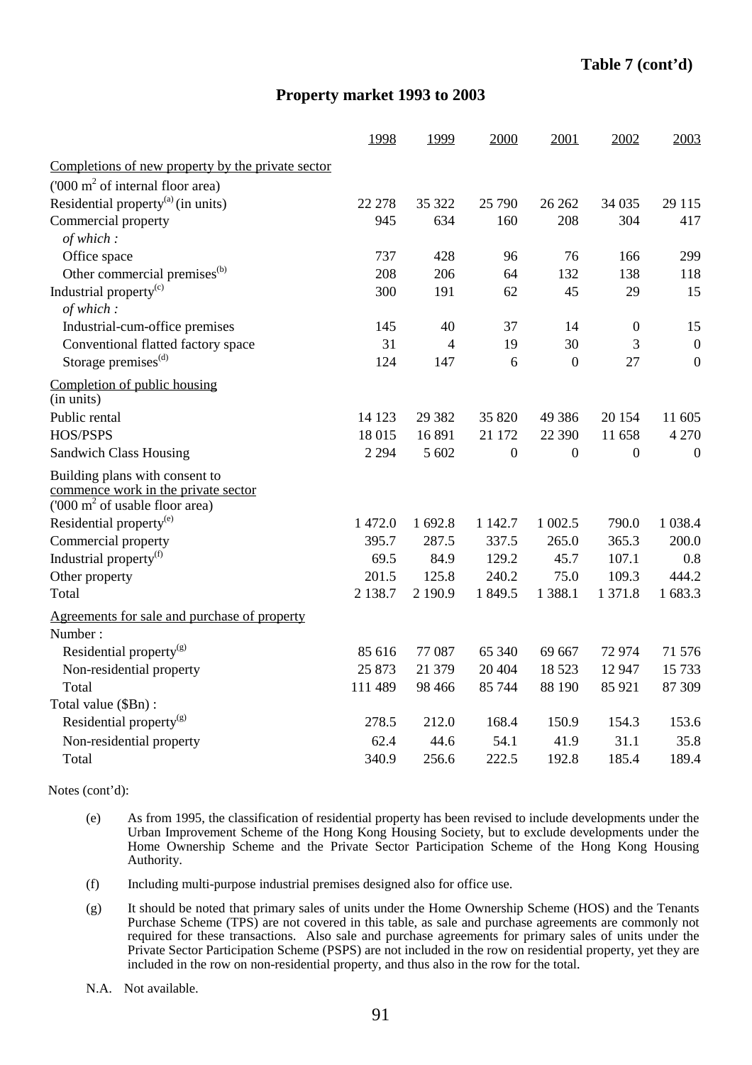**Table 7 (cont'd)**

## Property market 1993 to 2003

| | 1998 | 1999 | 2000 | 2001 | 2002 | 2003 |
|---|---|---|---|---|---|---|
| Completions of new property by the private sector | | | | | | |
| ('000 $m^2$ of internal floor area) | | | | | | |
| Residential property[(a)] (in units) | 22 278 | 35 322 | 25 790 | 26 262 | 34 035 | 29 115 |
| Commercial property | 945 | 634 | 160 | 208 | 304 | 417 |
| *of which :* | | | | | | |
| Office space | 737 | 428 | 96 | 76 | 166 | 299 |
| Other commercial premises[(b)] | 208 | 206 | 64 | 132 | 138 | 118 |
| Industrial property[(c)] | 300 | 191 | 62 | 45 | 29 | 15 |
| *of which :* | | | | | | |
| Industrial-cum-office premises | 145 | 40 | 37 | 14 | 0 | 15 |
| Conventional flatted factory space | 31 | 4 | 19 | 30 | 3 | 0 |
| Storage premises[(d)] | 124 | 147 | 6 | 0 | 27 | 0 |
| Completion of public housing (in units) | | | | | | |
| Public rental | 14 123 | 29 382 | 35 820 | 49 386 | 20 154 | 11 605 |
| HOS/PSPS | 18 015 | 16 891 | 21 172 | 22 390 | 11 658 | 4 270 |
| Sandwich Class Housing | 2 294 | 5 602 | 0 | 0 | 0 | 0 |
| Building plans with consent to commence work in the private sector ('000 $m^2$ of usable floor area) | | | | | | |
| Residential property[(e)] | 1 472.0 | 1 692.8 | 1 142.7 | 1 002.5 | 790.0 | 1 038.4 |
| Commercial property | 395.7 | 287.5 | 337.5 | 265.0 | 365.3 | 200.0 |
| Industrial property[(f)] | 69.5 | 84.9 | 129.2 | 45.7 | 107.1 | 0.8 |
| Other property | 201.5 | 125.8 | 240.2 | 75.0 | 109.3 | 444.2 |
| Total | 2 138.7 | 2 190.9 | 1 849.5 | 1 388.1 | 1 371.8 | 1 683.3 |
| Agreements for sale and purchase of property | | | | | | |
| Number : | | | | | | |
| Residential property[(g)] | 85 616 | 77 087 | 65 340 | 69 667 | 72 974 | 71 576 |
| Non-residential property | 25 873 | 21 379 | 20 404 | 18 523 | 12 947 | 15 733 |
| Total | 111 489 | 98 466 | 85 744 | 88 190 | 85 921 | 87 309 |
| Total value ($Bn) : | | | | | | |
| Residential property[(g)] | 278.5 | 212.0 | 168.4 | 150.9 | 154.3 | 153.6 |
| Non-residential property | 62.4 | 44.6 | 54.1 | 41.9 | 31.1 | 35.8 |
| Total | 340.9 | 256.6 | 222.5 | 192.8 | 185.4 | 189.4 |

Notes (cont'd):

(e) As from 1995, the classification of residential property has been revised to include developments under the Urban Improvement Scheme of the Hong Kong Housing Society, but to exclude developments under the Home Ownership Scheme and the Private Sector Participation Scheme of the Hong Kong Housing Authority.

(f) Including multi-purpose industrial premises designed also for office use.

(g) It should be noted that primary sales of units under the Home Ownership Scheme (HOS) and the Tenants Purchase Scheme (TPS) are not covered in this table, as sale and purchase agreements are commonly not required for these transactions. Also sale and purchase agreements for primary sales of units under the Private Sector Participation Scheme (PSPS) are not included in the row on residential property, yet they are included in the row on non-residential property, and thus also in the row for the total.

N.A. Not available.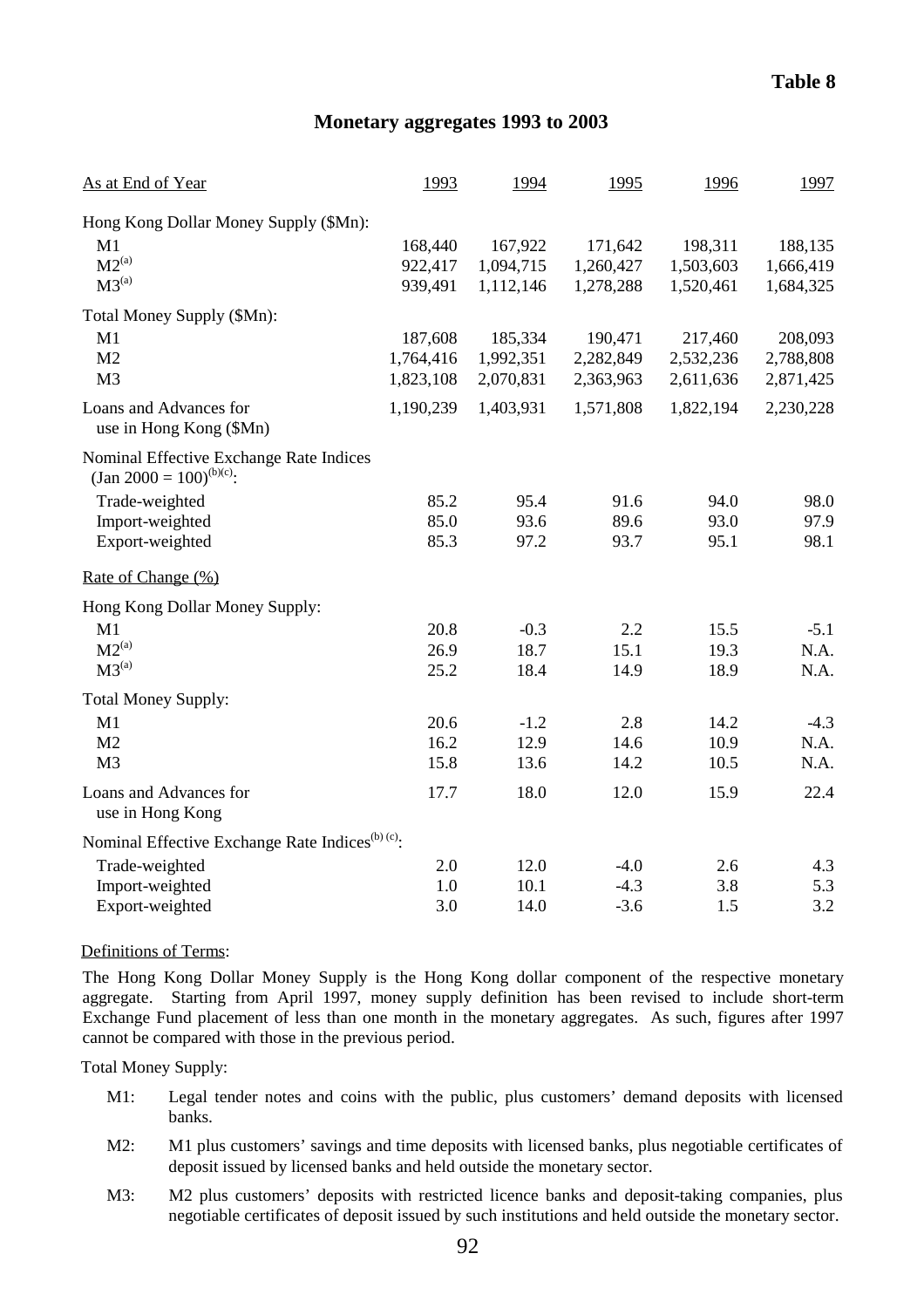**Table 8**

## Monetary aggregates 1993 to 2003

| As at End of Year | 1993 | 1994 | 1995 | 1996 | 1997 |
|---|---|---|---|---|---|
| Hong Kong Dollar Money Supply ($Mn): | | | | | |
| M1 | 168,440 | 167,922 | 171,642 | 198,311 | 188,135 |
| M2[(a)] | 922,417 | 1,094,715 | 1,260,427 | 1,503,603 | 1,666,419 |
| M3[(a)] | 939,491 | 1,112,146 | 1,278,288 | 1,520,461 | 1,684,325 |
| Total Money Supply ($Mn): | | | | | |
| M1 | 187,608 | 185,334 | 190,471 | 217,460 | 208,093 |
| M2 | 1,764,416 | 1,992,351 | 2,282,849 | 2,532,236 | 2,788,808 |
| M3 | 1,823,108 | 2,070,831 | 2,363,963 | 2,611,636 | 2,871,425 |
| Loans and Advances for use in Hong Kong ($Mn) | 1,190,239 | 1,403,931 | 1,571,808 | 1,822,194 | 2,230,228 |
| Nominal Effective Exchange Rate Indices (Jan 2000 = 100)[(b)(c)]: | | | | | |
| Trade-weighted | 85.2 | 95.4 | 91.6 | 94.0 | 98.0 |
| Import-weighted | 85.0 | 93.6 | 89.6 | 93.0 | 97.9 |
| Export-weighted | 85.3 | 97.2 | 93.7 | 95.1 | 98.1 |
| Rate of Change (%) | | | | | |
| Hong Kong Dollar Money Supply: | | | | | |
| M1 | 20.8 | -0.3 | 2.2 | 15.5 | -5.1 |
| M2[(a)] | 26.9 | 18.7 | 15.1 | 19.3 | N.A. |
| M3[(a)] | 25.2 | 18.4 | 14.9 | 18.9 | N.A. |
| Total Money Supply: | | | | | |
| M1 | 20.6 | -1.2 | 2.8 | 14.2 | -4.3 |
| M2 | 16.2 | 12.9 | 14.6 | 10.9 | N.A. |
| M3 | 15.8 | 13.6 | 14.2 | 10.5 | N.A. |
| Loans and Advances for use in Hong Kong | 17.7 | 18.0 | 12.0 | 15.9 | 22.4 |
| Nominal Effective Exchange Rate Indices[(b) (c)]: | | | | | |
| Trade-weighted | 2.0 | 12.0 | -4.0 | 2.6 | 4.3 |
| Import-weighted | 1.0 | 10.1 | -4.3 | 3.8 | 5.3 |
| Export-weighted | 3.0 | 14.0 | -3.6 | 1.5 | 3.2 |

Definitions of Terms:

The Hong Kong Dollar Money Supply is the Hong Kong dollar component of the respective monetary aggregate. Starting from April 1997, money supply definition has been revised to include short-term Exchange Fund placement of less than one month in the monetary aggregates. As such, figures after 1997 cannot be compared with those in the previous period.

Total Money Supply:

- M1: Legal tender notes and coins with the public, plus customers' demand deposits with licensed banks.
- M2: M1 plus customers' savings and time deposits with licensed banks, plus negotiable certificates of deposit issued by licensed banks and held outside the monetary sector.
- M3: M2 plus customers' deposits with restricted licence banks and deposit-taking companies, plus negotiable certificates of deposit issued by such institutions and held outside the monetary sector.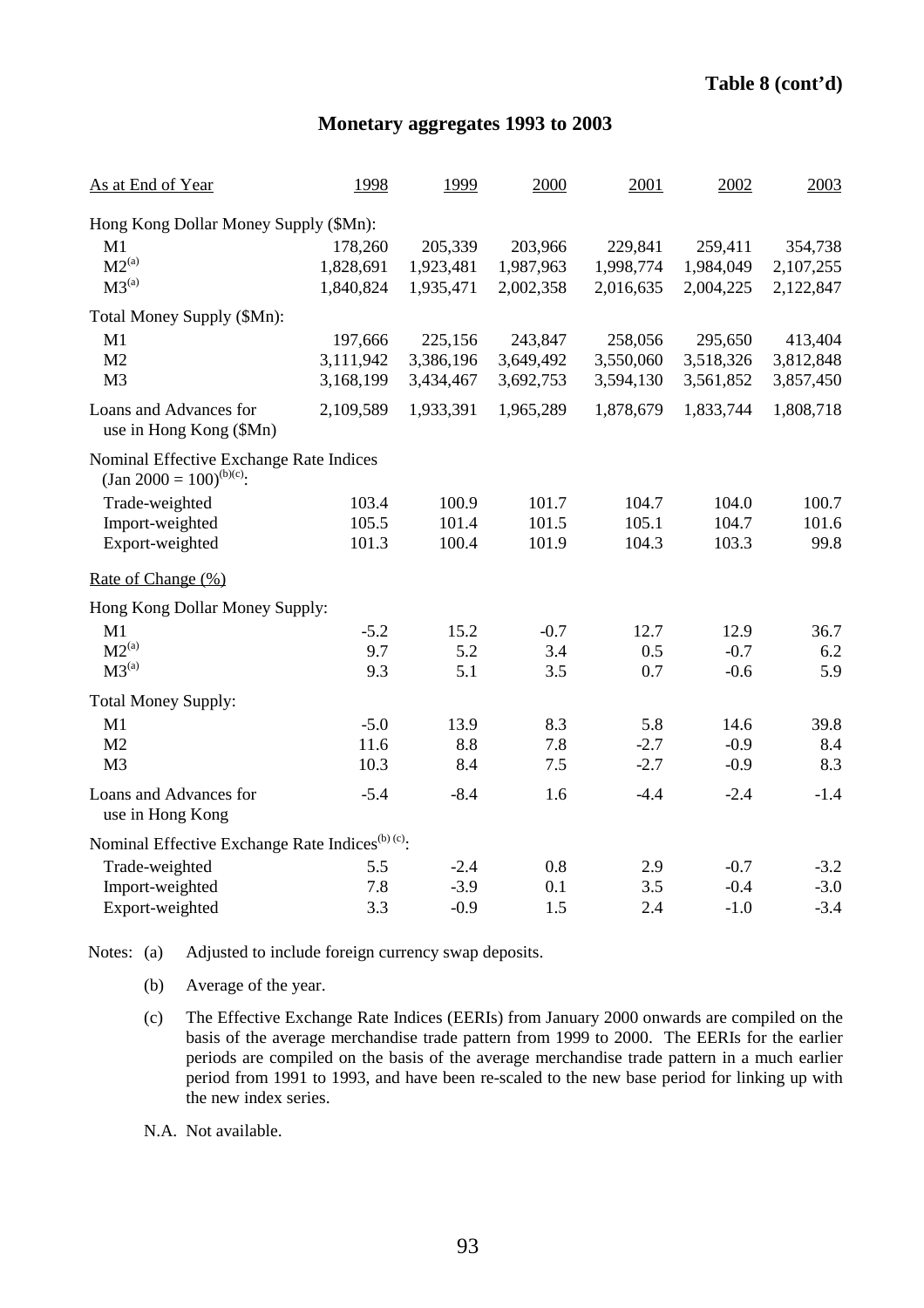**Table 8 (cont'd)**

## Monetary aggregates 1993 to 2003

| As at End of Year | 1998 | 1999 | 2000 | 2001 | 2002 | 2003 |
|---|---|---|---|---|---|---|
| Hong Kong Dollar Money Supply ($Mn): | | | | | | |
| M1 | 178,260 | 205,339 | 203,966 | 229,841 | 259,411 | 354,738 |
| M2[(a)] | 1,828,691 | 1,923,481 | 1,987,963 | 1,998,774 | 1,984,049 | 2,107,255 |
| M3[(a)] | 1,840,824 | 1,935,471 | 2,002,358 | 2,016,635 | 2,004,225 | 2,122,847 |
| Total Money Supply ($Mn): | | | | | | |
| M1 | 197,666 | 225,156 | 243,847 | 258,056 | 295,650 | 413,404 |
| M2 | 3,111,942 | 3,386,196 | 3,649,492 | 3,550,060 | 3,518,326 | 3,812,848 |
| M3 | 3,168,199 | 3,434,467 | 3,692,753 | 3,594,130 | 3,561,852 | 3,857,450 |
| Loans and Advances for use in Hong Kong ($Mn) | 2,109,589 | 1,933,391 | 1,965,289 | 1,878,679 | 1,833,744 | 1,808,718 |
| Nominal Effective Exchange Rate Indices (Jan 2000 = 100)[(b)(c)]: | | | | | | |
| Trade-weighted | 103.4 | 100.9 | 101.7 | 104.7 | 104.0 | 100.7 |
| Import-weighted | 105.5 | 101.4 | 101.5 | 105.1 | 104.7 | 101.6 |
| Export-weighted | 101.3 | 100.4 | 101.9 | 104.3 | 103.3 | 99.8 |
| Rate of Change (%) | | | | | | |
| Hong Kong Dollar Money Supply: | | | | | | |
| M1 | -5.2 | 15.2 | -0.7 | 12.7 | 12.9 | 36.7 |
| M2[(a)] | 9.7 | 5.2 | 3.4 | 0.5 | -0.7 | 6.2 |
| M3[(a)] | 9.3 | 5.1 | 3.5 | 0.7 | -0.6 | 5.9 |
| Total Money Supply: | | | | | | |
| M1 | -5.0 | 13.9 | 8.3 | 5.8 | 14.6 | 39.8 |
| M2 | 11.6 | 8.8 | 7.8 | -2.7 | -0.9 | 8.4 |
| M3 | 10.3 | 8.4 | 7.5 | -2.7 | -0.9 | 8.3 |
| Loans and Advances for use in Hong Kong | -5.4 | -8.4 | 1.6 | -4.4 | -2.4 | -1.4 |
| Nominal Effective Exchange Rate Indices[(b)(c)]: | | | | | | |
| Trade-weighted | 5.5 | -2.4 | 0.8 | 2.9 | -0.7 | -3.2 |
| Import-weighted | 7.8 | -3.9 | 0.1 | 3.5 | -0.4 | -3.0 |
| Export-weighted | 3.3 | -0.9 | 1.5 | 2.4 | -1.0 | -3.4 |

Notes: (a) Adjusted to include foreign currency swap deposits.

(b) Average of the year.

(c) The Effective Exchange Rate Indices (EERIs) from January 2000 onwards are compiled on the basis of the average merchandise trade pattern from 1999 to 2000. The EERIs for the earlier periods are compiled on the basis of the average merchandise trade pattern in a much earlier period from 1991 to 1993, and have been re-scaled to the new base period for linking up with the new index series.

N.A. Not available.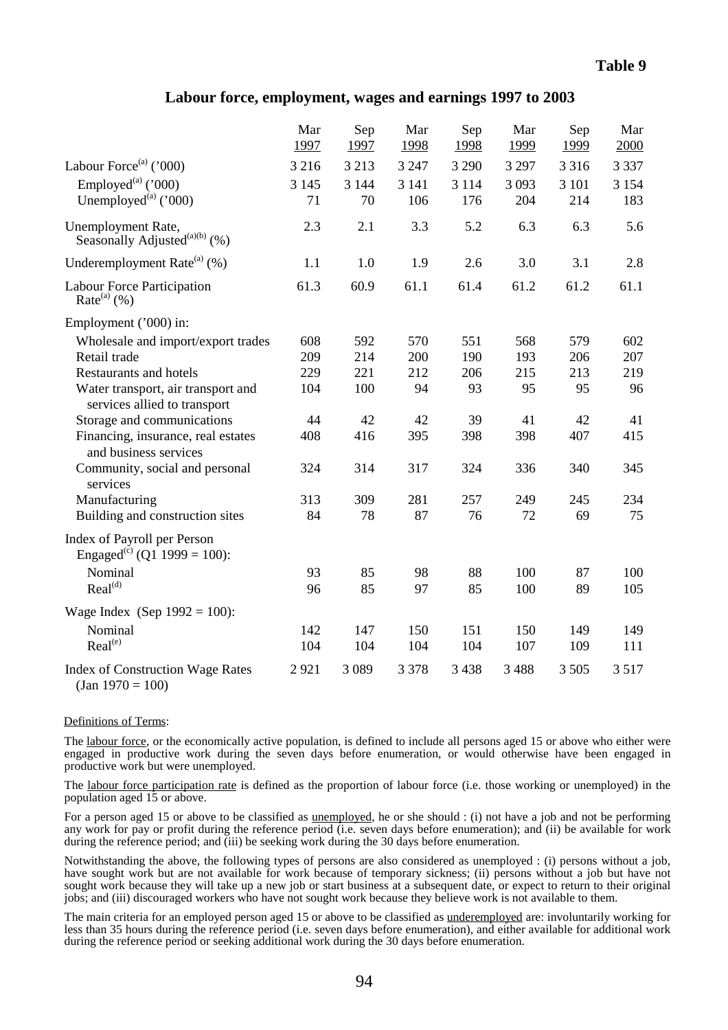**Table 9**

## Labour force, employment, wages and earnings 1997 to 2003

| | Mar 1997 | Sep 1997 | Mar 1998 | Sep 1998 | Mar 1999 | Sep 1999 | Mar 2000 |
|---|---|---|---|---|---|---|---|
| Labour Force[(a)] ('000) | 3 216 | 3 213 | 3 247 | 3 290 | 3 297 | 3 316 | 3 337 |
| Employed[(a)] ('000) | 3 145 | 3 144 | 3 141 | 3 114 | 3 093 | 3 101 | 3 154 |
| Unemployed[(a)] ('000) | 71 | 70 | 106 | 176 | 204 | 214 | 183 |
| Unemployment Rate, Seasonally Adjusted[(a)(b)] (%) | 2.3 | 2.1 | 3.3 | 5.2 | 6.3 | 6.3 | 5.6 |
| Underemployment Rate[(a)] (%) | 1.1 | 1.0 | 1.9 | 2.6 | 3.0 | 3.1 | 2.8 |
| Labour Force Participation Rate[(a)] (%) | 61.3 | 60.9 | 61.1 | 61.4 | 61.2 | 61.2 | 61.1 |
| Employment ('000) in: | | | | | | | |
| Wholesale and import/export trades | 608 | 592 | 570 | 551 | 568 | 579 | 602 |
| Retail trade | 209 | 214 | 200 | 190 | 193 | 206 | 207 |
| Restaurants and hotels | 229 | 221 | 212 | 206 | 215 | 213 | 219 |
| Water transport, air transport and services allied to transport | 104 | 100 | 94 | 93 | 95 | 95 | 96 |
| Storage and communications | 44 | 42 | 42 | 39 | 41 | 42 | 41 |
| Financing, insurance, real estates and business services | 408 | 416 | 395 | 398 | 398 | 407 | 415 |
| Community, social and personal services | 324 | 314 | 317 | 324 | 336 | 340 | 345 |
| Manufacturing | 313 | 309 | 281 | 257 | 249 | 245 | 234 |
| Building and construction sites | 84 | 78 | 87 | 76 | 72 | 69 | 75 |
| Index of Payroll per Person Engaged[(c)] (Q1 1999 = 100): | | | | | | | |
| Nominal | 93 | 85 | 98 | 88 | 100 | 87 | 100 |
| Real[(d)] | 96 | 85 | 97 | 85 | 100 | 89 | 105 |
| Wage Index (Sep 1992 = 100): | | | | | | | |
| Nominal | 142 | 147 | 150 | 151 | 150 | 149 | 149 |
| Real[(e)] | 104 | 104 | 104 | 104 | 107 | 109 | 111 |
| Index of Construction Wage Rates (Jan 1970 = 100) | 2 921 | 3 089 | 3 378 | 3 438 | 3 488 | 3 505 | 3 517 |

Definitions of Terms:

The labour force, or the economically active population, is defined to include all persons aged 15 or above who either were engaged in productive work during the seven days before enumeration, or would otherwise have been engaged in productive work but were unemployed.

The labour force participation rate is defined as the proportion of labour force (i.e. those working or unemployed) in the population aged 15 or above.

For a person aged 15 or above to be classified as unemployed, he or she should : (i) not have a job and not be performing any work for pay or profit during the reference period (i.e. seven days before enumeration); and (ii) be available for work during the reference period; and (iii) be seeking work during the 30 days before enumeration.

Notwithstanding the above, the following types of persons are also considered as unemployed : (i) persons without a job, have sought work but are not available for work because of temporary sickness; (ii) persons without a job but have not sought work because they will take up a new job or start business at a subsequent date, or expect to return to their original jobs; and (iii) discouraged workers who have not sought work because they believe work is not available to them.

The main criteria for an employed person aged 15 or above to be classified as underemployed are: involuntarily working for less than 35 hours during the reference period (i.e. seven days before enumeration), and either available for additional work during the reference period or seeking additional work during the 30 days before enumeration.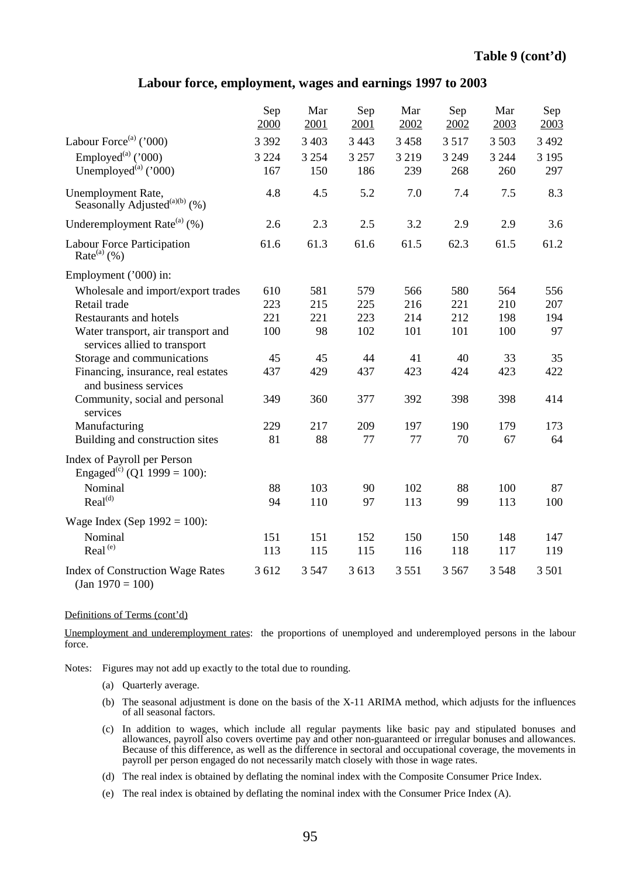**Table 9 (cont'd)**

## Labour force, employment, wages and earnings 1997 to 2003

| | Sep 2000 | Mar 2001 | Sep 2001 | Mar 2002 | Sep 2002 | Mar 2003 | Sep 2003 |
|---|---|---|---|---|---|---|---|
| Labour Force[(a)] ('000) | 3 392 | 3 403 | 3 443 | 3 458 | 3 517 | 3 503 | 3 492 |
| Employed[(a)] ('000) | 3 224 | 3 254 | 3 257 | 3 219 | 3 249 | 3 244 | 3 195 |
| Unemployed[(a)] ('000) | 167 | 150 | 186 | 239 | 268 | 260 | 297 |
| Unemployment Rate, Seasonally Adjusted[(a)(b)] (%) | 4.8 | 4.5 | 5.2 | 7.0 | 7.4 | 7.5 | 8.3 |
| Underemployment Rate[(a)] (%) | 2.6 | 2.3 | 2.5 | 3.2 | 2.9 | 2.9 | 3.6 |
| Labour Force Participation Rate[(a)] (%) | 61.6 | 61.3 | 61.6 | 61.5 | 62.3 | 61.5 | 61.2 |
| Employment ('000) in: | | | | | | | |
| Wholesale and import/export trades | 610 | 581 | 579 | 566 | 580 | 564 | 556 |
| Retail trade | 223 | 215 | 225 | 216 | 221 | 210 | 207 |
| Restaurants and hotels | 221 | 221 | 223 | 214 | 212 | 198 | 194 |
| Water transport, air transport and services allied to transport | 100 | 98 | 102 | 101 | 101 | 100 | 97 |
| Storage and communications | 45 | 45 | 44 | 41 | 40 | 33 | 35 |
| Financing, insurance, real estates and business services | 437 | 429 | 437 | 423 | 424 | 423 | 422 |
| Community, social and personal services | 349 | 360 | 377 | 392 | 398 | 398 | 414 |
| Manufacturing | 229 | 217 | 209 | 197 | 190 | 179 | 173 |
| Building and construction sites | 81 | 88 | 77 | 77 | 70 | 67 | 64 |
| Index of Payroll per Person Engaged[(c)] (Q1 1999 = 100): | | | | | | | |
| Nominal | 88 | 103 | 90 | 102 | 88 | 100 | 87 |
| Real[(d)] | 94 | 110 | 97 | 113 | 99 | 113 | 100 |
| Wage Index (Sep 1992 = 100): | | | | | | | |
| Nominal | 151 | 151 | 152 | 150 | 150 | 148 | 147 |
| Real[(e)] | 113 | 115 | 115 | 116 | 118 | 117 | 119 |
| Index of Construction Wage Rates (Jan 1970 = 100) | 3 612 | 3 547 | 3 613 | 3 551 | 3 567 | 3 548 | 3 501 |

Definitions of Terms (cont'd)

Unemployment and underemployment rates: the proportions of unemployed and underemployed persons in the labour force.

Notes: Figures may not add up exactly to the total due to rounding.

(a) Quarterly average.

(b) The seasonal adjustment is done on the basis of the X-11 ARIMA method, which adjusts for the influences of all seasonal factors.

(c) In addition to wages, which include all regular payments like basic pay and stipulated bonuses and allowances, payroll also covers overtime pay and other non-guaranteed or irregular bonuses and allowances. Because of this difference, as well as the difference in sectoral and occupational coverage, the movements in payroll per person engaged do not necessarily match closely with those in wage rates.

(d) The real index is obtained by deflating the nominal index with the Composite Consumer Price Index.

(e) The real index is obtained by deflating the nominal index with the Consumer Price Index (A).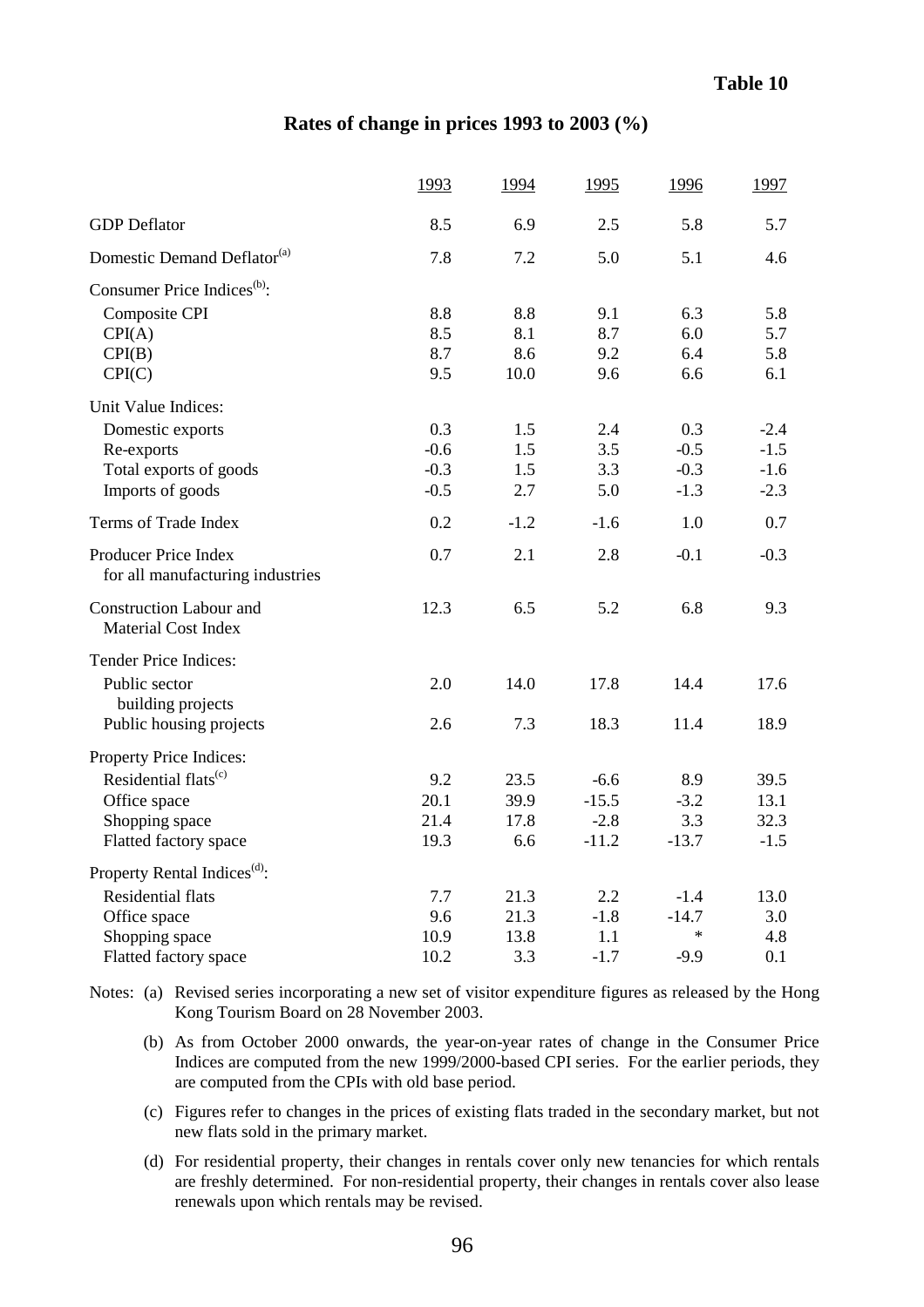**Table 10**

## Rates of change in prices 1993 to 2003 (%)

| | 1993 | 1994 | 1995 | 1996 | 1997 |
|---|---|---|---|---|---|
| GDP Deflator | 8.5 | 6.9 | 2.5 | 5.8 | 5.7 |
| Domestic Demand Deflator[(a)] | 7.8 | 7.2 | 5.0 | 5.1 | 4.6 |
| Consumer Price Indices[(b)]: | | | | | |
| Composite CPI | 8.8 | 8.8 | 9.1 | 6.3 | 5.8 |
| CPI(A) | 8.5 | 8.1 | 8.7 | 6.0 | 5.7 |
| CPI(B) | 8.7 | 8.6 | 9.2 | 6.4 | 5.8 |
| CPI(C) | 9.5 | 10.0 | 9.6 | 6.6 | 6.1 |
| Unit Value Indices: | | | | | |
| Domestic exports | 0.3 | 1.5 | 2.4 | 0.3 | -2.4 |
| Re-exports | -0.6 | 1.5 | 3.5 | -0.5 | -1.5 |
| Total exports of goods | -0.3 | 1.5 | 3.3 | -0.3 | -1.6 |
| Imports of goods | -0.5 | 2.7 | 5.0 | -1.3 | -2.3 |
| Terms of Trade Index | 0.2 | -1.2 | -1.6 | 1.0 | 0.7 |
| Producer Price Index for all manufacturing industries | 0.7 | 2.1 | 2.8 | -0.1 | -0.3 |
| Construction Labour and Material Cost Index | 12.3 | 6.5 | 5.2 | 6.8 | 9.3 |
| Tender Price Indices: | | | | | |
| Public sector building projects | 2.0 | 14.0 | 17.8 | 14.4 | 17.6 |
| Public housing projects | 2.6 | 7.3 | 18.3 | 11.4 | 18.9 |
| Property Price Indices: | | | | | |
| Residential flats[(c)] | 9.2 | 23.5 | -6.6 | 8.9 | 39.5 |
| Office space | 20.1 | 39.9 | -15.5 | -3.2 | 13.1 |
| Shopping space | 21.4 | 17.8 | -2.8 | 3.3 | 32.3 |
| Flatted factory space | 19.3 | 6.6 | -11.2 | -13.7 | -1.5 |
| Property Rental Indices[(d)]: | | | | | |
| Residential flats | 7.7 | 21.3 | 2.2 | -1.4 | 13.0 |
| Office space | 9.6 | 21.3 | -1.8 | -14.7 | 3.0 |
| Shopping space | 10.9 | 13.8 | 1.1 | * | 4.8 |
| Flatted factory space | 10.2 | 3.3 | -1.7 | -9.9 | 0.1 |

Notes: (a) Revised series incorporating a new set of visitor expenditure figures as released by the Hong Kong Tourism Board on 28 November 2003.

(b) As from October 2000 onwards, the year-on-year rates of change in the Consumer Price Indices are computed from the new 1999/2000-based CPI series. For the earlier periods, they are computed from the CPIs with old base period.

(c) Figures refer to changes in the prices of existing flats traded in the secondary market, but not new flats sold in the primary market.

(d) For residential property, their changes in rentals cover only new tenancies for which rentals are freshly determined. For non-residential property, their changes in rentals cover also lease renewals upon which rentals may be revised.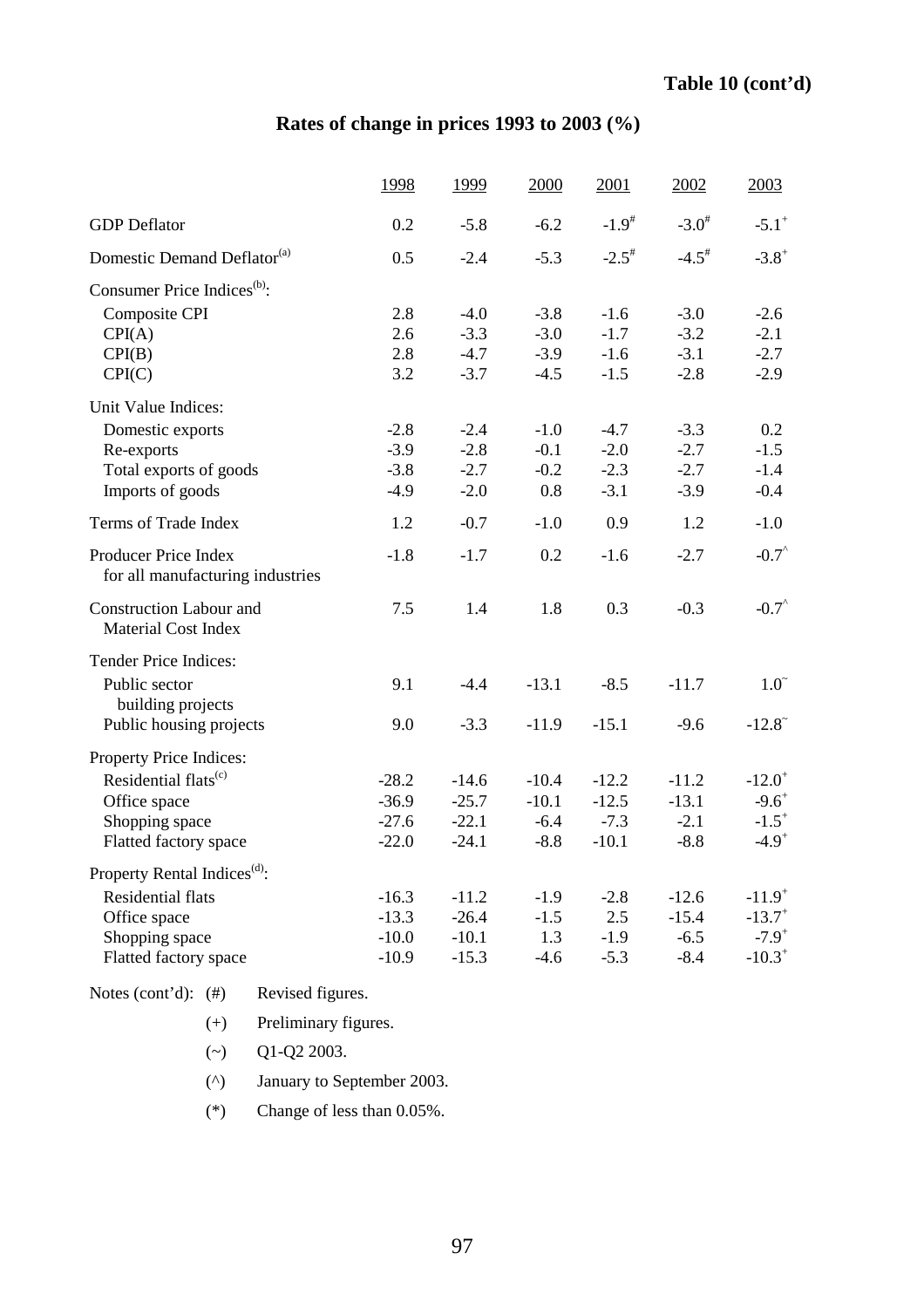**Table 10 (cont'd)**

## Rates of change in prices 1993 to 2003 (%)

| | 1998 | 1999 | 2000 | 2001 | 2002 | 2003 |
|---|---|---|---|---|---|---|
| GDP Deflator | 0.2 | -5.8 | -6.2 | -1.9# | -3.0# | -5.1+ |
| Domestic Demand Deflator(a) | 0.5 | -2.4 | -5.3 | -2.5# | -4.5# | -3.8+ |
| Consumer Price Indices(b): | | | | | | |
| Composite CPI | 2.8 | -4.0 | -3.8 | -1.6 | -3.0 | -2.6 |
| CPI(A) | 2.6 | -3.3 | -3.0 | -1.7 | -3.2 | -2.1 |
| CPI(B) | 2.8 | -4.7 | -3.9 | -1.6 | -3.1 | -2.7 |
| CPI(C) | 3.2 | -3.7 | -4.5 | -1.5 | -2.8 | -2.9 |
| Unit Value Indices: | | | | | | |
| Domestic exports | -2.8 | -2.4 | -1.0 | -4.7 | -3.3 | 0.2 |
| Re-exports | -3.9 | -2.8 | -0.1 | -2.0 | -2.7 | -1.5 |
| Total exports of goods | -3.8 | -2.7 | -0.2 | -2.3 | -2.7 | -1.4 |
| Imports of goods | -4.9 | -2.0 | 0.8 | -3.1 | -3.9 | -0.4 |
| Terms of Trade Index | 1.2 | -0.7 | -1.0 | 0.9 | 1.2 | -1.0 |
| Producer Price Index for all manufacturing industries | -1.8 | -1.7 | 0.2 | -1.6 | -2.7 | -0.7^ |
| Construction Labour and Material Cost Index | 7.5 | 1.4 | 1.8 | 0.3 | -0.3 | -0.7^ |
| Tender Price Indices: | | | | | | |
| Public sector building projects | 9.1 | -4.4 | -13.1 | -8.5 | -11.7 | 1.0~ |
| Public housing projects | 9.0 | -3.3 | -11.9 | -15.1 | -9.6 | -12.8~ |
| Property Price Indices: | | | | | | |
| Residential flats(c) | -28.2 | -14.6 | -10.4 | -12.2 | -11.2 | -12.0+ |
| Office space | -36.9 | -25.7 | -10.1 | -12.5 | -13.1 | -9.6+ |
| Shopping space | -27.6 | -22.1 | -6.4 | -7.3 | -2.1 | -1.5+ |
| Flatted factory space | -22.0 | -24.1 | -8.8 | -10.1 | -8.8 | -4.9+ |
| Property Rental Indices(d): | | | | | | |
| Residential flats | -16.3 | -11.2 | -1.9 | -2.8 | -12.6 | -11.9+ |
| Office space | -13.3 | -26.4 | -1.5 | 2.5 | -15.4 | -13.7+ |
| Shopping space | -10.0 | -10.1 | 1.3 | -1.9 | -6.5 | -7.9+ |
| Flatted factory space | -10.9 | -15.3 | -4.6 | -5.3 | -8.4 | -10.3+ |

Notes (cont'd):
- (#) Revised figures.
- (+) Preliminary figures.
- (~) Q1-Q2 2003.
- (^) January to September 2003.
- (*) Change of less than 0.05%.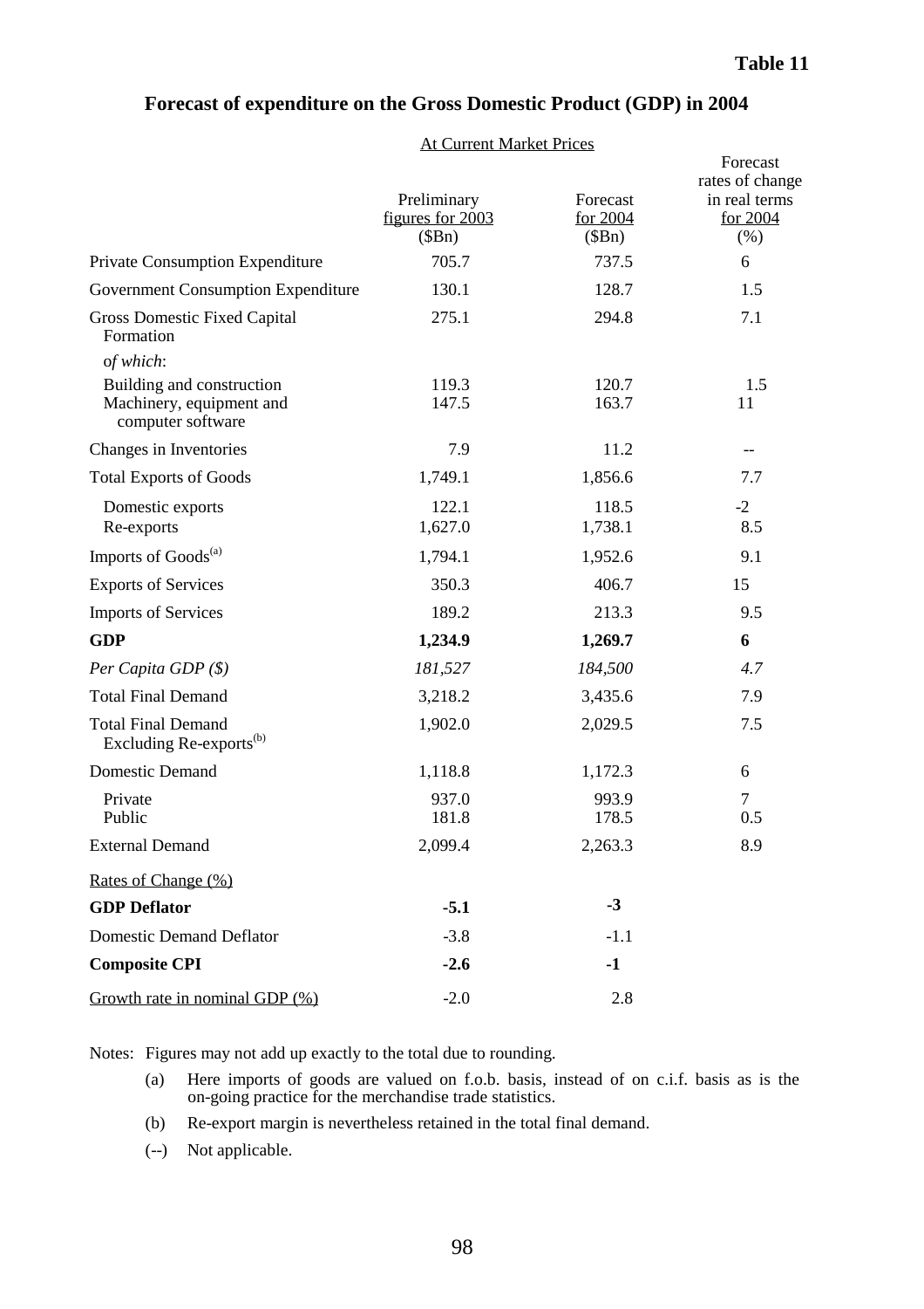**Table 11**

# Forecast of expenditure on the Gross Domestic Product (GDP) in 2004

| | At Current Market Prices | | |
|---|---|---|---|
| | Preliminary figures for 2003 ($Bn) | Forecast for 2004 ($Bn) | Forecast rates of change in real terms for 2004 (%) |
| Private Consumption Expenditure | 705.7 | 737.5 | 6 |
| Government Consumption Expenditure | 130.1 | 128.7 | 1.5 |
| Gross Domestic Fixed Capital Formation | 275.1 | 294.8 | 7.1 |
| *of which*: | | | |
| Building and construction | 119.3 | 120.7 | 1.5 |
| Machinery, equipment and computer software | 147.5 | 163.7 | 11 |
| Changes in Inventories | 7.9 | 11.2 | -- |
| Total Exports of Goods | 1,749.1 | 1,856.6 | 7.7 |
| Domestic exports | 122.1 | 118.5 | -2 |
| Re-exports | 1,627.0 | 1,738.1 | 8.5 |
| Imports of Goods[(a)] | 1,794.1 | 1,952.6 | 9.1 |
| Exports of Services | 350.3 | 406.7 | 15 |
| Imports of Services | 189.2 | 213.3 | 9.5 |
| **GDP** | **1,234.9** | **1,269.7** | **6** |
| *Per Capita GDP ($)* | *181,527* | *184,500* | *4.7* |
| Total Final Demand | 3,218.2 | 3,435.6 | 7.9 |
| Total Final Demand Excluding Re-exports[(b)] | 1,902.0 | 2,029.5 | 7.5 |
| Domestic Demand | 1,118.8 | 1,172.3 | 6 |
| Private | 937.0 | 993.9 | 7 |
| Public | 181.8 | 178.5 | 0.5 |
| External Demand | 2,099.4 | 2,263.3 | 8.9 |
| Rates of Change (%) | | | |
| **GDP Deflator** | **-5.1** | **-3** | |
| Domestic Demand Deflator | -3.8 | -1.1 | |
| **Composite CPI** | **-2.6** | **-1** | |
| Growth rate in nominal GDP (%) | -2.0 | 2.8 | |

Notes: Figures may not add up exactly to the total due to rounding.

(a) Here imports of goods are valued on f.o.b. basis, instead of on c.i.f. basis as is the on-going practice for the merchandise trade statistics.

(b) Re-export margin is nevertheless retained in the total final demand.

(--) Not applicable.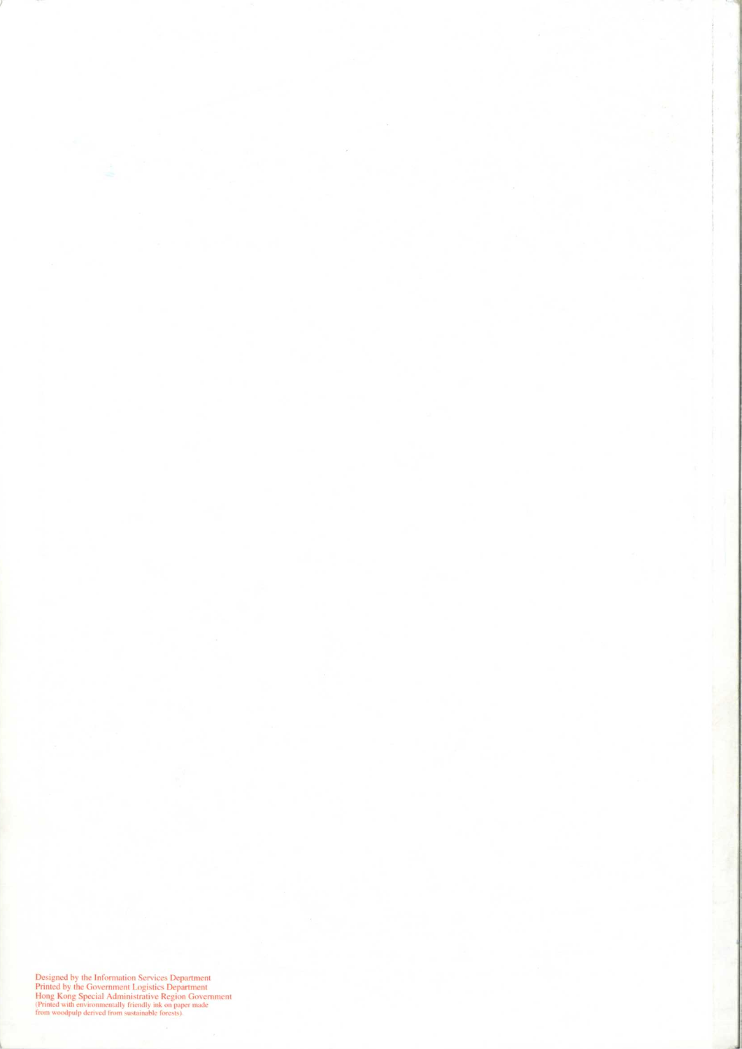Designed by the Information Services Department
Printed by the Government Logistics Department
Hong Kong Special Administrative Region Government
(Printed with environmentally friendly ink on paper made from woodpulp derived from sustainable forests).